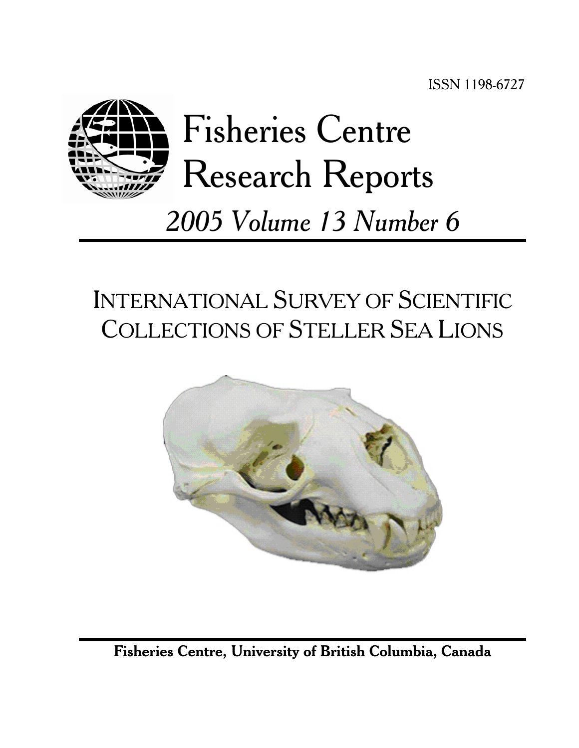ISSN 1198-6727

# Fisheries Centre Research Reports

*2005 Volume 13 Number 6*

## INTERNATIONAL SURVEY OF SCIENTIFIC COLLECTIONS OF STELLER SEA LIONS

**Fisheries Centre, University of British Columbia, Canada**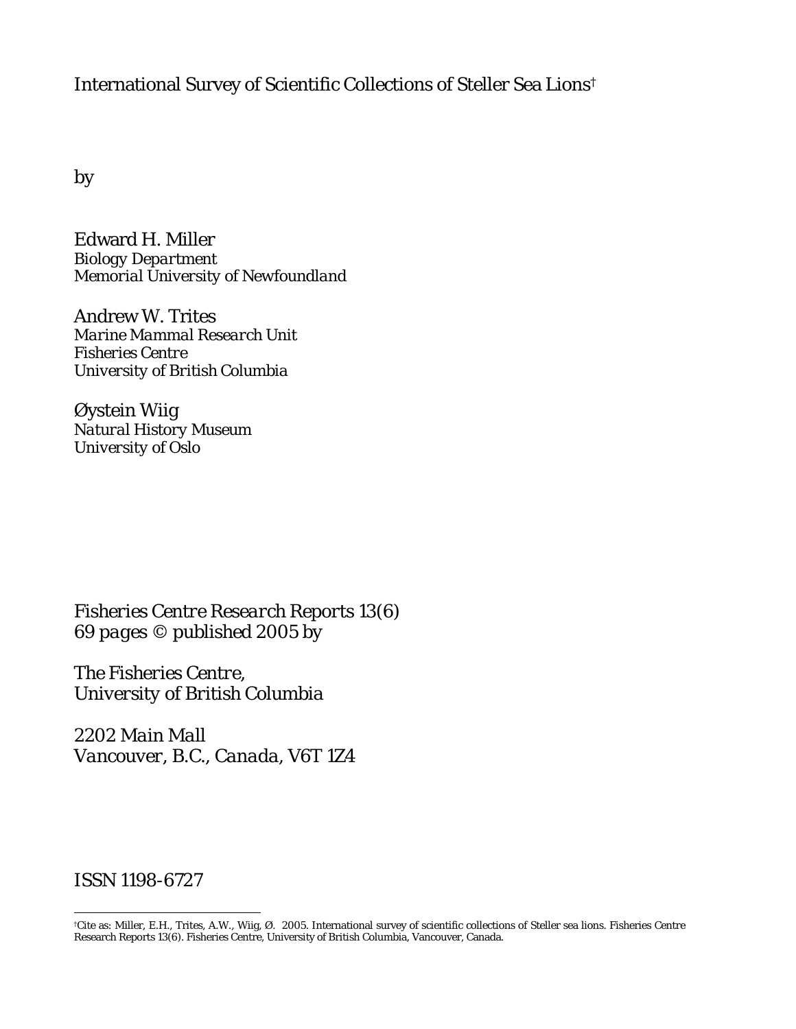# International Survey of Scientific Collections of Steller Sea Lions[†]

by

Edward H. Miller
*Biology Department*
*Memorial University of Newfoundland*

Andrew W. Trites
*Marine Mammal Research Unit*
*Fisheries Centre*
*University of British Columbia*

Øystein Wiig
*Natural History Museum*
*University of Oslo*

*Fisheries Centre Research Reports 13(6)*
*69 pages © published 2005 by*

*The Fisheries Centre,*
*University of British Columbia*

*2202 Main Mall*
*Vancouver, B.C., Canada, V6T 1Z4*

ISSN 1198-6727

---

[†]Cite as: Miller, E.H., Trites, A.W., Wiig, Ø. 2005. International survey of scientific collections of Steller sea lions. Fisheries Centre Research Reports 13(6). Fisheries Centre, University of British Columbia, Vancouver, Canada.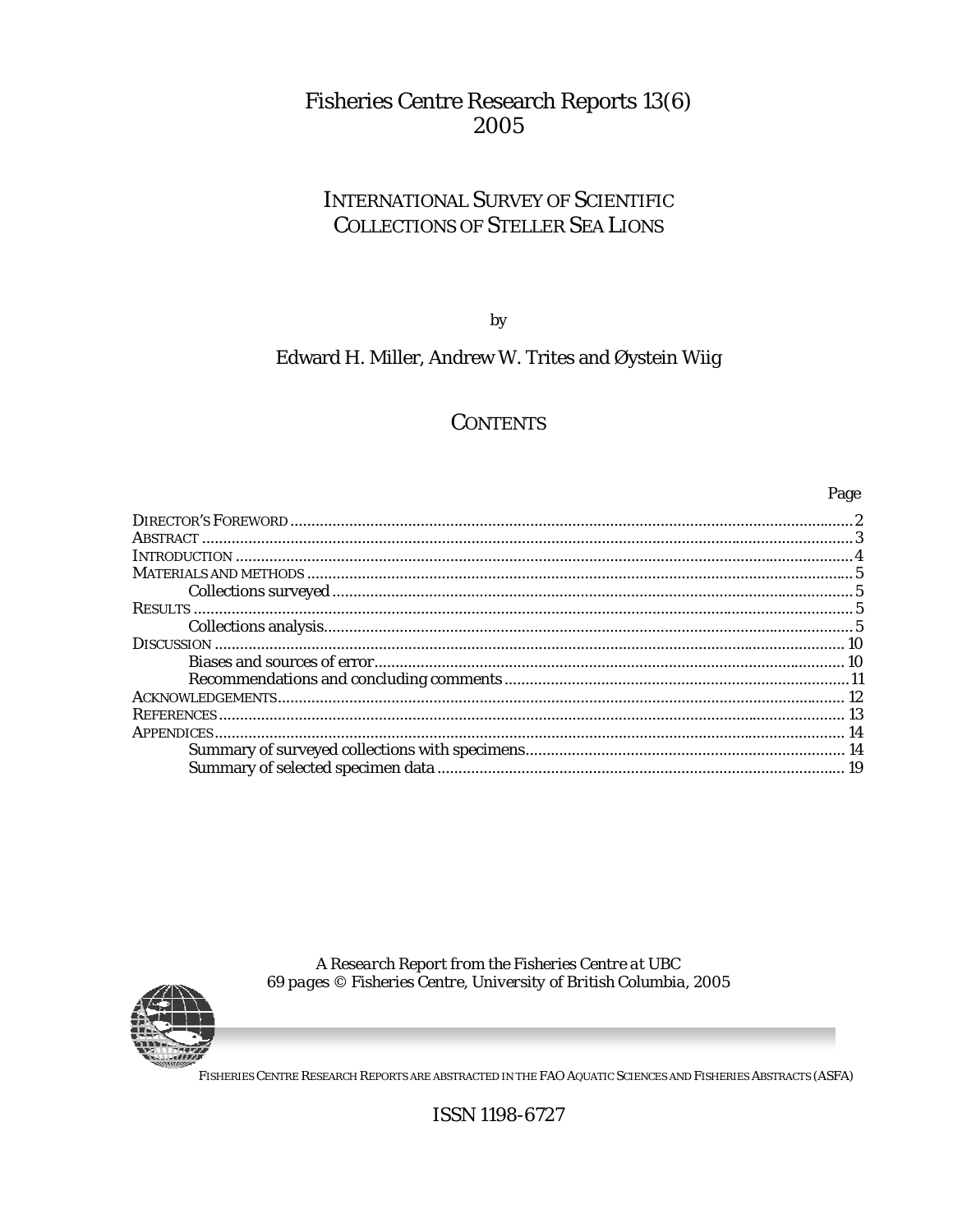# Fisheries Centre Research Reports 13(6)
# 2005

## INTERNATIONAL SURVEY OF SCIENTIFIC COLLECTIONS OF STELLER SEA LIONS

by

Edward H. Miller, Andrew W. Trites and Øystein Wiig

## CONTENTS

| | Page |
|---|---|
| DIRECTOR'S FOREWORD | 2 |
| ABSTRACT | 3 |
| INTRODUCTION | 4 |
| MATERIALS AND METHODS | 5 |
| Collections surveyed | 5 |
| RESULTS | 5 |
| Collections analysis | 5 |
| DISCUSSION | 10 |
| Biases and sources of error | 10 |
| Recommendations and concluding comments | 11 |
| ACKNOWLEDGEMENTS | 12 |
| REFERENCES | 13 |
| APPENDICES | 14 |
| Summary of surveyed collections with specimens | 14 |
| Summary of selected specimen data | 19 |

*A Research Report from the Fisheries Centre at UBC*
*69 pages © Fisheries Centre, University of British Columbia, 2005*

FISHERIES CENTRE RESEARCH REPORTS ARE ABSTRACTED IN THE FAO AQUATIC SCIENCES AND FISHERIES ABSTRACTS (ASFA)

ISSN 1198-6727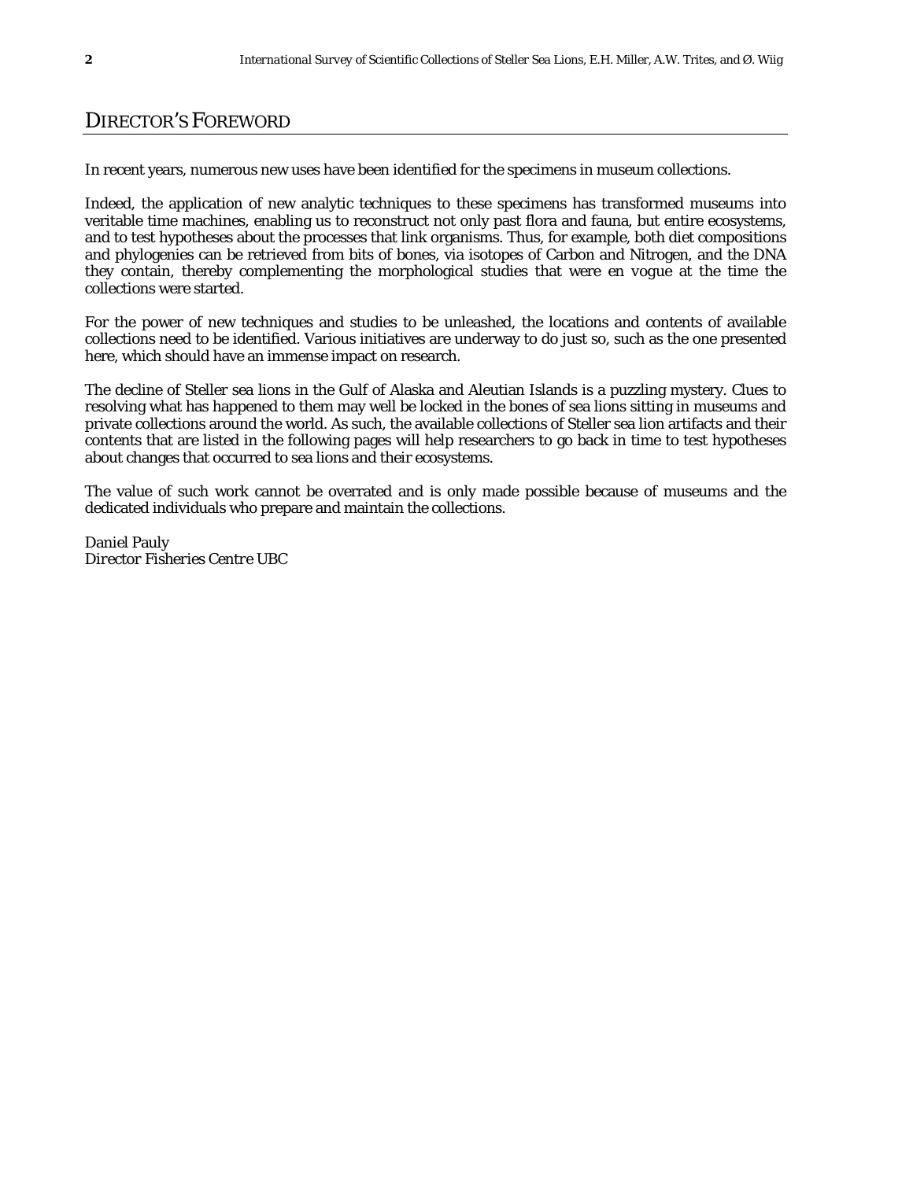# DIRECTOR'S FOREWORD

In recent years, numerous new uses have been identified for the specimens in museum collections.

Indeed, the application of new analytic techniques to these specimens has transformed museums into veritable time machines, enabling us to reconstruct not only past flora and fauna, but entire ecosystems, and to test hypotheses about the processes that link organisms. Thus, for example, both diet compositions and phylogenies can be retrieved from bits of bones, via isotopes of Carbon and Nitrogen, and the DNA they contain, thereby complementing the morphological studies that were en vogue at the time the collections were started.

For the power of new techniques and studies to be unleashed, the locations and contents of available collections need to be identified. Various initiatives are underway to do just so, such as the one presented here, which should have an immense impact on research.

The decline of Steller sea lions in the Gulf of Alaska and Aleutian Islands is a puzzling mystery. Clues to resolving what has happened to them may well be locked in the bones of sea lions sitting in museums and private collections around the world. As such, the available collections of Steller sea lion artifacts and their contents that are listed in the following pages will help researchers to go back in time to test hypotheses about changes that occurred to sea lions and their ecosystems.

The value of such work cannot be overrated and is only made possible because of museums and the dedicated individuals who prepare and maintain the collections.

Daniel Pauly
*Director Fisheries Centre UBC*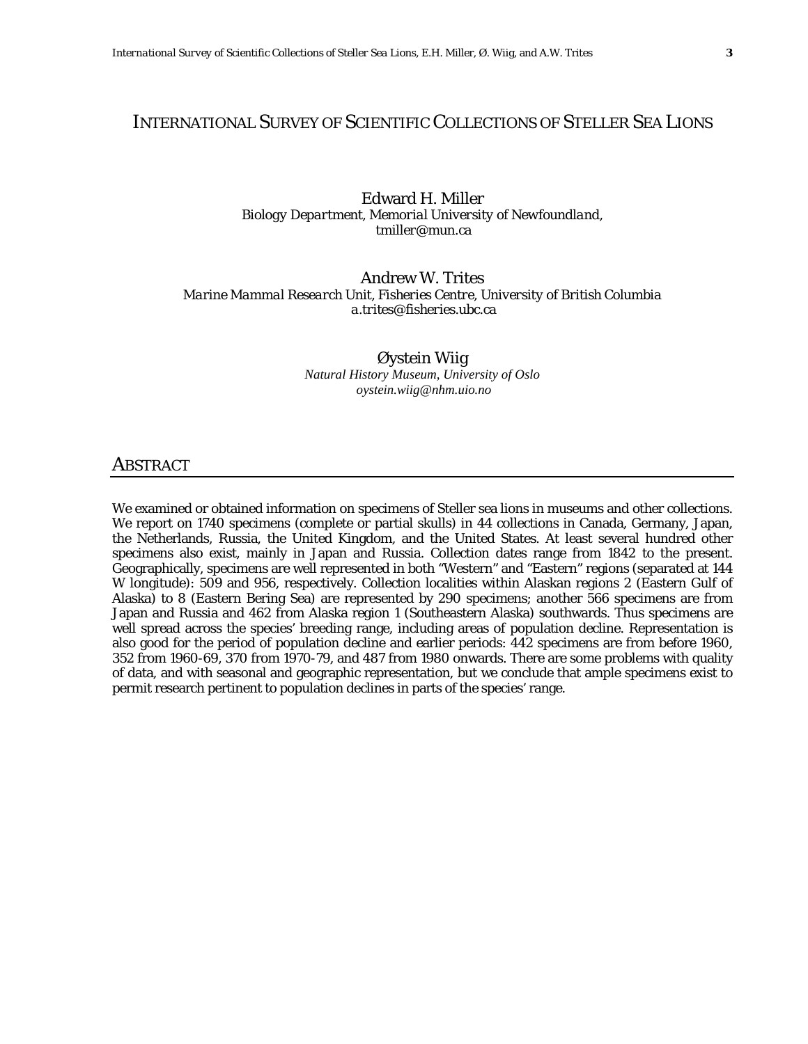# International Survey of Scientific Collections of Steller Sea Lions

Edward H. Miller
*Biology Department, Memorial University of Newfoundland,*
*tmiller@mun.ca*

Andrew W. Trites
*Marine Mammal Research Unit, Fisheries Centre, University of British Columbia*
*a.trites@fisheries.ubc.ca*

Øystein Wiig
*Natural History Museum, University of Oslo*
*oystein.wiig@nhm.uio.no*

## Abstract

We examined or obtained information on specimens of Steller sea lions in museums and other collections. We report on 1740 specimens (complete or partial skulls) in 44 collections in Canada, Germany, Japan, the Netherlands, Russia, the United Kingdom, and the United States. At least several hundred other specimens also exist, mainly in Japan and Russia. Collection dates range from 1842 to the present. Geographically, specimens are well represented in both "Western" and "Eastern" regions (separated at 144 W longitude): 509 and 956, respectively. Collection localities within Alaskan regions 2 (Eastern Gulf of Alaska) to 8 (Eastern Bering Sea) are represented by 290 specimens; another 566 specimens are from Japan and Russia and 462 from Alaska region 1 (Southeastern Alaska) southwards. Thus specimens are well spread across the species' breeding range, including areas of population decline. Representation is also good for the period of population decline and earlier periods: 442 specimens are from before 1960, 352 from 1960-69, 370 from 1970-79, and 487 from 1980 onwards. There are some problems with quality of data, and with seasonal and geographic representation, but we conclude that ample specimens exist to permit research pertinent to population declines in parts of the species' range.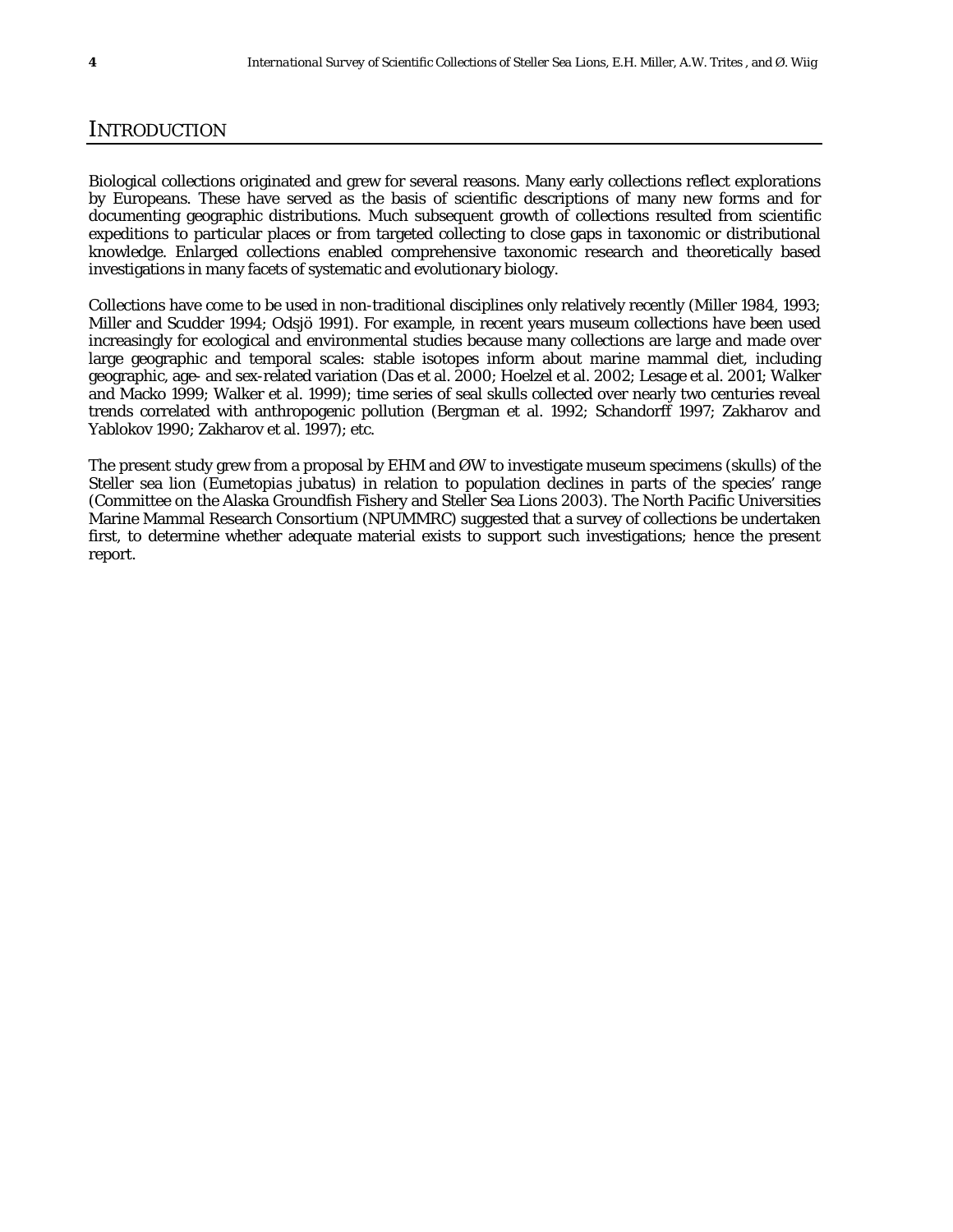# INTRODUCTION

Biological collections originated and grew for several reasons. Many early collections reflect explorations by Europeans. These have served as the basis of scientific descriptions of many new forms and for documenting geographic distributions. Much subsequent growth of collections resulted from scientific expeditions to particular places or from targeted collecting to close gaps in taxonomic or distributional knowledge. Enlarged collections enabled comprehensive taxonomic research and theoretically based investigations in many facets of systematic and evolutionary biology.

Collections have come to be used in non-traditional disciplines only relatively recently (Miller 1984, 1993; Miller and Scudder 1994; Odsjö 1991). For example, in recent years museum collections have been used increasingly for ecological and environmental studies because many collections are large and made over large geographic and temporal scales: stable isotopes inform about marine mammal diet, including geographic, age- and sex-related variation (Das et al. 2000; Hoelzel et al. 2002; Lesage et al. 2001; Walker and Macko 1999; Walker et al. 1999); time series of seal skulls collected over nearly two centuries reveal trends correlated with anthropogenic pollution (Bergman et al. 1992; Schandorff 1997; Zakharov and Yablokov 1990; Zakharov et al. 1997); etc.

The present study grew from a proposal by EHM and ØW to investigate museum specimens (skulls) of the Steller sea lion (*Eumetopias jubatus*) in relation to population declines in parts of the species' range (Committee on the Alaska Groundfish Fishery and Steller Sea Lions 2003). The North Pacific Universities Marine Mammal Research Consortium (NPUMMRC) suggested that a survey of collections be undertaken first, to determine whether adequate material exists to support such investigations; hence the present report.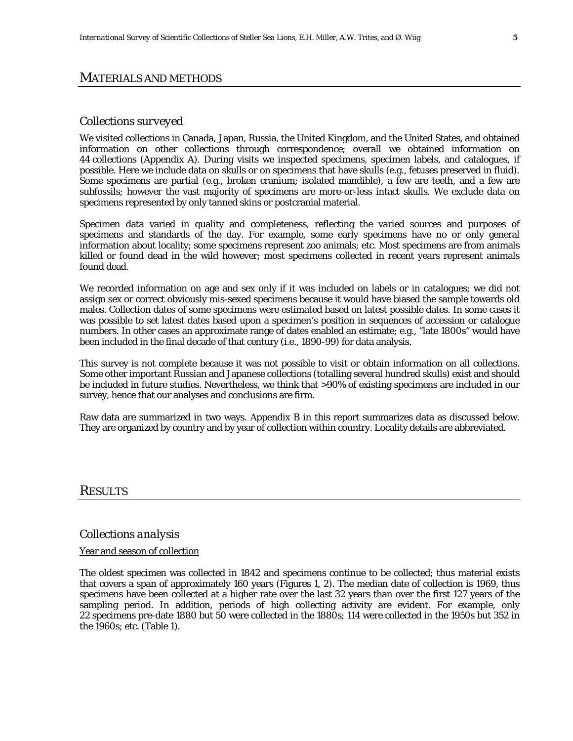# MATERIALS AND METHODS

## Collections surveyed

We visited collections in Canada, Japan, Russia, the United Kingdom, and the United States, and obtained information on other collections through correspondence; overall we obtained information on 44 collections (Appendix A). During visits we inspected specimens, specimen labels, and catalogues, if possible. Here we include data on skulls or on specimens that have skulls (e.g., fetuses preserved in fluid). Some specimens are partial (e.g., broken cranium; isolated mandible), a few are teeth, and a few are subfossils; however the vast majority of specimens are more-or-less intact skulls. We exclude data on specimens represented by only tanned skins or postcranial material.

Specimen data varied in quality and completeness, reflecting the varied sources and purposes of specimens and standards of the day. For example, some early specimens have no or only general information about locality; some specimens represent zoo animals; etc. Most specimens are from animals killed or found dead in the wild however; most specimens collected in recent years represent animals found dead.

We recorded information on age and sex only if it was included on labels or in catalogues; we did not assign sex or correct obviously mis-sexed specimens because it would have biased the sample towards old males. Collection dates of some specimens were estimated based on latest possible dates. In some cases it was possible to set latest dates based upon a specimen's position in sequences of accession or catalogue numbers. In other cases an approximate range of dates enabled an estimate; e.g., "late 1800s" would have been included in the final decade of that century (i.e., 1890-99) for data analysis.

This survey is not complete because it was not possible to visit or obtain information on all collections. Some other important Russian and Japanese collections (totalling several hundred skulls) exist and should be included in future studies. Nevertheless, we think that >90% of existing specimens are included in our survey, hence that our analyses and conclusions are firm.

Raw data are summarized in two ways. Appendix B in this report summarizes data as discussed below. They are organized by country and by year of collection within country. Locality details are abbreviated.

# RESULTS

## Collections analysis

### Year and season of collection

The oldest specimen was collected in 1842 and specimens continue to be collected; thus material exists that covers a span of approximately 160 years (Figures 1, 2). The median date of collection is 1969, thus specimens have been collected at a higher rate over the last 32 years than over the first 127 years of the sampling period. In addition, periods of high collecting activity are evident. For example, only 22 specimens pre-date 1880 but 50 were collected in the 1880s; 114 were collected in the 1950s but 352 in the 1960s; etc. (Table 1).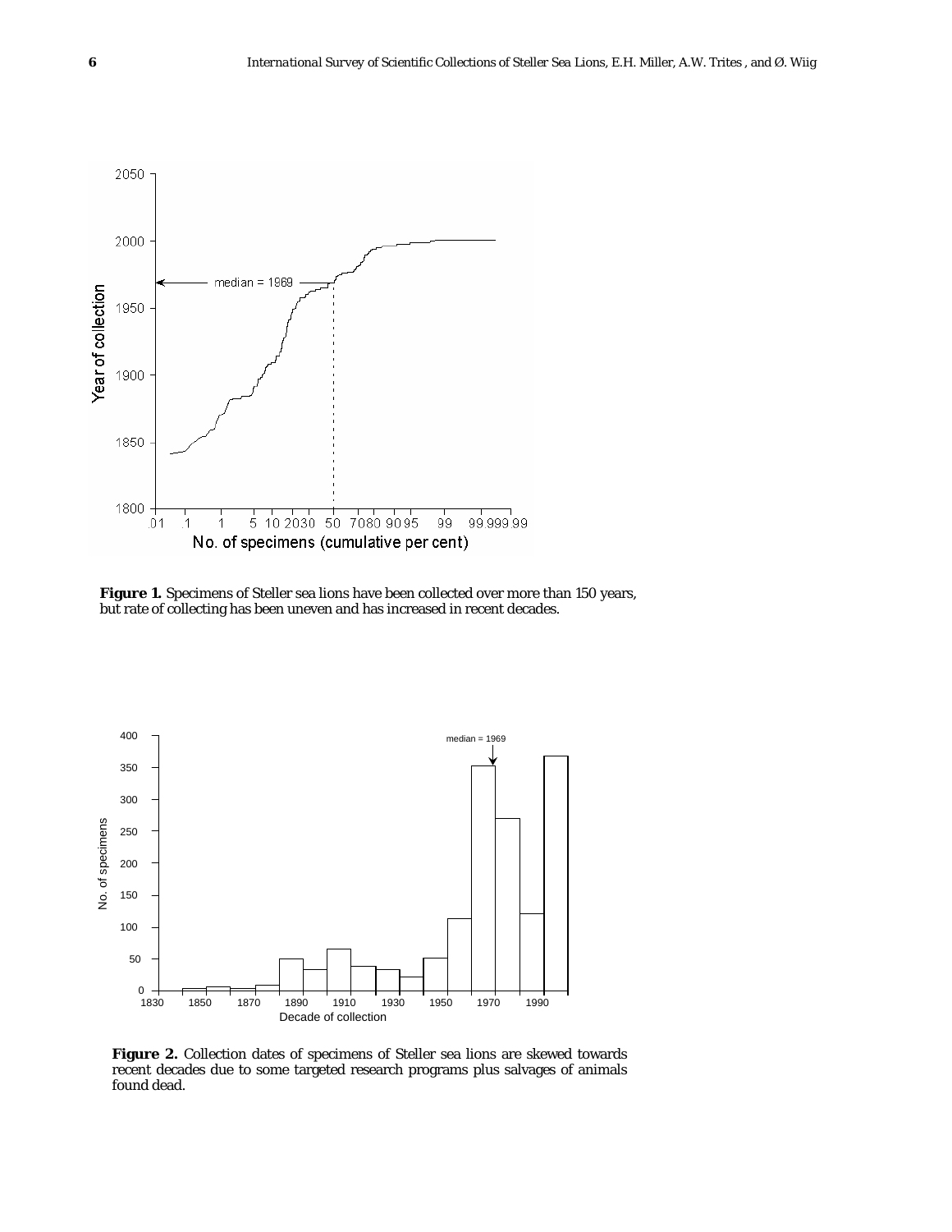**Figure 1.** Specimens of Steller sea lions have been collected over more than 150 years, but rate of collecting has been uneven and has increased in recent decades.

**Figure 2.** Collection dates of specimens of Steller sea lions are skewed towards recent decades due to some targeted research programs plus salvages of animals found dead.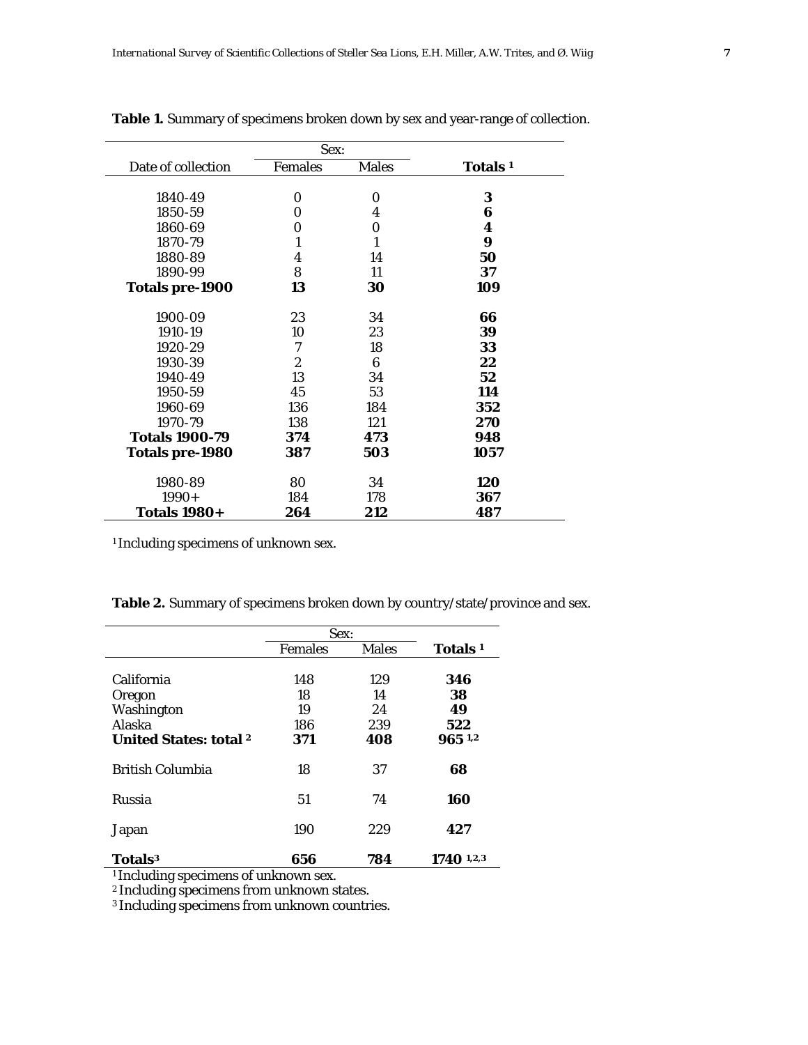**Table 1.** Summary of specimens broken down by sex and year-range of collection.

| | Sex: | | |
|---|---|---|---|
| Date of collection | Females | Males | **Totals [1]** |
| 1840-49 | 0 | 0 | **3** |
| 1850-59 | 0 | 4 | **6** |
| 1860-69 | 0 | 0 | **4** |
| 1870-79 | 1 | 1 | **9** |
| 1880-89 | 4 | 14 | **50** |
| 1890-99 | 8 | 11 | **37** |
| **Totals pre-1900** | **13** | **30** | **109** |
| 1900-09 | 23 | 34 | **66** |
| 1910-19 | 10 | 23 | **39** |
| 1920-29 | 7 | 18 | **33** |
| 1930-39 | 2 | 6 | **22** |
| 1940-49 | 13 | 34 | **52** |
| 1950-59 | 45 | 53 | **114** |
| 1960-69 | 136 | 184 | **352** |
| 1970-79 | 138 | 121 | **270** |
| **Totals 1900-79** | **374** | **473** | **948** |
| **Totals pre-1980** | **387** | **503** | **1057** |
| 1980-89 | 80 | 34 | **120** |
| 1990+ | 184 | 178 | **367** |
| **Totals 1980+** | **264** | **212** | **487** |

[1] Including specimens of unknown sex.

**Table 2.** Summary of specimens broken down by country/state/province and sex.

| | Sex: | | |
|---|---|---|---|
| | Females | Males | **Totals [1]** |
| California | 148 | 129 | **346** |
| Oregon | 18 | 14 | **38** |
| Washington | 19 | 24 | **49** |
| Alaska | 186 | 239 | **522** |
| **United States: total [2]** | **371** | **408** | **965 [1,2]** |
| British Columbia | 18 | 37 | **68** |
| Russia | 51 | 74 | **160** |
| Japan | 190 | 229 | **427** |
| **Totals[3]** | **656** | **784** | **1740 [1,2,3]** |

[1] Including specimens of unknown sex.
[2] Including specimens from unknown states.
[3] Including specimens from unknown countries.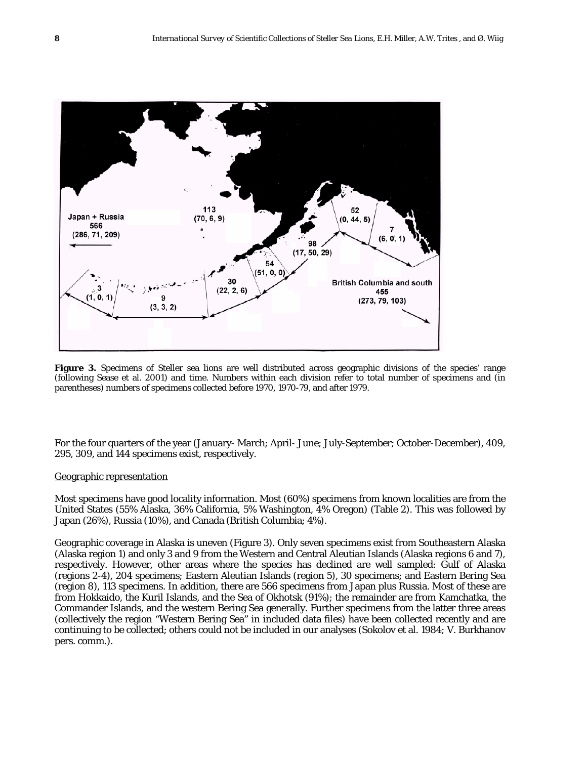**Figure 3.** Specimens of Steller sea lions are well distributed across geographic divisions of the species' range (following Sease et al. 2001) and time. Numbers within each division refer to total number of specimens and (in parentheses) numbers of specimens collected before 1970, 1970-79, and after 1979.

For the four quarters of the year (January- March; April- June; July-September; October-December), 409, 295, 309, and 144 specimens exist, respectively.

## Geographic representation

Most specimens have good locality information. Most (60%) specimens from known localities are from the United States (55% Alaska, 36% California, 5% Washington, 4% Oregon) (Table 2). This was followed by Japan (26%), Russia (10%), and Canada (British Columbia; 4%).

Geographic coverage in Alaska is uneven (Figure 3). Only seven specimens exist from Southeastern Alaska (Alaska region 1) and only 3 and 9 from the Western and Central Aleutian Islands (Alaska regions 6 and 7), respectively. However, other areas where the species has declined are well sampled: Gulf of Alaska (regions 2-4), 204 specimens; Eastern Aleutian Islands (region 5), 30 specimens; and Eastern Bering Sea (region 8), 113 specimens. In addition, there are 566 specimens from Japan plus Russia. Most of these are from Hokkaido, the Kuril Islands, and the Sea of Okhotsk (91%); the remainder are from Kamchatka, the Commander Islands, and the western Bering Sea generally. Further specimens from the latter three areas (collectively the region "Western Bering Sea" in included data files) have been collected recently and are continuing to be collected; others could not be included in our analyses (Sokolov et al. 1984; V. Burkhanov pers. comm.).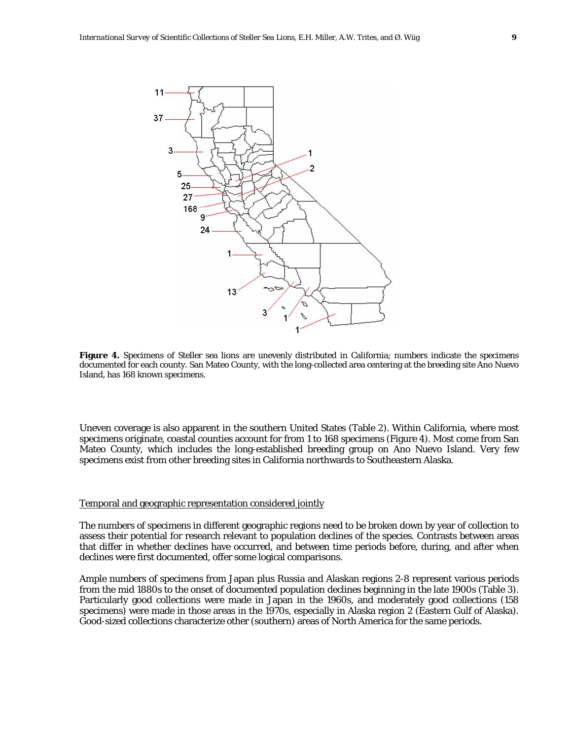**Figure 4.** Specimens of Steller sea lions are unevenly distributed in California; numbers indicate the specimens documented for each county. San Mateo County, with the long-collected area centering at the breeding site Ano Nuevo Island, has 168 known specimens.

Uneven coverage is also apparent in the southern United States (Table 2). Within California, where most specimens originate, coastal counties account for from 1 to 168 specimens (Figure 4). Most come from San Mateo County, which includes the long-established breeding group on Ano Nuevo Island. Very few specimens exist from other breeding sites in California northwards to Southeastern Alaska.

<u>Temporal and geographic representation considered jointly</u>

The numbers of specimens in different geographic regions need to be broken down by year of collection to assess their potential for research relevant to population declines of the species. Contrasts between areas that differ in whether declines have occurred, and between time periods before, during, and after when declines were first documented, offer some logical comparisons.

Ample numbers of specimens from Japan plus Russia and Alaskan regions 2-8 represent various periods from the mid 1880s to the onset of documented population declines beginning in the late 1900s (Table 3). Particularly good collections were made in Japan in the 1960s, and moderately good collections (158 specimens) were made in those areas in the 1970s, especially in Alaska region 2 (Eastern Gulf of Alaska). Good-sized collections characterize other (southern) areas of North America for the same periods.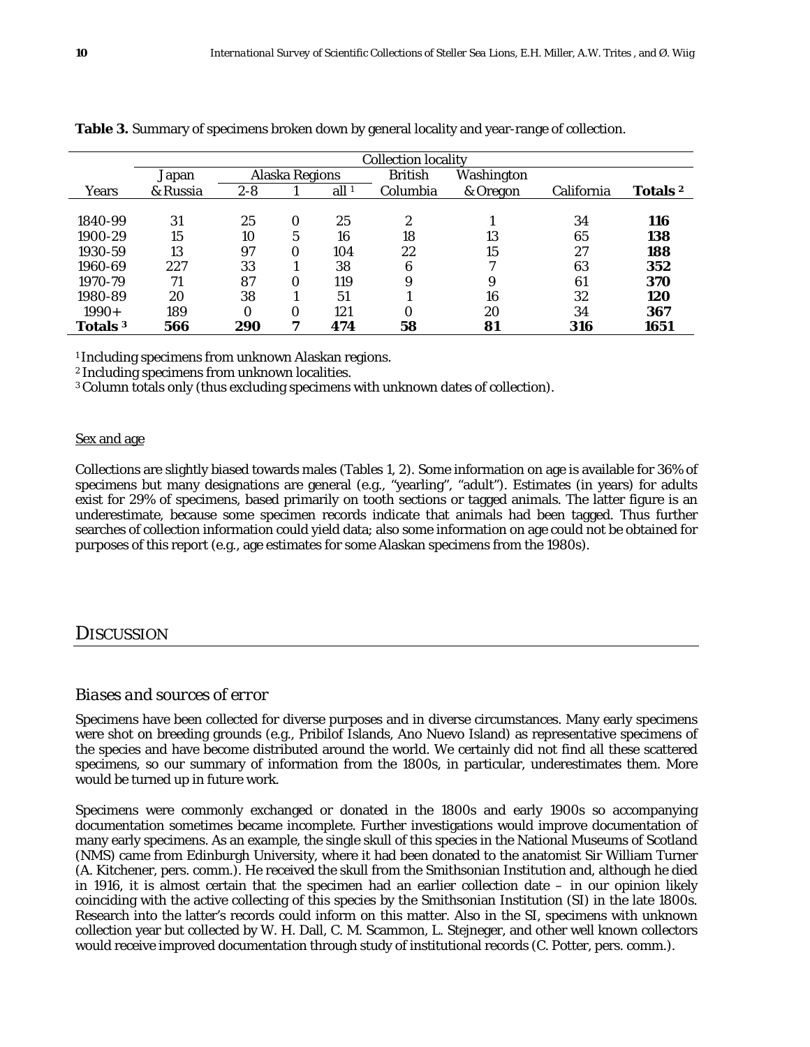**Table 3.** Summary of specimens broken down by general locality and year-range of collection.

| | Collection locality | | | | | | | |
|---|---|---|---|---|---|---|---|---|
| | Japan | Alaska Regions | | | British | Washington | | |
| Years | & Russia | 2-8 | 1 | all [1] | Columbia | & Oregon | California | **Totals [2]** |
| 1840-99 | 31 | 25 | 0 | 25 | 2 | 1 | 34 | **116** |
| 1900-29 | 15 | 10 | 5 | 16 | 18 | 13 | 65 | **138** |
| 1930-59 | 13 | 97 | 0 | 104 | 22 | 15 | 27 | **188** |
| 1960-69 | 227 | 33 | 1 | 38 | 6 | 7 | 63 | **352** |
| 1970-79 | 71 | 87 | 0 | 119 | 9 | 9 | 61 | **370** |
| 1980-89 | 20 | 38 | 1 | 51 | 1 | 16 | 32 | **120** |
| 1990+ | 189 | 0 | 0 | 121 | 0 | 20 | 34 | **367** |
| **Totals [3]** | **566** | **290** | **7** | **474** | **58** | **81** | **316** | **1651** |

[1] Including specimens from unknown Alaskan regions.
[2] Including specimens from unknown localities.
[3] Column totals only (thus excluding specimens with unknown dates of collection).

Sex and age

Collections are slightly biased towards males (Tables 1, 2). Some information on age is available for 36% of specimens but many designations are general (e.g., "yearling", "adult"). Estimates (in years) for adults exist for 29% of specimens, based primarily on tooth sections or tagged animals. The latter figure is an underestimate, because some specimen records indicate that animals had been tagged. Thus further searches of collection information could yield data; also some information on age could not be obtained for purposes of this report (e.g., age estimates for some Alaskan specimens from the 1980s).

## DISCUSSION

### *Biases and sources of error*

Specimens have been collected for diverse purposes and in diverse circumstances. Many early specimens were shot on breeding grounds (e.g., Pribilof Islands, Ano Nuevo Island) as representative specimens of the species and have become distributed around the world. We certainly did not find all these scattered specimens, so our summary of information from the 1800s, in particular, underestimates them. More would be turned up in future work.

Specimens were commonly exchanged or donated in the 1800s and early 1900s so accompanying documentation sometimes became incomplete. Further investigations would improve documentation of many early specimens. As an example, the single skull of this species in the National Museums of Scotland (NMS) came from Edinburgh University, where it had been donated to the anatomist Sir William Turner (A. Kitchener, pers. comm.). He received the skull from the Smithsonian Institution and, although he died in 1916, it is almost certain that the specimen had an earlier collection date – in our opinion likely coinciding with the active collecting of this species by the Smithsonian Institution (SI) in the late 1800s. Research into the latter's records could inform on this matter. Also in the SI, specimens with unknown collection year but collected by W. H. Dall, C. M. Scammon, L. Stejneger, and other well known collectors would receive improved documentation through study of institutional records (C. Potter, pers. comm.).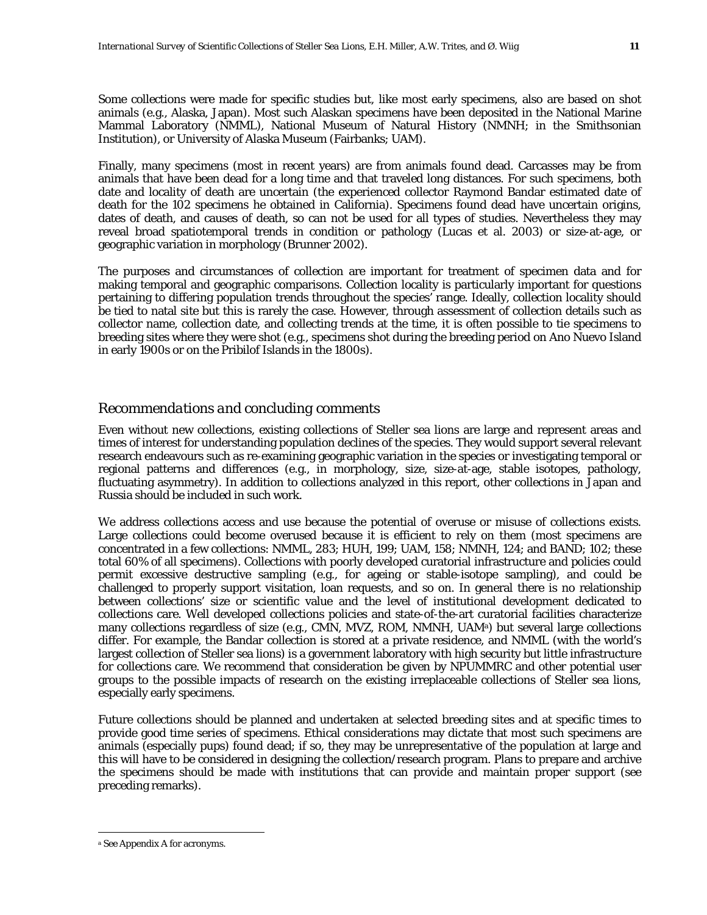Some collections were made for specific studies but, like most early specimens, also are based on shot animals (e.g., Alaska, Japan). Most such Alaskan specimens have been deposited in the National Marine Mammal Laboratory (NMML), National Museum of Natural History (NMNH; in the Smithsonian Institution), or University of Alaska Museum (Fairbanks; UAM).

Finally, many specimens (most in recent years) are from animals found dead. Carcasses may be from animals that have been dead for a long time and that traveled long distances. For such specimens, both date and locality of death are uncertain (the experienced collector Raymond Bandar estimated date of death for the 102 specimens he obtained in California). Specimens found dead have uncertain origins, dates of death, and causes of death, so can not be used for all types of studies. Nevertheless they may reveal broad spatiotemporal trends in condition or pathology (Lucas et al. 2003) or size-at-age, or geographic variation in morphology (Brunner 2002).

The purposes and circumstances of collection are important for treatment of specimen data and for making temporal and geographic comparisons. Collection locality is particularly important for questions pertaining to differing population trends throughout the species' range. Ideally, collection locality should be tied to natal site but this is rarely the case. However, through assessment of collection details such as collector name, collection date, and collecting trends at the time, it is often possible to tie specimens to breeding sites where they were shot (e.g., specimens shot during the breeding period on Ano Nuevo Island in early 1900s or on the Pribilof Islands in the 1800s).

## *Recommendations and concluding comments*

Even without new collections, existing collections of Steller sea lions are large and represent areas and times of interest for understanding population declines of the species. They would support several relevant research endeavours such as re-examining geographic variation in the species or investigating temporal or regional patterns and differences (e.g., in morphology, size, size-at-age, stable isotopes, pathology, fluctuating asymmetry). In addition to collections analyzed in this report, other collections in Japan and Russia should be included in such work.

We address collections access and use because the potential of overuse or misuse of collections exists. Large collections could become overused because it is efficient to rely on them (most specimens are concentrated in a few collections: NMML, 283; HUH, 199; UAM, 158; NMNH, 124; and BAND; 102; these total 60% of all specimens). Collections with poorly developed curatorial infrastructure and policies could permit excessive destructive sampling (e.g., for ageing or stable-isotope sampling), and could be challenged to properly support visitation, loan requests, and so on. In general there is no relationship between collections' size or scientific value and the level of institutional development dedicated to collections care. Well developed collections policies and state-of-the-art curatorial facilities characterize many collections regardless of size (e.g., CMN, MVZ, ROM, NMNH, UAM[a]) but several large collections differ. For example, the Bandar collection is stored at a private residence, and NMML (with the world's largest collection of Steller sea lions) is a government laboratory with high security but little infrastructure for collections care. We recommend that consideration be given by NPUMMRC and other potential user groups to the possible impacts of research on the existing irreplaceable collections of Steller sea lions, especially early specimens.

Future collections should be planned and undertaken at selected breeding sites and at specific times to provide good time series of specimens. Ethical considerations may dictate that most such specimens are animals (especially pups) found dead; if so, they may be unrepresentative of the population at large and this will have to be considered in designing the collection/research program. Plans to prepare and archive the specimens should be made with institutions that can provide and maintain proper support (see preceding remarks).

---

[a] See Appendix A for acronyms.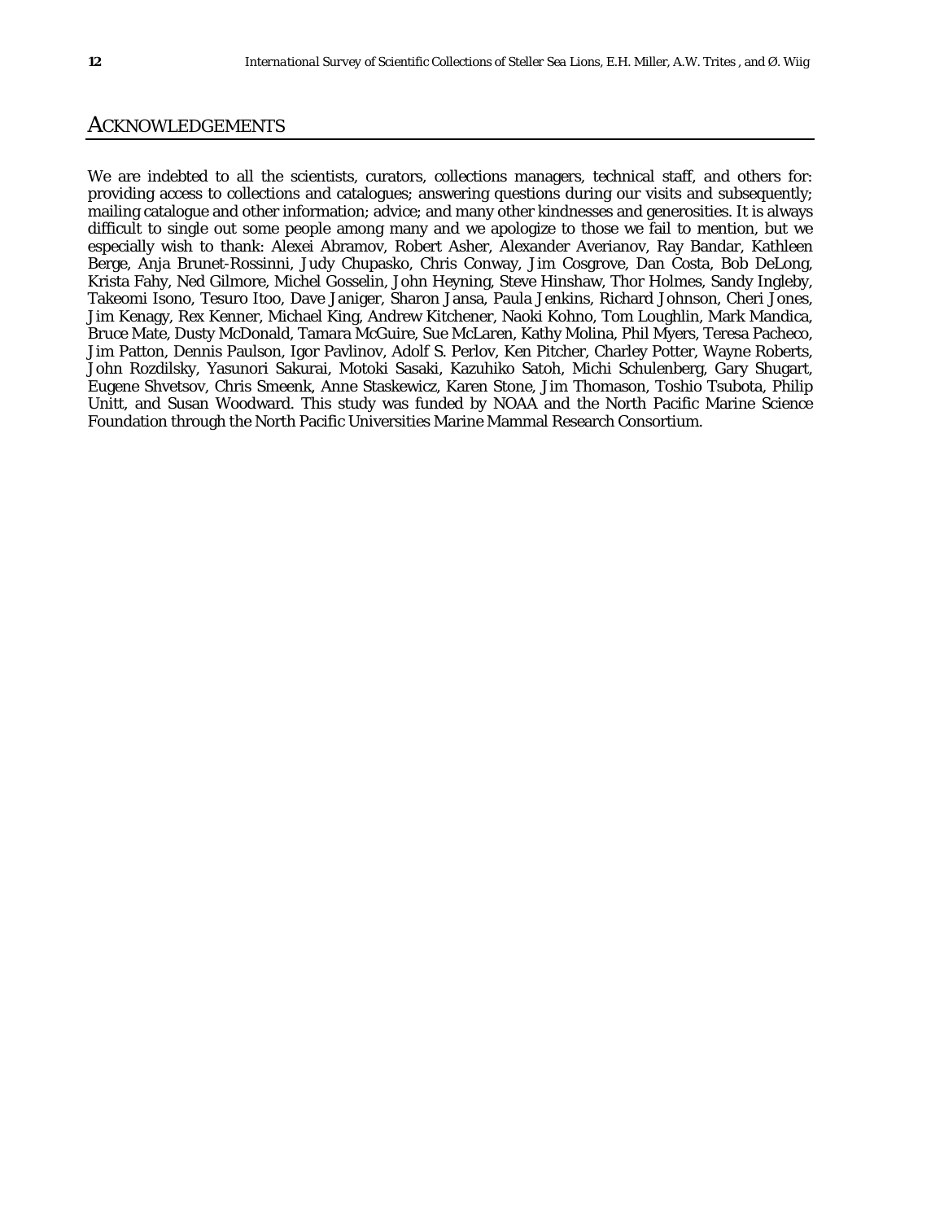## ACKNOWLEDGEMENTS

We are indebted to all the scientists, curators, collections managers, technical staff, and others for: providing access to collections and catalogues; answering questions during our visits and subsequently; mailing catalogue and other information; advice; and many other kindnesses and generosities. It is always difficult to single out some people among many and we apologize to those we fail to mention, but we especially wish to thank: Alexei Abramov, Robert Asher, Alexander Averianov, Ray Bandar, Kathleen Berge, Anja Brunet-Rossinni, Judy Chupasko, Chris Conway, Jim Cosgrove, Dan Costa, Bob DeLong, Krista Fahy, Ned Gilmore, Michel Gosselin, John Heyning, Steve Hinshaw, Thor Holmes, Sandy Ingleby, Takeomi Isono, Tesuro Itoo, Dave Janiger, Sharon Jansa, Paula Jenkins, Richard Johnson, Cheri Jones, Jim Kenagy, Rex Kenner, Michael King, Andrew Kitchener, Naoki Kohno, Tom Loughlin, Mark Mandica, Bruce Mate, Dusty McDonald, Tamara McGuire, Sue McLaren, Kathy Molina, Phil Myers, Teresa Pacheco, Jim Patton, Dennis Paulson, Igor Pavlinov, Adolf S. Perlov, Ken Pitcher, Charley Potter, Wayne Roberts, John Rozdilsky, Yasunori Sakurai, Motoki Sasaki, Kazuhiko Satoh, Michi Schulenberg, Gary Shugart, Eugene Shvetsov, Chris Smeenk, Anne Staskewicz, Karen Stone, Jim Thomason, Toshio Tsubota, Philip Unitt, and Susan Woodward. This study was funded by NOAA and the North Pacific Marine Science Foundation through the North Pacific Universities Marine Mammal Research Consortium.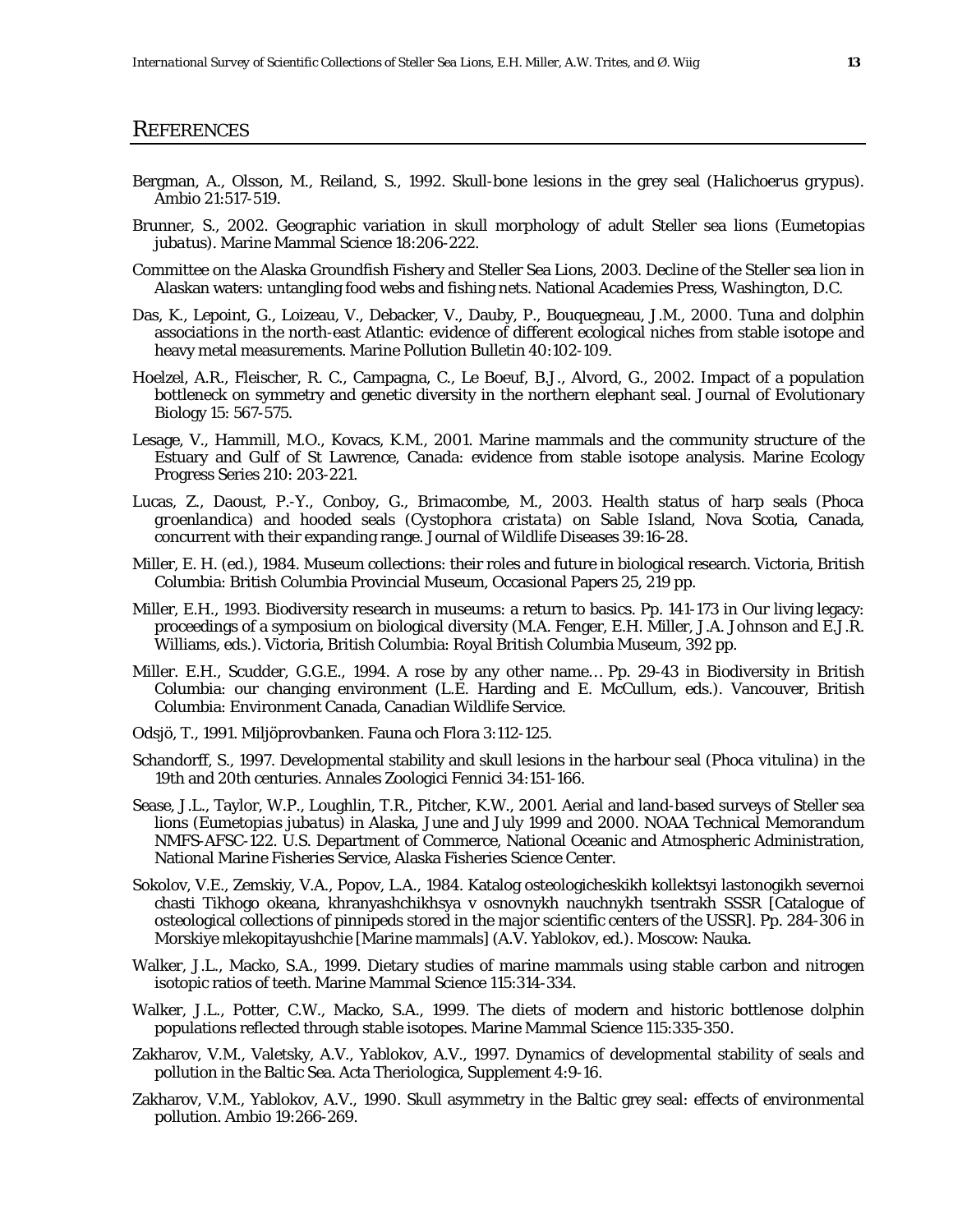## References

Bergman, A., Olsson, M., Reiland, S., 1992. Skull-bone lesions in the grey seal (*Halichoerus grypus*). Ambio 21:517-519.

Brunner, S., 2002. Geographic variation in skull morphology of adult Steller sea lions (*Eumetopias jubatus*). Marine Mammal Science 18:206-222.

Committee on the Alaska Groundfish Fishery and Steller Sea Lions, 2003. Decline of the Steller sea lion in Alaskan waters: untangling food webs and fishing nets. National Academies Press, Washington, D.C.

Das, K., Lepoint, G., Loizeau, V., Debacker, V., Dauby, P., Bouquegneau, J.M., 2000. Tuna and dolphin associations in the north-east Atlantic: evidence of different ecological niches from stable isotope and heavy metal measurements. Marine Pollution Bulletin 40:102-109.

Hoelzel, A.R., Fleischer, R. C., Campagna, C., Le Boeuf, B.J., Alvord, G., 2002. Impact of a population bottleneck on symmetry and genetic diversity in the northern elephant seal. Journal of Evolutionary Biology 15: 567-575.

Lesage, V., Hammill, M.O., Kovacs, K.M., 2001. Marine mammals and the community structure of the Estuary and Gulf of St Lawrence, Canada: evidence from stable isotope analysis. Marine Ecology Progress Series 210: 203-221.

Lucas, Z., Daoust, P.-Y., Conboy, G., Brimacombe, M., 2003. Health status of harp seals (*Phoca groenlandica*) and hooded seals (*Cystophora cristata*) on Sable Island, Nova Scotia, Canada, concurrent with their expanding range. Journal of Wildlife Diseases 39:16-28.

Miller, E. H. (ed.), 1984. Museum collections: their roles and future in biological research. Victoria, British Columbia: British Columbia Provincial Museum, Occasional Papers 25, 219 pp.

Miller, E.H., 1993. Biodiversity research in museums: a return to basics. Pp. 141-173 in Our living legacy: proceedings of a symposium on biological diversity (M.A. Fenger, E.H. Miller, J.A. Johnson and E.J.R. Williams, eds.). Victoria, British Columbia: Royal British Columbia Museum, 392 pp.

Miller. E.H., Scudder, G.G.E., 1994. A rose by any other name… Pp. 29-43 in Biodiversity in British Columbia: our changing environment (L.E. Harding and E. McCullum, eds.). Vancouver, British Columbia: Environment Canada, Canadian Wildlife Service.

Odsjö, T., 1991. Miljöprovbanken. Fauna och Flora 3:112-125.

Schandorff, S., 1997. Developmental stability and skull lesions in the harbour seal (*Phoca vitulina*) in the 19th and 20th centuries. Annales Zoologici Fennici 34:151-166.

Sease, J.L., Taylor, W.P., Loughlin, T.R., Pitcher, K.W., 2001. Aerial and land-based surveys of Steller sea lions (*Eumetopias jubatus*) in Alaska, June and July 1999 and 2000. NOAA Technical Memorandum NMFS-AFSC-122. U.S. Department of Commerce, National Oceanic and Atmospheric Administration, National Marine Fisheries Service, Alaska Fisheries Science Center.

Sokolov, V.E., Zemskiy, V.A., Popov, L.A., 1984. Katalog osteologicheskikh kollektsyi lastonogikh severnoi chasti Tikhogo okeana, khranyashchikhsya v osnovnykh nauchnykh tsentrakh SSSR [Catalogue of osteological collections of pinnipeds stored in the major scientific centers of the USSR]. Pp. 284-306 in Morskiye mlekopitayushchie [Marine mammals] (A.V. Yablokov, ed.). Moscow: Nauka.

Walker, J.L., Macko, S.A., 1999. Dietary studies of marine mammals using stable carbon and nitrogen isotopic ratios of teeth. Marine Mammal Science 115:314-334.

Walker, J.L., Potter, C.W., Macko, S.A., 1999. The diets of modern and historic bottlenose dolphin populations reflected through stable isotopes. Marine Mammal Science 115:335-350.

Zakharov, V.M., Valetsky, A.V., Yablokov, A.V., 1997. Dynamics of developmental stability of seals and pollution in the Baltic Sea. Acta Theriologica, Supplement 4:9-16.

Zakharov, V.M., Yablokov, A.V., 1990. Skull asymmetry in the Baltic grey seal: effects of environmental pollution. Ambio 19:266-269.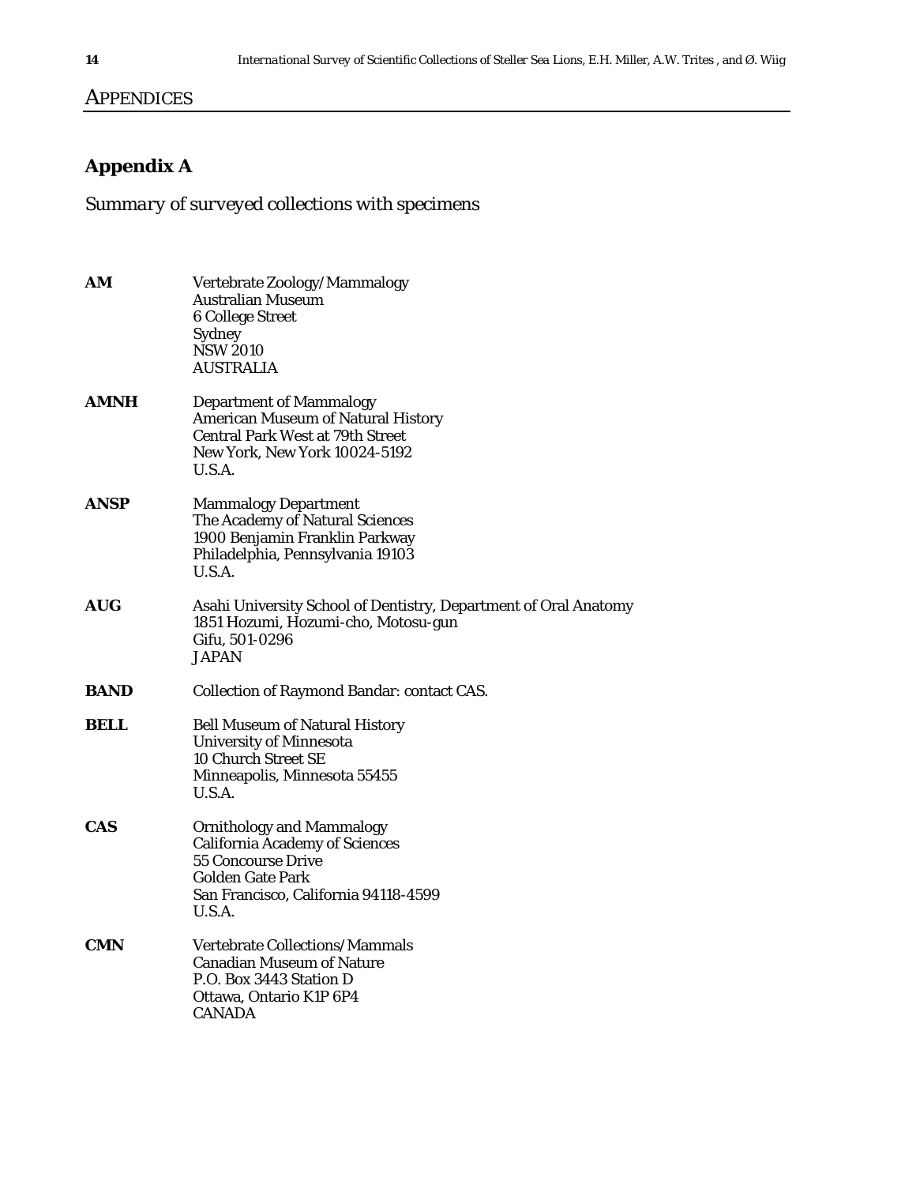# APPENDICES

## Appendix A

*Summary of surveyed collections with specimens*

**AM**
Vertebrate Zoology/Mammalogy
Australian Museum
6 College Street
Sydney
NSW 2010
AUSTRALIA

**AMNH**
Department of Mammalogy
American Museum of Natural History
Central Park West at 79th Street
New York, New York 10024-5192
U.S.A.

**ANSP**
Mammalogy Department
The Academy of Natural Sciences
1900 Benjamin Franklin Parkway
Philadelphia, Pennsylvania 19103
U.S.A.

**AUG**
Asahi University School of Dentistry, Department of Oral Anatomy
1851 Hozumi, Hozumi-cho, Motosu-gun
Gifu, 501-0296
JAPAN

**BAND**
Collection of Raymond Bandar: contact CAS.

**BELL**
Bell Museum of Natural History
University of Minnesota
10 Church Street SE
Minneapolis, Minnesota 55455
U.S.A.

**CAS**
Ornithology and Mammalogy
California Academy of Sciences
55 Concourse Drive
Golden Gate Park
San Francisco, California 94118-4599
U.S.A.

**CMN**
Vertebrate Collections/Mammals
Canadian Museum of Nature
P.O. Box 3443 Station D
Ottawa, Ontario K1P 6P4
CANADA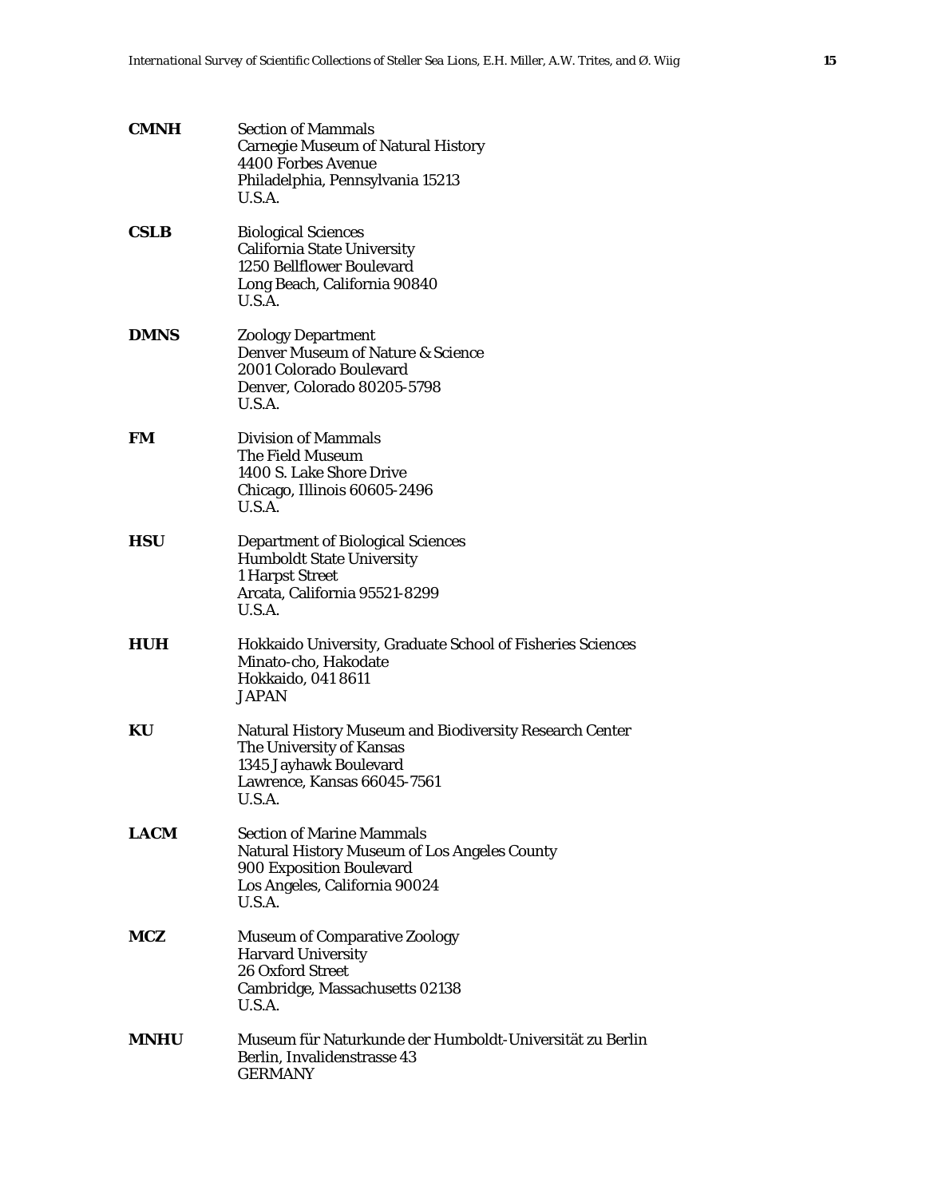**CMNH** Section of Mammals
Carnegie Museum of Natural History
4400 Forbes Avenue
Philadelphia, Pennsylvania 15213
U.S.A.

**CSLB** Biological Sciences
California State University
1250 Bellflower Boulevard
Long Beach, California 90840
U.S.A.

**DMNS** Zoology Department
Denver Museum of Nature & Science
2001 Colorado Boulevard
Denver, Colorado 80205-5798
U.S.A.

**FM** Division of Mammals
The Field Museum
1400 S. Lake Shore Drive
Chicago, Illinois 60605-2496
U.S.A.

**HSU** Department of Biological Sciences
Humboldt State University
1 Harpst Street
Arcata, California 95521-8299
U.S.A.

**HUH** Hokkaido University, Graduate School of Fisheries Sciences
Minato-cho, Hakodate
Hokkaido, 041 8611
JAPAN

**KU** Natural History Museum and Biodiversity Research Center
The University of Kansas
1345 Jayhawk Boulevard
Lawrence, Kansas 66045-7561
U.S.A.

**LACM** Section of Marine Mammals
Natural History Museum of Los Angeles County
900 Exposition Boulevard
Los Angeles, California 90024
U.S.A.

**MCZ** Museum of Comparative Zoology
Harvard University
26 Oxford Street
Cambridge, Massachusetts 02138
U.S.A.

**MNHU** Museum für Naturkunde der Humboldt-Universität zu Berlin
Berlin, Invalidenstrasse 43
GERMANY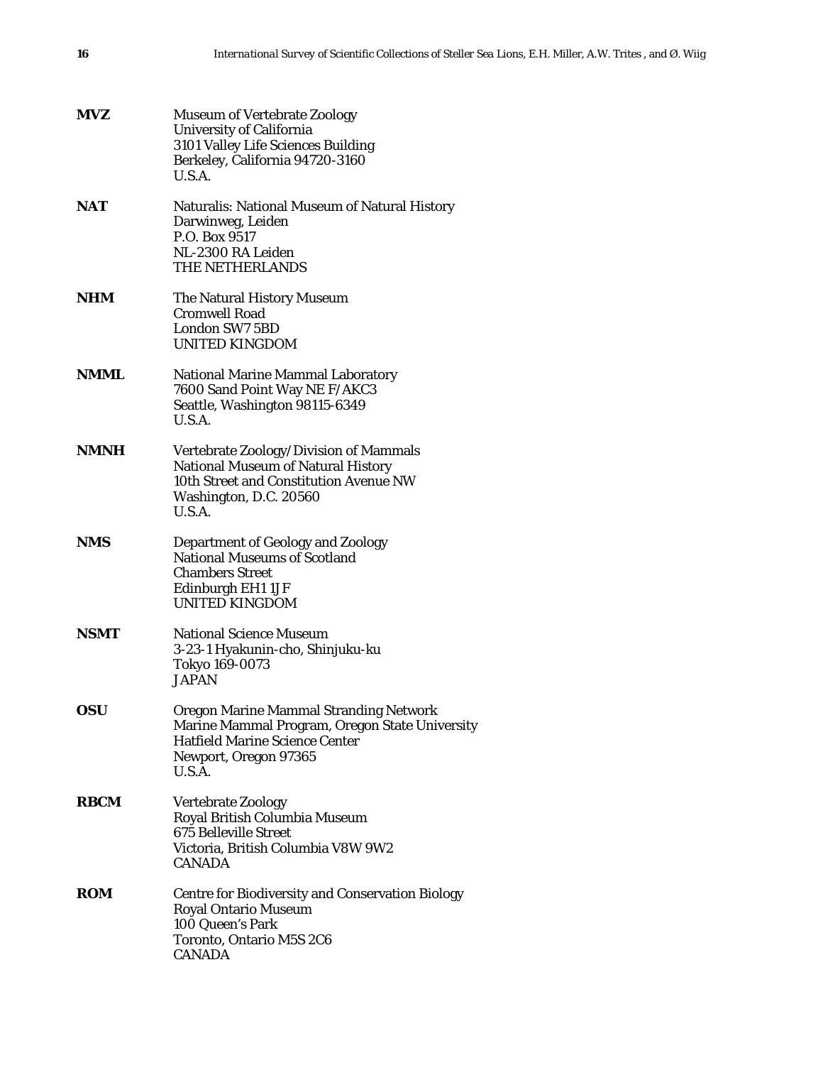**MVZ**
Museum of Vertebrate Zoology
University of California
3101 Valley Life Sciences Building
Berkeley, California 94720-3160
U.S.A.

**NAT**
Naturalis: National Museum of Natural History
Darwinweg, Leiden
P.O. Box 9517
NL-2300 RA Leiden
THE NETHERLANDS

**NHM**
The Natural History Museum
Cromwell Road
London SW7 5BD
UNITED KINGDOM

**NMML**
National Marine Mammal Laboratory
7600 Sand Point Way NE F/AKC3
Seattle, Washington 98115-6349
U.S.A.

**NMNH**
Vertebrate Zoology/Division of Mammals
National Museum of Natural History
10th Street and Constitution Avenue NW
Washington, D.C. 20560
U.S.A.

**NMS**
Department of Geology and Zoology
National Museums of Scotland
Chambers Street
Edinburgh EH1 1JF
UNITED KINGDOM

**NSMT**
National Science Museum
3-23-1 Hyakunin-cho, Shinjuku-ku
Tokyo 169-0073
JAPAN

**OSU**
Oregon Marine Mammal Stranding Network
Marine Mammal Program, Oregon State University
Hatfield Marine Science Center
Newport, Oregon 97365
U.S.A.

**RBCM**
Vertebrate Zoology
Royal British Columbia Museum
675 Belleville Street
Victoria, British Columbia V8W 9W2
CANADA

**ROM**
Centre for Biodiversity and Conservation Biology
Royal Ontario Museum
100 Queen's Park
Toronto, Ontario M5S 2C6
CANADA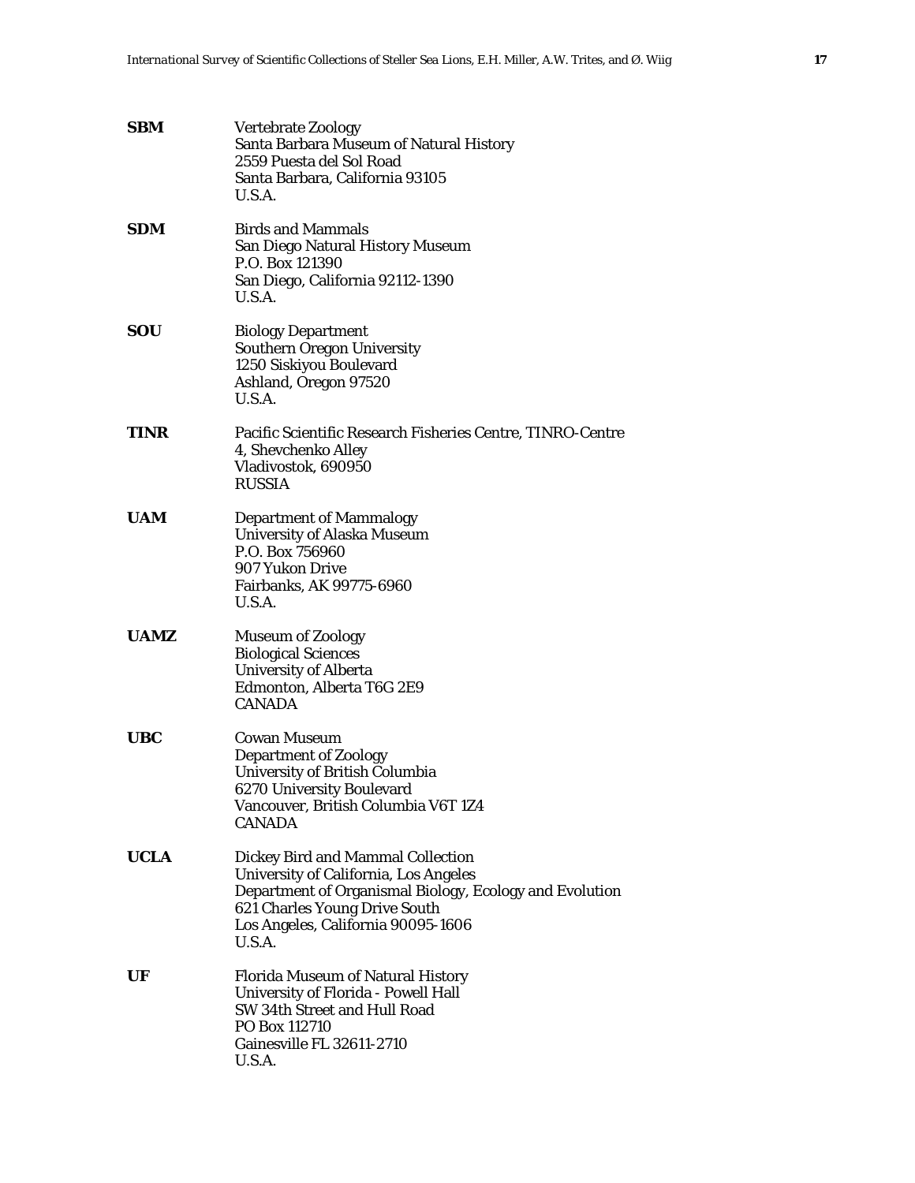**SBM**
Vertebrate Zoology
Santa Barbara Museum of Natural History
2559 Puesta del Sol Road
Santa Barbara, California 93105
U.S.A.

**SDM**
Birds and Mammals
San Diego Natural History Museum
P.O. Box 121390
San Diego, California 92112-1390
U.S.A.

**SOU**
Biology Department
Southern Oregon University
1250 Siskiyou Boulevard
Ashland, Oregon 97520
U.S.A.

**TINR**
Pacific Scientific Research Fisheries Centre, TINRO-Centre
4, Shevchenko Alley
Vladivostok, 690950
RUSSIA

**UAM**
Department of Mammalogy
University of Alaska Museum
P.O. Box 756960
907 Yukon Drive
Fairbanks, AK 99775-6960
U.S.A.

**UAMZ**
Museum of Zoology
Biological Sciences
University of Alberta
Edmonton, Alberta T6G 2E9
CANADA

**UBC**
Cowan Museum
Department of Zoology
University of British Columbia
6270 University Boulevard
Vancouver, British Columbia V6T 1Z4
CANADA

**UCLA**
Dickey Bird and Mammal Collection
University of California, Los Angeles
Department of Organismal Biology, Ecology and Evolution
621 Charles Young Drive South
Los Angeles, California 90095-1606
U.S.A.

**UF**
Florida Museum of Natural History
University of Florida - Powell Hall
SW 34th Street and Hull Road
PO Box 112710
Gainesville FL 32611-2710
U.S.A.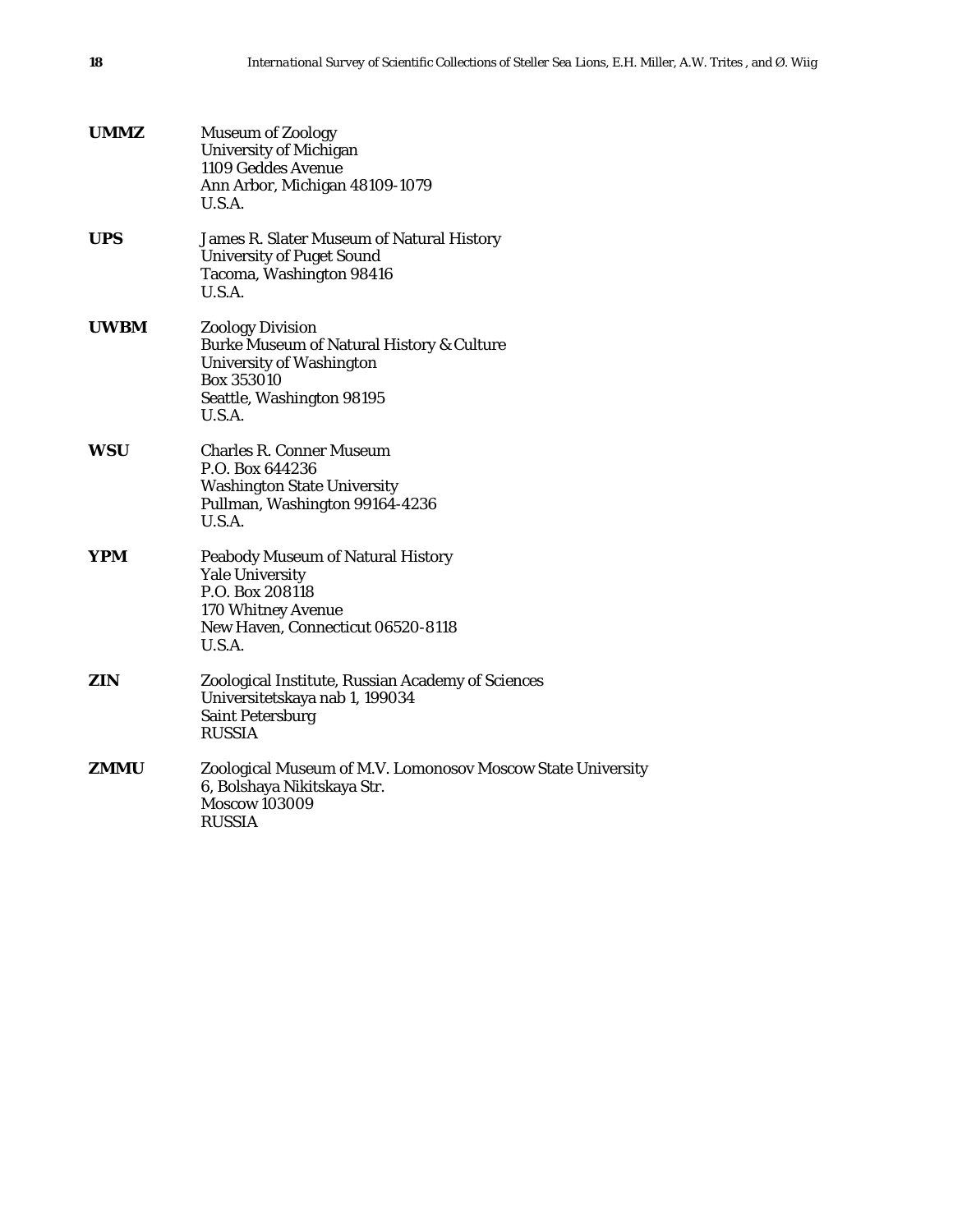**UMMZ** Museum of Zoology
University of Michigan
1109 Geddes Avenue
Ann Arbor, Michigan 48109-1079
U.S.A.

**UPS** James R. Slater Museum of Natural History
University of Puget Sound
Tacoma, Washington 98416
U.S.A.

**UWBM** Zoology Division
Burke Museum of Natural History & Culture
University of Washington
Box 353010
Seattle, Washington 98195
U.S.A.

**WSU** Charles R. Conner Museum
P.O. Box 644236
Washington State University
Pullman, Washington 99164-4236
U.S.A.

**YPM** Peabody Museum of Natural History
Yale University
P.O. Box 208118
170 Whitney Avenue
New Haven, Connecticut 06520-8118
U.S.A.

**ZIN** Zoological Institute, Russian Academy of Sciences
Universitetskaya nab 1, 199034
Saint Petersburg
RUSSIA

**ZMMU** Zoological Museum of M.V. Lomonosov Moscow State University
6, Bolshaya Nikitskaya Str.
Moscow 103009
RUSSIA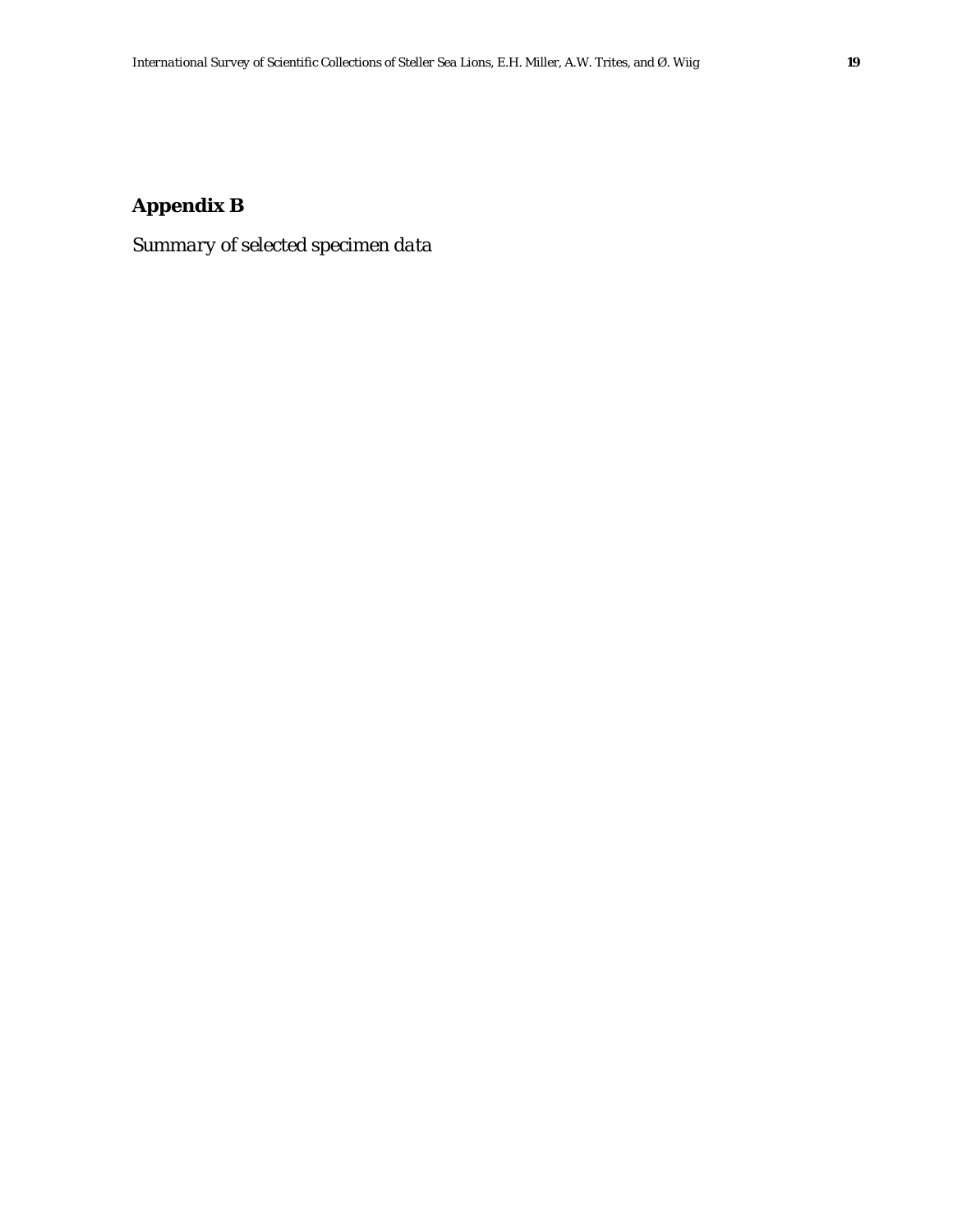## Appendix B

*Summary of selected specimen data*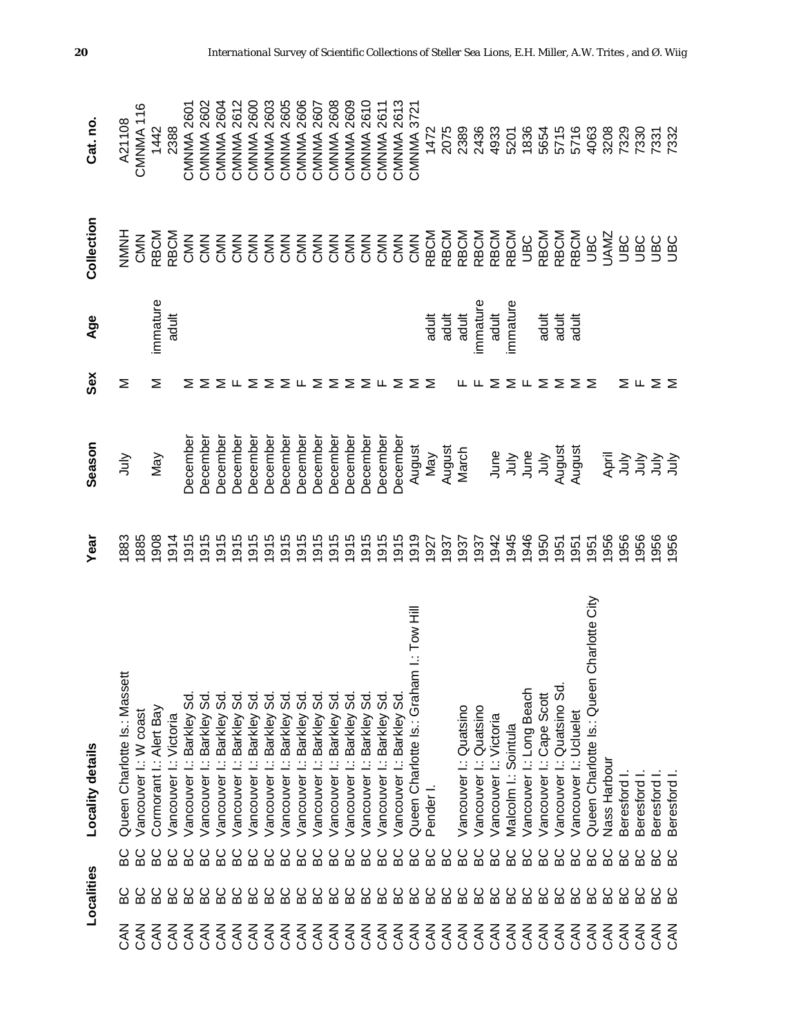| Localities | | | Locality details | Year | Season | Sex | Age | Collection | Cat. no. |
|---|---|---|---|---|---|---|---|---|---|
| CAN | BC | BC | Queen Charlotte Is.: Massett | 1883 | July | M | | NMNH | A21108 |
| CAN | BC | BC | Vancouver I.: W coast | 1885 | | | | CMN | CMNMA 116 |
| CAN | BC | BC | Cormorant I.: Alert Bay | 1908 | May | M | immature | RBCM | 1442 |
| CAN | BC | BC | Vancouver I.: Victoria | 1914 | | | adult | RBCM | 2388 |
| CAN | BC | BC | Vancouver I.: Barkley Sd. | 1915 | December | M | | CMN | CMNMA 2601 |
| CAN | BC | BC | Vancouver I.: Barkley Sd. | 1915 | December | M | | CMN | CMNMA 2602 |
| CAN | BC | BC | Vancouver I.: Barkley Sd. | 1915 | December | M | | CMN | CMNMA 2604 |
| CAN | BC | BC | Vancouver I.: Barkley Sd. | 1915 | December | F | | CMN | CMNMA 2612 |
| CAN | BC | BC | Vancouver I.: Barkley Sd. | 1915 | December | M | | CMN | CMNMA 2600 |
| CAN | BC | BC | Vancouver I.: Barkley Sd. | 1915 | December | M | | CMN | CMNMA 2603 |
| CAN | BC | BC | Vancouver I.: Barkley Sd. | 1915 | December | M | | CMN | CMNMA 2605 |
| CAN | BC | BC | Vancouver I.: Barkley Sd. | 1915 | December | F | | CMN | CMNMA 2606 |
| CAN | BC | BC | Vancouver I.: Barkley Sd. | 1915 | December | M | | CMN | CMNMA 2607 |
| CAN | BC | BC | Vancouver I.: Barkley Sd. | 1915 | December | M | | CMN | CMNMA 2608 |
| CAN | BC | BC | Vancouver I.: Barkley Sd. | 1915 | December | M | | CMN | CMNMA 2609 |
| CAN | BC | BC | Vancouver I.: Barkley Sd. | 1915 | December | M | | CMN | CMNMA 2610 |
| CAN | BC | BC | Vancouver I.: Barkley Sd. | 1915 | December | F | | CMN | CMNMA 2611 |
| CAN | BC | BC | Vancouver I.: Barkley Sd. | 1915 | December | M | | CMN | CMNMA 2613 |
| CAN | BC | BC | Queen Charlotte Is.: Graham I.: Tow Hill | 1919 | August | M | | CMN | CMNMA 3721 |
| CAN | BC | BC | Pender I. | 1927 | May | M | adult | RBCM | 1472 |
| CAN | BC | BC | | 1937 | August | | adult | RBCM | 2075 |
| CAN | BC | BC | Vancouver I.: Quatsino | 1937 | March | F | adult | RBCM | 2389 |
| CAN | BC | BC | Vancouver I.: Quatsino | 1937 | | F | immature | RBCM | 2436 |
| CAN | BC | BC | Vancouver I.: Victoria | 1942 | June | M | adult | RBCM | 4933 |
| CAN | BC | BC | Malcolm I.: Sointula | 1945 | July | M | immature | RBCM | 5201 |
| CAN | BC | BC | Vancouver I.: Long Beach | 1946 | June | F | | UBC | 1836 |
| CAN | BC | BC | Vancouver I.: Cape Scott | 1950 | July | M | adult | RBCM | 5654 |
| CAN | BC | BC | Vancouver I.: Quatsino Sd. | 1951 | August | M | adult | RBCM | 5715 |
| CAN | BC | BC | Vancouver I.: Ucluelet | 1951 | August | M | adult | RBCM | 5716 |
| CAN | BC | BC | Queen Charlotte Is.: Queen Charlotte City | 1951 | | M | | UBC | 4063 |
| CAN | BC | BC | Nass Harbour | 1956 | April | | | UAMZ | 3208 |
| CAN | BC | BC | Beresford I. | 1956 | July | M | | UBC | 7329 |
| CAN | BC | BC | Beresford I. | 1956 | July | F | | UBC | 7330 |
| CAN | BC | BC | Beresford I. | 1956 | July | M | | UBC | 7331 |
| CAN | BC | BC | Beresford I. | 1956 | July | M | | UBC | 7332 |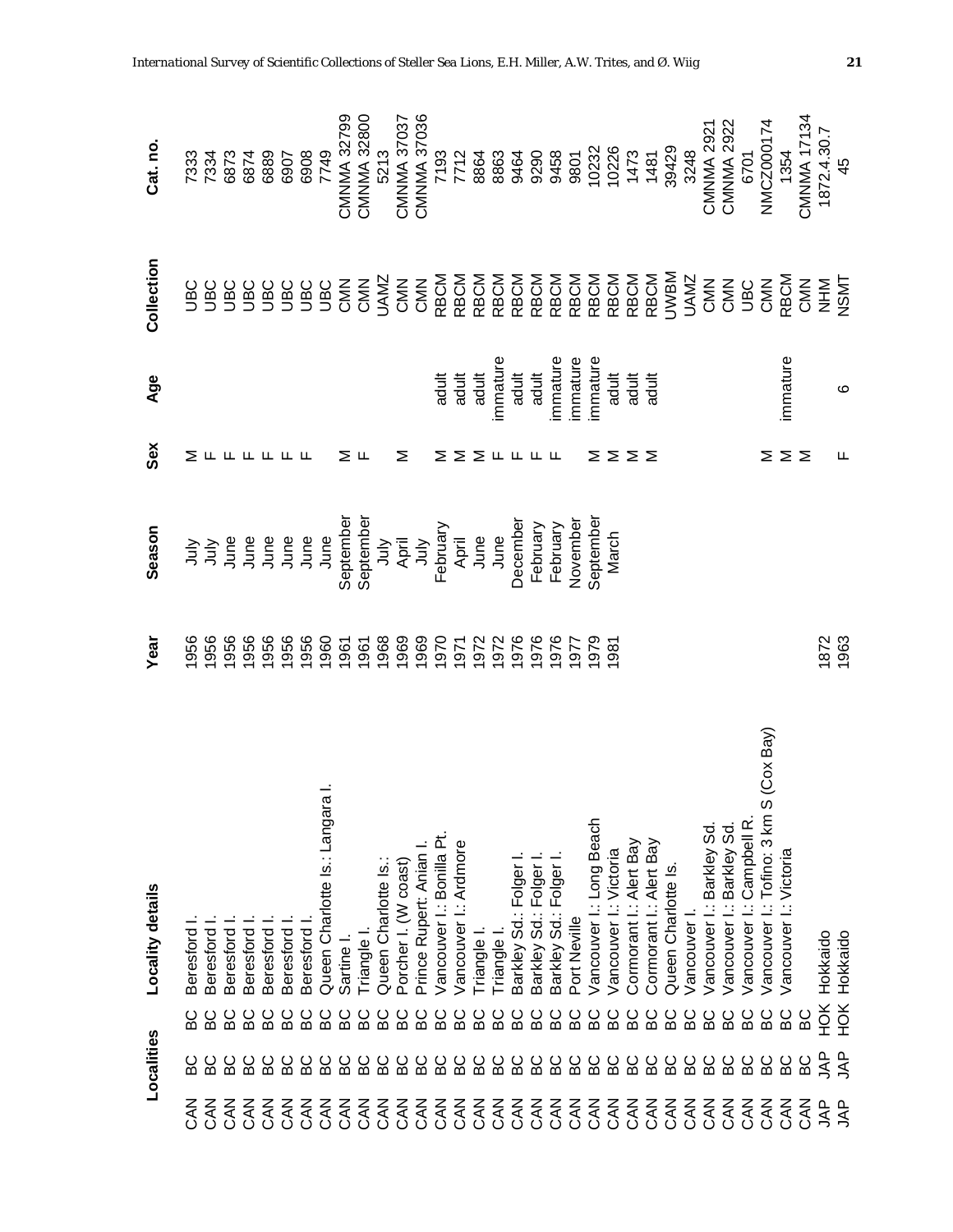| Localities | | | Year | Season | Sex | Age | Collection | Cat. no. |
|---|---|---|---|---|---|---|---|---|
| CAN | BC | Beresford I. | 1956 | July | M | | UBC | 7333 |
| CAN | BC | Beresford I. | 1956 | July | F | | UBC | 7334 |
| CAN | BC | Beresford I. | 1956 | June | F | | UBC | 6873 |
| CAN | BC | Beresford I. | 1956 | June | F | | UBC | 6874 |
| CAN | BC | Beresford I. | 1956 | June | F | | UBC | 6889 |
| CAN | BC | Beresford I. | 1956 | June | F | | UBC | 6907 |
| CAN | BC | Beresford I. | 1956 | June | F | | UBC | 6908 |
| CAN | BC | Queen Charlotte Is.: Langara I. | 1960 | June | | | UBC | 7749 |
| CAN | BC | Sartine I. | 1961 | September | M | | CMN | CMNMA 32799 |
| CAN | BC | Triangle I. | 1961 | September | F | | CMN | CMNMA 32800 |
| CAN | BC | Queen Charlotte Is.: | 1968 | July | | | UAMZ | 5213 |
| CAN | BC | Porcher I. (W coast) | 1969 | April | M | | CMN | CMNMA 37037 |
| CAN | BC | Prince Rupert: Anian I. | 1969 | July | | | CMN | CMNMA 37036 |
| CAN | BC | Vancouver I.: Bonilla Pt. | 1970 | February | M | adult | RBCM | 7193 |
| CAN | BC | Vancouver I.: Ardmore | 1971 | April | M | adult | RBCM | 7712 |
| CAN | BC | Triangle I. | 1972 | June | M | adult | RBCM | 8864 |
| CAN | BC | Triangle I. | 1972 | June | F | immature | RBCM | 8863 |
| CAN | BC | Barkley Sd.: Folger I. | 1976 | December | F | adult | RBCM | 9464 |
| CAN | BC | Barkley Sd.: Folger I. | 1976 | February | F | adult | RBCM | 9290 |
| CAN | BC | Barkley Sd.: Folger I. | 1976 | February | F | immature | RBCM | 9458 |
| CAN | BC | Port Neville | 1977 | November | | immature | RBCM | 9801 |
| CAN | BC | Vancouver I.: Long Beach | 1979 | September | M | immature | RBCM | 10232 |
| CAN | BC | Vancouver I.: Victoria | 1981 | March | M | adult | RBCM | 10226 |
| CAN | BC | Cormorant I.: Alert Bay | | | M | adult | RBCM | 1473 |
| CAN | BC | Cormorant I.: Alert Bay | | | M | adult | RBCM | 1481 |
| CAN | BC | Queen Charlotte Is. | | | | | UWBM | 39429 |
| CAN | BC | Vancouver I. | | | | | UAMZ | 3248 |
| CAN | BC | Vancouver I.: Barkley Sd. | | | | | CMN | CMNMA 2921 |
| CAN | BC | Vancouver I.: Barkley Sd. | | | | | CMN | CMNMA 2922 |
| CAN | BC | Vancouver I.: Campbell R. | | | | | UBC | 6701 |
| CAN | BC | Vancouver I.: Tofino: 3 km S (Cox Bay) | | | M | | CMN | NMCZ000174 |
| CAN | BC | Vancouver I.: Victoria | | | M | immature | RBCM | 1354 |
| CAN | BC | | | | M | | CMN | CMNMA 17134 |
| JAP | HOK | Hokkaido | 1872 | | | | NHM | 1872.4.30.7 |
| JAP | HOK | Hokkaido | 1963 | | F | 6 | NSMT | 45 |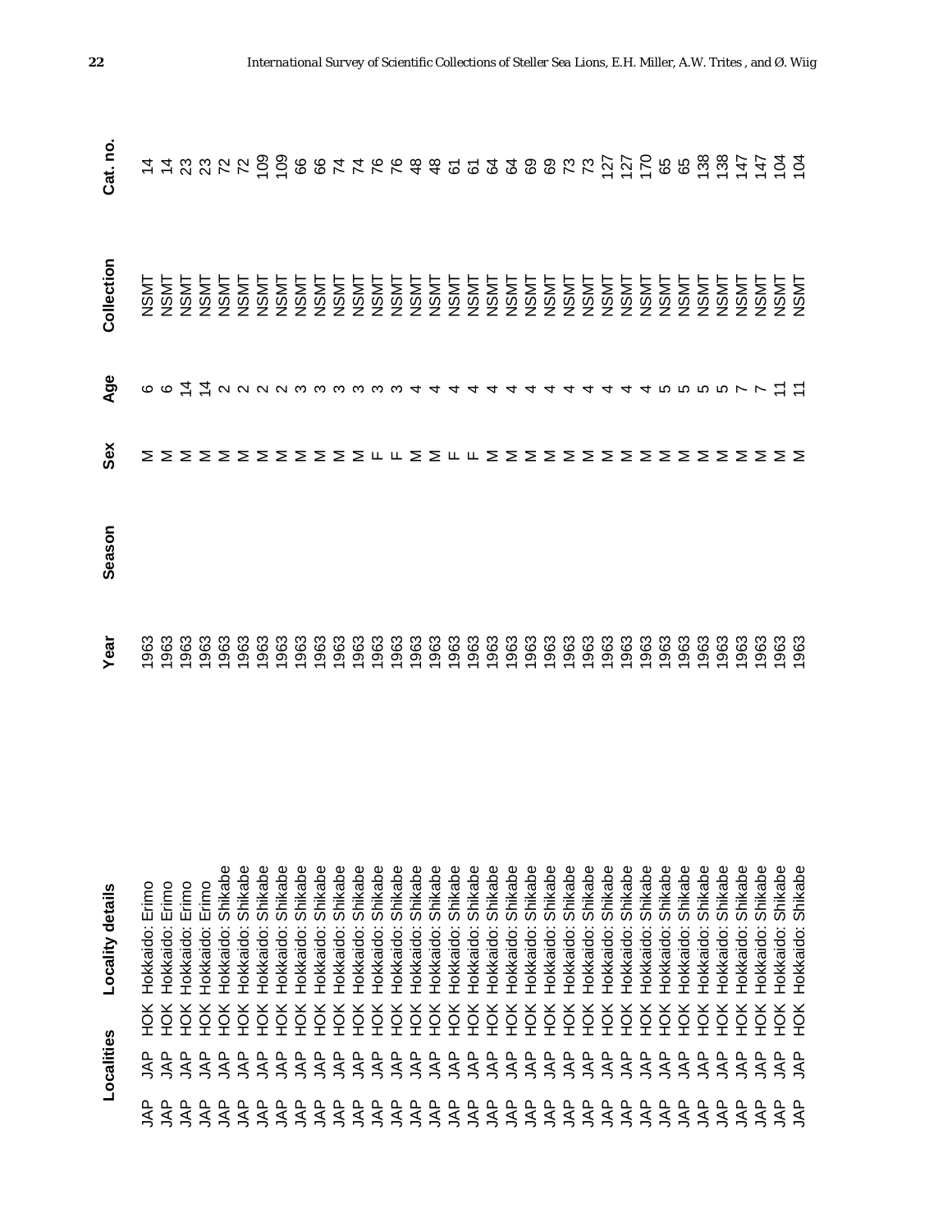| Localities | | Locality details | Year | Season | Sex | Age | Collection | Cat. no. |
|---|---|---|---|---|---|---|---|---|
| JAP | JAP | HOK | Hokkaido: Erimo | 1963 | | M | 6 | NSMT | 14 |
| JAP | JAP | HOK | Hokkaido: Erimo | 1963 | | M | 6 | NSMT | 14 |
| JAP | JAP | HOK | Hokkaido: Erimo | 1963 | | M | 14 | NSMT | 23 |
| JAP | JAP | HOK | Hokkaido: Erimo | 1963 | | M | 14 | NSMT | 23 |
| JAP | JAP | HOK | Hokkaido: Shikabe | 1963 | | M | 2 | NSMT | 72 |
| JAP | JAP | HOK | Hokkaido: Shikabe | 1963 | | M | 2 | NSMT | 72 |
| JAP | JAP | HOK | Hokkaido: Shikabe | 1963 | | M | 2 | NSMT | 109 |
| JAP | JAP | HOK | Hokkaido: Shikabe | 1963 | | M | 2 | NSMT | 109 |
| JAP | JAP | HOK | Hokkaido: Shikabe | 1963 | | M | 3 | NSMT | 66 |
| JAP | JAP | HOK | Hokkaido: Shikabe | 1963 | | M | 3 | NSMT | 66 |
| JAP | JAP | HOK | Hokkaido: Shikabe | 1963 | | M | 3 | NSMT | 74 |
| JAP | JAP | HOK | Hokkaido: Shikabe | 1963 | | M | 3 | NSMT | 74 |
| JAP | JAP | HOK | Hokkaido: Shikabe | 1963 | | F | 3 | NSMT | 76 |
| JAP | JAP | HOK | Hokkaido: Shikabe | 1963 | | F | 3 | NSMT | 76 |
| JAP | JAP | HOK | Hokkaido: Shikabe | 1963 | | M | 4 | NSMT | 48 |
| JAP | JAP | HOK | Hokkaido: Shikabe | 1963 | | M | 4 | NSMT | 48 |
| JAP | JAP | HOK | Hokkaido: Shikabe | 1963 | | F | 4 | NSMT | 61 |
| JAP | JAP | HOK | Hokkaido: Shikabe | 1963 | | F | 4 | NSMT | 61 |
| JAP | JAP | HOK | Hokkaido: Shikabe | 1963 | | M | 4 | NSMT | 64 |
| JAP | JAP | HOK | Hokkaido: Shikabe | 1963 | | M | 4 | NSMT | 64 |
| JAP | JAP | HOK | Hokkaido: Shikabe | 1963 | | M | 4 | NSMT | 69 |
| JAP | JAP | HOK | Hokkaido: Shikabe | 1963 | | M | 4 | NSMT | 69 |
| JAP | JAP | HOK | Hokkaido: Shikabe | 1963 | | M | 4 | NSMT | 73 |
| JAP | JAP | HOK | Hokkaido: Shikabe | 1963 | | M | 4 | NSMT | 73 |
| JAP | JAP | HOK | Hokkaido: Shikabe | 1963 | | M | 4 | NSMT | 127 |
| JAP | JAP | HOK | Hokkaido: Shikabe | 1963 | | M | 4 | NSMT | 127 |
| JAP | JAP | HOK | Hokkaido: Shikabe | 1963 | | M | 4 | NSMT | 170 |
| JAP | JAP | HOK | Hokkaido: Shikabe | 1963 | | M | 5 | NSMT | 65 |
| JAP | JAP | HOK | Hokkaido: Shikabe | 1963 | | M | 5 | NSMT | 65 |
| JAP | JAP | HOK | Hokkaido: Shikabe | 1963 | | M | 5 | NSMT | 138 |
| JAP | JAP | HOK | Hokkaido: Shikabe | 1963 | | M | 7 | NSMT | 138 |
| JAP | JAP | HOK | Hokkaido: Shikabe | 1963 | | M | 7 | NSMT | 147 |
| JAP | JAP | HOK | Hokkaido: Shikabe | 1963 | | M | 11 | NSMT | 147 |
| JAP | JAP | HOK | Hokkaido: Shikabe | 1963 | | M | 11 | NSMT | 104 |
| JAP | JAP | HOK | Hokkaido: Shikabe | 1963 | | M | | NSMT | 104 |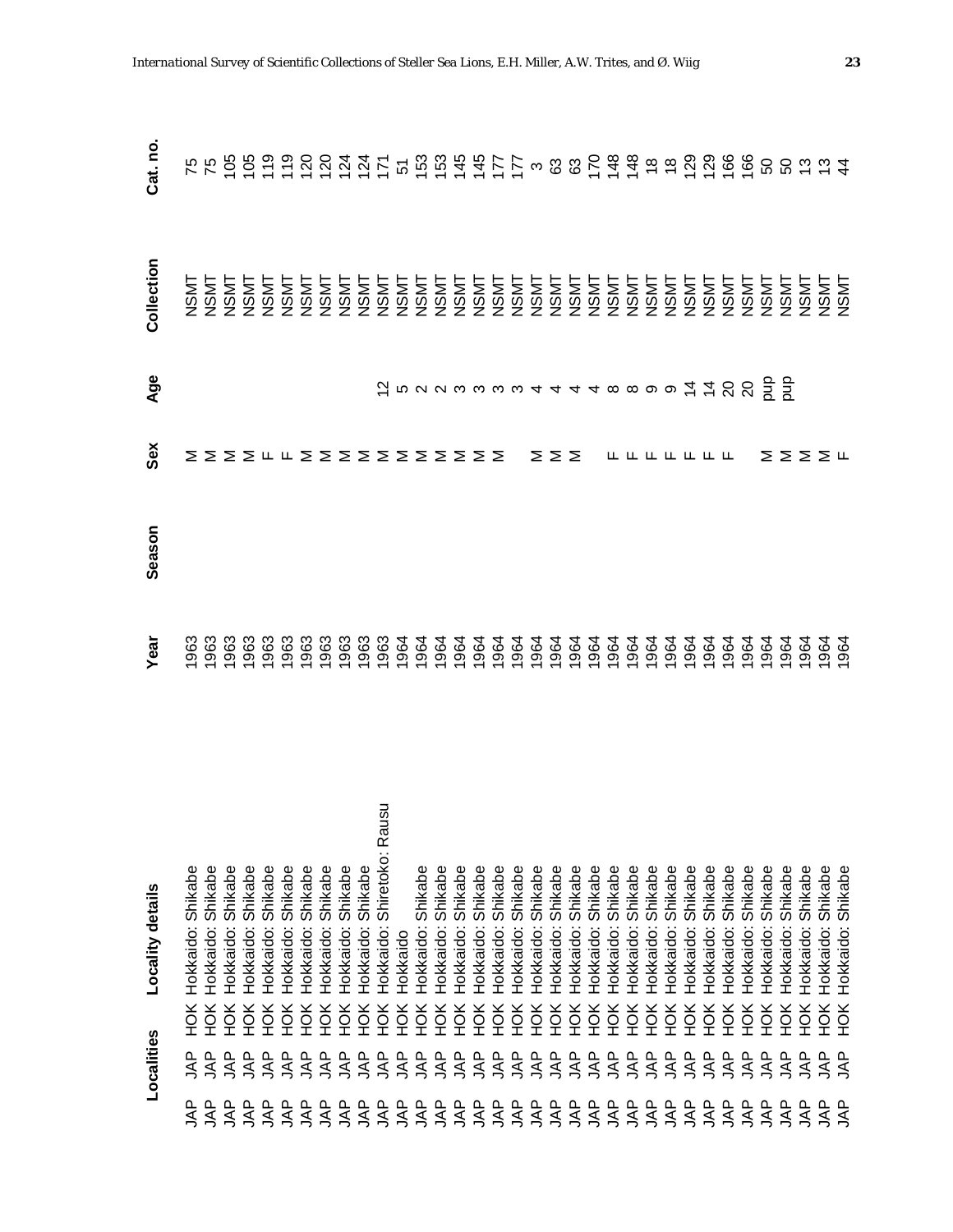| Localities | | | Locality details | Year | Season | Sex | Age | Collection | Cat. no. |
|---|---|---|---|---|---|---|---|---|---|
| JAP | JAP | HOK | Hokkaido: Shikabe | 1963 | | M | | NSMT | 75 |
| JAP | JAP | HOK | Hokkaido: Shikabe | 1963 | | M | | NSMT | 75 |
| JAP | JAP | HOK | Hokkaido: Shikabe | 1963 | | M | | NSMT | 105 |
| JAP | JAP | HOK | Hokkaido: Shikabe | 1963 | | M | | NSMT | 105 |
| JAP | JAP | HOK | Hokkaido: Shikabe | 1963 | | F | | NSMT | 119 |
| JAP | JAP | HOK | Hokkaido: Shikabe | 1963 | | F | | NSMT | 119 |
| JAP | JAP | HOK | Hokkaido: Shikabe | 1963 | | M | | NSMT | 120 |
| JAP | JAP | HOK | Hokkaido: Shikabe | 1963 | | M | | NSMT | 120 |
| JAP | JAP | HOK | Hokkaido: Shikabe | 1963 | | M | | NSMT | 124 |
| JAP | JAP | HOK | Hokkaido: Shikabe | 1963 | | M | | NSMT | 124 |
| JAP | JAP | HOK | Hokkaido: Shiretoko: Rausu | 1963 | | M | 12 | NSMT | 171 |
| JAP | JAP | HOK | Hokkaido | 1964 | | M | 5 | NSMT | 51 |
| JAP | JAP | HOK | Hokkaido: Shikabe | 1964 | | M | 2 | NSMT | 153 |
| JAP | JAP | HOK | Hokkaido: Shikabe | 1964 | | M | 2 | NSMT | 153 |
| JAP | JAP | HOK | Hokkaido: Shikabe | 1964 | | M | 3 | NSMT | 145 |
| JAP | JAP | HOK | Hokkaido: Shikabe | 1964 | | M | 3 | NSMT | 145 |
| JAP | JAP | HOK | Hokkaido: Shikabe | 1964 | | M | 3 | NSMT | 177 |
| JAP | JAP | HOK | Hokkaido: Shikabe | 1964 | | | 3 | NSMT | 177 |
| JAP | JAP | HOK | Hokkaido: Shikabe | 1964 | | M | 4 | NSMT | 3 |
| JAP | JAP | HOK | Hokkaido: Shikabe | 1964 | | M | 4 | NSMT | 63 |
| JAP | JAP | HOK | Hokkaido: Shikabe | 1964 | | M | 4 | NSMT | 63 |
| JAP | JAP | HOK | Hokkaido: Shikabe | 1964 | | | 4 | NSMT | 170 |
| JAP | JAP | HOK | Hokkaido: Shikabe | 1964 | | F | 8 | NSMT | 148 |
| JAP | JAP | HOK | Hokkaido: Shikabe | 1964 | | F | 8 | NSMT | 148 |
| JAP | JAP | HOK | Hokkaido: Shikabe | 1964 | | F | 9 | NSMT | 18 |
| JAP | JAP | HOK | Hokkaido: Shikabe | 1964 | | F | 9 | NSMT | 18 |
| JAP | JAP | HOK | Hokkaido: Shikabe | 1964 | | F | 14 | NSMT | 129 |
| JAP | JAP | HOK | Hokkaido: Shikabe | 1964 | | F | 14 | NSMT | 129 |
| JAP | JAP | HOK | Hokkaido: Shikabe | 1964 | | F | 20 | NSMT | 166 |
| JAP | JAP | HOK | Hokkaido: Shikabe | 1964 | | | 20 | NSMT | 166 |
| JAP | JAP | HOK | Hokkaido: Shikabe | 1964 | | M | pup | NSMT | 50 |
| JAP | JAP | HOK | Hokkaido: Shikabe | 1964 | | M | pup | NSMT | 50 |
| JAP | JAP | HOK | Hokkaido: Shikabe | 1964 | | M | | NSMT | 13 |
| JAP | JAP | HOK | Hokkaido: Shikabe | 1964 | | M | | NSMT | 13 |
| JAP | JAP | HOK | Hokkaido: Shikabe | 1964 | | F | | NSMT | 44 |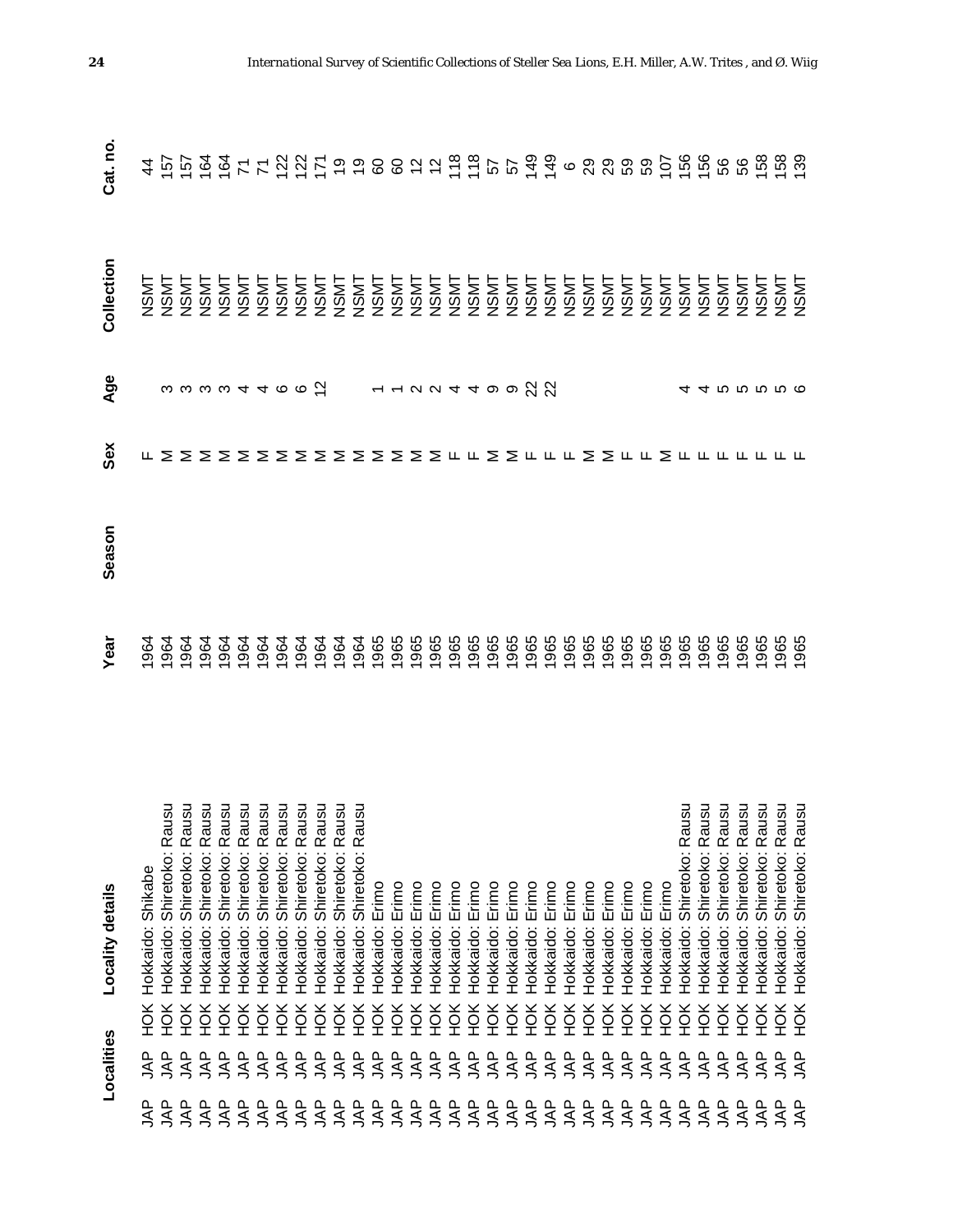| Localities | | | Locality details | Year | Season | Sex | Age | Collection | Cat. no. |
|---|---|---|---|---|---|---|---|---|---|
| JAP | JAP | HOK | Hokkaido: Shikabe | 1964 | | F | | NSMT | 44 |
| JAP | JAP | HOK | Hokkaido: Shiretoko: Rausu | 1964 | | M | 3 | NSMT | 157 |
| JAP | JAP | HOK | Hokkaido: Shiretoko: Rausu | 1964 | | M | 3 | NSMT | 157 |
| JAP | JAP | HOK | Hokkaido: Shiretoko: Rausu | 1964 | | M | 3 | NSMT | 164 |
| JAP | JAP | HOK | Hokkaido: Shiretoko: Rausu | 1964 | | M | 3 | NSMT | 164 |
| JAP | JAP | HOK | Hokkaido: Shiretoko: Rausu | 1964 | | M | 4 | NSMT | 71 |
| JAP | JAP | HOK | Hokkaido: Shiretoko: Rausu | 1964 | | M | 4 | NSMT | 71 |
| JAP | JAP | HOK | Hokkaido: Shiretoko: Rausu | 1964 | | M | 6 | NSMT | 122 |
| JAP | JAP | HOK | Hokkaido: Shiretoko: Rausu | 1964 | | M | 6 | NSMT | 122 |
| JAP | JAP | HOK | Hokkaido: Shiretoko: Rausu | 1964 | | M | 12 | NSMT | 171 |
| JAP | JAP | HOK | Hokkaido: Shiretoko: Rausu | 1964 | | M | | NSMT | 19 |
| JAP | JAP | HOK | Hokkaido: Shiretoko: Rausu | 1964 | | M | | NSMT | 19 |
| JAP | JAP | HOK | Hokkaido: Erimo | 1965 | | M | 1 | NSMT | 60 |
| JAP | JAP | HOK | Hokkaido: Erimo | 1965 | | M | 1 | NSMT | 60 |
| JAP | JAP | HOK | Hokkaido: Erimo | 1965 | | M | 2 | NSMT | 12 |
| JAP | JAP | HOK | Hokkaido: Erimo | 1965 | | M | 2 | NSMT | 12 |
| JAP | JAP | HOK | Hokkaido: Erimo | 1965 | | F | 4 | NSMT | 118 |
| JAP | JAP | HOK | Hokkaido: Erimo | 1965 | | F | 4 | NSMT | 118 |
| JAP | JAP | HOK | Hokkaido: Erimo | 1965 | | M | 9 | NSMT | 57 |
| JAP | JAP | HOK | Hokkaido: Erimo | 1965 | | M | 9 | NSMT | 57 |
| JAP | JAP | HOK | Hokkaido: Erimo | 1965 | | F | 22 | NSMT | 149 |
| JAP | JAP | HOK | Hokkaido: Erimo | 1965 | | F | 22 | NSMT | 149 |
| JAP | JAP | HOK | Hokkaido: Erimo | 1965 | | F | | NSMT | 6 |
| JAP | JAP | HOK | Hokkaido: Erimo | 1965 | | M | | NSMT | 29 |
| JAP | JAP | HOK | Hokkaido: Erimo | 1965 | | M | | NSMT | 29 |
| JAP | JAP | HOK | Hokkaido: Erimo | 1965 | | F | | NSMT | 59 |
| JAP | JAP | HOK | Hokkaido: Erimo | 1965 | | F | | NSMT | 59 |
| JAP | JAP | HOK | Hokkaido: Erimo | 1965 | | M | | NSMT | 107 |
| JAP | JAP | HOK | Hokkaido: Shiretoko: Rausu | 1965 | | F | 4 | NSMT | 156 |
| JAP | JAP | HOK | Hokkaido: Shiretoko: Rausu | 1965 | | F | 4 | NSMT | 156 |
| JAP | JAP | HOK | Hokkaido: Shiretoko: Rausu | 1965 | | F | 5 | NSMT | 56 |
| JAP | JAP | HOK | Hokkaido: Shiretoko: Rausu | 1965 | | F | 5 | NSMT | 56 |
| JAP | JAP | HOK | Hokkaido: Shiretoko: Rausu | 1965 | | F | 5 | NSMT | 158 |
| JAP | JAP | HOK | Hokkaido: Shiretoko: Rausu | 1965 | | F | 5 | NSMT | 158 |
| JAP | JAP | HOK | Hokkaido: Shiretoko: Rausu | 1965 | | F | 6 | NSMT | 139 |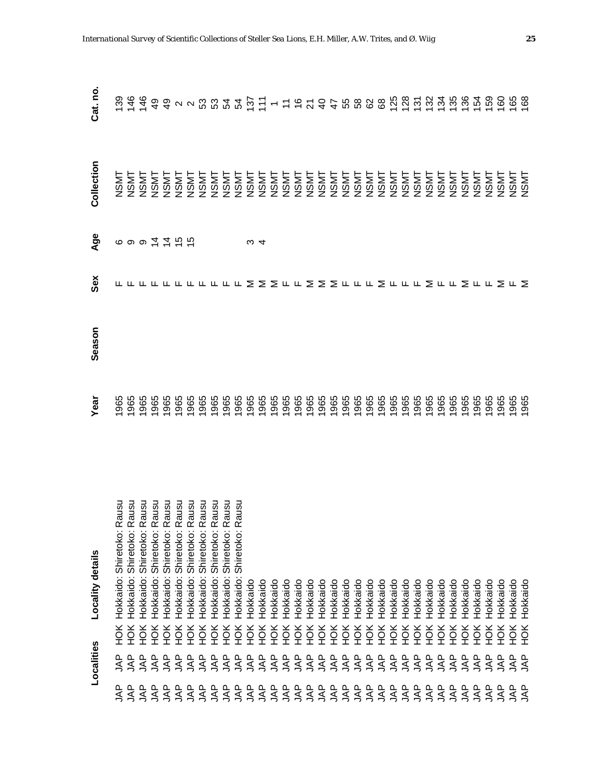| Localities | | | Locality details | Year | Season | Sex | Age | Collection | Cat. no. |
|---|---|---|---|---|---|---|---|---|---|
| JAP | JAP | HOK | Hokkaido: Shiretoko: Rausu | 1965 | | F | 6 | NSMT | 139 |
| JAP | JAP | HOK | Hokkaido: Shiretoko: Rausu | 1965 | | F | 9 | NSMT | 146 |
| JAP | JAP | HOK | Hokkaido: Shiretoko: Rausu | 1965 | | F | 9 | NSMT | 146 |
| JAP | JAP | HOK | Hokkaido: Shiretoko: Rausu | 1965 | | F | 14 | NSMT | 49 |
| JAP | JAP | HOK | Hokkaido: Shiretoko: Rausu | 1965 | | F | 14 | NSMT | 49 |
| JAP | JAP | HOK | Hokkaido: Shiretoko: Rausu | 1965 | | F | 15 | NSMT | 2 |
| JAP | JAP | HOK | Hokkaido: Shiretoko: Rausu | 1965 | | F | 15 | NSMT | 2 |
| JAP | JAP | HOK | Hokkaido: Shiretoko: Rausu | 1965 | | F | | NSMT | 53 |
| JAP | JAP | HOK | Hokkaido: Shiretoko: Rausu | 1965 | | F | | NSMT | 53 |
| JAP | JAP | HOK | Hokkaido: Shiretoko: Rausu | 1965 | | F | | NSMT | 54 |
| JAP | JAP | HOK | Hokkaido: Shiretoko: Rausu | 1965 | | F | | NSMT | 54 |
| JAP | JAP | HOK | Hokkaido | 1965 | | M | 3 | NSMT | 137 |
| JAP | JAP | HOK | Hokkaido | 1965 | | M | 4 | NSMT | 111 |
| JAP | JAP | HOK | Hokkaido | 1965 | | M | | NSMT | 1 |
| JAP | JAP | HOK | Hokkaido | 1965 | | F | | NSMT | 11 |
| JAP | JAP | HOK | Hokkaido | 1965 | | F | | NSMT | 16 |
| JAP | JAP | HOK | Hokkaido | 1965 | | M | | NSMT | 21 |
| JAP | JAP | HOK | Hokkaido | 1965 | | M | | NSMT | 40 |
| JAP | JAP | HOK | Hokkaido | 1965 | | M | | NSMT | 47 |
| JAP | JAP | HOK | Hokkaido | 1965 | | F | | NSMT | 55 |
| JAP | JAP | HOK | Hokkaido | 1965 | | F | | NSMT | 58 |
| JAP | JAP | HOK | Hokkaido | 1965 | | F | | NSMT | 62 |
| JAP | JAP | HOK | Hokkaido | 1965 | | M | | NSMT | 68 |
| JAP | JAP | HOK | Hokkaido | 1965 | | F | | NSMT | 125 |
| JAP | JAP | HOK | Hokkaido | 1965 | | F | | NSMT | 128 |
| JAP | JAP | HOK | Hokkaido | 1965 | | F | | NSMT | 131 |
| JAP | JAP | HOK | Hokkaido | 1965 | | M | | NSMT | 132 |
| JAP | JAP | HOK | Hokkaido | 1965 | | F | | NSMT | 134 |
| JAP | JAP | HOK | Hokkaido | 1965 | | F | | NSMT | 135 |
| JAP | JAP | HOK | Hokkaido | 1965 | | M | | NSMT | 136 |
| JAP | JAP | HOK | Hokkaido | 1965 | | F | | NSMT | 154 |
| JAP | JAP | HOK | Hokkaido | 1965 | | F | | NSMT | 159 |
| JAP | JAP | HOK | Hokkaido | 1965 | | M | | NSMT | 160 |
| JAP | JAP | HOK | Hokkaido | 1965 | | F | | NSMT | 165 |
| JAP | JAP | HOK | Hokkaido | 1965 | | M | | NSMT | 168 |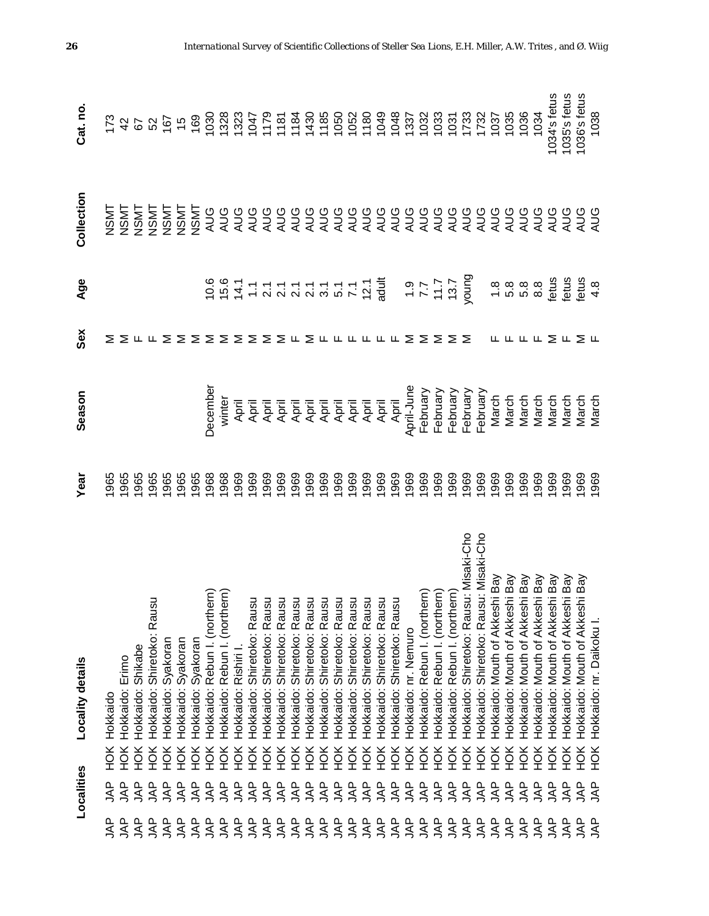| Localities | | Locality details | Year | Season | Sex | Age | Collection | Cat. no. |
|---|---|---|---|---|---|---|---|---|
| JAP | JAP | HOK Hokkaido | 1965 | | M | | NSMT | 173 |
| JAP | JAP | HOK Hokkaido: Erimo | 1965 | | M | | NSMT | 42 |
| JAP | JAP | HOK Hokkaido: Shikabe | 1965 | | F | | NSMT | 67 |
| JAP | JAP | HOK Hokkaido: Shiretoko: Rausu | 1965 | | F | | NSMT | 52 |
| JAP | JAP | HOK Hokkaido: Syakoran | 1965 | | M | | NSMT | 167 |
| JAP | JAP | HOK Hokkaido: Syakoran | 1965 | | M | | NSMT | 15 |
| JAP | JAP | HOK Hokkaido: Syakoran | 1965 | | M | | NSMT | 169 |
| JAP | JAP | HOK Hokkaido: Rebun I. (northern) | 1968 | December | M | 10.6 | AUG | 1030 |
| JAP | JAP | HOK Hokkaido: Rebun I. (northern) | 1968 | winter | M | 15.6 | AUG | 1328 |
| JAP | JAP | HOK Hokkaido: Rishiri I. | 1969 | April | M | 14.1 | AUG | 1323 |
| JAP | JAP | HOK Hokkaido: Shiretoko: Rausu | 1969 | April | M | 1.1 | AUG | 1047 |
| JAP | JAP | HOK Hokkaido: Shiretoko: Rausu | 1969 | April | M | 2.1 | AUG | 1179 |
| JAP | JAP | HOK Hokkaido: Shiretoko: Rausu | 1969 | April | M | 2.1 | AUG | 1181 |
| JAP | JAP | HOK Hokkaido: Shiretoko: Rausu | 1969 | April | F | 2.1 | AUG | 1184 |
| JAP | JAP | HOK Hokkaido: Shiretoko: Rausu | 1969 | April | M | 2.1 | AUG | 1430 |
| JAP | JAP | HOK Hokkaido: Shiretoko: Rausu | 1969 | April | F | 3.1 | AUG | 1185 |
| JAP | JAP | HOK Hokkaido: Shiretoko: Rausu | 1969 | April | F | 5.1 | AUG | 1050 |
| JAP | JAP | HOK Hokkaido: Shiretoko: Rausu | 1969 | April | F | 7.1 | AUG | 1052 |
| JAP | JAP | HOK Hokkaido: Shiretoko: Rausu | 1969 | April | F | 12.1 | AUG | 1180 |
| JAP | JAP | HOK Hokkaido: Shiretoko: Rausu | 1969 | April | F | adult | AUG | 1049 |
| JAP | JAP | HOK Hokkaido: Shiretoko: Rausu | 1969 | April | F | | AUG | 1048 |
| JAP | JAP | HOK Hokkaido: nr. Nemuro | 1969 | April-June | M | 1.9 | AUG | 1337 |
| JAP | JAP | HOK Hokkaido: Rebun I. (northern) | 1969 | February | M | 7.7 | AUG | 1032 |
| JAP | JAP | HOK Hokkaido: Rebun I. (northern) | 1969 | February | M | 11.7 | AUG | 1033 |
| JAP | JAP | HOK Hokkaido: Rebun I. (northern) | 1969 | February | M | 13.7 | AUG | 1031 |
| JAP | JAP | HOK Hokkaido: Shiretoko: Rausu: Misaki-Cho | 1969 | February | M | young | AUG | 1733 |
| JAP | JAP | HOK Hokkaido: Shiretoko: Rausu: Misaki-Cho | 1969 | February | | | AUG | 1732 |
| JAP | JAP | HOK Hokkaido: Mouth of Akkeshi Bay | 1969 | March | F | 1.8 | AUG | 1037 |
| JAP | JAP | HOK Hokkaido: Mouth of Akkeshi Bay | 1969 | March | F | 5.8 | AUG | 1035 |
| JAP | JAP | HOK Hokkaido: Mouth of Akkeshi Bay | 1969 | March | F | 5.8 | AUG | 1036 |
| JAP | JAP | HOK Hokkaido: Mouth of Akkeshi Bay | 1969 | March | F | 8.8 | AUG | 1034 |
| JAP | JAP | HOK Hokkaido: Mouth of Akkeshi Bay | 1969 | March | M | fetus | AUG | 1034's fetus |
| JAP | JAP | HOK Hokkaido: Mouth of Akkeshi Bay | 1969 | March | F | fetus | AUG | 1035's fetus |
| JAP | JAP | HOK Hokkaido: Mouth of Akkeshi Bay | 1969 | March | M | fetus | AUG | 1036's fetus |
| JAP | JAP | HOK Hokkaido: nr. Daikoku I. | 1969 | March | F | 4.8 | AUG | 1038 |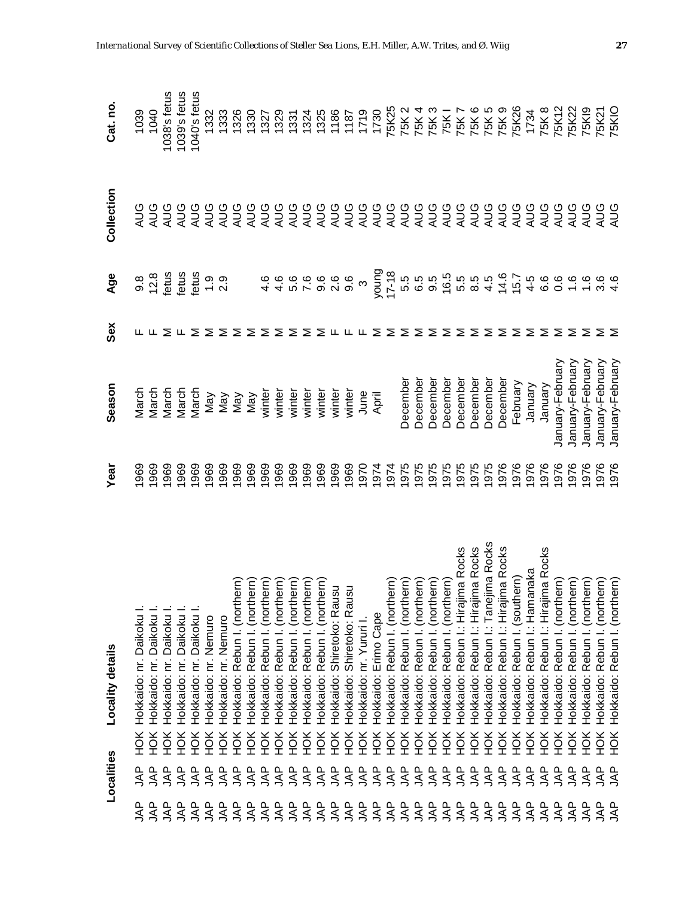| Localities | | | Locality details | Year | Season | Sex | Age | Collection | Cat. no. |
|---|---|---|---|---|---|---|---|---|---|
| JAP | JAP | HOK | Hokkaido: nr. Daikoku I. | 1969 | March | F | 9.8 | AUG | 1039 |
| JAP | JAP | HOK | Hokkaido: nr. Daikoku I. | 1969 | March | F | 12.8 | AUG | 1040 |
| JAP | JAP | HOK | Hokkaido: nr. Daikoku I. | 1969 | March | M | fetus | AUG | 1038's fetus |
| JAP | JAP | HOK | Hokkaido: nr. Daikoku I. | 1969 | March | F | fetus | AUG | 1039's fetus |
| JAP | JAP | HOK | Hokkaido: nr. Daikoku I. | 1969 | March | M | fetus | AUG | 1040's fetus |
| JAP | JAP | HOK | Hokkaido: nr. Nemuro | 1969 | May | M | 1.9 | AUG | 1332 |
| JAP | JAP | HOK | Hokkaido: nr. Nemuro | 1969 | May | M | 2.9 | AUG | 1333 |
| JAP | JAP | HOK | Hokkaido: Rebun I. (northern) | 1969 | May | M | | AUG | 1326 |
| JAP | JAP | HOK | Hokkaido: Rebun I. (northern) | 1969 | May | M | | AUG | 1330 |
| JAP | JAP | HOK | Hokkaido: Rebun I. (northern) | 1969 | winter | M | 4.6 | AUG | 1327 |
| JAP | JAP | HOK | Hokkaido: Rebun I. (northern) | 1969 | winter | M | 4.6 | AUG | 1329 |
| JAP | JAP | HOK | Hokkaido: Rebun I. (northern) | 1969 | winter | M | 5.6 | AUG | 1331 |
| JAP | JAP | HOK | Hokkaido: Rebun I. (northern) | 1969 | winter | M | 7.6 | AUG | 1324 |
| JAP | JAP | HOK | Hokkaido: Rebun I. (northern) | 1969 | winter | M | 9.6 | AUG | 1325 |
| JAP | JAP | HOK | Hokkaido: Shiretoko: Rausu | 1969 | winter | F | 2.6 | AUG | 1186 |
| JAP | JAP | HOK | Hokkaido: Shiretoko: Rausu | 1969 | winter | F | 9.6 | AUG | 1187 |
| JAP | JAP | HOK | Hokkaido: nr. Yururi I. | 1970 | June | F | 3 | AUG | 1719 |
| JAP | JAP | HOK | Hokkaido: Erimo Cape | 1974 | April | M | young | AUG | 1730 |
| JAP | JAP | HOK | Hokkaido: Rebun I. (northern) | 1974 | | M | 17-18 | AUG | 75K25 |
| JAP | JAP | HOK | Hokkaido: Rebun I. (northern) | 1975 | December | M | 5.5 | AUG | 75K 2 |
| JAP | JAP | HOK | Hokkaido: Rebun I. (northern) | 1975 | December | M | 6.5 | AUG | 75K 4 |
| JAP | JAP | HOK | Hokkaido: Rebun I. (northern) | 1975 | December | M | 9.5 | AUG | 75K 3 |
| JAP | JAP | HOK | Hokkaido: Rebun I. (northern) | 1975 | December | M | 16.5 | AUG | 75K I |
| JAP | JAP | HOK | Hokkaido: Rebun I.: Hirajima Rocks | 1975 | December | M | 5.5 | AUG | 75K 7 |
| JAP | JAP | HOK | Hokkaido: Rebun I.: Hirajima Rocks | 1975 | December | M | 8.5 | AUG | 75K 6 |
| JAP | JAP | HOK | Hokkaido: Rebun I.: Tanejima Rocks | 1975 | December | M | 4.5 | AUG | 75K 5 |
| JAP | JAP | HOK | Hokkaido: Rebun I.: Hirajima Rocks | 1976 | December | M | 14.6 | AUG | 75K 9 |
| JAP | JAP | HOK | Hokkaido: Rebun I. (southern) | 1976 | February | M | 15.7 | AUG | 75K26 |
| JAP | JAP | HOK | Hokkaido: Rebun I.: Hamanaka | 1976 | January | M | 4-5 | AUG | 1734 |
| JAP | JAP | HOK | Hokkaido: Rebun I.: Hirajima Rocks | 1976 | January | M | 6.6 | AUG | 75K 8 |
| JAP | JAP | HOK | Hokkaido: Rebun I. (northern) | 1976 | January-February | M | 0.6 | AUG | 75K12 |
| JAP | JAP | HOK | Hokkaido: Rebun I. (northern) | 1976 | January-February | M | 1.6 | AUG | 75K22 |
| JAP | JAP | HOK | Hokkaido: Rebun I. (northern) | 1976 | January-February | M | 1.6 | AUG | 75KI9 |
| JAP | JAP | HOK | Hokkaido: Rebun I. (northern) | 1976 | January-February | M | 3.6 | AUG | 75K21 |
| JAP | JAP | HOK | Hokkaido: Rebun I. (northern) | 1976 | January-February | M | 4.6 | AUG | 75KIO |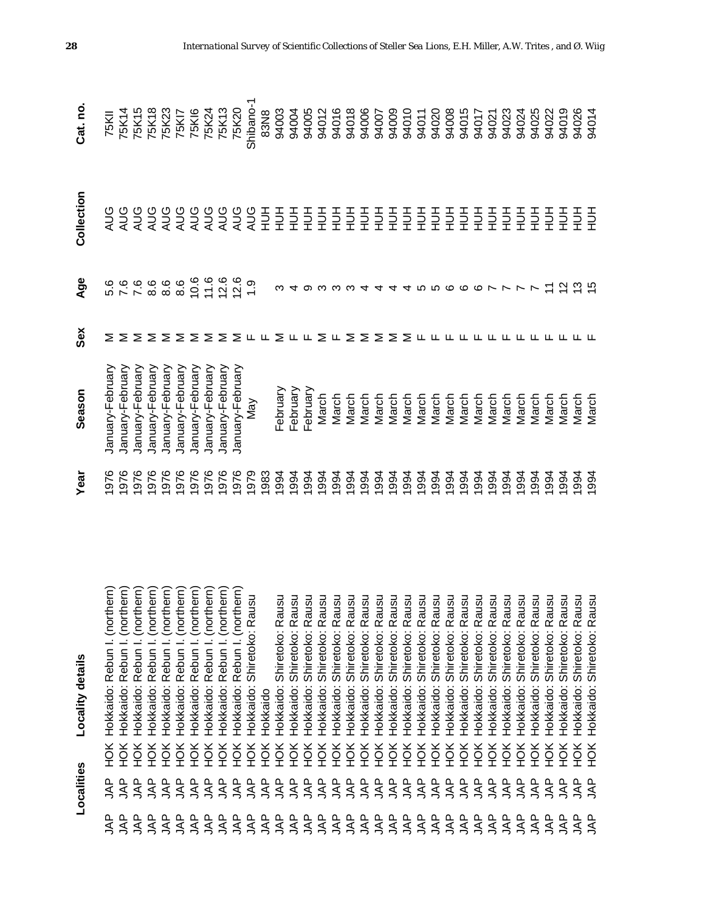| Localities | | | Locality details | Year | Season | Sex | Age | Collection | Cat. no. |
|---|---|---|---|---|---|---|---|---|---|
| JAP | JAP | HOK | Hokkaido: Rebun I. (northern) | 1976 | January-February | M | 5.6 | AUG | 75KII |
| JAP | JAP | HOK | Hokkaido: Rebun I. (northern) | 1976 | January-February | M | 7.6 | AUG | 75K14 |
| JAP | JAP | HOK | Hokkaido: Rebun I. (northern) | 1976 | January-February | M | 7.6 | AUG | 75K15 |
| JAP | JAP | HOK | Hokkaido: Rebun I. (northern) | 1976 | January-February | M | 8.6 | AUG | 75K18 |
| JAP | JAP | HOK | Hokkaido: Rebun I. (northern) | 1976 | January-February | M | 8.6 | AUG | 75K23 |
| JAP | JAP | HOK | Hokkaido: Rebun I. (northern) | 1976 | January-February | M | 8.6 | AUG | 75KI7 |
| JAP | JAP | HOK | Hokkaido: Rebun I. (northern) | 1976 | January-February | M | 10.6 | AUG | 75KI6 |
| JAP | JAP | HOK | Hokkaido: Rebun I. (northern) | 1976 | January-February | M | 11.6 | AUG | 75K24 |
| JAP | JAP | HOK | Hokkaido: Rebun I. (northern) | 1976 | January-February | M | 12.6 | AUG | 75K13 |
| JAP | JAP | HOK | Hokkaido: Rebun I. (northern) | 1976 | January-February | M | 12.6 | AUG | 75K20 |
| JAP | JAP | HOK | Hokkaido: Shiretoko: Rausu | 1979 | May | F | 1.9 | AUG | Shibano-1 |
| JAP | JAP | HOK | Hokkaido | 1983 | | F | | HUH | 83N8 |
| JAP | JAP | HOK | Hokkaido: Shiretoko: Rausu | 1994 | February | M | 3 | HUH | 94003 |
| JAP | JAP | HOK | Hokkaido: Shiretoko: Rausu | 1994 | February | F | 4 | HUH | 94004 |
| JAP | JAP | HOK | Hokkaido: Shiretoko: Rausu | 1994 | February | F | 9 | HUH | 94005 |
| JAP | JAP | HOK | Hokkaido: Shiretoko: Rausu | 1994 | March | M | 3 | HUH | 94012 |
| JAP | JAP | HOK | Hokkaido: Shiretoko: Rausu | 1994 | March | F | 3 | HUH | 94016 |
| JAP | JAP | HOK | Hokkaido: Shiretoko: Rausu | 1994 | March | F | 3 | HUH | 94018 |
| JAP | JAP | HOK | Hokkaido: Shiretoko: Rausu | 1994 | March | M | 4 | HUH | 94006 |
| JAP | JAP | HOK | Hokkaido: Shiretoko: Rausu | 1994 | March | M | 4 | HUH | 94007 |
| JAP | JAP | HOK | Hokkaido: Shiretoko: Rausu | 1994 | March | M | 4 | HUH | 94009 |
| JAP | JAP | HOK | Hokkaido: Shiretoko: Rausu | 1994 | March | M | 4 | HUH | 94010 |
| JAP | JAP | HOK | Hokkaido: Shiretoko: Rausu | 1994 | March | F | 5 | HUH | 94011 |
| JAP | JAP | HOK | Hokkaido: Shiretoko: Rausu | 1994 | March | F | 5 | HUH | 94020 |
| JAP | JAP | HOK | Hokkaido: Shiretoko: Rausu | 1994 | March | F | 6 | HUH | 94008 |
| JAP | JAP | HOK | Hokkaido: Shiretoko: Rausu | 1994 | March | F | 6 | HUH | 94015 |
| JAP | JAP | HOK | Hokkaido: Shiretoko: Rausu | 1994 | March | F | 6 | HUH | 94017 |
| JAP | JAP | HOK | Hokkaido: Shiretoko: Rausu | 1994 | March | F | 7 | HUH | 94021 |
| JAP | JAP | HOK | Hokkaido: Shiretoko: Rausu | 1994 | March | F | 7 | HUH | 94023 |
| JAP | JAP | HOK | Hokkaido: Shiretoko: Rausu | 1994 | March | F | 7 | HUH | 94024 |
| JAP | JAP | HOK | Hokkaido: Shiretoko: Rausu | 1994 | March | F | 7 | HUH | 94025 |
| JAP | JAP | HOK | Hokkaido: Shiretoko: Rausu | 1994 | March | F | 11 | HUH | 94022 |
| JAP | JAP | HOK | Hokkaido: Shiretoko: Rausu | 1994 | March | F | 12 | HUH | 94019 |
| JAP | JAP | HOK | Hokkaido: Shiretoko: Rausu | 1994 | March | F | 13 | HUH | 94026 |
| JAP | JAP | HOK | Hokkaido: Shiretoko: Rausu | 1994 | March | F | 15 | HUH | 94014 |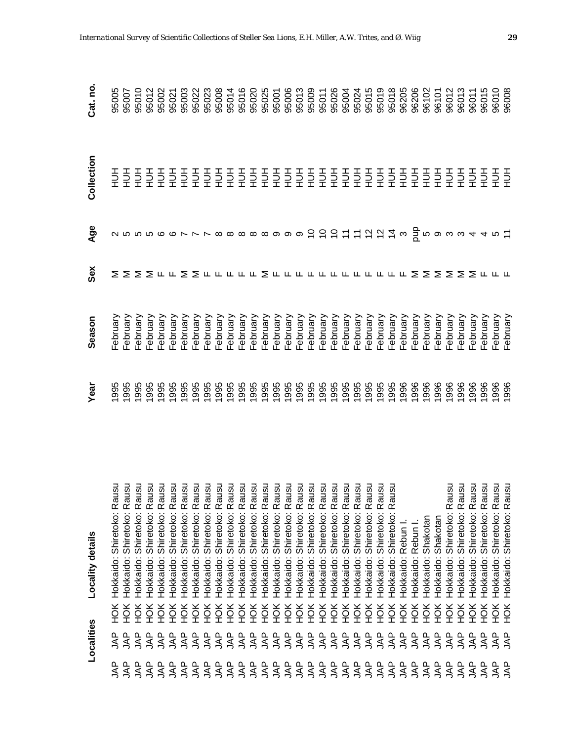| Localities | | | Locality details | Year | Season | Sex | Age | Collection | Cat. no. |
|---|---|---|---|---|---|---|---|---|---|
| JAP | JAP | HOK | Hokkaido: Shiretoko: Rausu | 1995 | February | M | 2 | HUH | 95005 |
| JAP | JAP | HOK | Hokkaido: Shiretoko: Rausu | 1995 | February | M | 5 | HUH | 95007 |
| JAP | JAP | HOK | Hokkaido: Shiretoko: Rausu | 1995 | February | M | 5 | HUH | 95010 |
| JAP | JAP | HOK | Hokkaido: Shiretoko: Rausu | 1995 | February | M | 5 | HUH | 95012 |
| JAP | JAP | HOK | Hokkaido: Shiretoko: Rausu | 1995 | February | F | 6 | HUH | 95002 |
| JAP | JAP | HOK | Hokkaido: Shiretoko: Rausu | 1995 | February | F | 6 | HUH | 95021 |
| JAP | JAP | HOK | Hokkaido: Shiretoko: Rausu | 1995 | February | M | 7 | HUH | 95003 |
| JAP | JAP | HOK | Hokkaido: Shiretoko: Rausu | 1995 | February | M | 7 | HUH | 95022 |
| JAP | JAP | HOK | Hokkaido: Shiretoko: Rausu | 1995 | February | F | 7 | HUH | 95023 |
| JAP | JAP | HOK | Hokkaido: Shiretoko: Rausu | 1995 | February | F | 8 | HUH | 95008 |
| JAP | JAP | HOK | Hokkaido: Shiretoko: Rausu | 1995 | February | F | 8 | HUH | 95014 |
| JAP | JAP | HOK | Hokkaido: Shiretoko: Rausu | 1995 | February | F | 8 | HUH | 95016 |
| JAP | JAP | HOK | Hokkaido: Shiretoko: Rausu | 1995 | February | F | 8 | HUH | 95020 |
| JAP | JAP | HOK | Hokkaido: Shiretoko: Rausu | 1995 | February | M | 8 | HUH | 95025 |
| JAP | JAP | HOK | Hokkaido: Shiretoko: Rausu | 1995 | February | F | 9 | HUH | 95001 |
| JAP | JAP | HOK | Hokkaido: Shiretoko: Rausu | 1995 | February | F | 9 | HUH | 95006 |
| JAP | JAP | HOK | Hokkaido: Shiretoko: Rausu | 1995 | February | F | 9 | HUH | 95013 |
| JAP | JAP | HOK | Hokkaido: Shiretoko: Rausu | 1995 | February | F | 10 | HUH | 95009 |
| JAP | JAP | HOK | Hokkaido: Shiretoko: Rausu | 1995 | February | F | 10 | HUH | 95011 |
| JAP | JAP | HOK | Hokkaido: Shiretoko: Rausu | 1995 | February | F | 10 | HUH | 95026 |
| JAP | JAP | HOK | Hokkaido: Shiretoko: Rausu | 1995 | February | F | 11 | HUH | 95004 |
| JAP | JAP | HOK | Hokkaido: Shiretoko: Rausu | 1995 | February | F | 11 | HUH | 95024 |
| JAP | JAP | HOK | Hokkaido: Shiretoko: Rausu | 1995 | February | F | 12 | HUH | 95015 |
| JAP | JAP | HOK | Hokkaido: Shiretoko: Rausu | 1995 | February | F | 12 | HUH | 95019 |
| JAP | JAP | HOK | Hokkaido: Shiretoko: Rausu | 1995 | February | F | 14 | HUH | 95018 |
| JAP | JAP | HOK | Hokkaido: Rebun I. | 1996 | February | F | 3 | HUH | 96205 |
| JAP | JAP | HOK | Hokkaido: Rebun I. | 1996 | February | M | pup | HUH | 96206 |
| JAP | JAP | HOK | Hokkaido: Shakotan | 1996 | February | M | 5 | HUH | 96102 |
| JAP | JAP | HOK | Hokkaido: Shakotan | 1996 | February | M | 9 | HUH | 96101 |
| JAP | JAP | HOK | Hokkaido: Shiretoko: Rausu | 1996 | February | M | 3 | HUH | 96012 |
| JAP | JAP | HOK | Hokkaido: Shiretoko: Rausu | 1996 | February | M | 3 | HUH | 96013 |
| JAP | JAP | HOK | Hokkaido: Shiretoko: Rausu | 1996 | February | M | 4 | HUH | 96011 |
| JAP | JAP | HOK | Hokkaido: Shiretoko: Rausu | 1996 | February | F | 4 | HUH | 96015 |
| JAP | JAP | HOK | Hokkaido: Shiretoko: Rausu | 1996 | February | F | 5 | HUH | 96010 |
| JAP | JAP | HOK | Hokkaido: Shiretoko: Rausu | 1996 | February | F | 11 | HUH | 96008 |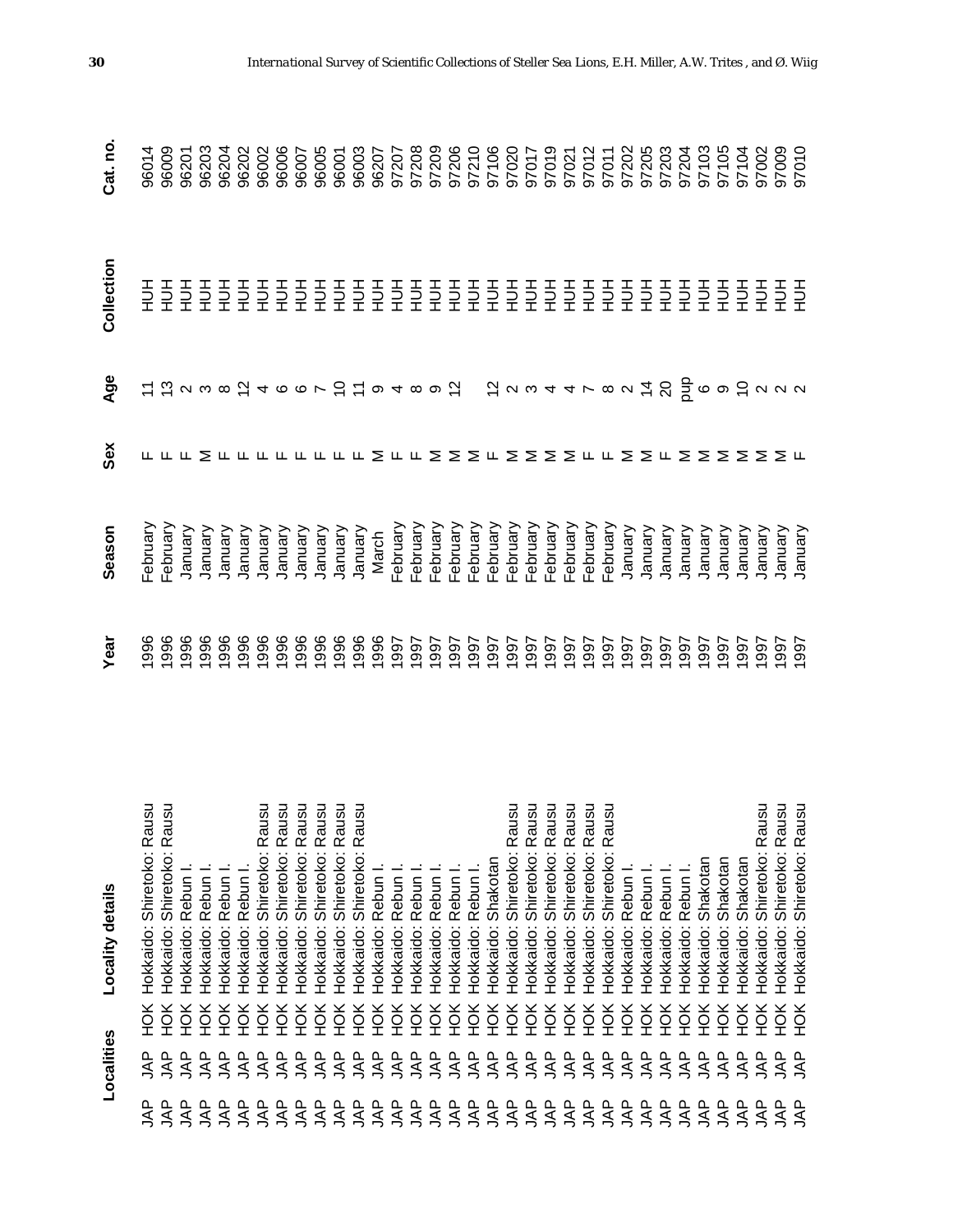| Localities | | | Locality details | Year | Season | Sex | Age | Collection | Cat. no. |
|---|---|---|---|---|---|---|---|---|---|
| JAP | JAP | HOK | Hokkaido: Shiretoko: Rausu | 1996 | February | F | 11 | HUH | 96014 |
| JAP | JAP | HOK | Hokkaido: Shiretoko: Rausu | 1996 | February | F | 13 | HUH | 96009 |
| JAP | JAP | HOK | Hokkaido: Rebun I. | 1996 | January | F | 2 | HUH | 96201 |
| JAP | JAP | HOK | Hokkaido: Rebun I. | 1996 | January | M | 3 | HUH | 96203 |
| JAP | JAP | HOK | Hokkaido: Rebun I. | 1996 | January | F | 8 | HUH | 96204 |
| JAP | JAP | HOK | Hokkaido: Rebun I. | 1996 | January | F | 12 | HUH | 96202 |
| JAP | JAP | HOK | Hokkaido: Shiretoko: Rausu | 1996 | January | F | 4 | HUH | 96002 |
| JAP | JAP | HOK | Hokkaido: Shiretoko: Rausu | 1996 | January | F | 6 | HUH | 96006 |
| JAP | JAP | HOK | Hokkaido: Shiretoko: Rausu | 1996 | January | F | 6 | HUH | 96007 |
| JAP | JAP | HOK | Hokkaido: Shiretoko: Rausu | 1996 | January | F | 7 | HUH | 96005 |
| JAP | JAP | HOK | Hokkaido: Shiretoko: Rausu | 1996 | January | F | 10 | HUH | 96001 |
| JAP | JAP | HOK | Hokkaido: Shiretoko: Rausu | 1996 | January | F | 11 | HUH | 96003 |
| JAP | JAP | HOK | Hokkaido: Rebun I. | 1996 | March | M | 9 | HUH | 96207 |
| JAP | JAP | HOK | Hokkaido: Rebun I. | 1997 | February | F | 4 | HUH | 97207 |
| JAP | JAP | HOK | Hokkaido: Rebun I. | 1997 | February | F | 8 | HUH | 97208 |
| JAP | JAP | HOK | Hokkaido: Rebun I. | 1997 | February | M | 9 | HUH | 97209 |
| JAP | JAP | HOK | Hokkaido: Rebun I. | 1997 | February | M | 12 | HUH | 97206 |
| JAP | JAP | HOK | Hokkaido: Rebun I. | 1997 | February | M | | HUH | 97210 |
| JAP | JAP | HOK | Hokkaido: Shakotan | 1997 | February | F | 12 | HUH | 97106 |
| JAP | JAP | HOK | Hokkaido: Shiretoko: Rausu | 1997 | February | M | 2 | HUH | 97020 |
| JAP | JAP | HOK | Hokkaido: Shiretoko: Rausu | 1997 | February | M | 3 | HUH | 97017 |
| JAP | JAP | HOK | Hokkaido: Shiretoko: Rausu | 1997 | February | M | 4 | HUH | 97019 |
| JAP | JAP | HOK | Hokkaido: Shiretoko: Rausu | 1997 | February | M | 4 | HUH | 97021 |
| JAP | JAP | HOK | Hokkaido: Shiretoko: Rausu | 1997 | February | F | 7 | HUH | 97012 |
| JAP | JAP | HOK | Hokkaido: Shiretoko: Rausu | 1997 | February | F | 8 | HUH | 97011 |
| JAP | JAP | HOK | Hokkaido: Rebun I. | 1997 | January | M | 2 | HUH | 97202 |
| JAP | JAP | HOK | Hokkaido: Rebun I. | 1997 | January | M | 14 | HUH | 97205 |
| JAP | JAP | HOK | Hokkaido: Rebun I. | 1997 | January | F | 20 | HUH | 97203 |
| JAP | JAP | HOK | Hokkaido: Rebun I. | 1997 | January | M | pup | HUH | 97204 |
| JAP | JAP | HOK | Hokkaido: Shakotan | 1997 | January | M | 6 | HUH | 97103 |
| JAP | JAP | HOK | Hokkaido: Shakotan | 1997 | January | M | 9 | HUH | 97105 |
| JAP | JAP | HOK | Hokkaido: Shakotan | 1997 | January | M | 10 | HUH | 97104 |
| JAP | JAP | HOK | Hokkaido: Shiretoko: Rausu | 1997 | January | M | 2 | HUH | 97002 |
| JAP | JAP | HOK | Hokkaido: Shiretoko: Rausu | 1997 | January | M | 2 | HUH | 97009 |
| JAP | JAP | HOK | Hokkaido: Shiretoko: Rausu | 1997 | January | F | 2 | HUH | 97010 |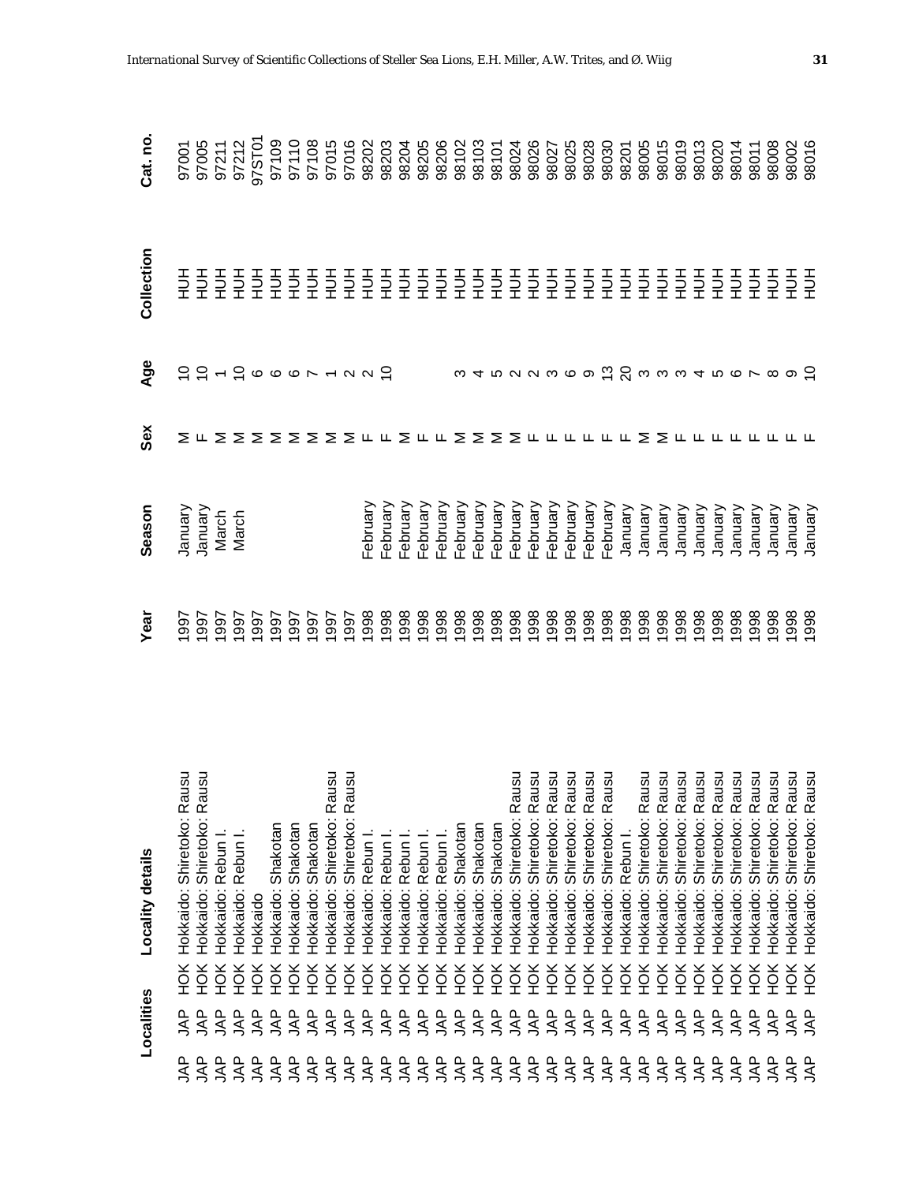| Localities | | | Locality details | Year | Season | Sex | Age | Collection | Cat. no. |
|---|---|---|---|---|---|---|---|---|---|
| JAP | JAP | HOK | Hokkaido: Shiretoko: Rausu | 1997 | January | M | 10 | HUH | 97001 |
| JAP | JAP | HOK | Hokkaido: Shiretoko: Rausu | 1997 | January | F | 10 | HUH | 97005 |
| JAP | JAP | HOK | Hokkaido: Rebun I. | 1997 | March | M | 1 | HUH | 97211 |
| JAP | JAP | HOK | Hokkaido: Rebun I. | 1997 | March | M | 10 | HUH | 97212 |
| JAP | JAP | HOK | Hokkaido | 1997 | | M | 6 | HUH | 97ST01 |
| JAP | JAP | HOK | Hokkaido: Shakotan | 1997 | | M | 6 | HUH | 97109 |
| JAP | JAP | HOK | Hokkaido: Shakotan | 1997 | | M | 6 | HUH | 97110 |
| JAP | JAP | HOK | Hokkaido: Shakotan | 1997 | | M | 7 | HUH | 97108 |
| JAP | JAP | HOK | Hokkaido: Shiretoko: Rausu | 1997 | | M | 1 | HUH | 97015 |
| JAP | JAP | HOK | Hokkaido: Shiretoko: Rausu | 1997 | | M | 2 | HUH | 97016 |
| JAP | JAP | HOK | Hokkaido: Rebun I. | 1998 | February | F | 2 | HUH | 98202 |
| JAP | JAP | HOK | Hokkaido: Rebun I. | 1998 | February | F | 10 | HUH | 98203 |
| JAP | JAP | HOK | Hokkaido: Rebun I. | 1998 | February | M | | HUH | 98204 |
| JAP | JAP | HOK | Hokkaido: Rebun I. | 1998 | February | F | | HUH | 98205 |
| JAP | JAP | HOK | Hokkaido: Rebun I. | 1998 | February | F | | HUH | 98206 |
| JAP | JAP | HOK | Hokkaido: Shakotan | 1998 | February | M | 3 | HUH | 98102 |
| JAP | JAP | HOK | Hokkaido: Shakotan | 1998 | February | M | 4 | HUH | 98103 |
| JAP | JAP | HOK | Hokkaido: Shakotan | 1998 | February | M | 5 | HUH | 98101 |
| JAP | JAP | HOK | Hokkaido: Shiretoko: Rausu | 1998 | February | M | 2 | HUH | 98024 |
| JAP | JAP | HOK | Hokkaido: Shiretoko: Rausu | 1998 | February | F | 2 | HUH | 98026 |
| JAP | JAP | HOK | Hokkaido: Shiretoko: Rausu | 1998 | February | F | 3 | HUH | 98027 |
| JAP | JAP | HOK | Hokkaido: Shiretoko: Rausu | 1998 | February | F | 6 | HUH | 98025 |
| JAP | JAP | HOK | Hokkaido: Shiretoko: Rausu | 1998 | February | F | 9 | HUH | 98028 |
| JAP | JAP | HOK | Hokkaido: Shiretoko: Rausu | 1998 | February | F | 13 | HUH | 98030 |
| JAP | JAP | HOK | Hokkaido: Rebun I. | 1998 | January | F | 20 | HUH | 98201 |
| JAP | JAP | HOK | Hokkaido: Shiretoko: Rausu | 1998 | January | M | 3 | HUH | 98005 |
| JAP | JAP | HOK | Hokkaido: Shiretoko: Rausu | 1998 | January | M | 3 | HUH | 98015 |
| JAP | JAP | HOK | Hokkaido: Shiretoko: Rausu | 1998 | January | F | 3 | HUH | 98019 |
| JAP | JAP | HOK | Hokkaido: Shiretoko: Rausu | 1998 | January | F | 4 | HUH | 98013 |
| JAP | JAP | HOK | Hokkaido: Shiretoko: Rausu | 1998 | January | F | 5 | HUH | 98020 |
| JAP | JAP | HOK | Hokkaido: Shiretoko: Rausu | 1998 | January | F | 6 | HUH | 98014 |
| JAP | JAP | HOK | Hokkaido: Shiretoko: Rausu | 1998 | January | F | 7 | HUH | 98011 |
| JAP | JAP | HOK | Hokkaido: Shiretoko: Rausu | 1998 | January | F | 8 | HUH | 98008 |
| JAP | JAP | HOK | Hokkaido: Shiretoko: Rausu | 1998 | January | F | 9 | HUH | 98002 |
| JAP | JAP | HOK | Hokkaido: Shiretoko: Rausu | 1998 | January | F | 10 | HUH | 98016 |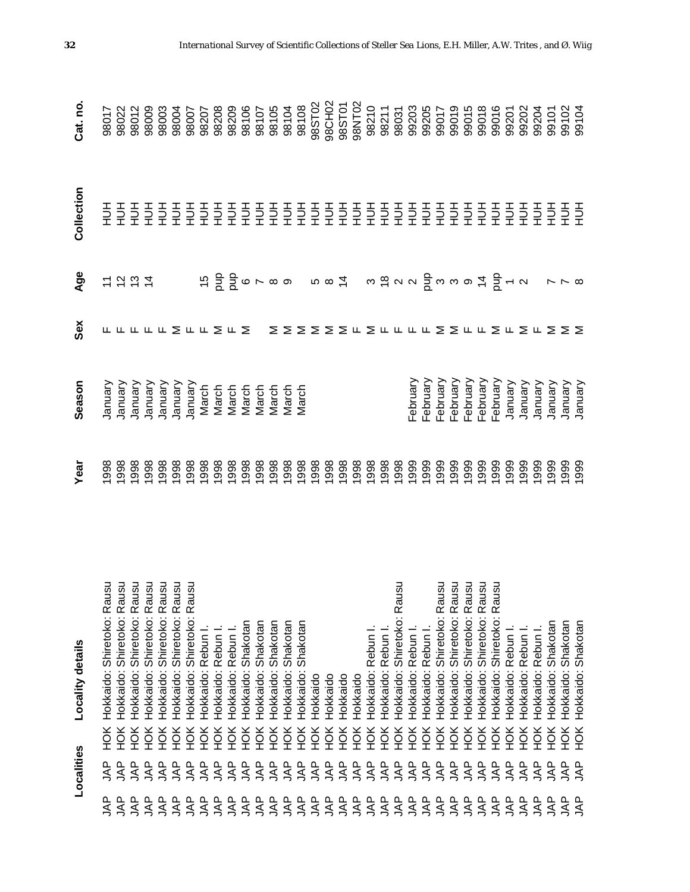| Localities | | | Locality details | Year | Season | Sex | Age | Collection | Cat. no. |
|---|---|---|---|---|---|---|---|---|---|
| JAP | JAP | HOK | Hokkaido: Shiretoko: Rausu | 1998 | January | F | 11 | HUH | 98017 |
| JAP | JAP | HOK | Hokkaido: Shiretoko: Rausu | 1998 | January | F | 12 | HUH | 98022 |
| JAP | JAP | HOK | Hokkaido: Shiretoko: Rausu | 1998 | January | F | 13 | HUH | 98012 |
| JAP | JAP | HOK | Hokkaido: Shiretoko: Rausu | 1998 | January | F | 14 | HUH | 98009 |
| JAP | JAP | HOK | Hokkaido: Shiretoko: Rausu | 1998 | January | F | | HUH | 98003 |
| JAP | JAP | HOK | Hokkaido: Shiretoko: Rausu | 1998 | January | M | | HUH | 98004 |
| JAP | JAP | HOK | Hokkaido: Shiretoko: Rausu | 1998 | January | F | | HUH | 98007 |
| JAP | JAP | HOK | Hokkaido: Rebun I. | 1998 | March | F | 15 | HUH | 98207 |
| JAP | JAP | HOK | Hokkaido: Rebun I. | 1998 | March | M | pup | HUH | 98208 |
| JAP | JAP | HOK | Hokkaido: Rebun I. | 1998 | March | F | pup | HUH | 98209 |
| JAP | JAP | HOK | Hokkaido: Shakotan | 1998 | March | M | 6 | HUH | 98106 |
| JAP | JAP | HOK | Hokkaido: Shakotan | 1998 | March | | 7 | HUH | 98107 |
| JAP | JAP | HOK | Hokkaido: Shakotan | 1998 | March | M | 8 | HUH | 98105 |
| JAP | JAP | HOK | Hokkaido: Shakotan | 1998 | March | M | 9 | HUH | 98104 |
| JAP | JAP | HOK | Hokkaido: Shakotan | 1998 | March | M | | HUH | 98108 |
| JAP | JAP | HOK | Hokkaido | 1998 | | M | 5 | HUH | 98ST02 |
| JAP | JAP | HOK | Hokkaido | 1998 | | M | 8 | HUH | 98CH02 |
| JAP | JAP | HOK | Hokkaido | 1998 | | M | 14 | HUH | 98ST01 |
| JAP | JAP | HOK | Hokkaido | 1998 | | F | | HUH | 98NT02 |
| JAP | JAP | HOK | Hokkaido: Rebun I. | 1998 | | M | 3 | HUH | 98210 |
| JAP | JAP | HOK | Hokkaido: Rebun I. | 1998 | | F | 18 | HUH | 98211 |
| JAP | JAP | HOK | Hokkaido: Shiretoko: Rausu | 1998 | | F | 2 | HUH | 98031 |
| JAP | JAP | HOK | Hokkaido: Rebun I. | 1999 | February | F | 2 | HUH | 99203 |
| JAP | JAP | HOK | Hokkaido: Rebun I. | 1999 | February | F | pup | HUH | 99205 |
| JAP | JAP | HOK | Hokkaido: Shiretoko: Rausu | 1999 | February | M | 3 | HUH | 99017 |
| JAP | JAP | HOK | Hokkaido: Shiretoko: Rausu | 1999 | February | M | 3 | HUH | 99019 |
| JAP | JAP | HOK | Hokkaido: Shiretoko: Rausu | 1999 | February | F | 9 | HUH | 99015 |
| JAP | JAP | HOK | Hokkaido: Shiretoko: Rausu | 1999 | February | F | 14 | HUH | 99018 |
| JAP | JAP | HOK | Hokkaido: Shiretoko: Rausu | 1999 | February | M | pup | HUH | 99016 |
| JAP | JAP | HOK | Hokkaido: Rebun I. | 1999 | January | F | 1 | HUH | 99201 |
| JAP | JAP | HOK | Hokkaido: Rebun I. | 1999 | January | M | 2 | HUH | 99202 |
| JAP | JAP | HOK | Hokkaido: Rebun I. | 1999 | January | F | | HUH | 99204 |
| JAP | JAP | HOK | Hokkaido: Shakotan | 1999 | January | M | 7 | HUH | 99101 |
| JAP | JAP | HOK | Hokkaido: Shakotan | 1999 | January | M | 7 | HUH | 99102 |
| JAP | JAP | HOK | Hokkaido: Shakotan | 1999 | January | M | 8 | HUH | 99104 |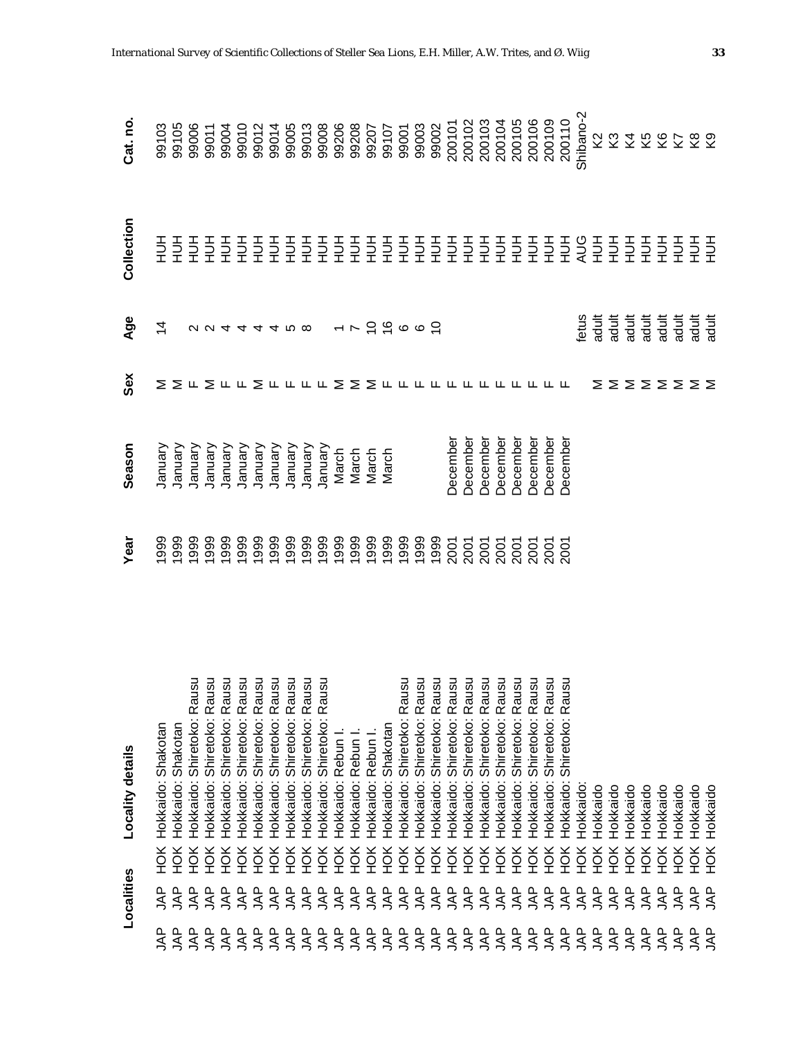| Localities | | Locality details | Year | Season | Sex | Age | Collection | Cat. no. |
|---|---|---|---|---|---|---|---|---|
| JAP | HOK | Hokkaido: Shakotan | 1999 | January | M | 14 | HUH | 99103 |
| JAP | HOK | Hokkaido: Shakotan | 1999 | January | M | | HUH | 99105 |
| JAP | HOK | Hokkaido: Shiretoko: Rausu | 1999 | January | F | 2 | HUH | 99006 |
| JAP | HOK | Hokkaido: Shiretoko: Rausu | 1999 | January | M | 2 | HUH | 99011 |
| JAP | HOK | Hokkaido: Shiretoko: Rausu | 1999 | January | F | 4 | HUH | 99004 |
| JAP | HOK | Hokkaido: Shiretoko: Rausu | 1999 | January | F | 4 | HUH | 99010 |
| JAP | HOK | Hokkaido: Shiretoko: Rausu | 1999 | January | M | 4 | HUH | 99012 |
| JAP | HOK | Hokkaido: Shiretoko: Rausu | 1999 | January | F | 4 | HUH | 99014 |
| JAP | HOK | Hokkaido: Shiretoko: Rausu | 1999 | January | F | 5 | HUH | 99005 |
| JAP | HOK | Hokkaido: Shiretoko: Rausu | 1999 | January | F | 8 | HUH | 99013 |
| JAP | HOK | Hokkaido: Shiretoko: Rausu | 1999 | January | F | | HUH | 99008 |
| JAP | HOK | Hokkaido: Rebun I. | 1999 | March | M | 1 | HUH | 99206 |
| JAP | HOK | Hokkaido: Rebun I. | 1999 | March | M | 7 | HUH | 99208 |
| JAP | HOK | Hokkaido: Rebun I. | 1999 | March | M | 10 | HUH | 99207 |
| JAP | HOK | Hokkaido: Shakotan | 1999 | March | F | 16 | HUH | 99107 |
| JAP | HOK | Hokkaido: Shiretoko: Rausu | 1999 | | F | 6 | HUH | 99001 |
| JAP | HOK | Hokkaido: Shiretoko: Rausu | 1999 | | F | 6 | HUH | 99003 |
| JAP | HOK | Hokkaido: Shiretoko: Rausu | 1999 | | F | 10 | HUH | 99002 |
| JAP | HOK | Hokkaido: Shiretoko: Rausu | 2001 | December | F | | HUH | 200101 |
| JAP | HOK | Hokkaido: Shiretoko: Rausu | 2001 | December | F | | HUH | 200102 |
| JAP | HOK | Hokkaido: Shiretoko: Rausu | 2001 | December | F | | HUH | 200103 |
| JAP | HOK | Hokkaido: Shiretoko: Rausu | 2001 | December | F | | HUH | 200104 |
| JAP | HOK | Hokkaido: Shiretoko: Rausu | 2001 | December | F | | HUH | 200105 |
| JAP | HOK | Hokkaido: Shiretoko: Rausu | 2001 | December | F | | HUH | 200106 |
| JAP | HOK | Hokkaido: Shiretoko: Rausu | 2001 | December | F | | HUH | 200109 |
| JAP | HOK | Hokkaido: Shiretoko: Rausu | 2001 | December | F | | HUH | 200110 |
| JAP | HOK | Hokkaido: | | | | fetus | AUG | Shibano-2 |
| JAP | HOK | Hokkaido | | | M | adult | HUH | K2 |
| JAP | HOK | Hokkaido | | | M | adult | HUH | K3 |
| JAP | HOK | Hokkaido | | | M | adult | HUH | K4 |
| JAP | HOK | Hokkaido | | | M | adult | HUH | K5 |
| JAP | HOK | Hokkaido | | | M | adult | HUH | K6 |
| JAP | HOK | Hokkaido | | | M | adult | HUH | K7 |
| JAP | HOK | Hokkaido | | | M | adult | HUH | K8 |
| JAP | HOK | Hokkaido | | | M | adult | HUH | K9 |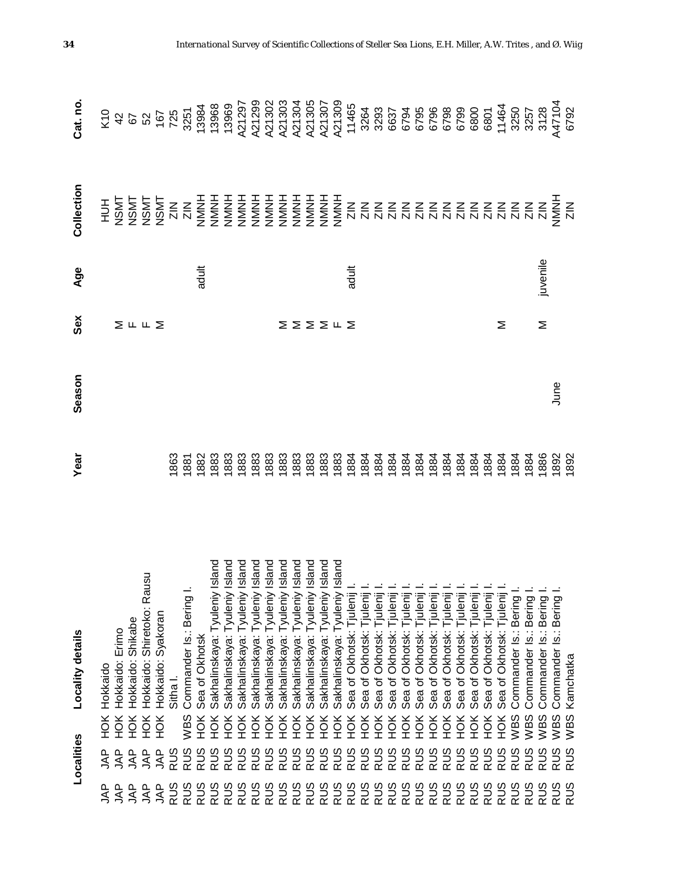| Localities | | | Locality details | Year | Season | Sex | Age | Collection | Cat. no. |
|---|---|---|---|---|---|---|---|---|---|
| JAP | JAP | HOK | Hokkaido | | | | | HUH | K10 |
| JAP | JAP | HOK | Hokkaido: Erimo | | | M | | NSMT | 42 |
| JAP | JAP | HOK | Hokkaido: Shikabe | | | F | | NSMT | 67 |
| JAP | JAP | HOK | Hokkaido: Shiretoko: Rausu | | | F | | NSMT | 52 |
| JAP | JAP | HOK | Hokkaido: Syakoran | | | M | | NSMT | 167 |
| RUS | RUS | | Sitha I. | 1863 | | | | ZIN | 725 |
| RUS | RUS | WBS | Commander Is.: Bering I. | 1881 | | | | ZIN | 3251 |
| RUS | RUS | HOK | Sea of Okhotsk | 1882 | | | adult | NMNH | 13984 |
| RUS | RUS | HOK | Sakhalinskaya: Tyuleniy Island | 1883 | | | | NMNH | 13968 |
| RUS | RUS | HOK | Sakhalinskaya: Tyuleniy Island | 1883 | | | | NMNH | 13969 |
| RUS | RUS | HOK | Sakhalinskaya: Tyuleniy Island | 1883 | | | | NMNH | A21297 |
| RUS | RUS | HOK | Sakhalinskaya: Tyuleniy Island | 1883 | | | | NMNH | A21299 |
| RUS | RUS | HOK | Sakhalinskaya: Tyuleniy Island | 1883 | | | | NMNH | A21302 |
| RUS | RUS | HOK | Sakhalinskaya: Tyuleniy Island | 1883 | | M | | NMNH | A21303 |
| RUS | RUS | HOK | Sakhalinskaya: Tyuleniy Island | 1883 | | M | | NMNH | A21304 |
| RUS | RUS | HOK | Sakhalinskaya: Tyuleniy Island | 1883 | | M | | NMNH | A21305 |
| RUS | RUS | HOK | Sakhalinskaya: Tyuleniy Island | 1883 | | F | | NMNH | A21307 |
| RUS | RUS | HOK | Sakhalinskaya: Tyuleniy Island | 1883 | | M | | NMNH | A21309 |
| RUS | RUS | HOK | Sea of Okhotsk: Tjulenij I. | 1884 | | | adult | ZIN | 11465 |
| RUS | RUS | HOK | Sea of Okhotsk: Tjulenij I. | 1884 | | | | ZIN | 3264 |
| RUS | RUS | HOK | Sea of Okhotsk: Tjulenij I. | 1884 | | | | ZIN | 3293 |
| RUS | RUS | HOK | Sea of Okhotsk: Tjulenij I. | 1884 | | | | ZIN | 6637 |
| RUS | RUS | HOK | Sea of Okhotsk: Tjulenij I. | 1884 | | | | ZIN | 6794 |
| RUS | RUS | HOK | Sea of Okhotsk: Tjulenij I. | 1884 | | | | ZIN | 6795 |
| RUS | RUS | HOK | Sea of Okhotsk: Tjulenij I. | 1884 | | | | ZIN | 6796 |
| RUS | RUS | HOK | Sea of Okhotsk: Tjulenij I. | 1884 | | | | ZIN | 6798 |
| RUS | RUS | HOK | Sea of Okhotsk: Tjulenij I. | 1884 | | | | ZIN | 6799 |
| RUS | RUS | HOK | Sea of Okhotsk: Tjulenij I. | 1884 | | | | ZIN | 6800 |
| RUS | RUS | HOK | Sea of Okhotsk: Tjulenij I. | 1884 | | | | ZIN | 6801 |
| RUS | RUS | HOK | Sea of Okhotsk: Tjulenij I. | 1884 | | M | | ZIN | 11464 |
| RUS | RUS | WBS | Commander Is.: Bering I. | 1884 | | | | ZIN | 3250 |
| RUS | RUS | WBS | Commander Is.: Bering I. | 1884 | | | | ZIN | 3257 |
| RUS | RUS | WBS | Commander Is.: Bering I. | 1886 | | M | juvenile | ZIN | 3128 |
| RUS | RUS | WBS | Commander Is.: Bering I. | 1892 | June | | | NMNH | A47104 |
| RUS | RUS | WBS | Kamchatka | 1892 | | | | ZIN | 6792 |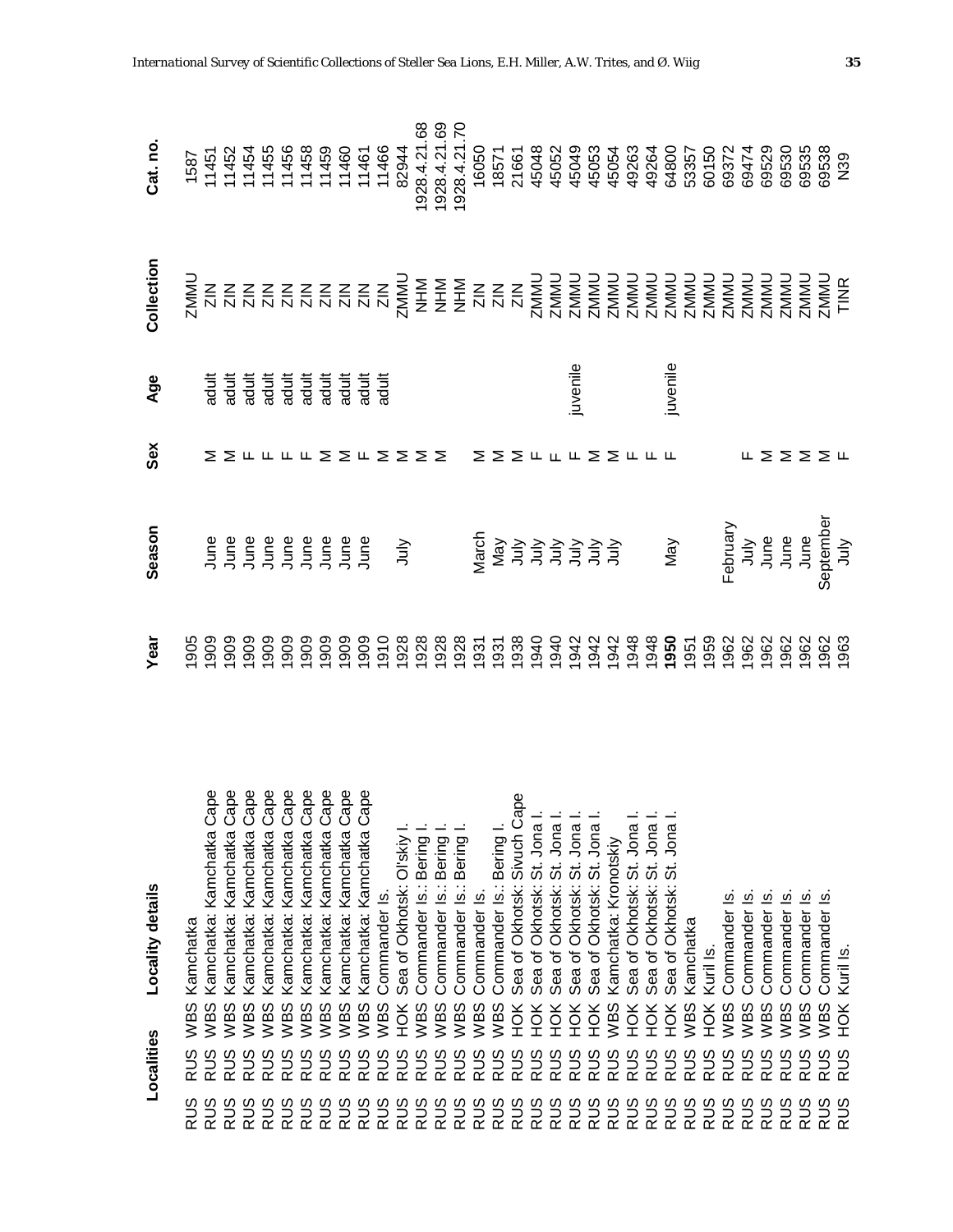| Localities | | Locality details | Year | Season | Sex | Age | Collection | Cat. no. |
|---|---|---|---|---|---|---|---|---|
| RUS | RUS | WBS Kamchatka | 1905 | | | | ZMMU | 1587 |
| RUS | RUS | WBS Kamchatka: Kamchatka Cape | 1909 | June | M | adult | ZIN | 11451 |
| RUS | RUS | WBS Kamchatka: Kamchatka Cape | 1909 | June | M | adult | ZIN | 11452 |
| RUS | RUS | WBS Kamchatka: Kamchatka Cape | 1909 | June | F | adult | ZIN | 11454 |
| RUS | RUS | WBS Kamchatka: Kamchatka Cape | 1909 | June | F | adult | ZIN | 11455 |
| RUS | RUS | WBS Kamchatka: Kamchatka Cape | 1909 | June | F | adult | ZIN | 11456 |
| RUS | RUS | WBS Kamchatka: Kamchatka Cape | 1909 | June | F | adult | ZIN | 11458 |
| RUS | RUS | WBS Kamchatka: Kamchatka Cape | 1909 | June | M | adult | ZIN | 11459 |
| RUS | RUS | WBS Kamchatka: Kamchatka Cape | 1909 | June | M | adult | ZIN | 11460 |
| RUS | RUS | WBS Kamchatka: Kamchatka Cape | 1909 | June | F | adult | ZIN | 11461 |
| RUS | RUS | WBS Commander Is. | 1910 | | M | adult | ZIN | 11466 |
| RUS | RUS | HOK Sea of Okhotsk: Ol'skiy I. | 1928 | July | M | | ZMMU | 82944 |
| RUS | RUS | WBS Commander Is.: Bering I. | 1928 | | M | | NHM | 1928.4.21.68 |
| RUS | RUS | WBS Commander Is.: Bering I. | 1928 | | M | | NHM | 1928.4.21.69 |
| RUS | RUS | WBS Commander Is.: Bering I. | 1928 | | | | NHM | 1928.4.21.70 |
| RUS | RUS | WBS Commander Is. | 1931 | March | M | | ZIN | 16050 |
| RUS | RUS | WBS Commander Is.: Bering I. | 1931 | May | M | | ZIN | 18571 |
| RUS | RUS | HOK Sea of Okhotsk: Sivuch Cape | 1938 | July | M | | ZIN | 21661 |
| RUS | RUS | HOK Sea of Okhotsk: St. Jona I. | 1940 | July | F | | ZMMU | 45048 |
| RUS | RUS | HOK Sea of Okhotsk: St. Jona I. | 1940 | July | F | | ZMMU | 45052 |
| RUS | RUS | HOK Sea of Okhotsk: St. Jona I. | 1942 | July | F | juvenile | ZMMU | 45049 |
| RUS | RUS | HOK Sea of Okhotsk: St. Jona I. | 1942 | July | M | | ZMMU | 45053 |
| RUS | RUS | WBS Kamchatka: Kronotskiy | 1942 | July | M | | ZMMU | 45054 |
| RUS | RUS | HOK Sea of Okhotsk: St. Jona I. | 1948 | | F | | ZMMU | 49263 |
| RUS | RUS | HOK Sea of Okhotsk: St. Jona I. | 1948 | | F | | ZMMU | 49264 |
| RUS | RUS | HOK Sea of Okhotsk: St. Jona I. | **1950** | May | F | juvenile | ZMMU | 64800 |
| RUS | RUS | WBS Kamchatka | 1951 | | | | ZMMU | 53357 |
| RUS | RUS | HOK Kuril Is. | 1959 | | | | ZMMU | 60150 |
| RUS | RUS | WBS Commander Is. | 1962 | February | | | ZMMU | 69372 |
| RUS | RUS | WBS Commander Is. | 1962 | July | F | | ZMMU | 69474 |
| RUS | RUS | WBS Commander Is. | 1962 | June | M | | ZMMU | 69529 |
| RUS | RUS | WBS Commander Is. | 1962 | June | M | | ZMMU | 69530 |
| RUS | RUS | WBS Commander Is. | 1962 | June | M | | ZMMU | 69535 |
| RUS | RUS | WBS Commander Is. | 1962 | September | M | | ZMMU | 69538 |
| RUS | RUS | HOK Kuril Is. | 1963 | July | F | | TINR | N39 |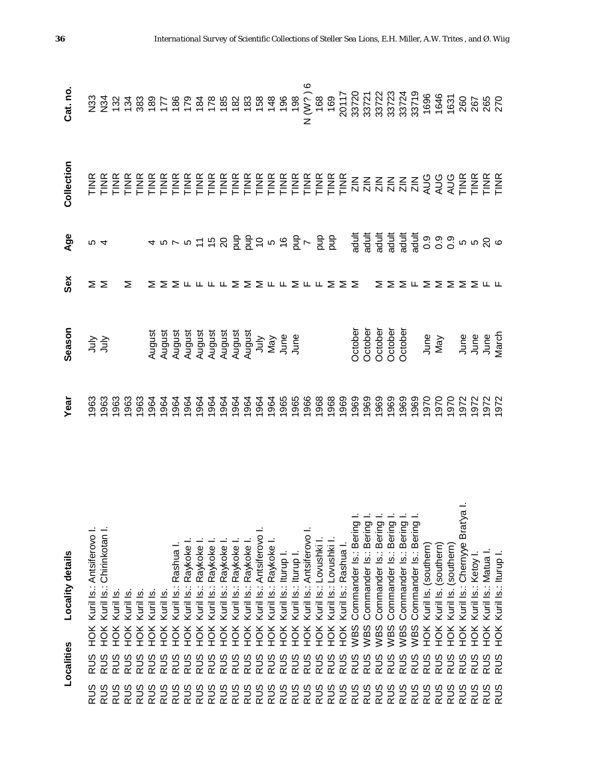| Localities | | | Year | Season | Sex | Age | Collection | Cat. no. |
|---|---|---|---|---|---|---|---|---|
| RUS | HOK | Kuril Is.: Antsiferovo I. | 1963 | July | M | 5 | TINR | N33 |
| RUS | HOK | Kuril Is.: Chirinkotan I. | 1963 | July | M | 4 | TINR | N34 |
| RUS | HOK | Kuril Is. | 1963 | | | | TINR | 132 |
| RUS | HOK | Kuril Is. | 1963 | | M | | TINR | 134 |
| RUS | HOK | Kuril Is. | 1963 | | | | TINR | 383 |
| RUS | HOK | Kuril Is. | 1964 | August | M | 4 | TINR | 189 |
| RUS | HOK | Kuril Is. | 1964 | August | M | 5 | TINR | 177 |
| RUS | HOK | Kuril Is.: Rashua I. | 1964 | August | M | 7 | TINR | 186 |
| RUS | HOK | Kuril Is.: Raykoke I. | 1964 | August | F | 5 | TINR | 179 |
| RUS | HOK | Kuril Is.: Raykoke I. | 1964 | August | F | 11 | TINR | 184 |
| RUS | HOK | Kuril Is.: Raykoke I. | 1964 | August | F | 15 | TINR | 178 |
| RUS | HOK | Kuril Is.: Raykoke I. | 1964 | August | F | 20 | TINR | 185 |
| RUS | HOK | Kuril Is.: Raykoke I. | 1964 | August | M | pup | TINR | 182 |
| RUS | HOK | Kuril Is.: Raykoke I. | 1964 | August | M | pup | TINR | 183 |
| RUS | HOK | Kuril Is.: Antsiferovo I. | 1964 | July | M | 10 | TINR | 158 |
| RUS | HOK | Kuril Is.: Raykoke I. | 1964 | May | F | 5 | TINR | 148 |
| RUS | HOK | Kuril Is.: Iturup I. | 1965 | June | F | 16 | TINR | 196 |
| RUS | HOK | Kuril Is.: Iturup I. | 1965 | June | M | pup | TINR | 198 |
| RUS | HOK | Kuril Is.: Antsiferovo I. | 1966 | | F | 7 | TINR | N (W?) 6 |
| RUS | HOK | Kuril Is.: Lovushki I. | 1968 | | F | pup | TINR | 168 |
| RUS | HOK | Kuril Is.: Lovushki I. | 1968 | | M | pup | TINR | 169 |
| RUS | HOK | Kuril Is.: Rashua I. | 1969 | | M | | TINR | 20117 |
| RUS | WBS | Commander Is.: Bering I. | 1969 | October | M | adult | ZIN | 33720 |
| RUS | WBS | Commander Is.: Bering I. | 1969 | October | | adult | ZIN | 33721 |
| RUS | WBS | Commander Is.: Bering I. | 1969 | October | M | adult | ZIN | 33722 |
| RUS | WBS | Commander Is.: Bering I. | 1969 | October | M | adult | ZIN | 33723 |
| RUS | WBS | Commander Is.: Bering I. | 1969 | October | M | adult | ZIN | 33724 |
| RUS | WBS | Commander Is.: Bering I. | 1969 | October | F | adult | ZIN | 33719 |
| RUS | HOK | Kuril Is. (southern) | 1970 | June | M | 0.9 | AUG | 1696 |
| RUS | HOK | Kuril Is. (southern) | 1970 | May | M | 0.9 | AUG | 1646 |
| RUS | HOK | Kuril Is. (southern) | 1970 | | M | 0.9 | AUG | 1631 |
| RUS | HOK | Kuril Is.: Chernyye Brat'ya I. | 1972 | June | M | 5 | TINR | 260 |
| RUS | HOK | Kuril Is.: Ketoy I. | 1972 | June | M | 5 | TINR | 267 |
| RUS | HOK | Kuril Is.: Matua I. | 1972 | June | F | 20 | TINR | 265 |
| RUS | HOK | Kuril Is.: Iturup I. | 1972 | March | F | 6 | TINR | 270 |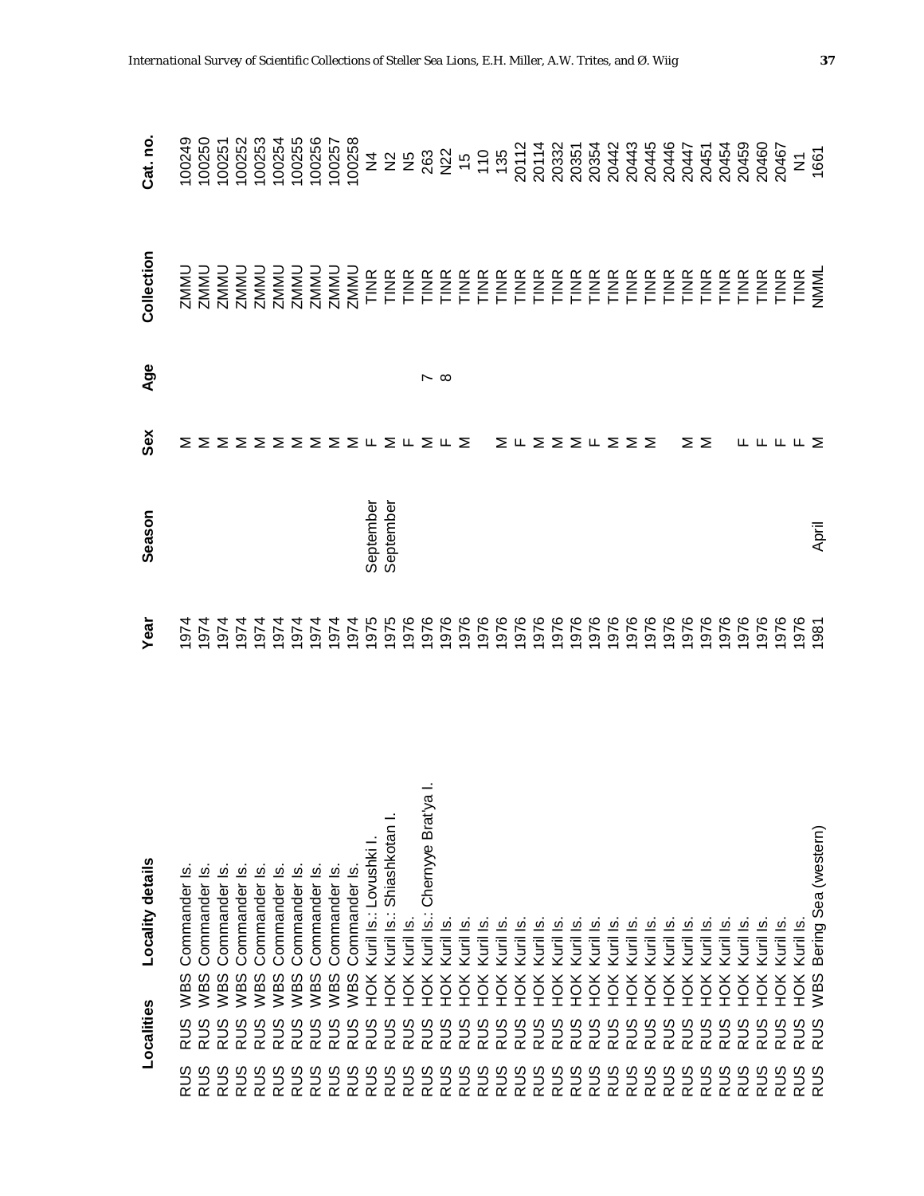| Localities | | Locality details | Year | Season | Sex | Age | Collection | Cat. no. |
|---|---|---|---|---|---|---|---|---|
| RUS | WBS | Commander Is. | 1974 | | M | | ZMMU | 100249 |
| RUS | WBS | Commander Is. | 1974 | | M | | ZMMU | 100250 |
| RUS | WBS | Commander Is. | 1974 | | M | | ZMMU | 100251 |
| RUS | WBS | Commander Is. | 1974 | | M | | ZMMU | 100252 |
| RUS | WBS | Commander Is. | 1974 | | M | | ZMMU | 100253 |
| RUS | WBS | Commander Is. | 1974 | | M | | ZMMU | 100254 |
| RUS | WBS | Commander Is. | 1974 | | M | | ZMMU | 100255 |
| RUS | WBS | Commander Is. | 1974 | | M | | ZMMU | 100256 |
| RUS | WBS | Commander Is. | 1974 | | M | | ZMMU | 100257 |
| RUS | WBS | Commander Is. | 1974 | | M | | ZMMU | 100258 |
| RUS | HOK | Kuril Is.: Lovushki I. | 1975 | September | F | | TINR | N4 |
| RUS | HOK | Kuril Is.: Shiashkotan I. | 1975 | September | M | | TINR | N2 |
| RUS | HOK | Kuril Is. | 1976 | | F | | TINR | N5 |
| RUS | HOK | Kuril Is.: Chernyye Brat'ya I. | 1976 | | M | 7 | TINR | 263 |
| RUS | HOK | Kuril Is. | 1976 | | F | 8 | TINR | N22 |
| RUS | HOK | Kuril Is. | 1976 | | M | | TINR | 15 |
| RUS | HOK | Kuril Is. | 1976 | | | | TINR | 110 |
| RUS | HOK | Kuril Is. | 1976 | | M | | TINR | 135 |
| RUS | HOK | Kuril Is. | 1976 | | F | | TINR | 20112 |
| RUS | HOK | Kuril Is. | 1976 | | M | | TINR | 20114 |
| RUS | HOK | Kuril Is. | 1976 | | M | | TINR | 20332 |
| RUS | HOK | Kuril Is. | 1976 | | M | | TINR | 20351 |
| RUS | HOK | Kuril Is. | 1976 | | F | | TINR | 20354 |
| RUS | HOK | Kuril Is. | 1976 | | M | | TINR | 20442 |
| RUS | HOK | Kuril Is. | 1976 | | M | | TINR | 20443 |
| RUS | HOK | Kuril Is. | 1976 | | M | | TINR | 20445 |
| RUS | HOK | Kuril Is. | 1976 | | | | TINR | 20446 |
| RUS | HOK | Kuril Is. | 1976 | | M | | TINR | 20447 |
| RUS | HOK | Kuril Is. | 1976 | | M | | TINR | 20451 |
| RUS | HOK | Kuril Is. | 1976 | | | | TINR | 20454 |
| RUS | HOK | Kuril Is. | 1976 | | F | | TINR | 20459 |
| RUS | HOK | Kuril Is. | 1976 | | F | | TINR | 20460 |
| RUS | HOK | Kuril Is. | 1976 | | F | | TINR | 20467 |
| RUS | HOK | Kuril Is. | 1976 | | F | | TINR | N1 |
| RUS | WBS | Bering Sea (western) | 1981 | April | M | | NMML | 1661 |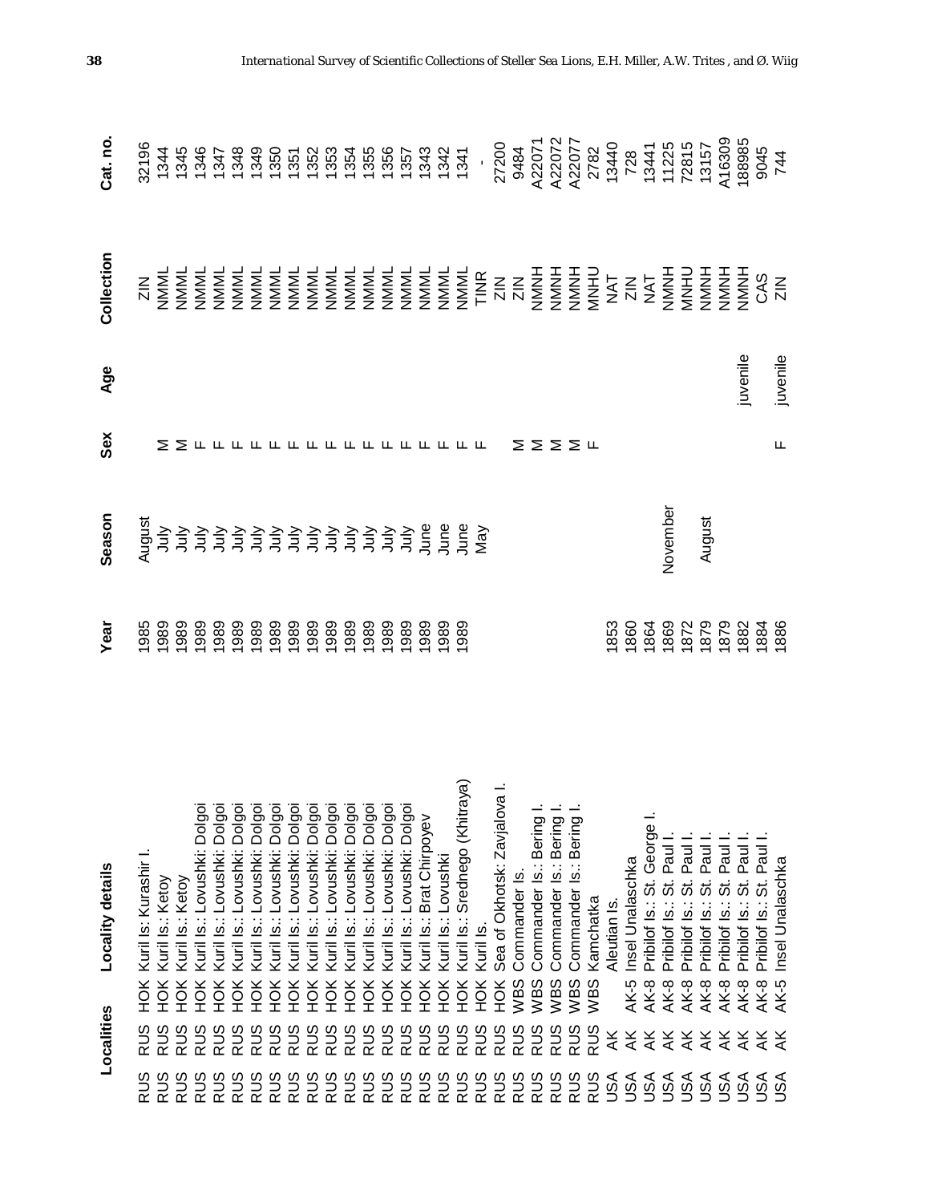| Localities | | | Locality details | Year | Season | Sex | Age | Collection | Cat. no. |
|---|---|---|---|---|---|---|---|---|---|
| RUS | RUS | HOK | Kuril Is: Kurashir I. | 1985 | August | | | ZIN | 32196 |
| RUS | RUS | HOK | Kuril Is.: Ketoy | 1989 | July | M | | NMML | 1344 |
| RUS | RUS | HOK | Kuril Is.: Ketoy | 1989 | July | M | | NMML | 1345 |
| RUS | RUS | HOK | Kuril Is.: Lovushki: Dolgoi | 1989 | July | F | | NMML | 1346 |
| RUS | RUS | HOK | Kuril Is.: Lovushki: Dolgoi | 1989 | July | F | | NMML | 1347 |
| RUS | RUS | HOK | Kuril Is.: Lovushki: Dolgoi | 1989 | July | F | | NMML | 1348 |
| RUS | RUS | HOK | Kuril Is.: Lovushki: Dolgoi | 1989 | July | F | | NMML | 1349 |
| RUS | RUS | HOK | Kuril Is.: Lovushki: Dolgoi | 1989 | July | F | | NMML | 1350 |
| RUS | RUS | HOK | Kuril Is.: Lovushki: Dolgoi | 1989 | July | F | | NMML | 1351 |
| RUS | RUS | HOK | Kuril Is.: Lovushki: Dolgoi | 1989 | July | F | | NMML | 1352 |
| RUS | RUS | HOK | Kuril Is.: Lovushki: Dolgoi | 1989 | July | F | | NMML | 1353 |
| RUS | RUS | HOK | Kuril Is.: Lovushki: Dolgoi | 1989 | July | F | | NMML | 1354 |
| RUS | RUS | HOK | Kuril Is.: Lovushki: Dolgoi | 1989 | July | F | | NMML | 1355 |
| RUS | RUS | HOK | Kuril Is.: Lovushki: Dolgoi | 1989 | July | F | | NMML | 1356 |
| RUS | RUS | HOK | Kuril Is.: Lovushki: Dolgoi | 1989 | July | F | | NMML | 1357 |
| RUS | RUS | HOK | Kuril Is.: Brat Chirpoyev | 1989 | June | F | | NMML | 1343 |
| RUS | RUS | HOK | Kuril Is.: Lovushki | 1989 | June | F | | NMML | 1342 |
| RUS | RUS | HOK | Kuril Is.: Srednego (Khitraya) | 1989 | June | F | | NMML | 1341 |
| RUS | RUS | HOK | Kuril Is. | | May | F | | TINR | - |
| RUS | RUS | HOK | Sea of Okhotsk: Zavjalova I. | | | | | ZIN | 27200 |
| RUS | RUS | WBS | Commander Is. | | | M | | ZIN | 9484 |
| RUS | RUS | WBS | Commander Is.: Bering I. | | | M | | NMNH | A22071 |
| RUS | RUS | WBS | Commander Is.: Bering I. | | | M | | NMNH | A22072 |
| RUS | RUS | WBS | Commander Is.: Bering I. | | | M | | NMNH | A22077 |
| RUS | RUS | WBS | Kamchatka | | | F | | MNHU | 2782 |
| USA | AK | | Aleutian Is. | 1853 | | | | NAT | 13440 |
| USA | AK | AK-5 | Insel Unalaschka | 1860 | | | | ZIN | 728 |
| USA | AK | AK-8 | Pribilof Is.: St. George I. | 1864 | | | | NAT | 13441 |
| USA | AK | AK-8 | Pribilof Is.: St. Paul I. | 1869 | November | | | NMNH | 11225 |
| USA | AK | AK-8 | Pribilof Is.: St. Paul I. | 1872 | | | | MNHU | 72815 |
| USA | AK | AK-8 | Pribilof Is.: St. Paul I. | 1879 | August | | | NMNH | 13157 |
| USA | AK | AK-8 | Pribilof Is.: St. Paul I. | 1879 | | | | NMNH | A16309 |
| USA | AK | AK-8 | Pribilof Is.: St. Paul I. | 1882 | | | juvenile | NMNH | 188985 |
| USA | AK | AK-8 | Pribilof Is.: St. Paul I. | 1884 | | | | CAS | 9045 |
| USA | AK | AK-5 | Insel Unalaschka | 1886 | | F | juvenile | ZIN | 744 |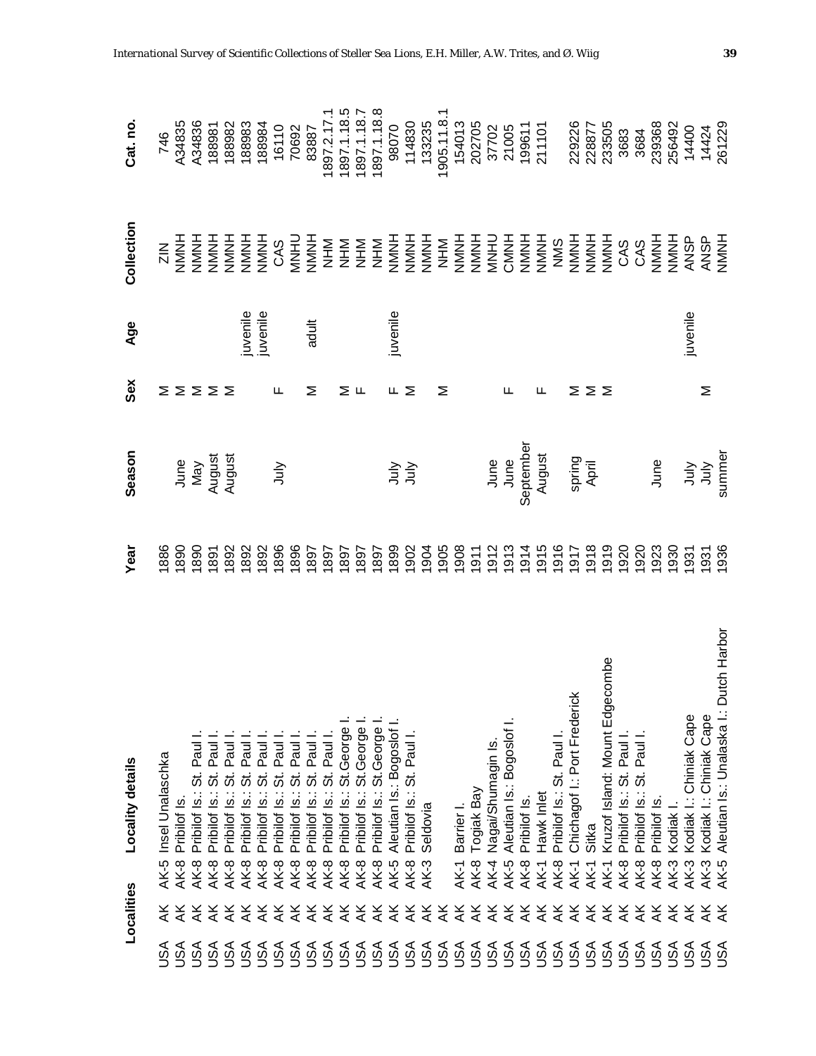| Localities | | | Locality details | Year | Season | Sex | Age | Collection | Cat. no. |
|---|---|---|---|---|---|---|---|---|---|
| USA | AK | AK-5 | Insel Unalaschka | 1886 | | M | | ZIN | 746 |
| USA | AK | AK-8 | Pribilof Is. | 1890 | June | M | | NMNH | A34835 |
| USA | AK | AK-8 | Pribilof Is.: St. Paul I. | 1890 | May | M | | NMNH | A34836 |
| USA | AK | AK-8 | Pribilof Is.: St. Paul I. | 1891 | August | M | | NMNH | 188981 |
| USA | AK | AK-8 | Pribilof Is.: St. Paul I. | 1892 | August | M | | NMNH | 188982 |
| USA | AK | AK-8 | Pribilof Is.: St. Paul I. | 1892 | | | juvenile | NMNH | 188983 |
| USA | AK | AK-8 | Pribilof Is.: St. Paul I. | 1892 | | | juvenile | NMNH | 188984 |
| USA | AK | AK-8 | Pribilof Is.: St. Paul I. | 1896 | July | F | | CAS | 16110 |
| USA | AK | AK-8 | Pribilof Is.: St. Paul I. | 1896 | | | | MNHU | 70692 |
| USA | AK | AK-8 | Pribilof Is.: St. Paul I. | 1897 | | M | adult | NMNH | 83887 |
| USA | AK | AK-8 | Pribilof Is.: St. Paul I. | 1897 | | | | NHM | 1897.2.17.1 |
| USA | AK | AK-8 | Pribilof Is.: St.George I. | 1897 | | M | | NHM | 1897.1.18.5 |
| USA | AK | AK-8 | Pribilof Is.: St.George I. | 1897 | | F | | NHM | 1897.1.18.7 |
| USA | AK | AK-8 | Pribilof Is.: St.George I. | 1897 | | | | NHM | 1897.1.18.8 |
| USA | AK | AK-5 | Aleutian Is.: Bogoslof I. | 1899 | July | F | juvenile | NMNH | 98070 |
| USA | AK | AK-8 | Pribilof Is.: St. Paul I. | 1902 | July | M | | NMNH | 114830 |
| USA | AK | AK-3 | Seldovia | 1904 | | | | NMNH | 133235 |
| USA | AK | | | 1905 | | M | | NHM | 1905.11.8.1 |
| USA | AK | AK-1 | Barrier I. | 1908 | | | | NMNH | 154013 |
| USA | AK | AK-8 | Togiak Bay | 1911 | | | | NMNH | 202705 |
| USA | AK | AK-4 | Nagai/Shumagin Is. | 1912 | June | | | MNHU | 37702 |
| USA | AK | AK-5 | Aleutian Is.: Bogoslof I. | 1913 | June | F | | CMNH | 21005 |
| USA | AK | AK-8 | Pribilof Is. | 1914 | September | | | NMNH | 199611 |
| USA | AK | AK-1 | Hawk Inlet | 1915 | August | F | | NMNH | 211101 |
| USA | AK | AK-8 | Pribilof Is.: St. Paul I. | 1916 | | | | NMS | |
| USA | AK | AK-1 | Chichagof I.: Port Frederick | 1917 | spring | M | | NMNH | 229226 |
| USA | AK | AK-1 | Sitka | 1918 | April | M | | NMNH | 228877 |
| USA | AK | AK-1 | Kruzof Island: Mount Edgecombe | 1919 | | M | | NMNH | 233505 |
| USA | AK | AK-8 | Pribilof Is.: St. Paul I. | 1920 | | | | CAS | 3683 |
| USA | AK | AK-8 | Pribilof Is.: St. Paul I. | 1920 | | | | CAS | 3684 |
| USA | AK | AK-8 | Pribilof Is. | 1923 | June | | | NMNH | 239368 |
| USA | AK | AK-3 | Kodiak I. | 1930 | | | | NMNH | 256492 |
| USA | AK | AK-3 | Kodiak I.: Chiniak Cape | 1931 | July | | juvenile | ANSP | 14400 |
| USA | AK | AK-3 | Kodiak I.: Chiniak Cape | 1931 | July | M | | ANSP | 14424 |
| USA | AK | AK-5 | Aleutian Is.: Unalaska I.: Dutch Harbor | 1936 | summer | | | NMNH | 261229 |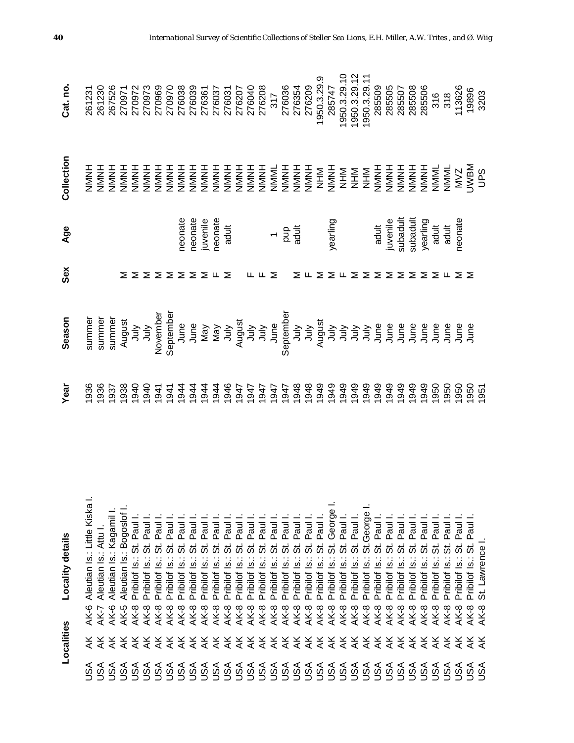| Localities | | | Locality details | Year | Season | Sex | Age | Collection | Cat. no. |
|---|---|---|---|---|---|---|---|---|---|
| USA | AK | AK-6 | Aleutian Is.: Little Kiska I. | 1936 | summer | | | NMNH | 261231 |
| USA | AK | AK-7 | Aleutian Is.: Attu I. | 1936 | summer | | | NMNH | 261230 |
| USA | AK | AK-6 | Aleutian Is.: Kagamil I. | 1937 | summer | | | NMNH | 267526 |
| USA | AK | AK-5 | Aleutian Is.: Bogoslof I. | 1938 | August | M | | NMNH | 270971 |
| USA | AK | AK-8 | Pribilof Is.: St. Paul I. | 1940 | July | M | | NMNH | 270972 |
| USA | AK | AK-8 | Pribilof Is.: St. Paul I. | 1940 | July | M | | NMNH | 270973 |
| USA | AK | AK-8 | Pribilof Is.: St. Paul I. | 1941 | November | M | | NMNH | 270969 |
| USA | AK | AK-8 | Pribilof Is.: St. Paul I. | 1941 | September | M | | NMNH | 270970 |
| USA | AK | AK-8 | Pribilof Is.: St. Paul I. | 1944 | June | M | neonate | NMNH | 276038 |
| USA | AK | AK-8 | Pribilof Is.: St. Paul I. | 1944 | June | M | neonate | NMNH | 276039 |
| USA | AK | AK-8 | Pribilof Is.: St. Paul I. | 1944 | May | M | juvenile | NMNH | 276361 |
| USA | AK | AK-8 | Pribilof Is.: St. Paul I. | 1944 | May | F | neonate | NMNH | 276037 |
| USA | AK | AK-8 | Pribilof Is.: St. Paul I. | 1946 | July | M | adult | NMNH | 276031 |
| USA | AK | AK-8 | Pribilof Is.: St. Paul I. | 1947 | August | | | NMNH | 276207 |
| USA | AK | AK-8 | Pribilof Is.: St. Paul I. | 1947 | July | F | | NMNH | 276040 |
| USA | AK | AK-8 | Pribilof Is.: St. Paul I. | 1947 | July | F | | NMNH | 276208 |
| USA | AK | AK-8 | Pribilof Is.: St. Paul I. | 1947 | June | M | 1 | NMML | 317 |
| USA | AK | AK-8 | Pribilof Is.: St. Paul I. | 1947 | September | | pup | NMNH | 276036 |
| USA | AK | AK-8 | Pribilof Is.: St. Paul I. | 1948 | July | M | adult | NMNH | 276354 |
| USA | AK | AK-8 | Pribilof Is.: St. Paul I. | 1948 | July | F | | NMNH | 276209 |
| USA | AK | AK-8 | Pribilof Is.: St. Paul I. | 1949 | August | M | | NHM | 1950.3.29.9 |
| USA | AK | AK-8 | Pribilof Is.: St. George I. | 1949 | July | M | yearling | NMNH | 285747 |
| USA | AK | AK-8 | Pribilof Is.: St. Paul I. | 1949 | July | F | | NHM | 1950.3.29.10 |
| USA | AK | AK-8 | Pribilof Is.: St. Paul I. | 1949 | July | M | | NHM | 1950.3.29.12 |
| USA | AK | AK-8 | Pribilof Is.: St George I. | 1949 | July | M | | NHM | 1950.3.29.11 |
| USA | AK | AK-8 | Pribilof Is.: St. Paul I. | 1949 | June | M | adult | NMNH | 285509 |
| USA | AK | AK-8 | Pribilof Is.: St. Paul I. | 1949 | June | M | juvenile | NMNH | 285505 |
| USA | AK | AK-8 | Pribilof Is.: St. Paul I. | 1949 | June | M | subadult | NMNH | 285507 |
| USA | AK | AK-8 | Pribilof Is.: St. Paul I. | 1949 | June | M | subadult | NMNH | 285508 |
| USA | AK | AK-8 | Pribilof Is.: St. Paul I. | 1949 | June | M | yearling | NMNH | 285506 |
| USA | AK | AK-8 | Pribilof Is.: St. Paul I. | 1950 | June | M | adult | NMML | 316 |
| USA | AK | AK-8 | Pribilof Is.: St. Paul I. | 1950 | June | F | adult | NMML | 318 |
| USA | AK | AK-8 | Pribilof Is.: St. Paul I. | 1950 | June | M | neonate | MVZ | 113626 |
| USA | AK | AK-8 | Pribilof Is.: St. Paul I. | 1950 | June | M | | UWBM | 19896 |
| USA | AK | AK-8 | St. Lawrence I. | 1951 | | | | UPS | 3203 |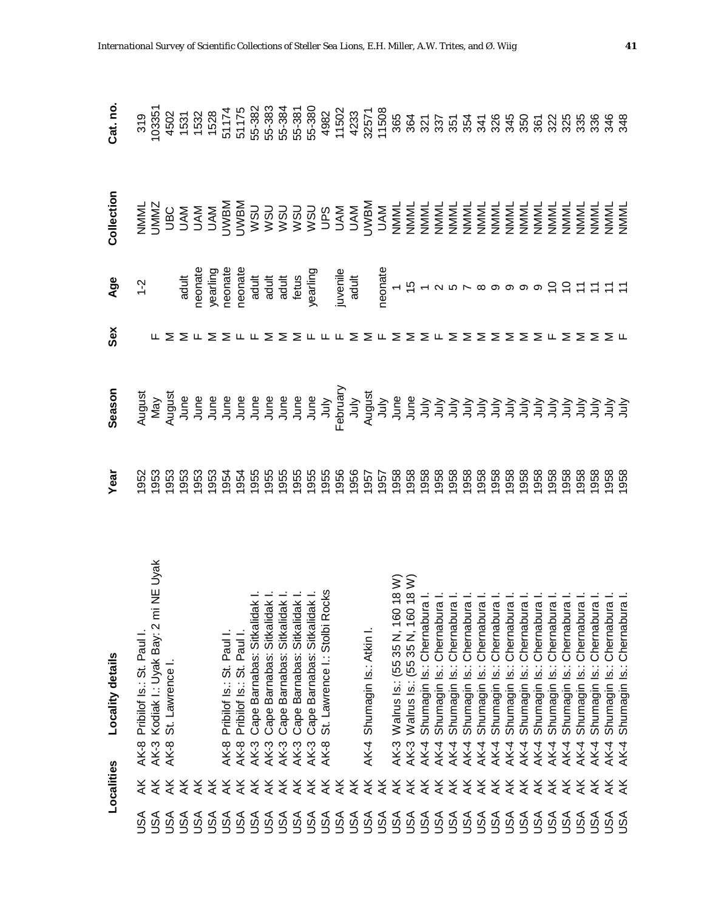| Localities | | | Locality details | Year | Season | Sex | Age | Collection | Cat. no. |
|---|---|---|---|---|---|---|---|---|---|
| USA | AK | AK-8 | Pribilof Is.: St. Paul I. | 1952 | August | | 1-2 | NMML | 319 |
| USA | AK | AK-3 | Kodiak I.: Uyak Bay: 2 mi NE Uyak | 1953 | May | F | | UMMZ | 103351 |
| USA | AK | AK-8 | St. Lawrence I. | 1953 | August | M | | UBC | 4502 |
| USA | AK | | | 1953 | June | M | adult | UAM | 1531 |
| USA | AK | | | 1953 | June | F | neonate | UAM | 1532 |
| USA | AK | | | 1953 | June | M | yearling | UAM | 1528 |
| USA | AK | AK-8 | Pribilof Is.: St. Paul I. | 1954 | June | M | neonate | UWBM | 51174 |
| USA | AK | AK-8 | Pribilof Is.: St. Paul I. | 1954 | June | F | neonate | UWBM | 51175 |
| USA | AK | AK-3 | Cape Barnabas: Sitkalidak I. | 1955 | June | F | adult | WSU | 55-382 |
| USA | AK | AK-3 | Cape Barnabas: Sitkalidak I. | 1955 | June | M | adult | WSU | 55-383 |
| USA | AK | AK-3 | Cape Barnabas: Sitkalidak I. | 1955 | June | M | adult | WSU | 55-384 |
| USA | AK | AK-3 | Cape Barnabas: Sitkalidak I. | 1955 | June | M | fetus | WSU | 55-381 |
| USA | AK | AK-3 | Cape Barnabas: Sitkalidak I. | 1955 | June | F | yearling | WSU | 55-380 |
| USA | AK | AK-8 | St. Lawrence I.: Stolbi Rocks | 1955 | July | F | | UPS | 4982 |
| USA | AK | | | 1956 | February | F | juvenile | UAM | 11502 |
| USA | AK | | | 1956 | July | M | adult | UAM | 4233 |
| USA | AK | AK-4 | Shumagin Is.: Atkin I. | 1957 | August | M | | UWBM | 32571 |
| USA | AK | | | 1957 | July | F | neonate | UAM | 11508 |
| USA | AK | AK-3 | Walrus Is.: (55 35 N, 160 18 W) | 1958 | June | M | 1 | NMML | 365 |
| USA | AK | AK-3 | Walrus Is.: (55 35 N, 160 18 W) | 1958 | June | M | 15 | NMML | 364 |
| USA | AK | AK-4 | Shumagin Is.: Chernabura I. | 1958 | July | M | 1 | NMML | 321 |
| USA | AK | AK-4 | Shumagin Is.: Chernabura I. | 1958 | July | F | 2 | NMML | 337 |
| USA | AK | AK-4 | Shumagin Is.: Chernabura I. | 1958 | July | M | 5 | NMML | 351 |
| USA | AK | AK-4 | Shumagin Is.: Chernabura I. | 1958 | July | M | 7 | NMML | 354 |
| USA | AK | AK-4 | Shumagin Is.: Chernabura I. | 1958 | July | M | 8 | NMML | 341 |
| USA | AK | AK-4 | Shumagin Is.: Chernabura I. | 1958 | July | M | 9 | NMML | 326 |
| USA | AK | AK-4 | Shumagin Is.: Chernabura I. | 1958 | July | M | 9 | NMML | 345 |
| USA | AK | AK-4 | Shumagin Is.: Chernabura I. | 1958 | July | M | 9 | NMML | 350 |
| USA | AK | AK-4 | Shumagin Is.: Chernabura I. | 1958 | July | M | 9 | NMML | 361 |
| USA | AK | AK-4 | Shumagin Is.: Chernabura I. | 1958 | July | F | 10 | NMML | 322 |
| USA | AK | AK-4 | Shumagin Is.: Chernabura I. | 1958 | July | M | 10 | NMML | 325 |
| USA | AK | AK-4 | Shumagin Is.: Chernabura I. | 1958 | July | M | 11 | NMML | 335 |
| USA | AK | AK-4 | Shumagin Is.: Chernabura I. | 1958 | July | M | 11 | NMML | 336 |
| USA | AK | AK-4 | Shumagin Is.: Chernabura I. | 1958 | July | M | 11 | NMML | 346 |
| USA | AK | AK-4 | Shumagin Is.: Chernabura I. | 1958 | July | F | 11 | NMML | 348 |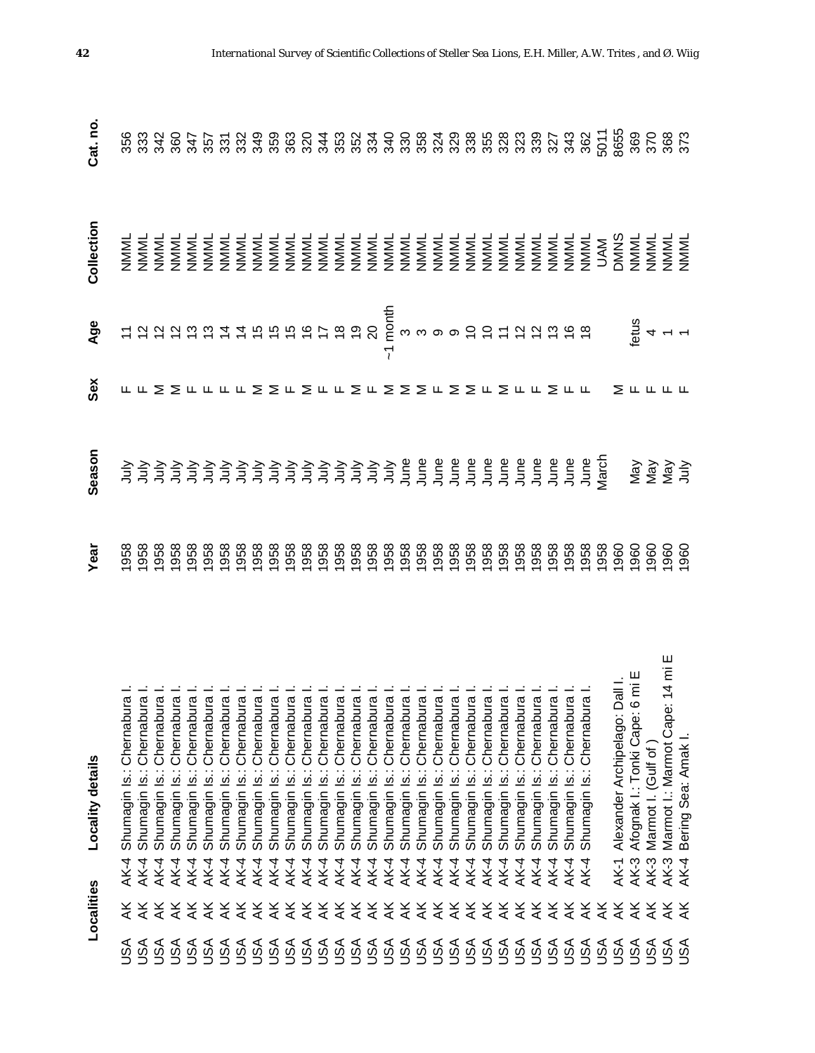| Localities | | | Locality details | Year | Season | Sex | Age | Collection | Cat. no. |
|---|---|---|---|---|---|---|---|---|---|
| USA | AK | AK-4 | Shumagin Is.: Chernabura I. | 1958 | July | F | 11 | NMML | 356 |
| USA | AK | AK-4 | Shumagin Is.: Chernabura I. | 1958 | July | F | 12 | NMML | 333 |
| USA | AK | AK-4 | Shumagin Is.: Chernabura I. | 1958 | July | M | 12 | NMML | 342 |
| USA | AK | AK-4 | Shumagin Is.: Chernabura I. | 1958 | July | M | 12 | NMML | 360 |
| USA | AK | AK-4 | Shumagin Is.: Chernabura I. | 1958 | July | F | 13 | NMML | 347 |
| USA | AK | AK-4 | Shumagin Is.: Chernabura I. | 1958 | July | F | 13 | NMML | 357 |
| USA | AK | AK-4 | Shumagin Is.: Chernabura I. | 1958 | July | F | 14 | NMML | 331 |
| USA | AK | AK-4 | Shumagin Is.: Chernabura I. | 1958 | July | F | 14 | NMML | 332 |
| USA | AK | AK-4 | Shumagin Is.: Chernabura I. | 1958 | July | M | 15 | NMML | 349 |
| USA | AK | AK-4 | Shumagin Is.: Chernabura I. | 1958 | July | M | 15 | NMML | 359 |
| USA | AK | AK-4 | Shumagin Is.: Chernabura I. | 1958 | July | F | 15 | NMML | 363 |
| USA | AK | AK-4 | Shumagin Is.: Chernabura I. | 1958 | July | M | 16 | NMML | 320 |
| USA | AK | AK-4 | Shumagin Is.: Chernabura I. | 1958 | July | F | 17 | NMML | 344 |
| USA | AK | AK-4 | Shumagin Is.: Chernabura I. | 1958 | July | F | 18 | NMML | 353 |
| USA | AK | AK-4 | Shumagin Is.: Chernabura I. | 1958 | July | M | 19 | NMML | 352 |
| USA | AK | AK-4 | Shumagin Is.: Chernabura I. | 1958 | July | F | 20 | NMML | 334 |
| USA | AK | AK-4 | Shumagin Is.: Chernabura I. | 1958 | July | M | ~1 month | NMML | 340 |
| USA | AK | AK-4 | Shumagin Is.: Chernabura I. | 1958 | June | M | 3 | NMML | 330 |
| USA | AK | AK-4 | Shumagin Is.: Chernabura I. | 1958 | June | M | 3 | NMML | 358 |
| USA | AK | AK-4 | Shumagin Is.: Chernabura I. | 1958 | June | F | 9 | NMML | 324 |
| USA | AK | AK-4 | Shumagin Is.: Chernabura I. | 1958 | June | M | 9 | NMML | 329 |
| USA | AK | AK-4 | Shumagin Is.: Chernabura I. | 1958 | June | M | 10 | NMML | 338 |
| USA | AK | AK-4 | Shumagin Is.: Chernabura I. | 1958 | June | F | 10 | NMML | 355 |
| USA | AK | AK-4 | Shumagin Is.: Chernabura I. | 1958 | June | M | 11 | NMML | 328 |
| USA | AK | AK-4 | Shumagin Is.: Chernabura I. | 1958 | June | F | 12 | NMML | 323 |
| USA | AK | AK-4 | Shumagin Is.: Chernabura I. | 1958 | June | F | 12 | NMML | 339 |
| USA | AK | AK-4 | Shumagin Is.: Chernabura I. | 1958 | June | M | 13 | NMML | 327 |
| USA | AK | AK-4 | Shumagin Is.: Chernabura I. | 1958 | June | F | 16 | NMML | 343 |
| USA | AK | AK-4 | Shumagin Is.: Chernabura I. | 1958 | June | F | 18 | NMML | 362 |
| USA | AK | | | 1958 | March | | | UAM | 5011 |
| USA | AK | AK-1 | Alexander Archipelago: Dall I. | 1960 | | M | | DMNS | 8655 |
| USA | AK | AK-3 | Afognak I.: Tonki Cape: 6 mi E | 1960 | May | F | fetus | NMML | 369 |
| USA | AK | AK-3 | Marmot I. (Gulf of ) | 1960 | May | F | 4 | NMML | 370 |
| USA | AK | AK-3 | Marmot I.: Marmot Cape: 14 mi E | 1960 | May | F | 1 | NMML | 368 |
| USA | AK | AK-4 | Bering Sea: Amak I. | 1960 | July | F | 1 | NMML | 373 |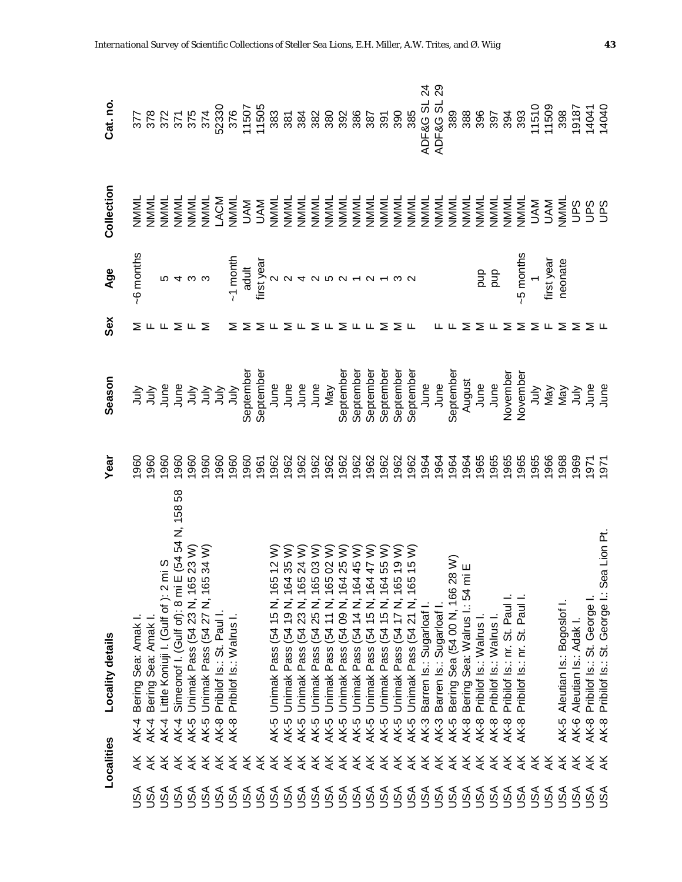| Localities | | | Locality details | Year | Season | Sex | Age | Collection | Cat. no. |
|---|---|---|---|---|---|---|---|---|---|
| USA | AK | AK-4 | Bering Sea: Amak I. | 1960 | July | M | ~6 months | NMML | 377 |
| USA | AK | AK-4 | Bering Sea: Amak I. | 1960 | July | F | | NMML | 378 |
| USA | AK | AK-4 | Little Koniuji I. (Gulf of ): 2 mi S | 1960 | June | F | 5 | NMML | 372 |
| USA | AK | AK-4 | Simeonof I. (Gulf of): 8 mi E (54 54 N, 158 58 | 1960 | June | M | 4 | NMML | 371 |
| USA | AK | AK-5 | Unimak Pass (54 23 N, 165 23 W) | 1960 | July | F | 3 | NMML | 375 |
| USA | AK | AK-5 | Unimak Pass (54 27 N, 165 34 W) | 1960 | July | M | 3 | NMML | 374 |
| USA | AK | AK-8 | Pribilof Is.: St. Paul I. | 1960 | July | | | LACM | 52330 |
| USA | AK | AK-8 | Pribilof Is.: Walrus I. | 1960 | July | M | ~1 month | NMML | 376 |
| USA | AK | | | 1960 | September | M | adult | UAM | 11507 |
| USA | AK | | | 1961 | September | M | first year | UAM | 11505 |
| USA | AK | AK-5 | Unimak Pass (54 15 N, 165 12 W) | 1962 | June | F | 2 | NMML | 383 |
| USA | AK | AK-5 | Unimak Pass (54 19 N, 164 35 W) | 1962 | June | M | 2 | NMML | 381 |
| USA | AK | AK-5 | Unimak Pass (54 23 N, 165 24 W) | 1962 | June | F | 4 | NMML | 384 |
| USA | AK | AK-5 | Unimak Pass (54 25 N, 165 03 W) | 1962 | June | M | 2 | NMML | 382 |
| USA | AK | AK-5 | Unimak Pass (54 11 N, 165 02 W) | 1962 | May | F | 5 | NMML | 380 |
| USA | AK | AK-5 | Unimak Pass (54 09 N, 164 25 W) | 1962 | September | M | 2 | NMML | 392 |
| USA | AK | AK-5 | Unimak Pass (54 14 N, 164 45 W) | 1962 | September | F | 1 | NMML | 386 |
| USA | AK | AK-5 | Unimak Pass (54 15 N, 164 47 W) | 1962 | September | F | 2 | NMML | 387 |
| USA | AK | AK-5 | Unimak Pass (54 15 N, 164 55 W) | 1962 | September | M | 1 | NMML | 391 |
| USA | AK | AK-5 | Unimak Pass (54 17 N, 165 19 W) | 1962 | September | M | 3 | NMML | 390 |
| USA | AK | AK-5 | Unimak Pass (54 21 N, 165 15 W) | 1962 | September | F | 2 | NMML | 385 |
| USA | AK | AK-3 | Barren Is.: Sugarloaf I. | 1964 | June | | | NMML | ADF&G SL 24 |
| USA | AK | AK-3 | Barren Is.: Sugarloaf I. | 1964 | June | F | | NMML | ADF&G SL 29 |
| USA | AK | AK-5 | Bering Sea (54 00 N, 166 28 W) | 1964 | September | F | | NMML | 389 |
| USA | AK | AK-8 | Bering Sea: Walrus I.: 54 mi E | 1964 | August | M | | NMML | 388 |
| USA | AK | AK-8 | Pribilof Is.: Walrus I. | 1965 | June | M | pup | NMML | 396 |
| USA | AK | AK-8 | Pribilof Is.: Walrus I. | 1965 | June | F | pup | NMML | 397 |
| USA | AK | AK-8 | Pribilof Is.: nr. St. Paul I. | 1965 | November | M | | NMML | 394 |
| USA | AK | AK-8 | Pribilof Is.: nr. St. Paul I. | 1965 | November | M | ~5 months | NMML | 393 |
| USA | AK | | | 1965 | July | M | 1 | UAM | 11510 |
| USA | AK | | | 1966 | May | F | first year | UAM | 11509 |
| USA | AK | AK-5 | Aleutian Is.: Bogoslof I. | 1968 | May | M | neonate | NMML | 398 |
| USA | AK | AK-6 | Aleutian Is.: Adak I. | 1969 | July | M | | UPS | 19187 |
| USA | AK | AK-8 | Pribilof Is.: St. George I. | 1971 | June | M | | UPS | 14041 |
| USA | AK | AK-8 | Pribilof Is.: St. George I.: Sea Lion Pt. | 1971 | June | F | | UPS | 14040 |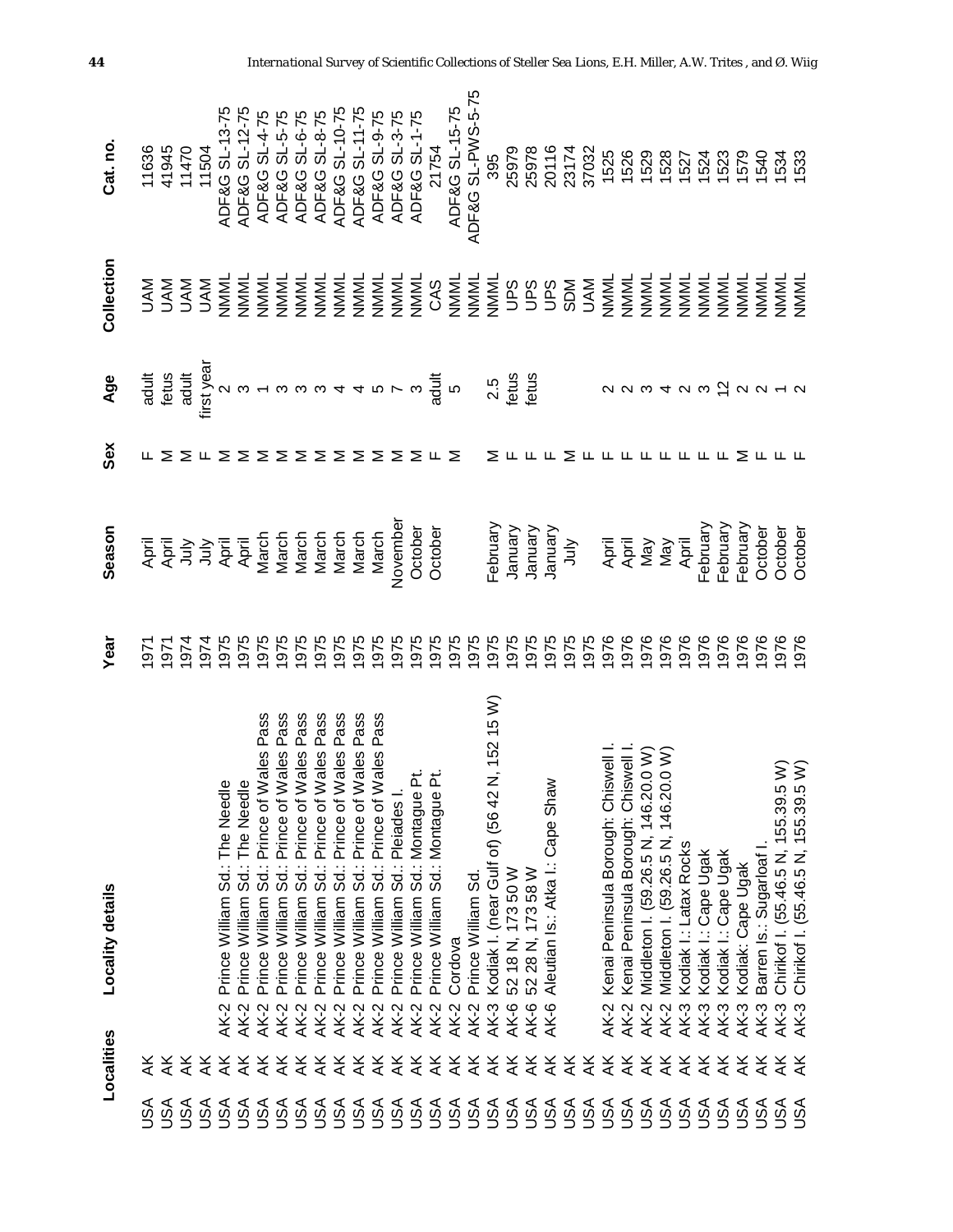| Localities | | Locality details | Year | Season | Sex | Age | Collection | Cat. no. |
|---|---|---|---|---|---|---|---|---|
| USA | AK | | 1971 | April | F | adult | UAM | 11636 |
| USA | AK | | 1971 | April | M | fetus | UAM | 41945 |
| USA | AK | | 1974 | July | M | adult | UAM | 11470 |
| USA | AK | | 1974 | July | F | first year | UAM | 11504 |
| USA | AK | AK-2 Prince William Sd.: The Needle | 1975 | April | M | 2 | NMML | ADF&G SL-13-75 |
| USA | AK | AK-2 Prince William Sd.: The Needle | 1975 | April | M | 3 | NMML | ADF&G SL-12-75 |
| USA | AK | AK-2 Prince William Sd.: Prince of Wales Pass | 1975 | March | M | 1 | NMML | ADF&G SL-4-75 |
| USA | AK | AK-2 Prince William Sd.: Prince of Wales Pass | 1975 | March | M | 3 | NMML | ADF&G SL-5-75 |
| USA | AK | AK-2 Prince William Sd.: Prince of Wales Pass | 1975 | March | M | 3 | NMML | ADF&G SL-6-75 |
| USA | AK | AK-2 Prince William Sd.: Prince of Wales Pass | 1975 | March | M | 3 | NMML | ADF&G SL-8-75 |
| USA | AK | AK-2 Prince William Sd.: Prince of Wales Pass | 1975 | March | M | 4 | NMML | ADF&G SL-10-75 |
| USA | AK | AK-2 Prince William Sd.: Prince of Wales Pass | 1975 | March | M | 4 | NMML | ADF&G SL-11-75 |
| USA | AK | AK-2 Prince William Sd.: Prince of Wales Pass | 1975 | March | M | 5 | NMML | ADF&G SL-9-75 |
| USA | AK | AK-2 Prince William Sd.: Pleiades I. | 1975 | November | M | 7 | NMML | ADF&G SL-3-75 |
| USA | AK | AK-2 Prince William Sd.: Montague Pt. | 1975 | October | M | 3 | NMML | ADF&G SL-1-75 |
| USA | AK | AK-2 Prince William Sd.: Montague Pt. | 1975 | October | F | adult | CAS | 21754 |
| USA | AK | AK-2 Cordova | 1975 | | M | 5 | NMML | ADF&G SL-15-75 |
| USA | AK | AK-2 Prince William Sd. | 1975 | | | | NMML | ADF&G SL-PWS-5-75 |
| USA | AK | AK-3 Kodiak I. (near Gulf of) (56 42 N, 152 15 W) | 1975 | February | M | 2.5 | NMML | 395 |
| USA | AK | AK-6 52 18 N, 173 50 W | 1975 | January | F | fetus | UPS | 25979 |
| USA | AK | AK-6 52 28 N, 173 58 W | 1975 | January | F | fetus | UPS | 25978 |
| USA | AK | AK-6 Aleutian Is.: Atka I.: Cape Shaw | 1975 | January | F | | UPS | 20116 |
| USA | AK | | 1975 | July | M | | SDM | 23174 |
| USA | AK | | 1975 | | F | | UAM | 37032 |
| USA | AK | AK-2 Kenai Peninsula Borough: Chiswell I. | 1976 | April | F | 2 | NMML | 1525 |
| USA | AK | AK-2 Kenai Peninsula Borough: Chiswell I. | 1976 | April | F | 2 | NMML | 1526 |
| USA | AK | AK-2 Middleton I. (59.26.5 N, 146.20.0 W) | 1976 | May | F | 3 | NMML | 1529 |
| USA | AK | AK-2 Middleton I. (59.26.5 N, 146.20.0 W) | 1976 | May | F | 4 | NMML | 1528 |
| USA | AK | AK-3 Kodiak I.: Latax Rocks | 1976 | April | F | 2 | NMML | 1527 |
| USA | AK | AK-3 Kodiak I.: Cape Ugak | 1976 | February | F | 3 | NMML | 1524 |
| USA | AK | AK-3 Kodiak I.: Cape Ugak | 1976 | February | F | 12 | NMML | 1523 |
| USA | AK | AK-3 Kodiak: Cape Ugak | 1976 | February | M | 2 | NMML | 1579 |
| USA | AK | AK-3 Barren Is.: Sugarloaf I. | 1976 | October | F | 2 | NMML | 1540 |
| USA | AK | AK-3 Chirikof I. (55.46.5 N, 155.39.5 W) | 1976 | October | F | 1 | NMML | 1534 |
| USA | AK | AK-3 Chirikof I. (55.46.5 N, 155.39.5 W) | 1976 | October | F | 2 | NMML | 1533 |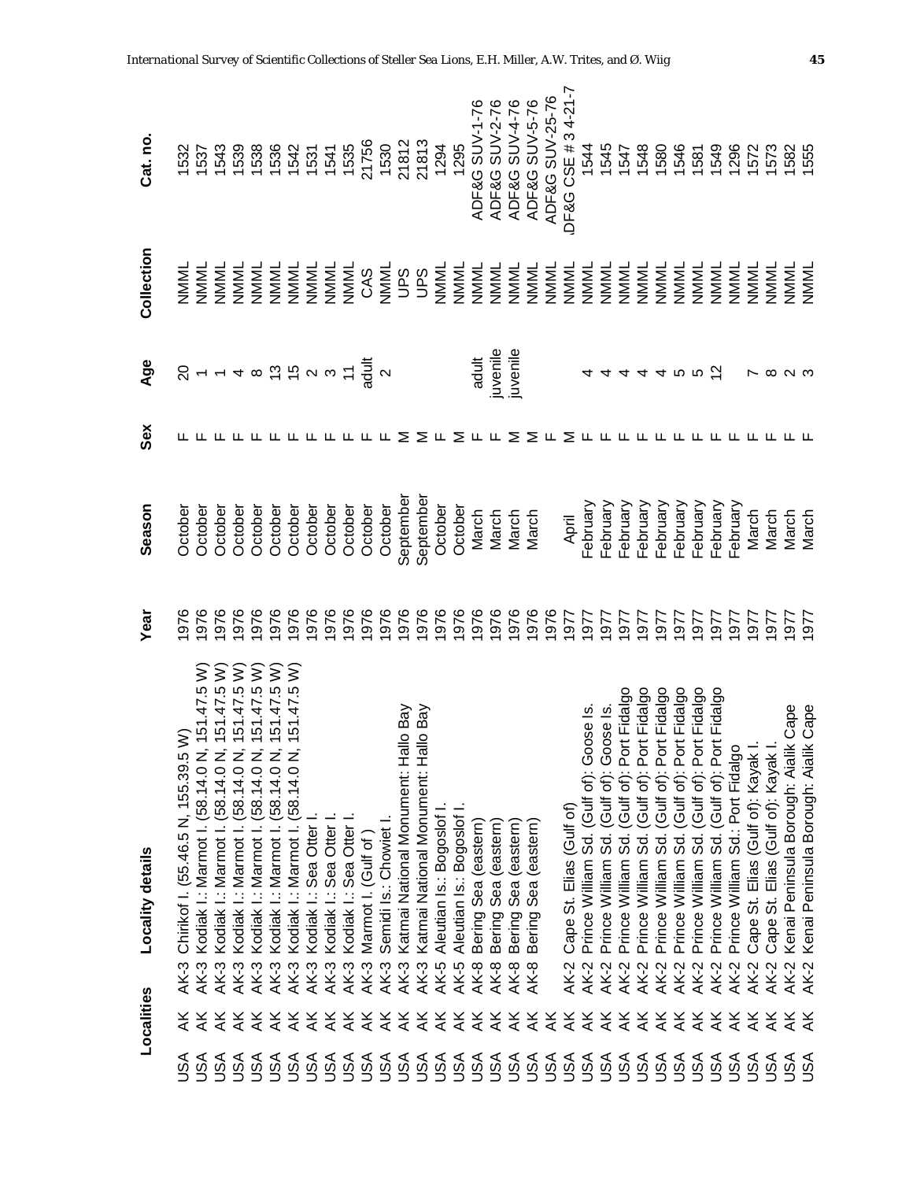| Localities | | | | Year | Season | Sex | Age | Collection | Cat. no. |
|---|---|---|---|---|---|---|---|---|---|
| USA | AK | AK-3 | Chirikof I. (55.46.5 N, 155.39.5 W) | 1976 | October | F | 20 | NMML | 1532 |
| USA | AK | AK-3 | Kodiak I.: Marmot I. (58.14.0 N, 151.47.5 W) | 1976 | October | F | 1 | NMML | 1537 |
| USA | AK | AK-3 | Kodiak I.: Marmot I. (58.14.0 N, 151.47.5 W) | 1976 | October | F | 1 | NMML | 1543 |
| USA | AK | AK-3 | Kodiak I.: Marmot I. (58.14.0 N, 151.47.5 W) | 1976 | October | F | 4 | NMML | 1539 |
| USA | AK | AK-3 | Kodiak I.: Marmot I. (58.14.0 N, 151.47.5 W) | 1976 | October | F | 8 | NMML | 1538 |
| USA | AK | AK-3 | Kodiak I.: Marmot I. (58.14.0 N, 151.47.5 W) | 1976 | October | F | 13 | NMML | 1536 |
| USA | AK | AK-3 | Kodiak I.: Marmot I. (58.14.0 N, 151.47.5 W) | 1976 | October | F | 15 | NMML | 1542 |
| USA | AK | AK-3 | Kodiak I.: Sea Otter I. | 1976 | October | F | 2 | NMML | 1531 |
| USA | AK | AK-3 | Kodiak I.: Sea Otter I. | 1976 | October | F | 3 | NMML | 1541 |
| USA | AK | AK-3 | Kodiak I.: Sea Otter I. | 1976 | October | F | 11 | NMML | 1535 |
| USA | AK | AK-3 | Marmot I. (Gulf of ) | 1976 | October | F | adult | CAS | 21756 |
| USA | AK | AK-3 | Semidi Is.: Chowiet I. | 1976 | October | F | 2 | NMML | 1530 |
| USA | AK | AK-3 | Katmai National Monument: Hallo Bay | 1976 | September | M | | UPS | 21812 |
| USA | AK | AK-3 | Katmai National Monument: Hallo Bay | 1976 | September | M | | UPS | 21813 |
| USA | AK | AK-5 | Aleutian Is.: Bogoslof I. | 1976 | October | F | | NMML | 1294 |
| USA | AK | AK-5 | Aleutian Is.: Bogoslof I. | 1976 | October | M | | NMML | 1295 |
| USA | AK | AK-8 | Bering Sea (eastern) | 1976 | March | F | adult | NMML | ADF&G SUV-1-76 |
| USA | AK | AK-8 | Bering Sea (eastern) | 1976 | March | F | juvenile | NMML | ADF&G SUV-2-76 |
| USA | AK | AK-8 | Bering Sea (eastern) | 1976 | March | M | juvenile | NMML | ADF&G SUV-4-76 |
| USA | AK | AK-8 | Bering Sea (eastern) | 1976 | March | M | | NMML | ADF&G SUV-5-76 |
| USA | AK | | | 1976 | | F | | NMML | ADF&G SUV-25-76 |
| USA | AK | AK-2 | Cape St. Elias (Gulf of) | 1977 | April | M | | NMML | ADF&G CSE # 3 4-21-7 |
| USA | AK | AK-2 | Prince William Sd. (Gulf of): Goose Is. | 1977 | February | F | 4 | NMML | 1544 |
| USA | AK | AK-2 | Prince William Sd. (Gulf of): Goose Is. | 1977 | February | F | 4 | NMML | 1545 |
| USA | AK | AK-2 | Prince William Sd. (Gulf of): Port Fidalgo | 1977 | February | F | 4 | NMML | 1547 |
| USA | AK | AK-2 | Prince William Sd. (Gulf of): Port Fidalgo | 1977 | February | F | 4 | NMML | 1548 |
| USA | AK | AK-2 | Prince William Sd. (Gulf of): Port Fidalgo | 1977 | February | F | 4 | NMML | 1580 |
| USA | AK | AK-2 | Prince William Sd. (Gulf of): Port Fidalgo | 1977 | February | F | 5 | NMML | 1546 |
| USA | AK | AK-2 | Prince William Sd. (Gulf of): Port Fidalgo | 1977 | February | F | 5 | NMML | 1581 |
| USA | AK | AK-2 | Prince William Sd. (Gulf of): Port Fidalgo | 1977 | February | F | 12 | NMML | 1549 |
| USA | AK | AK-2 | Prince William Sd.: Port Fidalgo | 1977 | February | F | | NMML | 1296 |
| USA | AK | AK-2 | Cape St. Elias (Gulf of): Kayak I. | 1977 | March | F | 7 | NMML | 1572 |
| USA | AK | AK-2 | Cape St. Elias (Gulf of): Kayak I. | 1977 | March | F | 8 | NMML | 1573 |
| USA | AK | AK-2 | Kenai Peninsula Borough: Aialik Cape | 1977 | March | F | 2 | NMML | 1582 |
| USA | AK | AK-2 | Kenai Peninsula Borough: Aialik Cape | 1977 | March | F | 3 | NMML | 1555 |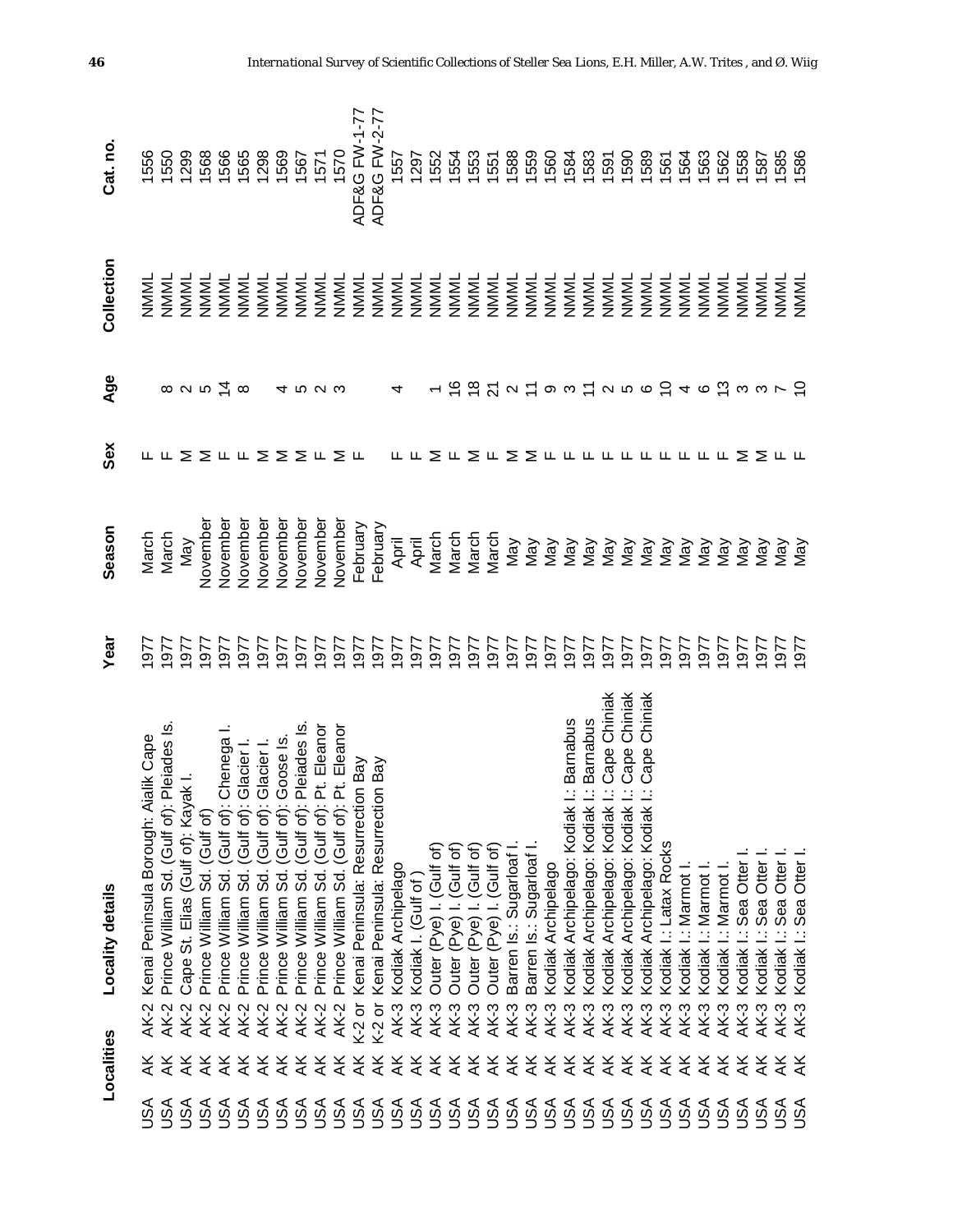| Localities | | | Locality details | Year | Season | Sex | Age | Collection | Cat. no. |
|---|---|---|---|---|---|---|---|---|---|
| USA | AK | AK-2 | Kenai Peninsula Borough: Aialik Cape | 1977 | March | F | | NMML | 1556 |
| USA | AK | AK-2 | Prince William Sd. (Gulf of): Pleiades Is. | 1977 | March | F | 8 | NMML | 1550 |
| USA | AK | AK-2 | Cape St. Elias (Gulf of): Kayak I. | 1977 | May | M | 2 | NMML | 1299 |
| USA | AK | AK-2 | Prince William Sd. (Gulf of) | 1977 | November | M | 5 | NMML | 1568 |
| USA | AK | AK-2 | Prince William Sd. (Gulf of): Chenega I. | 1977 | November | F | 14 | NMML | 1566 |
| USA | AK | AK-2 | Prince William Sd. (Gulf of): Glacier I. | 1977 | November | F | 8 | NMML | 1565 |
| USA | AK | AK-2 | Prince William Sd. (Gulf of): Glacier I. | 1977 | November | M | | NMML | 1298 |
| USA | AK | AK-2 | Prince William Sd. (Gulf of): Goose Is. | 1977 | November | M | 4 | NMML | 1569 |
| USA | AK | AK-2 | Prince William Sd. (Gulf of): Pleiades Is. | 1977 | November | M | 5 | NMML | 1567 |
| USA | AK | AK-2 | Prince William Sd. (Gulf of): Pt. Eleanor | 1977 | November | F | 2 | NMML | 1571 |
| USA | AK | AK-2 | Prince William Sd. (Gulf of): Pt. Eleanor | 1977 | November | M | 3 | NMML | 1570 |
| USA | AK | K-2 or | Kenai Peninsula: Resurrection Bay | 1977 | February | F | | NMML | ADF&G FW-1-77 |
| USA | AK | K-2 or | Kenai Peninsula: Resurrection Bay | 1977 | February | | | NMML | ADF&G FW-2-77 |
| USA | AK | AK-3 | Kodiak Archipelago | 1977 | April | F | 4 | NMML | 1557 |
| USA | AK | AK-3 | Kodiak I. (Gulf of ) | 1977 | April | F | | NMML | 1297 |
| USA | AK | AK-3 | Outer (Pye) I. (Gulf of) | 1977 | March | M | 1 | NMML | 1552 |
| USA | AK | AK-3 | Outer (Pye) I. (Gulf of) | 1977 | March | F | 16 | NMML | 1554 |
| USA | AK | AK-3 | Outer (Pye) I. (Gulf of) | 1977 | March | M | 18 | NMML | 1553 |
| USA | AK | AK-3 | Outer (Pye) I. (Gulf of) | 1977 | March | F | 21 | NMML | 1551 |
| USA | AK | AK-3 | Barren Is.: Sugarloaf I. | 1977 | May | M | 2 | NMML | 1588 |
| USA | AK | AK-3 | Barren Is.: Sugarloaf I. | 1977 | May | M | 11 | NMML | 1559 |
| USA | AK | AK-3 | Kodiak Archipelago | 1977 | May | F | 9 | NMML | 1560 |
| USA | AK | AK-3 | Kodiak Archipelago: Kodiak I.: Barnabus | 1977 | May | F | 3 | NMML | 1584 |
| USA | AK | AK-3 | Kodiak Archipelago: Kodiak I.: Barnabus | 1977 | May | F | 11 | NMML | 1583 |
| USA | AK | AK-3 | Kodiak Archipelago: Kodiak I.: Cape Chiniak | 1977 | May | F | 2 | NMML | 1591 |
| USA | AK | AK-3 | Kodiak Archipelago: Kodiak I.: Cape Chiniak | 1977 | May | F | 5 | NMML | 1590 |
| USA | AK | AK-3 | Kodiak Archipelago: Kodiak I.: Cape Chiniak | 1977 | May | F | 6 | NMML | 1589 |
| USA | AK | AK-3 | Kodiak I.: Latax Rocks | 1977 | May | F | 10 | NMML | 1561 |
| USA | AK | AK-3 | Kodiak I.: Marmot I. | 1977 | May | F | 4 | NMML | 1564 |
| USA | AK | AK-3 | Kodiak I.: Marmot I. | 1977 | May | F | 6 | NMML | 1563 |
| USA | AK | AK-3 | Kodiak I.: Marmot I. | 1977 | May | F | 13 | NMML | 1562 |
| USA | AK | AK-3 | Kodiak I.: Sea Otter I. | 1977 | May | M | 3 | NMML | 1558 |
| USA | AK | AK-3 | Kodiak I.: Sea Otter I. | 1977 | May | M | 3 | NMML | 1587 |
| USA | AK | AK-3 | Kodiak I.: Sea Otter I. | 1977 | May | F | 7 | NMML | 1585 |
| USA | AK | AK-3 | Kodiak I.: Sea Otter I. | 1977 | May | F | 10 | NMML | 1586 |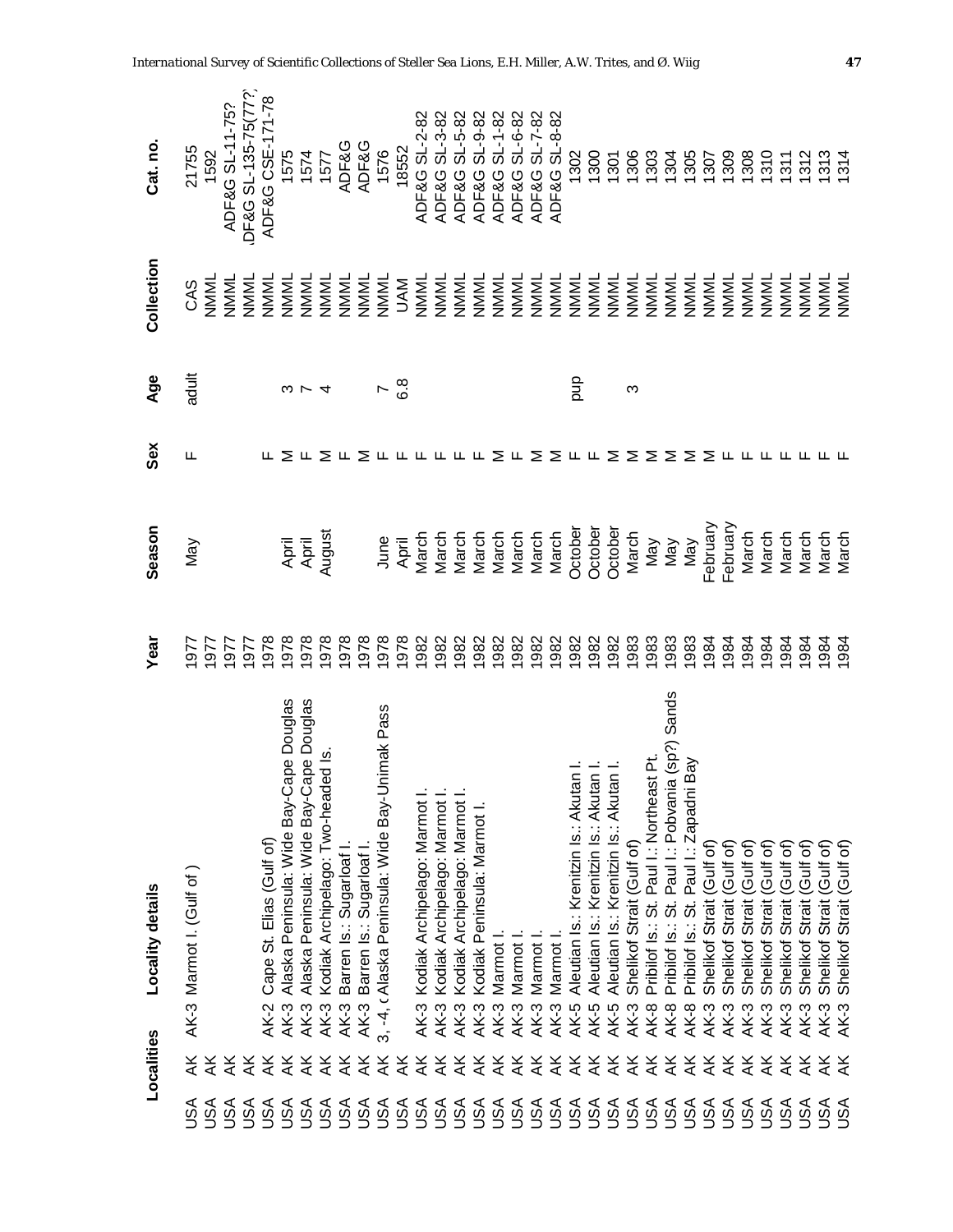| Localities | | | Locality details | Year | Season | Sex | Age | Collection | Cat. no. |
|---|---|---|---|---|---|---|---|---|---|
| USA | AK | AK-3 | Marmot I. (Gulf of ) | 1977 | May | F | adult | CAS | 21755 |
| USA | AK | | | 1977 | | | | NMML | 1592 |
| USA | AK | | | 1977 | | | | NMML | ADF&G SL-11-75? |
| USA | AK | | | 1977 | | | | NMML | .DF&G SL-135-75(77?) |
| USA | AK | AK-2 | Cape St. Elias (Gulf of) | 1978 | | F | | NMML | ADF&G CSE-171-78 |
| USA | AK | AK-3 | Alaska Peninsula: Wide Bay-Cape Douglas | 1978 | April | M | 3 | NMML | 1575 |
| USA | AK | AK-3 | Alaska Peninsula: Wide Bay-Cape Douglas | 1978 | April | F | 7 | NMML | 1574 |
| USA | AK | AK-3 | Kodiak Archipelago: Two-headed Is. | 1978 | August | M | 4 | NMML | 1577 |
| USA | AK | AK-3 | Barren Is.: Sugarloaf I. | 1978 | | F | | NMML | ADF&G |
| USA | AK | AK-3 | Barren Is.: Sugarloaf I. | 1978 | | M | | NMML | ADF&G |
| USA | AK | 3, -4, ( | Alaska Peninsula: Wide Bay-Unimak Pass | 1978 | June | F | 7 | NMML | 1576 |
| USA | AK | | | 1978 | April | F | 6.8 | UAM | 18552 |
| USA | AK | AK-3 | Kodiak Archipelago: Marmot I. | 1982 | March | F | | NMML | ADF&G SL-2-82 |
| USA | AK | AK-3 | Kodiak Archipelago: Marmot I. | 1982 | March | F | | NMML | ADF&G SL-3-82 |
| USA | AK | AK-3 | Kodiak Archipelago: Marmot I. | 1982 | March | F | | NMML | ADF&G SL-5-82 |
| USA | AK | AK-3 | Kodiak Peninsula: Marmot I. | 1982 | March | F | | NMML | ADF&G SL-9-82 |
| USA | AK | AK-3 | Marmot I. | 1982 | March | M | | NMML | ADF&G SL-1-82 |
| USA | AK | AK-3 | Marmot I. | 1982 | March | F | | NMML | ADF&G SL-6-82 |
| USA | AK | AK-3 | Marmot I. | 1982 | March | M | | NMML | ADF&G SL-7-82 |
| USA | AK | AK-3 | Marmot I. | 1982 | March | M | | NMML | ADF&G SL-8-82 |
| USA | AK | AK-5 | Aleutian Is.: Krenitzin Is.: Akutan I. | 1982 | October | F | pup | NMML | 1302 |
| USA | AK | AK-5 | Aleutian Is.: Krenitzin Is.: Akutan I. | 1982 | October | F | | NMML | 1300 |
| USA | AK | AK-5 | Aleutian Is.: Krenitzin Is.: Akutan I. | 1982 | October | M | | NMML | 1301 |
| USA | AK | AK-3 | Shelikof Strait (Gulf of) | 1983 | March | M | 3 | NMML | 1306 |
| USA | AK | AK-8 | Pribilof Is.: St. Paul I.: Northeast Pt. | 1983 | May | M | | NMML | 1303 |
| USA | AK | AK-8 | Pribilof Is.: St. Paul I.: Pobvania (sp?) Sands | 1983 | May | M | | NMML | 1304 |
| USA | AK | AK-8 | Pribilof Is.: St. Paul I.: Zapadni Bay | 1983 | May | M | | NMML | 1305 |
| USA | AK | AK-3 | Shelikof Strait (Gulf of) | 1984 | February | M | | NMML | 1307 |
| USA | AK | AK-3 | Shelikof Strait (Gulf of) | 1984 | February | F | | NMML | 1309 |
| USA | AK | AK-3 | Shelikof Strait (Gulf of) | 1984 | March | F | | NMML | 1308 |
| USA | AK | AK-3 | Shelikof Strait (Gulf of) | 1984 | March | F | | NMML | 1310 |
| USA | AK | AK-3 | Shelikof Strait (Gulf of) | 1984 | March | F | | NMML | 1311 |
| USA | AK | AK-3 | Shelikof Strait (Gulf of) | 1984 | March | F | | NMML | 1312 |
| USA | AK | AK-3 | Shelikof Strait (Gulf of) | 1984 | March | F | | NMML | 1313 |
| USA | AK | AK-3 | Shelikof Strait (Gulf of) | 1984 | March | F | | NMML | 1314 |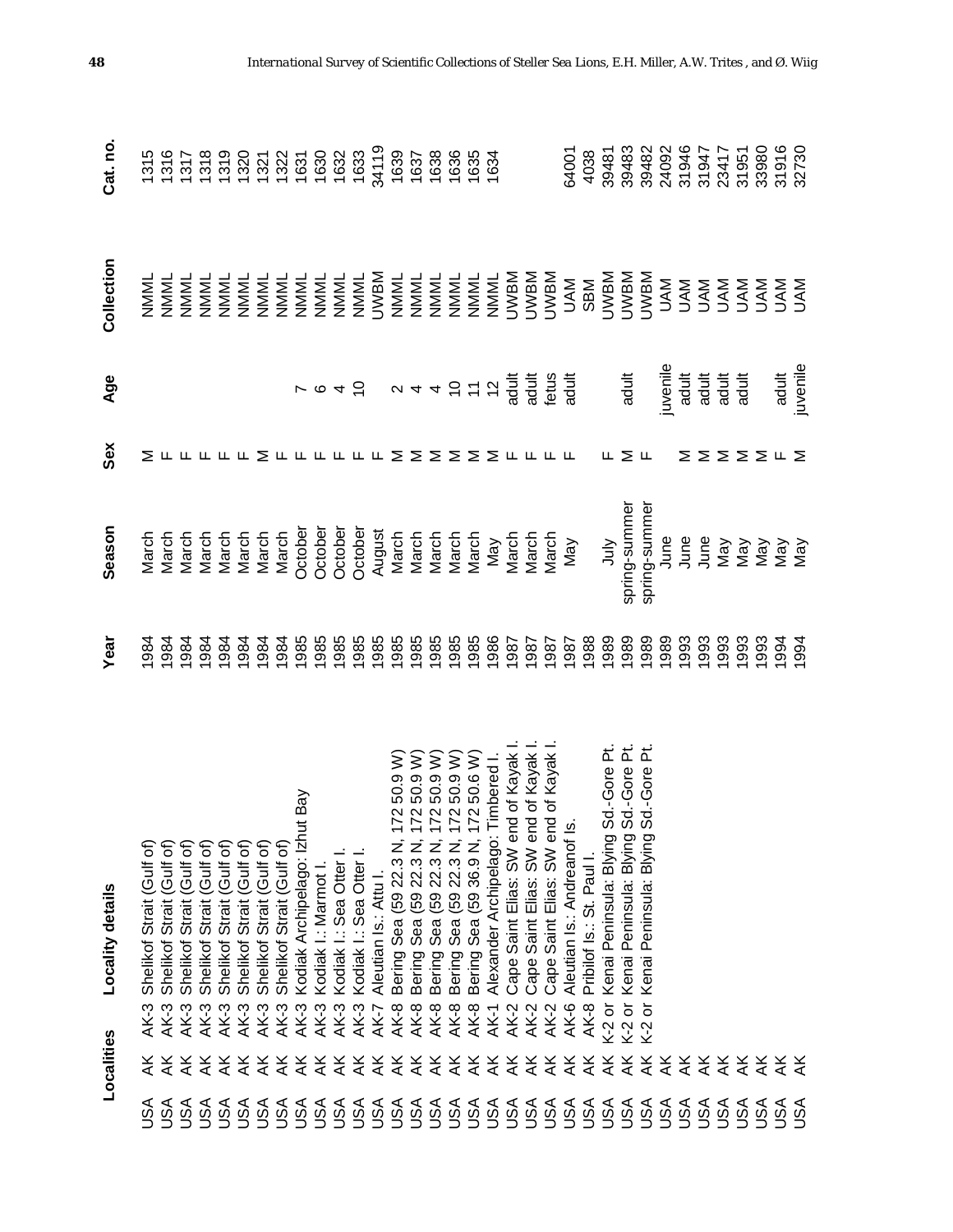| Localities | | | Locality details | Year | Season | Sex | Age | Collection | Cat. no. |
|---|---|---|---|---|---|---|---|---|---|
| USA | AK | AK-3 | Shelikof Strait (Gulf of) | 1984 | March | M | | NMML | 1315 |
| USA | AK | AK-3 | Shelikof Strait (Gulf of) | 1984 | March | F | | NMML | 1316 |
| USA | AK | AK-3 | Shelikof Strait (Gulf of) | 1984 | March | F | | NMML | 1317 |
| USA | AK | AK-3 | Shelikof Strait (Gulf of) | 1984 | March | F | | NMML | 1318 |
| USA | AK | AK-3 | Shelikof Strait (Gulf of) | 1984 | March | F | | NMML | 1319 |
| USA | AK | AK-3 | Shelikof Strait (Gulf of) | 1984 | March | F | | NMML | 1320 |
| USA | AK | AK-3 | Shelikof Strait (Gulf of) | 1984 | March | M | | NMML | 1321 |
| USA | AK | AK-3 | Shelikof Strait (Gulf of) | 1984 | March | F | | NMML | 1322 |
| USA | AK | AK-3 | Kodiak Archipelago: Izhut Bay | 1985 | October | F | 7 | NMML | 1631 |
| USA | AK | AK-3 | Kodiak I.: Marmot I. | 1985 | October | F | 6 | NMML | 1630 |
| USA | AK | AK-3 | Kodiak I.: Sea Otter I. | 1985 | October | F | 4 | NMML | 1632 |
| USA | AK | AK-3 | Kodiak I.: Sea Otter I. | 1985 | October | F | 10 | NMML | 1633 |
| USA | AK | AK-7 | Aleutian Is.: Attu I. | 1985 | August | F | | UWBM | 34119 |
| USA | AK | AK-8 | Bering Sea (59 22.3 N, 172 50.9 W) | 1985 | March | M | 2 | NMML | 1639 |
| USA | AK | AK-8 | Bering Sea (59 22.3 N, 172 50.9 W) | 1985 | March | M | 4 | NMML | 1637 |
| USA | AK | AK-8 | Bering Sea (59 22.3 N, 172 50.9 W) | 1985 | March | M | 4 | NMML | 1638 |
| USA | AK | AK-8 | Bering Sea (59 22.3 N, 172 50.9 W) | 1985 | March | M | 10 | NMML | 1636 |
| USA | AK | AK-8 | Bering Sea (59 36.9 N, 172 50.6 W) | 1985 | March | M | 11 | NMML | 1635 |
| USA | AK | AK-1 | Alexander Archipelago: Timbered I. | 1986 | May | M | 12 | NMML | 1634 |
| USA | AK | AK-2 | Cape Saint Elias: SW end of Kayak I. | 1987 | March | F | adult | UWBM | |
| USA | AK | AK-2 | Cape Saint Elias: SW end of Kayak I. | 1987 | March | F | adult | UWBM | |
| USA | AK | AK-2 | Cape Saint Elias: SW end of Kayak I. | 1987 | March | F | fetus | UWBM | |
| USA | AK | AK-6 | Aleutian Is.: Andreanof Is. | 1987 | May | F | adult | UAM | 64001 |
| USA | AK | AK-8 | Pribilof Is.: St. Paul I. | 1988 | | | | SBM | 4038 |
| USA | AK | K-2 or | Kenai Peninsula: Blying Sd.-Gore Pt. | 1989 | July | F | | UWBM | 39481 |
| USA | AK | K-2 or | Kenai Peninsula: Blying Sd.-Gore Pt. | 1989 | spring-summer | M | adult | UWBM | 39483 |
| USA | AK | K-2 or | Kenai Peninsula: Blying Sd.-Gore Pt. | 1989 | spring-summer | F | | UWBM | 39482 |
| USA | AK | | | 1989 | June | | juvenile | UAM | 24092 |
| USA | AK | | | 1993 | June | M | adult | UAM | 31946 |
| USA | AK | | | 1993 | June | M | adult | UAM | 31947 |
| USA | AK | | | 1993 | May | M | adult | UAM | 23417 |
| USA | AK | | | 1993 | May | M | adult | UAM | 31951 |
| USA | AK | | | 1993 | May | M | | UAM | 33980 |
| USA | AK | | | 1994 | May | F | adult | UAM | 31916 |
| USA | AK | | | 1994 | May | M | juvenile | UAM | 32730 |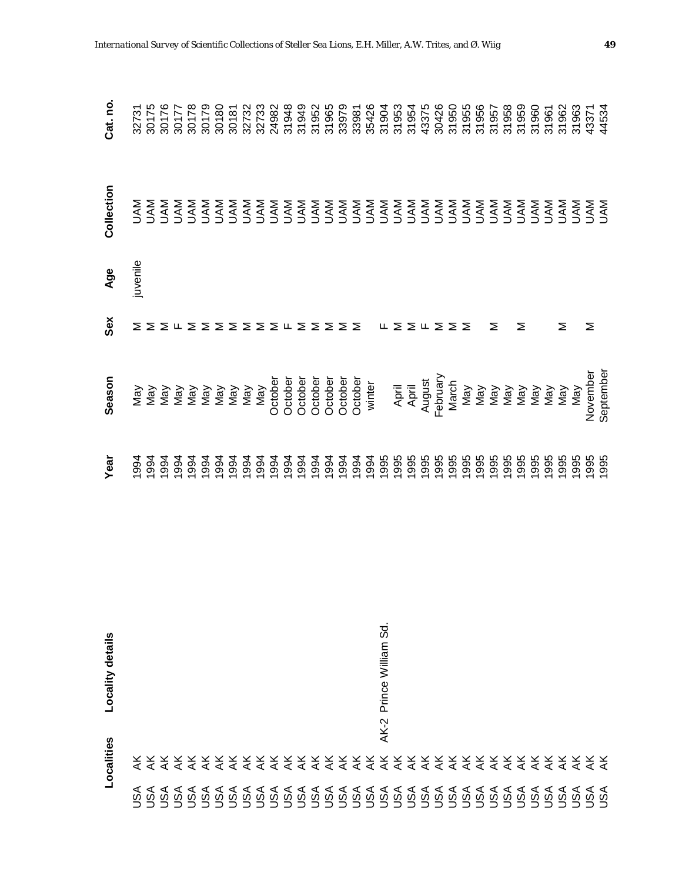| Localities | | Locality details | Year | Season | Sex | Age | Collection | Cat. no. |
|---|---|---|---|---|---|---|---|---|
| USA | AK | | 1994 | May | M | juvenile | UAM | 32731 |
| USA | AK | | 1994 | May | M | | UAM | 30175 |
| USA | AK | | 1994 | May | M | | UAM | 30176 |
| USA | AK | | 1994 | May | F | | UAM | 30177 |
| USA | AK | | 1994 | May | M | | UAM | 30178 |
| USA | AK | | 1994 | May | M | | UAM | 30179 |
| USA | AK | | 1994 | May | M | | UAM | 30180 |
| USA | AK | | 1994 | May | M | | UAM | 30181 |
| USA | AK | | 1994 | May | M | | UAM | 32732 |
| USA | AK | | 1994 | May | M | | UAM | 32733 |
| USA | AK | | 1994 | October | M | | UAM | 24982 |
| USA | AK | | 1994 | October | F | | UAM | 31948 |
| USA | AK | | 1994 | October | M | | UAM | 31949 |
| USA | AK | | 1994 | October | M | | UAM | 31952 |
| USA | AK | | 1994 | October | M | | UAM | 31965 |
| USA | AK | | 1994 | October | M | | UAM | 33979 |
| USA | AK | | 1994 | October | M | | UAM | 33981 |
| USA | AK | | 1994 | winter | | | UAM | 35426 |
| USA | AK | AK-2 Prince William Sd. | 1995 | | F | | UAM | 31904 |
| USA | AK | | 1995 | April | M | | UAM | 31953 |
| USA | AK | | 1995 | April | M | | UAM | 31954 |
| USA | AK | | 1995 | August | F | | UAM | 43375 |
| USA | AK | | 1995 | February | M | | UAM | 30426 |
| USA | AK | | 1995 | March | M | | UAM | 31950 |
| USA | AK | | 1995 | May | M | | UAM | 31955 |
| USA | AK | | 1995 | May | | | UAM | 31956 |
| USA | AK | | 1995 | May | M | | UAM | 31957 |
| USA | AK | | 1995 | May | | | UAM | 31958 |
| USA | AK | | 1995 | May | M | | UAM | 31959 |
| USA | AK | | 1995 | May | | | UAM | 31960 |
| USA | AK | | 1995 | May | | | UAM | 31961 |
| USA | AK | | 1995 | May | M | | UAM | 31962 |
| USA | AK | | 1995 | May | | | UAM | 31963 |
| USA | AK | | 1995 | November | M | | UAM | 43371 |
| USA | AK | | 1995 | September | | | UAM | 44534 |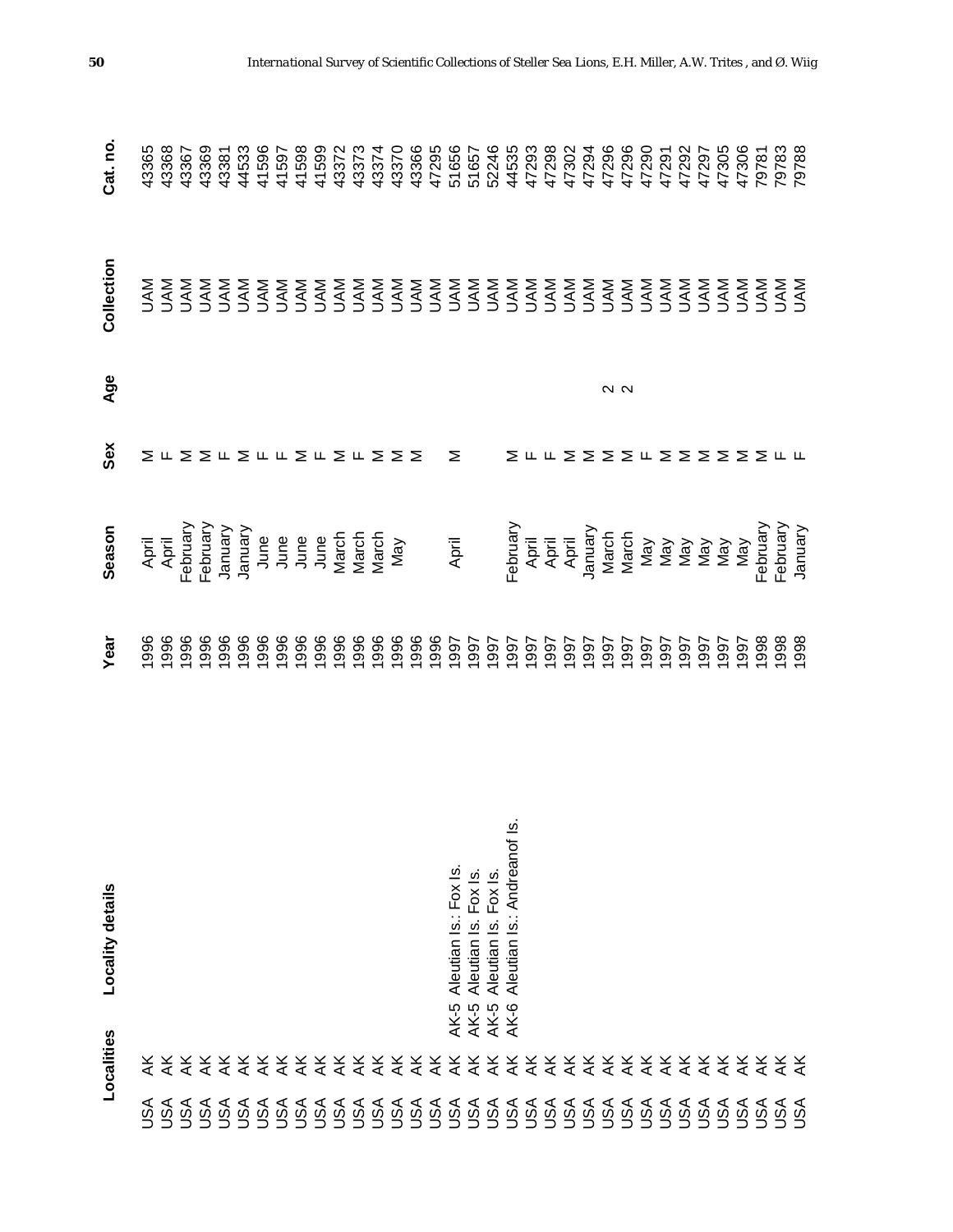| Localities | | Locality details | Year | Season | Sex | Age | Collection | Cat. no. |
|---|---|---|---|---|---|---|---|---|
| USA | AK | | 1996 | April | M | | UAM | 43365 |
| USA | AK | | 1996 | April | F | | UAM | 43368 |
| USA | AK | | 1996 | February | M | | UAM | 43367 |
| USA | AK | | 1996 | February | M | | UAM | 43369 |
| USA | AK | | 1996 | January | F | | UAM | 43381 |
| USA | AK | | 1996 | January | M | | UAM | 44533 |
| USA | AK | | 1996 | June | F | | UAM | 41596 |
| USA | AK | | 1996 | June | F | | UAM | 41597 |
| USA | AK | | 1996 | June | M | | UAM | 41598 |
| USA | AK | | 1996 | June | F | | UAM | 41599 |
| USA | AK | | 1996 | March | M | | UAM | 43372 |
| USA | AK | | 1996 | March | F | | UAM | 43373 |
| USA | AK | | 1996 | March | M | | UAM | 43374 |
| USA | AK | | 1996 | May | M | | UAM | 43370 |
| USA | AK | | 1996 | | M | | UAM | 43366 |
| USA | AK | | 1996 | | | | UAM | 47295 |
| USA | AK | AK-5 Aleutian Is.: Fox Is. | 1997 | April | M | | UAM | 51656 |
| USA | AK | AK-5 Aleutian Is. Fox Is. | 1997 | | | | UAM | 51657 |
| USA | AK | AK-5 Aleutian Is. Fox Is. | 1997 | | | | UAM | 52246 |
| USA | AK | AK-6 Aleutian Is.: Andreanof Is. | 1997 | February | M | | UAM | 44535 |
| USA | AK | | 1997 | April | F | | UAM | 47293 |
| USA | AK | | 1997 | April | F | | UAM | 47298 |
| USA | AK | | 1997 | April | M | | UAM | 47302 |
| USA | AK | | 1997 | January | M | | UAM | 47294 |
| USA | AK | | 1997 | March | M | 2 | UAM | 47296 |
| USA | AK | | 1997 | March | M | 2 | UAM | 47296 |
| USA | AK | | 1997 | May | F | | UAM | 47290 |
| USA | AK | | 1997 | May | M | | UAM | 47291 |
| USA | AK | | 1997 | May | M | | UAM | 47292 |
| USA | AK | | 1997 | May | M | | UAM | 47297 |
| USA | AK | | 1997 | May | M | | UAM | 47305 |
| USA | AK | | 1997 | May | M | | UAM | 47306 |
| USA | AK | | 1998 | February | M | | UAM | 79781 |
| USA | AK | | 1998 | February | F | | UAM | 79783 |
| USA | AK | | 1998 | January | F | | UAM | 79788 |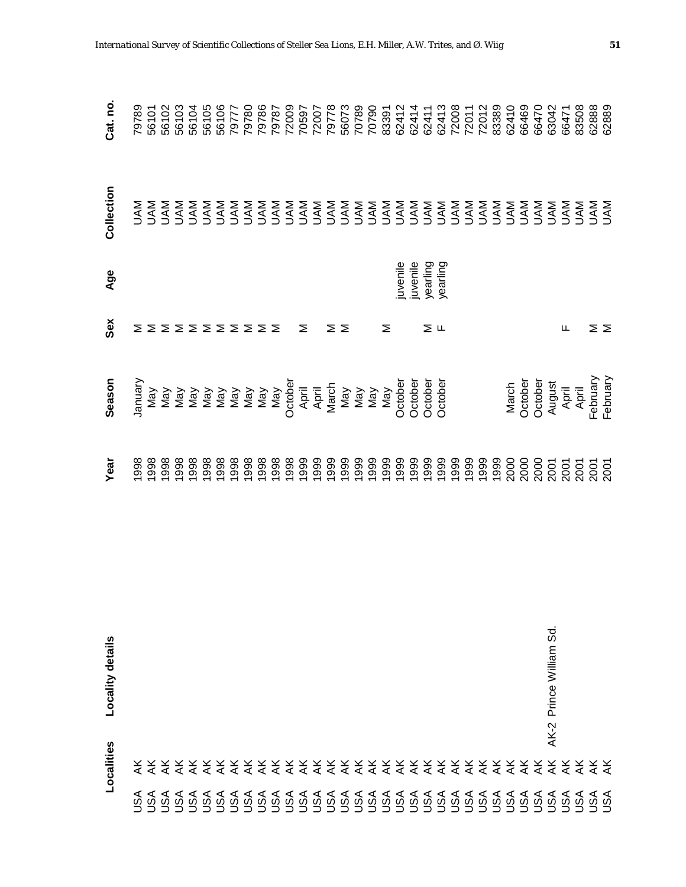| Localities | | Locality details | Year | Season | Sex | Age | Collection | Cat. no. |
|---|---|---|---|---|---|---|---|---|
| USA | AK | | 1998 | January | M | | UAM | 79789 |
| USA | AK | | 1998 | May | M | | UAM | 56101 |
| USA | AK | | 1998 | May | M | | UAM | 56102 |
| USA | AK | | 1998 | May | M | | UAM | 56103 |
| USA | AK | | 1998 | May | M | | UAM | 56104 |
| USA | AK | | 1998 | May | M | | UAM | 56105 |
| USA | AK | | 1998 | May | M | | UAM | 56106 |
| USA | AK | | 1998 | May | M | | UAM | 79777 |
| USA | AK | | 1998 | May | M | | UAM | 79780 |
| USA | AK | | 1998 | May | M | | UAM | 79786 |
| USA | AK | | 1998 | May | M | | UAM | 79787 |
| USA | AK | | 1998 | October | | | UAM | 72009 |
| USA | AK | | 1999 | April | M | | UAM | 70597 |
| USA | AK | | 1999 | April | | | UAM | 72007 |
| USA | AK | | 1999 | March | M | | UAM | 79778 |
| USA | AK | | 1999 | May | M | | UAM | 56073 |
| USA | AK | | 1999 | May | | | UAM | 70789 |
| USA | AK | | 1999 | May | | | UAM | 70790 |
| USA | AK | | 1999 | May | M | | UAM | 83391 |
| USA | AK | | 1999 | October | | juvenile | UAM | 62412 |
| USA | AK | | 1999 | October | | juvenile | UAM | 62414 |
| USA | AK | | 1999 | October | M | yearling | UAM | 62411 |
| USA | AK | | 1999 | October | F | yearling | UAM | 62413 |
| USA | AK | | 1999 | | | | UAM | 72008 |
| USA | AK | | 1999 | | | | UAM | 72011 |
| USA | AK | | 1999 | | | | UAM | 72012 |
| USA | AK | | 1999 | | | | UAM | 83389 |
| USA | AK | | 2000 | March | | | UAM | 62410 |
| USA | AK | | 2000 | October | | | UAM | 66469 |
| USA | AK | | 2000 | October | | | UAM | 66470 |
| USA | AK | AK-2 Prince William Sd. | 2001 | August | | | UAM | 63042 |
| USA | AK | | 2001 | April | F | | UAM | 66471 |
| USA | AK | | 2001 | April | | | UAM | 83508 |
| USA | AK | | 2001 | February | M | | UAM | 62888 |
| USA | AK | | 2001 | February | M | | UAM | 62889 |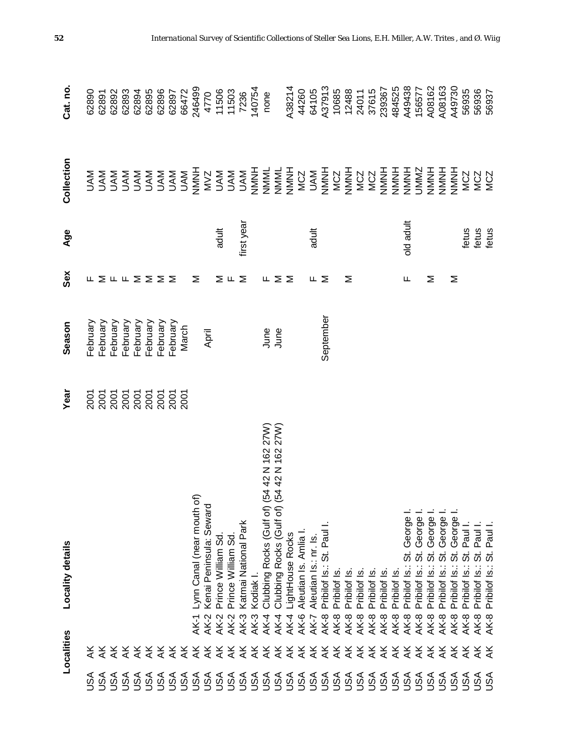| Localities | | | Locality details | Year | Season | Sex | Age | Collection | Cat. no. |
|---|---|---|---|---|---|---|---|---|---|
| USA | AK | | | 2001 | February | F | | UAM | 62890 |
| USA | AK | | | 2001 | February | M | | UAM | 62891 |
| USA | AK | | | 2001 | February | F | | UAM | 62892 |
| USA | AK | | | 2001 | February | F | | UAM | 62893 |
| USA | AK | | | 2001 | February | M | | UAM | 62894 |
| USA | AK | | | 2001 | February | M | | UAM | 62895 |
| USA | AK | | | 2001 | February | M | | UAM | 62896 |
| USA | AK | | | 2001 | February | M | | UAM | 62897 |
| USA | AK | | | 2001 | March | | | UAM | 66472 |
| USA | AK | AK-1 | Lynn Canal (near mouth of) | | | M | | NMNH | 246499 |
| USA | AK | AK-2 | Kenai Peninsula: Seward | | April | | | MVZ | 4770 |
| USA | AK | AK-2 | Prince William Sd. | | | M | adult | UAM | 11506 |
| USA | AK | AK-2 | Prince William Sd. | | | F | | UAM | 11503 |
| USA | AK | AK-3 | Katmai National Park | | | M | first year | UAM | 7236 |
| USA | AK | AK-3 | Kodiak I. | | | | | NMNH | 140754 |
| USA | AK | AK-4 | Clubbing Rocks (Gulf of) (54 42 N 162 27W) | | June | F | | NMML | none |
| USA | AK | AK-4 | Clubbing Rocks (Gulf of) (54 42 N 162 27W) | | June | M | | NMML | |
| USA | AK | AK-4 | LightHouse Rocks | | | M | | NMNH | A38214 |
| USA | AK | AK-6 | Aleutian Is. Amlia I. | | | | | MCZ | 44260 |
| USA | AK | AK-7 | Aleutian Is.: nr. Is. | | | F | adult | UAM | 64105 |
| USA | AK | AK-8 | Pribilof Is.: St. Paul I. | | September | M | | NMNH | A37913 |
| USA | AK | AK-8 | Pribilof Is. | | | | | MCZ | 10685 |
| USA | AK | AK-8 | Pribilof Is. | | | M | | NMNH | 12488 |
| USA | AK | AK-8 | Pribilof Is. | | | | | MCZ | 24011 |
| USA | AK | AK-8 | Pribilof Is. | | | | | MCZ | 37615 |
| USA | AK | AK-8 | Pribilof Is. | | | | | NMNH | 239367 |
| USA | AK | AK-8 | Pribilof Is. | | | | | NMNH | 484525 |
| USA | AK | AK-8 | Pribilof Is.: St. George I. | | | F | old adult | NMNH | A49438 |
| USA | AK | AK-8 | Pribilof Is.: St. George I. | | | | | UMMZ | 156577 |
| USA | AK | AK-8 | Pribilof Is.: St. George I. | | | M | | NMNH | A08162 |
| USA | AK | AK-8 | Pribilof Is.: St. George I. | | | | | NMNH | A08163 |
| USA | AK | AK-8 | Pribilof Is.: St. George I. | | | M | | NMNH | A49730 |
| USA | AK | AK-8 | Pribilof Is.: St. Paul I. | | | | fetus | MCZ | 56935 |
| USA | AK | AK-8 | Pribilof Is.: St. Paul I. | | | | fetus | MCZ | 56936 |
| USA | AK | AK-8 | Pribilof Is.: St. Paul I. | | | | fetus | MCZ | 56937 |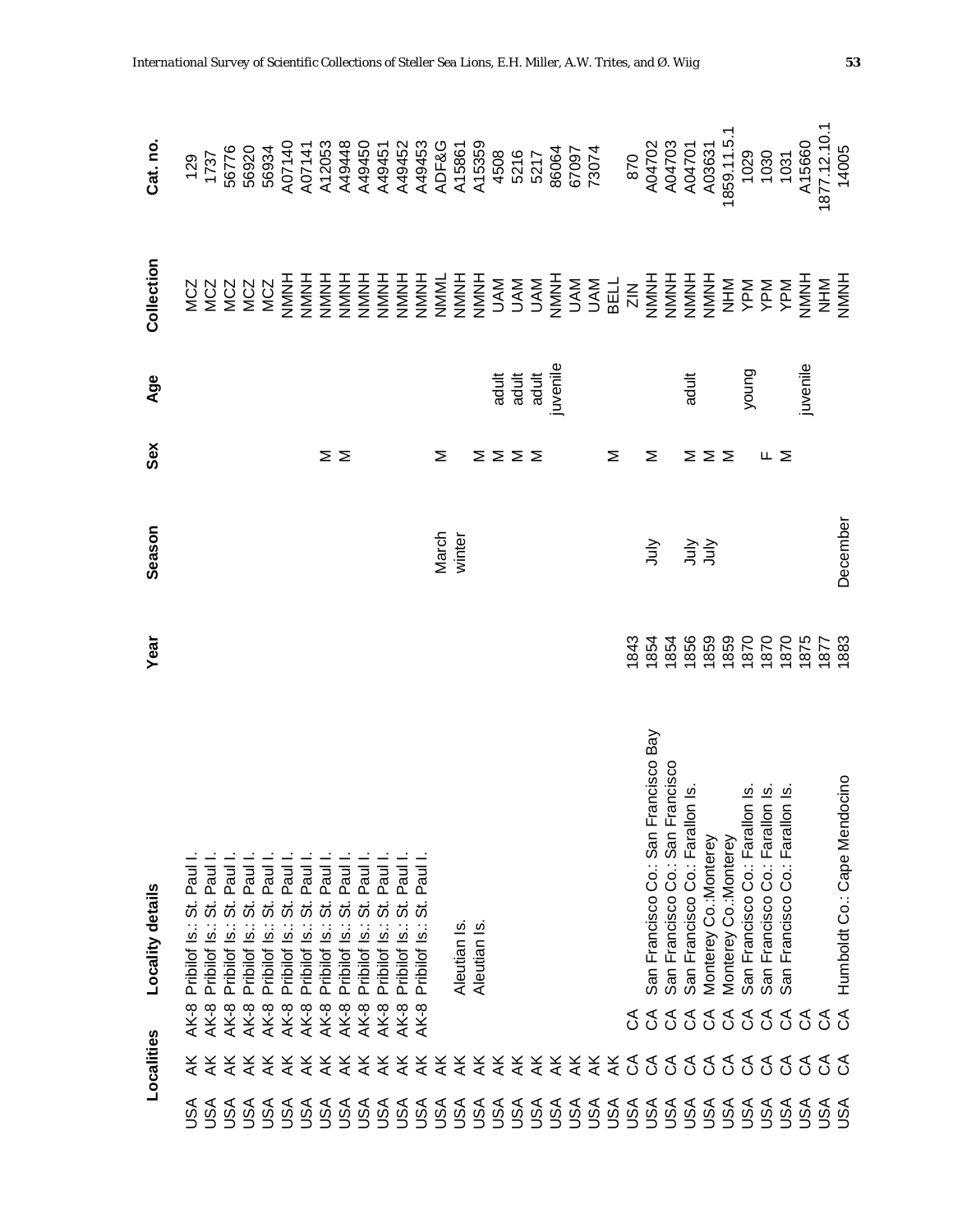| Localities | | | Locality details | Year | Season | Sex | Age | Collection | Cat. no. |
|---|---|---|---|---|---|---|---|---|---|
| USA | AK | AK-8 | Pribilof Is.: St. Paul I. | | | | | MCZ | 129 |
| USA | AK | AK-8 | Pribilof Is.: St. Paul I. | | | | | MCZ | 1737 |
| USA | AK | AK-8 | Pribilof Is.: St. Paul I. | | | | | MCZ | 56776 |
| USA | AK | AK-8 | Pribilof Is.: St. Paul I. | | | | | MCZ | 56920 |
| USA | AK | AK-8 | Pribilof Is.: St. Paul I. | | | | | MCZ | 56934 |
| USA | AK | AK-8 | Pribilof Is.: St. Paul I. | | | | | NMNH | A07140 |
| USA | AK | AK-8 | Pribilof Is.: St. Paul I. | | | | | NMNH | A07141 |
| USA | AK | AK-8 | Pribilof Is.: St. Paul I. | | | M | | NMNH | A12053 |
| USA | AK | AK-8 | Pribilof Is.: St. Paul I. | | | M | | NMNH | A49448 |
| USA | AK | AK-8 | Pribilof Is.: St. Paul I. | | | | | NMNH | A49450 |
| USA | AK | AK-8 | Pribilof Is.: St. Paul I. | | | | | NMNH | A49451 |
| USA | AK | AK-8 | Pribilof Is.: St. Paul I. | | | | | NMNH | A49452 |
| USA | AK | AK-8 | Pribilof Is.: St. Paul I. | | | | | NMNH | A49453 |
| USA | AK | | | | March | M | | NMML | ADF&G |
| USA | AK | | Aleutian Is. | | winter | | | NMNH | A15861 |
| USA | AK | | Aleutian Is. | | | M | | NMNH | A15359 |
| USA | AK | | | | | M | adult | UAM | 4508 |
| USA | AK | | | | | M | adult | UAM | 5216 |
| USA | AK | | | | | M | adult | UAM | 5217 |
| USA | AK | | | | | | juvenile | NMNH | 86064 |
| USA | AK | | | | | | | UAM | 67097 |
| USA | AK | | | | | | | UAM | 73074 |
| USA | AK | | | | | M | | BELL | |
| USA | CA | CA | | 1843 | | | | ZIN | 870 |
| USA | CA | CA | San Francisco Co.: San Francisco Bay | 1854 | July | M | | NMNH | A04702 |
| USA | CA | CA | San Francisco Co.: San Francisco | 1854 | | | | NMNH | A04703 |
| USA | CA | CA | San Francisco Co.: Farallon Is. | 1856 | July | M | adult | NMNH | A04701 |
| USA | CA | CA | Monterey Co.:Monterey | 1859 | July | M | | NMNH | A03631 |
| USA | CA | CA | Monterey Co.:Monterey | 1859 | | M | | NHM | 1859.11.5.1 |
| USA | CA | CA | San Francisco Co.: Farallon Is. | 1870 | | | young | YPM | 1029 |
| USA | CA | CA | San Francisco Co.: Farallon Is. | 1870 | | F | | YPM | 1030 |
| USA | CA | CA | San Francisco Co.: Farallon Is. | 1870 | | M | | YPM | 1031 |
| USA | CA | CA | | 1875 | | | juvenile | NMNH | A15660 |
| USA | CA | CA | | 1877 | | | | NHM | 1877.12.10.1 |
| USA | CA | CA | Humboldt Co.: Cape Mendocino | 1883 | December | | | NMNH | 14005 |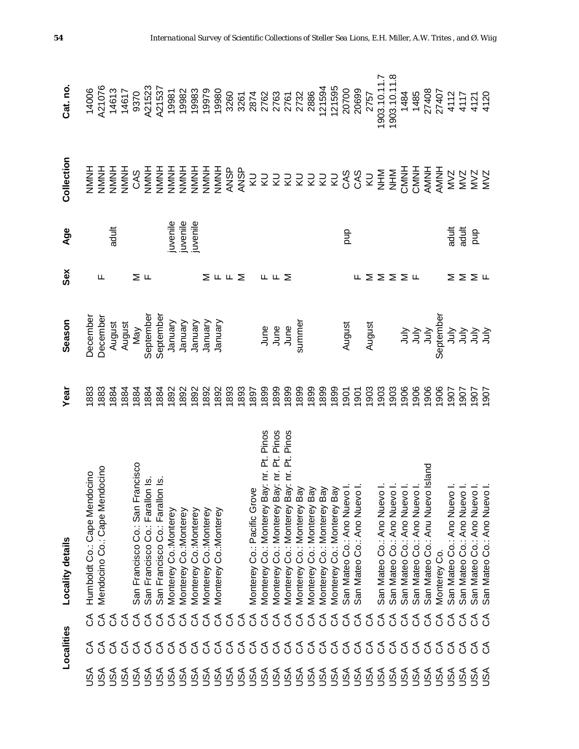| Localities | | | Locality details | Year | Season | Sex | Age | Collection | Cat. no. |
|---|---|---|---|---|---|---|---|---|---|
| USA | CA | CA | Humboldt Co.: Cape Mendocino | 1883 | December | | | NMNH | 14006 |
| USA | CA | CA | Mendocino Co.: Cape Mendocino | 1883 | December | F | | NMNH | A21076 |
| USA | CA | CA | | 1884 | August | | adult | NMNH | 14613 |
| USA | CA | CA | | 1884 | August | | | NMNH | 14617 |
| USA | CA | CA | San Francisco Co.: San Francisco | 1884 | May | M | | CAS | 9370 |
| USA | CA | CA | San Francisco Co.: Farallon Is. | 1884 | September | F | | NMNH | A21523 |
| USA | CA | CA | San Francisco Co.: Farallon Is. | 1884 | September | | | NMNH | A21537 |
| USA | CA | CA | Monterey Co.:Monterey | 1892 | January | | juvenile | NMNH | 19981 |
| USA | CA | CA | Monterey Co.:Monterey | 1892 | January | | juvenile | NMNH | 19982 |
| USA | CA | CA | Monterey Co.:Monterey | 1892 | January | | juvenile | NMNH | 19983 |
| USA | CA | CA | Monterey Co.:Monterey | 1892 | January | M | | NMNH | 19979 |
| USA | CA | CA | Monterey Co.:Monterey | 1892 | January | F | | NMNH | 19980 |
| USA | CA | CA | | 1893 | | F | | ANSP | 3260 |
| USA | CA | CA | | 1893 | | M | | ANSP | 3261 |
| USA | CA | CA | Monterey Co.: Pacific Grove | 1897 | | | | KU | 2874 |
| USA | CA | CA | Monterey Co.: Monterey Bay: nr. Pt. Pinos | 1899 | June | F | | KU | 2762 |
| USA | CA | CA | Monterey Co.: Monterey Bay: nr. Pt. Pinos | 1899 | June | F | | KU | 2763 |
| USA | CA | CA | Monterey Co.: Monterey Bay: nr. Pt. Pinos | 1899 | June | M | | KU | 2761 |
| USA | CA | CA | Monterey Co.: Monterey Bay | 1899 | summer | | | KU | 2732 |
| USA | CA | CA | Monterey Co.: Monterey Bay | 1899 | | | | KU | 2886 |
| USA | CA | CA | Monterey Co.: Monterey Bay | 1899 | | | | KU | 121594 |
| USA | CA | CA | Monterey Co.: Monterey Bay | 1899 | | | | KU | 121595 |
| USA | CA | CA | San Mateo Co.: Ano Nuevo I. | 1901 | August | | pup | CAS | 20700 |
| USA | CA | CA | San Mateo Co.: Ano Nuevo I. | 1901 | | F | | CAS | 20699 |
| USA | CA | CA | | 1903 | August | M | | KU | 2757 |
| USA | CA | CA | San Mateo Co.: Ano Nuevo I. | 1903 | | M | | NHM | 1903.10.11.7 |
| USA | CA | CA | San Mateo Co.: Ano Nuevo I. | 1903 | | M | | NHM | 1903.10.11.8 |
| USA | CA | CA | San Mateo Co.: Ano Nuevo I. | 1906 | July | M | | CMNH | 1484 |
| USA | CA | CA | San Mateo Co.: Ano Nuevo I. | 1906 | July | F | | CMNH | 1485 |
| USA | CA | CA | San Mateo Co.: Anu Nuevo Island | 1906 | July | | | AMNH | 27408 |
| USA | CA | CA | Monterey Co. | 1906 | September | | | AMNH | 27407 |
| USA | CA | CA | San Mateo Co.: Ano Nuevo I. | 1907 | July | M | adult | MVZ | 4112 |
| USA | CA | CA | San Mateo Co.: Ano Nuevo I. | 1907 | July | M | adult | MVZ | 4117 |
| USA | CA | CA | San Mateo Co.: Ano Nuevo I. | 1907 | July | M | pup | MVZ | 4121 |
| USA | CA | CA | San Mateo Co.: Ano Nuevo I. | 1907 | July | F | | MVZ | 4120 |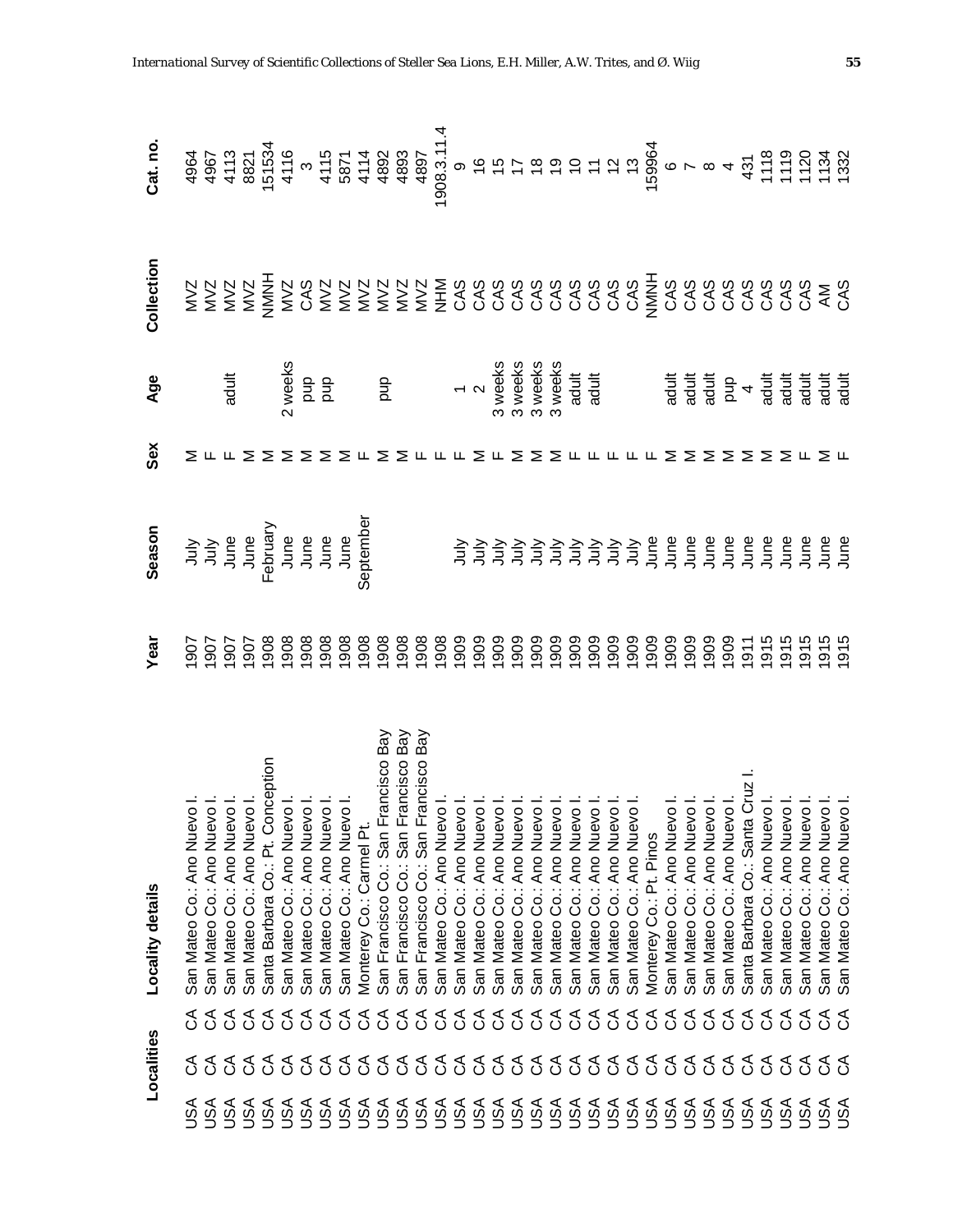| Localities | | | Locality details | Year | Season | Sex | Age | Collection | Cat. no. |
|---|---|---|---|---|---|---|---|---|---|
| USA | CA | CA | San Mateo Co.: Ano Nuevo I. | 1907 | July | M | | MVZ | 4964 |
| USA | CA | CA | San Mateo Co.: Ano Nuevo I. | 1907 | July | F | | MVZ | 4967 |
| USA | CA | CA | San Mateo Co.: Ano Nuevo I. | 1907 | June | F | adult | MVZ | 4113 |
| USA | CA | CA | San Mateo Co.: Ano Nuevo I. | 1907 | June | M | | MVZ | 8821 |
| USA | CA | CA | Santa Barbara Co.: Pt. Conception | 1908 | February | M | | NMNH | 151534 |
| USA | CA | CA | San Mateo Co.: Ano Nuevo I. | 1908 | June | M | 2 weeks | MVZ | 4116 |
| USA | CA | CA | San Mateo Co.: Ano Nuevo I. | 1908 | June | M | pup | CAS | 3 |
| USA | CA | CA | San Mateo Co.: Ano Nuevo I. | 1908 | June | M | pup | MVZ | 4115 |
| USA | CA | CA | San Mateo Co.: Ano Nuevo I. | 1908 | June | M | | MVZ | 5871 |
| USA | CA | CA | Monterey Co.: Carmel Pt. | 1908 | September | F | | MVZ | 4114 |
| USA | CA | CA | San Francisco Co.: San Francisco Bay | 1908 | | M | pup | MVZ | 4892 |
| USA | CA | CA | San Francisco Co.: San Francisco Bay | 1908 | | M | | MVZ | 4893 |
| USA | CA | CA | San Francisco Co.: San Francisco Bay | 1908 | | F | | MVZ | 4897 |
| USA | CA | CA | San Mateo Co.: Ano Nuevo I. | 1908 | | F | | NHM | 1908.3.11.4 |
| USA | CA | CA | San Mateo Co.: Ano Nuevo I. | 1909 | July | F | 1 | CAS | 9 |
| USA | CA | CA | San Mateo Co.: Ano Nuevo I. | 1909 | July | M | 2 | CAS | 16 |
| USA | CA | CA | San Mateo Co.: Ano Nuevo I. | 1909 | July | F | 3 weeks | CAS | 15 |
| USA | CA | CA | San Mateo Co.: Ano Nuevo I. | 1909 | July | M | 3 weeks | CAS | 17 |
| USA | CA | CA | San Mateo Co.: Ano Nuevo I. | 1909 | July | M | 3 weeks | CAS | 18 |
| USA | CA | CA | San Mateo Co.: Ano Nuevo I. | 1909 | July | M | 3 weeks | CAS | 19 |
| USA | CA | CA | San Mateo Co.: Ano Nuevo I. | 1909 | July | F | adult | CAS | 10 |
| USA | CA | CA | San Mateo Co.: Ano Nuevo I. | 1909 | July | F | adult | CAS | 11 |
| USA | CA | CA | San Mateo Co.: Ano Nuevo I. | 1909 | July | F | | CAS | 12 |
| USA | CA | CA | San Mateo Co.: Ano Nuevo I. | 1909 | July | F | | CAS | 13 |
| USA | CA | CA | Monterey Co.: Pt. Pinos | 1909 | June | F | | NMNH | 159964 |
| USA | CA | CA | San Mateo Co.: Ano Nuevo I. | 1909 | June | M | adult | CAS | 6 |
| USA | CA | CA | San Mateo Co.: Ano Nuevo I. | 1909 | June | M | adult | CAS | 7 |
| USA | CA | CA | San Mateo Co.: Ano Nuevo I. | 1909 | June | M | adult | CAS | 8 |
| USA | CA | CA | San Mateo Co.: Ano Nuevo I. | 1909 | June | M | pup | CAS | 4 |
| USA | CA | CA | Santa Barbara Co.: Santa Cruz I. | 1911 | June | M | 4 | CAS | 431 |
| USA | CA | CA | San Mateo Co.: Ano Nuevo I. | 1915 | June | M | adult | CAS | 1118 |
| USA | CA | CA | San Mateo Co.: Ano Nuevo I. | 1915 | June | M | adult | CAS | 1119 |
| USA | CA | CA | San Mateo Co.: Ano Nuevo I. | 1915 | June | F | adult | CAS | 1120 |
| USA | CA | CA | San Mateo Co.: Ano Nuevo I. | 1915 | June | M | adult | AM | 1134 |
| USA | CA | CA | San Mateo Co.: Ano Nuevo I. | 1915 | June | F | adult | CAS | 1332 |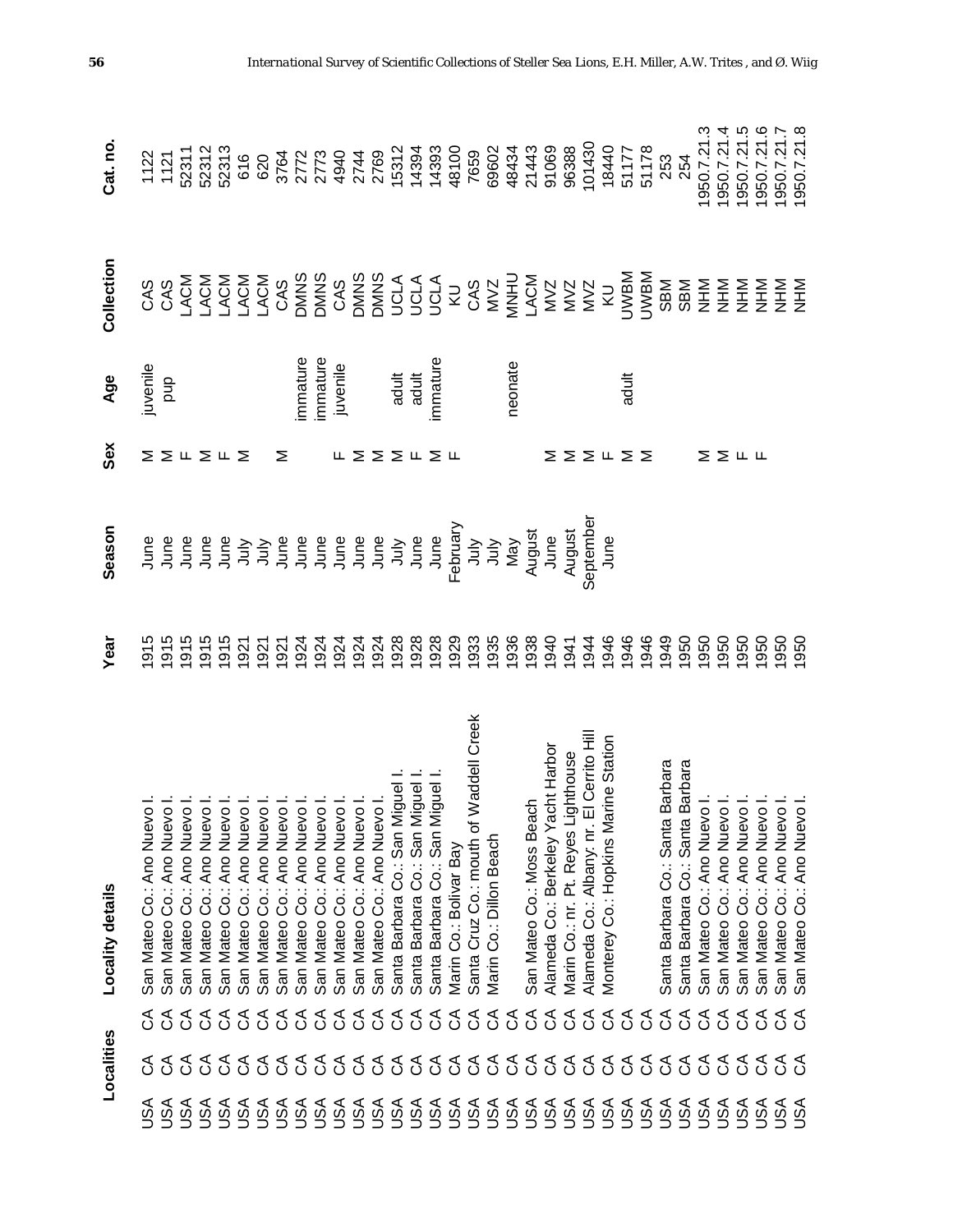| Localities | | | Locality details | Year | Season | Sex | Age | Collection | Cat. no. |
|---|---|---|---|---|---|---|---|---|---|
| USA | CA | CA | San Mateo Co.: Ano Nuevo I. | 1915 | June | M | juvenile | CAS | 1122 |
| USA | CA | CA | San Mateo Co.: Ano Nuevo I. | 1915 | June | M | pup | CAS | 1121 |
| USA | CA | CA | San Mateo Co.: Ano Nuevo I. | 1915 | June | F | | LACM | 52311 |
| USA | CA | CA | San Mateo Co.: Ano Nuevo I. | 1915 | June | M | | LACM | 52312 |
| USA | CA | CA | San Mateo Co.: Ano Nuevo I. | 1915 | June | F | | LACM | 52313 |
| USA | CA | CA | San Mateo Co.: Ano Nuevo I. | 1921 | July | M | | LACM | 616 |
| USA | CA | CA | San Mateo Co.: Ano Nuevo I. | 1921 | July | | | LACM | 620 |
| USA | CA | CA | San Mateo Co.: Ano Nuevo I. | 1921 | June | M | | CAS | 3764 |
| USA | CA | CA | San Mateo Co.: Ano Nuevo I. | 1924 | June | | immature | DMNS | 2772 |
| USA | CA | CA | San Mateo Co.: Ano Nuevo I. | 1924 | June | | immature | DMNS | 2773 |
| USA | CA | CA | San Mateo Co.: Ano Nuevo I. | 1924 | June | F | juvenile | CAS | 4940 |
| USA | CA | CA | San Mateo Co.: Ano Nuevo I. | 1924 | June | M | | DMNS | 2744 |
| USA | CA | CA | San Mateo Co.: Ano Nuevo I. | 1924 | June | M | | DMNS | 2769 |
| USA | CA | CA | Santa Barbara Co.: San Miguel I. | 1928 | July | M | adult | UCLA | 15312 |
| USA | CA | CA | Santa Barbara Co.: San Miguel I. | 1928 | June | F | adult | UCLA | 14394 |
| USA | CA | CA | Santa Barbara Co.: San Miguel I. | 1928 | June | M | immature | UCLA | 14393 |
| USA | CA | CA | Marin Co.: Bolivar Bay | 1929 | February | F | | KU | 48100 |
| USA | CA | CA | Santa Cruz Co.: mouth of Waddell Creek | 1933 | July | | | CAS | 7659 |
| USA | CA | CA | Marin Co.: Dillon Beach | 1935 | July | | | MVZ | 69602 |
| USA | CA | CA | | 1936 | May | | neonate | MNHU | 48434 |
| USA | CA | CA | San Mateo Co.: Moss Beach | 1938 | August | | | LACM | 21443 |
| USA | CA | CA | Alameda Co.: Berkeley Yacht Harbor | 1940 | June | M | | MVZ | 91069 |
| USA | CA | CA | Marin Co.: nr. Pt. Reyes Lighthouse | 1941 | August | M | | MVZ | 96388 |
| USA | CA | CA | Alameda Co.: Albany: nr. El Cerrito Hill | 1944 | September | M | | MVZ | 101430 |
| USA | CA | CA | Monterey Co.: Hopkins Marine Station | 1946 | June | F | | KU | 18440 |
| USA | CA | CA | | 1946 | | M | adult | UWBM | 51177 |
| USA | CA | CA | | 1946 | | M | | UWBM | 51178 |
| USA | CA | CA | Santa Barbara Co.: Santa Barbara | 1949 | | | | SBM | 253 |
| USA | CA | CA | Santa Barbara Co.: Santa Barbara | 1950 | | | | SBM | 254 |
| USA | CA | CA | San Mateo Co.: Ano Nuevo I. | 1950 | | M | | NHM | 1950.7.21.3 |
| USA | CA | CA | San Mateo Co.: Ano Nuevo I. | 1950 | | M | | NHM | 1950.7.21.4 |
| USA | CA | CA | San Mateo Co.: Ano Nuevo I. | 1950 | | F | | NHM | 1950.7.21.5 |
| USA | CA | CA | San Mateo Co.: Ano Nuevo I. | 1950 | | F | | NHM | 1950.7.21.6 |
| USA | CA | CA | San Mateo Co.: Ano Nuevo I. | 1950 | | | | NHM | 1950.7.21.7 |
| USA | CA | CA | San Mateo Co.: Ano Nuevo I. | 1950 | | | | NHM | 1950.7.21.8 |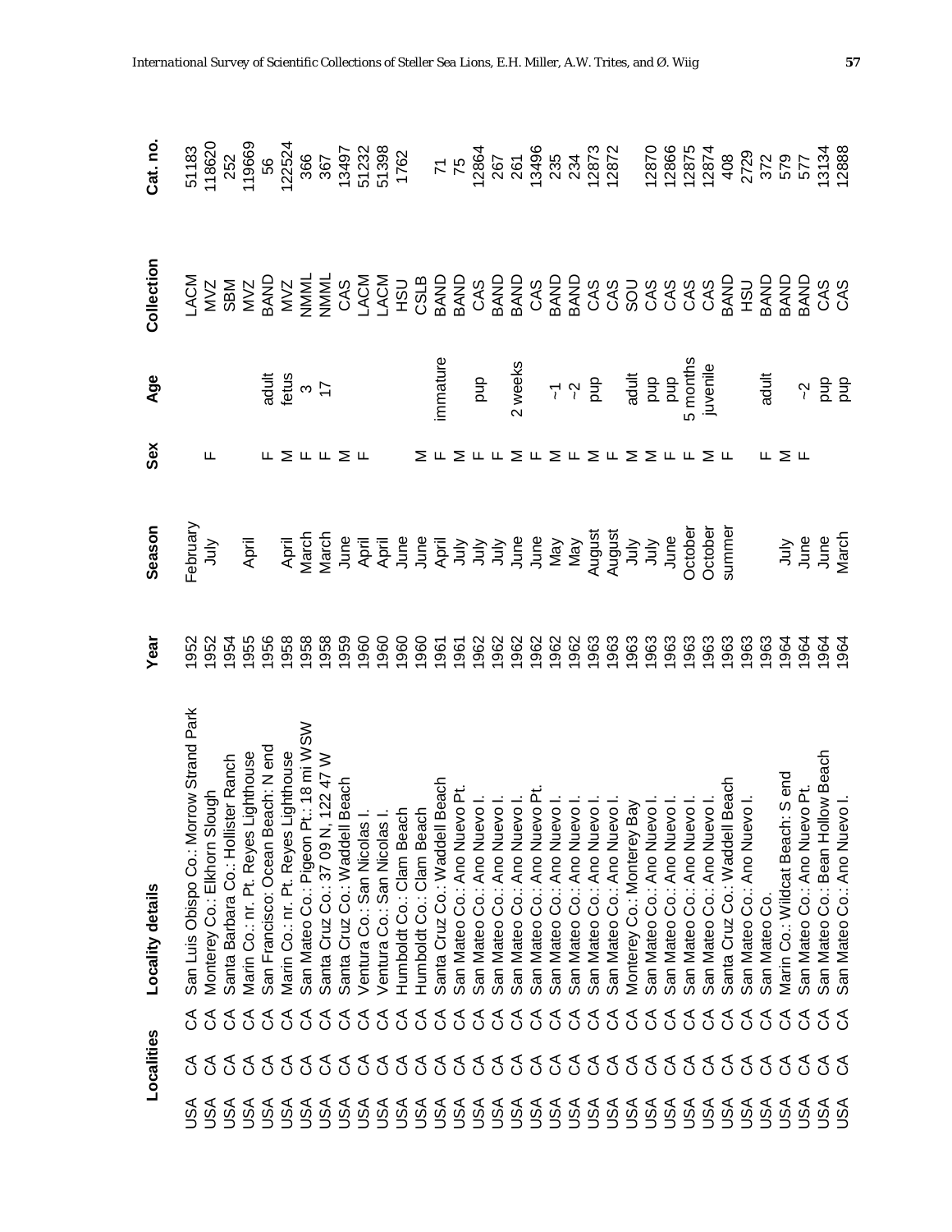| Localities | | | Locality details | Year | Season | Sex | Age | Collection | Cat. no. |
|---|---|---|---|---|---|---|---|---|---|
| USA | CA | CA | San Luis Obispo Co.: Morrow Strand Park | 1952 | February | | | LACM | 51183 |
| USA | CA | CA | Monterey Co.: Elkhorn Slough | 1952 | July | F | | MVZ | 118620 |
| USA | CA | CA | Santa Barbara Co.: Hollister Ranch | 1954 | | | | SBM | 252 |
| USA | CA | CA | Marin Co.: nr. Pt. Reyes Lighthouse | 1955 | April | | | MVZ | 119669 |
| USA | CA | CA | San Francisco: Ocean Beach: N end | 1956 | | F | adult | BAND | 56 |
| USA | CA | CA | Marin Co.: nr. Pt. Reyes Lighthouse | 1958 | April | M | fetus | MVZ | 122524 |
| USA | CA | CA | San Mateo Co.: Pigeon Pt.: 18 mi WSW | 1958 | March | F | 3 | NMML | 366 |
| USA | CA | CA | Santa Cruz Co.: 37 09 N, 122 47 W | 1958 | March | F | 17 | NMML | 367 |
| USA | CA | CA | Santa Cruz Co.: Waddell Beach | 1959 | June | M | | CAS | 13497 |
| USA | CA | CA | Ventura Co.: San Nicolas I. | 1960 | April | F | | LACM | 51232 |
| USA | CA | CA | Ventura Co.: San Nicolas I. | 1960 | April | | | LACM | 51398 |
| USA | CA | CA | Humboldt Co.: Clam Beach | 1960 | June | | | HSU | 1762 |
| USA | CA | CA | Humboldt Co.: Clam Beach | 1960 | June | M | | CSLB | |
| USA | CA | CA | Santa Cruz Co.: Waddell Beach | 1961 | April | F | immature | BAND | 71 |
| USA | CA | CA | San Mateo Co.: Ano Nuevo Pt. | 1962 | July | M | | BAND | 75 |
| USA | CA | CA | San Mateo Co.: Ano Nuevo I. | 1962 | July | F | pup | CAS | 12864 |
| USA | CA | CA | San Mateo Co.: Ano Nuevo I. | 1962 | June | F | | BAND | 267 |
| USA | CA | CA | San Mateo Co.: Ano Nuevo I. | 1962 | June | M | 2 weeks | BAND | 261 |
| USA | CA | CA | San Mateo Co.: Ano Nuevo Pt. | 1962 | May | F | | CAS | 13496 |
| USA | CA | CA | San Mateo Co.: Ano Nuevo I. | 1962 | May | M | ~1 | BAND | 235 |
| USA | CA | CA | San Mateo Co.: Ano Nuevo I. | 1963 | August | F | ~2 | BAND | 234 |
| USA | CA | CA | San Mateo Co.: Ano Nuevo I. | 1963 | August | M | pup | CAS | 12873 |
| USA | CA | CA | San Mateo Co.: Ano Nuevo I. | 1963 | July | F | | CAS | 12872 |
| USA | CA | CA | Monterey Co.: Monterey Bay | 1963 | July | M | adult | SOU | |
| USA | CA | CA | San Mateo Co.: Ano Nuevo I. | 1963 | June | M | pup | CAS | 12870 |
| USA | CA | CA | San Mateo Co.: Ano Nuevo I. | 1963 | October | F | pup | CAS | 12866 |
| USA | CA | CA | San Mateo Co.: Ano Nuevo I. | 1963 | October | F | 5 months | CAS | 12875 |
| USA | CA | CA | San Mateo Co.: Ano Nuevo I. | 1963 | summer | M | juvenile | CAS | 12874 |
| USA | CA | CA | Santa Cruz Co.: Waddell Beach | 1963 | | F | | BAND | 408 |
| USA | CA | CA | San Mateo Co.: Ano Nuevo I. | 1963 | | | | HSU | 2729 |
| USA | CA | CA | San Mateo Co. | 1963 | | F | adult | BAND | 372 |
| USA | CA | CA | Marin Co.: Wildcat Beach: S end | 1964 | July | M | | BAND | 579 |
| USA | CA | CA | San Mateo Co.: Ano Nuevo Pt. | 1964 | June | F | ~2 | BAND | 577 |
| USA | CA | CA | San Mateo Co.: Bean Hollow Beach | 1964 | June | | pup | CAS | 13134 |
| USA | CA | CA | San Mateo Co.: Ano Nuevo I. | 1964 | March | | pup | CAS | 12888 |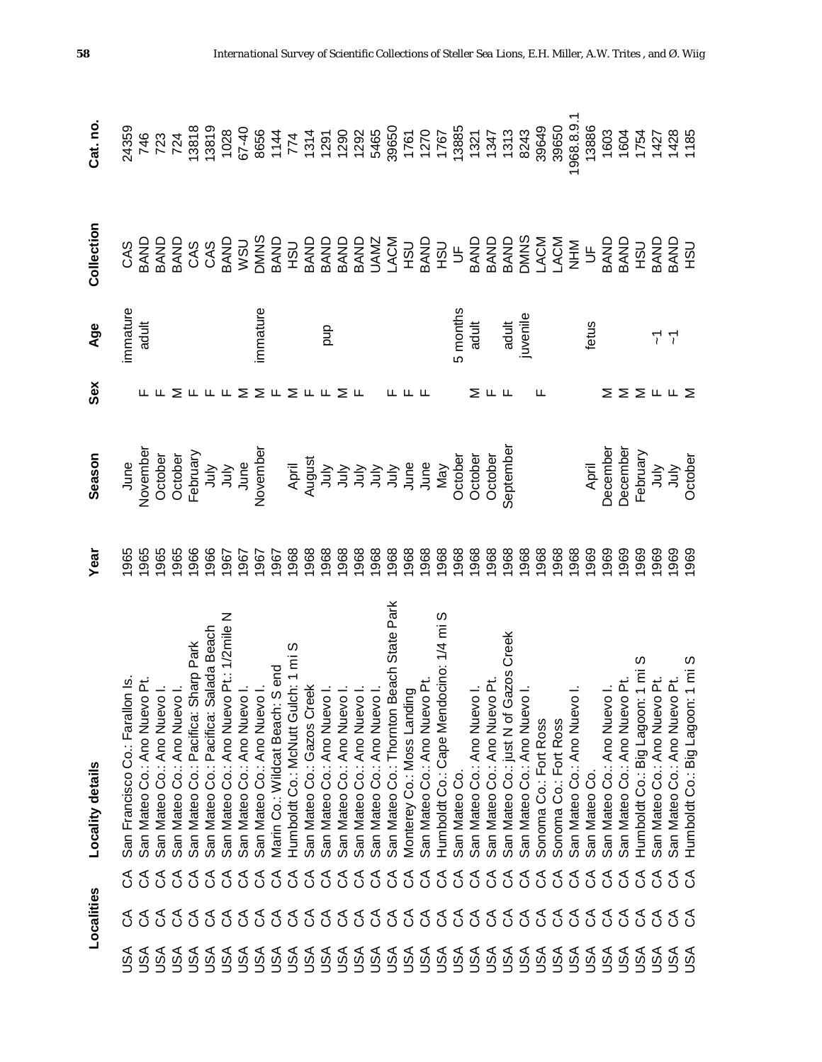| Localities | | | Locality details | Year | Season | Sex | Age | Collection | Cat. no. |
|---|---|---|---|---|---|---|---|---|---|
| USA | CA | CA | San Francisco Co.: Farallon Is. | 1965 | June | | immature | CAS | 24359 |
| USA | CA | CA | San Mateo Co.: Ano Nuevo Pt. | 1965 | November | F | adult | BAND | 746 |
| USA | CA | CA | San Mateo Co.: Ano Nuevo I. | 1965 | October | F | | BAND | 723 |
| USA | CA | CA | San Mateo Co.: Ano Nuevo I. | 1965 | October | M | | BAND | 724 |
| USA | CA | CA | San Mateo Co.: Pacifica: Sharp Park | 1966 | February | F | | CAS | 13818 |
| USA | CA | CA | San Mateo Co.: Pacifica: Salada Beach | 1966 | July | F | | CAS | 13819 |
| USA | CA | CA | San Mateo Co.: Ano Nuevo Pt.: 1/2mile N | 1967 | July | F | | BAND | 1028 |
| USA | CA | CA | San Mateo Co.: Ano Nuevo I. | 1967 | June | M | | WSU | 67-40 |
| USA | CA | CA | San Mateo Co.: Ano Nuevo I. | 1967 | November | M | immature | DMNS | 8656 |
| USA | CA | CA | Marin Co.: Wildcat Beach: S end | 1967 | | F | | BAND | 1144 |
| USA | CA | CA | Humboldt Co.: McNutt Gulch: 1 mi S | 1968 | April | M | | HSU | 774 |
| USA | CA | CA | San Mateo Co.: Gazos Creek | 1968 | August | F | | BAND | 1314 |
| USA | CA | CA | San Mateo Co.: Ano Nuevo I. | 1968 | July | F | pup | BAND | 1291 |
| USA | CA | CA | San Mateo Co.: Ano Nuevo I. | 1968 | July | M | | BAND | 1290 |
| USA | CA | CA | San Mateo Co.: Ano Nuevo I. | 1968 | July | F | | BAND | 1292 |
| USA | CA | CA | San Mateo Co.: Ano Nuevo I. | 1968 | July | | | UAMZ | 5465 |
| USA | CA | CA | San Mateo Co.: Thornton Beach State Park | 1968 | July | F | | LACM | 39650 |
| USA | CA | CA | Monterey Co.: Moss Landing | 1968 | June | F | | HSU | 1761 |
| USA | CA | CA | San Mateo Co.: Ano Nuevo Pt. | 1968 | June | F | | BAND | 1270 |
| USA | CA | CA | Humboldt Co.: Cape Mendocino: 1/4 mi S | 1968 | May | | | HSU | 1767 |
| USA | CA | CA | San Mateo Co. | 1968 | October | | 5 months | UF | 13885 |
| USA | CA | CA | San Mateo Co.: Ano Nuevo I. | 1968 | October | M | adult | BAND | 1321 |
| USA | CA | CA | San Mateo Co.: Ano Nuevo Pt. | 1968 | October | F | | BAND | 1347 |
| USA | CA | CA | San Mateo Co.: just N of Gazos Creek | 1968 | September | F | adult | BAND | 1313 |
| USA | CA | CA | San Mateo Co.: Ano Nuevo I. | 1968 | | | juvenile | DMNS | 8243 |
| USA | CA | CA | Sonoma Co.: Fort Ross | 1968 | | F | | LACM | 39649 |
| USA | CA | CA | Sonoma Co.: Fort Ross | 1968 | | | | LACM | 39650 |
| USA | CA | CA | San Mateo Co.: Ano Nuevo I. | 1968 | | | | NHM | 1968.8.9.1 |
| USA | CA | CA | San Mateo Co. | 1969 | April | | fetus | UF | 13886 |
| USA | CA | CA | San Mateo Co.: Ano Nuevo I. | 1969 | December | M | | BAND | 1603 |
| USA | CA | CA | San Mateo Co.: Ano Nuevo Pt. | 1969 | December | M | | BAND | 1604 |
| USA | CA | CA | Humboldt Co.: Big Lagoon: 1 mi S | 1969 | February | M | | HSU | 1754 |
| USA | CA | CA | San Mateo Co.: Ano Nuevo Pt. | 1969 | July | F | ~1 | BAND | 1427 |
| USA | CA | CA | San Mateo Co.: Ano Nuevo Pt. | 1969 | July | F | ~1 | BAND | 1428 |
| USA | CA | CA | Humboldt Co.: Big Lagoon: 1 mi S | 1969 | October | M | | HSU | 1185 |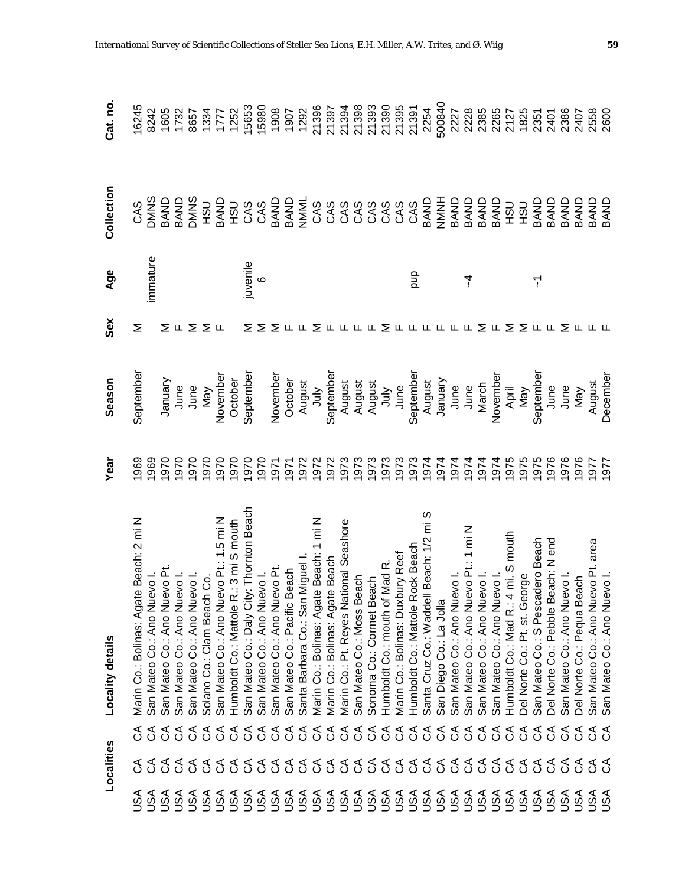| Localities | | | Locality details | Year | Season | Sex | Age | Collection | Cat. no. |
|---|---|---|---|---|---|---|---|---|---|
| USA | CA | CA | Marin Co.: Bolinas: Agate Beach: 2 mi N | 1969 | September | M | | CAS | 16245 |
| USA | CA | CA | San Mateo Co.: Ano Nuevo I. | 1969 | | | immature | DMNS | 8242 |
| USA | CA | CA | San Mateo Co.: Ano Nuevo Pt. | 1970 | January | M | | BAND | 1605 |
| USA | CA | CA | San Mateo Co.: Ano Nuevo I. | 1970 | June | F | | BAND | 1732 |
| USA | CA | CA | San Mateo Co.: Ano Nuevo I. | 1970 | June | M | | DMNS | 8657 |
| USA | CA | CA | Solano Co.: Clam Beach Co. | 1970 | May | M | | HSU | 1334 |
| USA | CA | CA | San Mateo Co.: Ano Nuevo Pt.: 1.5 mi N | 1970 | November | F | | BAND | 1777 |
| USA | CA | CA | Humboldt Co.: Mattole R.: 3 mi S mouth | 1970 | October | | | HSU | 1252 |
| USA | CA | CA | San Mateo Co.: Daly City: Thornton Beach | 1970 | September | M | juvenile | CAS | 15653 |
| USA | CA | CA | San Mateo Co.: Ano Nuevo I. | 1970 | | M | 6 | CAS | 15980 |
| USA | CA | CA | San Mateo Co.: Ano Nuevo Pt. | 1971 | November | M | | BAND | 1908 |
| USA | CA | CA | San Mateo Co.: Pacific Beach | 1971 | October | F | | BAND | 1907 |
| USA | CA | CA | Santa Barbara Co.: San Miguel I. | 1972 | August | F | | NMML | 1292 |
| USA | CA | CA | Marin Co.: Bolinas: Agate Beach: 1 mi N | 1972 | July | M | | CAS | 21396 |
| USA | CA | CA | Marin Co.: Bolinas: Agate Beach | 1972 | September | F | | CAS | 21397 |
| USA | CA | CA | Marin Co.: Pt. Reyes National Seashore | 1973 | August | F | | CAS | 21394 |
| USA | CA | CA | San Mateo Co.: Moss Beach | 1973 | August | F | | CAS | 21398 |
| USA | CA | CA | Sonoma Co.: Cormet Beach | 1973 | August | F | | CAS | 21393 |
| USA | CA | CA | Humboldt Co.: mouth of Mad R. | 1973 | July | M | | CAS | 21390 |
| USA | CA | CA | Marin Co.: Bolinas: Duxbury Reef | 1973 | June | F | | CAS | 21395 |
| USA | CA | CA | Humboldt Co.: Mattole Rock Beach | 1973 | September | F | pup | CAS | 21391 |
| USA | CA | CA | Santa Cruz Co.: Waddell Beach: 1/2 mi S | 1974 | August | F | | BAND | 2254 |
| USA | CA | CA | San Diego Co.: La Jolla | 1974 | January | F | | NMNH | 500840 |
| USA | CA | CA | San Mateo Co.: Ano Nuevo I. | 1974 | June | F | | BAND | 2227 |
| USA | CA | CA | San Mateo Co.: Ano Nuevo Pt.: 1 mi N | 1974 | June | F | ~4 | BAND | 2228 |
| USA | CA | CA | San Mateo Co.: Ano Nuevo I. | 1974 | March | M | | BAND | 2385 |
| USA | CA | CA | San Mateo Co.: Ano Nuevo I. | 1974 | November | F | | BAND | 2265 |
| USA | CA | CA | Humboldt Co.: Mad R.: 4 mi. S mouth | 1975 | April | M | | HSU | 2127 |
| USA | CA | CA | Del Norte Co.: Pt. st. George | 1975 | May | M | | HSU | 1825 |
| USA | CA | CA | San Mateo Co.: S Pescadero Beach | 1975 | September | F | ~1 | BAND | 2351 |
| USA | CA | CA | Del Norte Co.: Pebble Beach: N end | 1976 | June | F | | BAND | 2401 |
| USA | CA | CA | San Mateo Co.: Ano Nuevo I. | 1976 | June | M | | BAND | 2386 |
| USA | CA | CA | Del Norte Co.: Pequa Beach | 1976 | May | F | | BAND | 2407 |
| USA | CA | CA | San Mateo Co.: Ano Nuevo Pt. area | 1977 | August | F | | BAND | 2558 |
| USA | CA | CA | San Mateo Co.: Ano Nuevo I. | 1977 | December | F | | BAND | 2600 |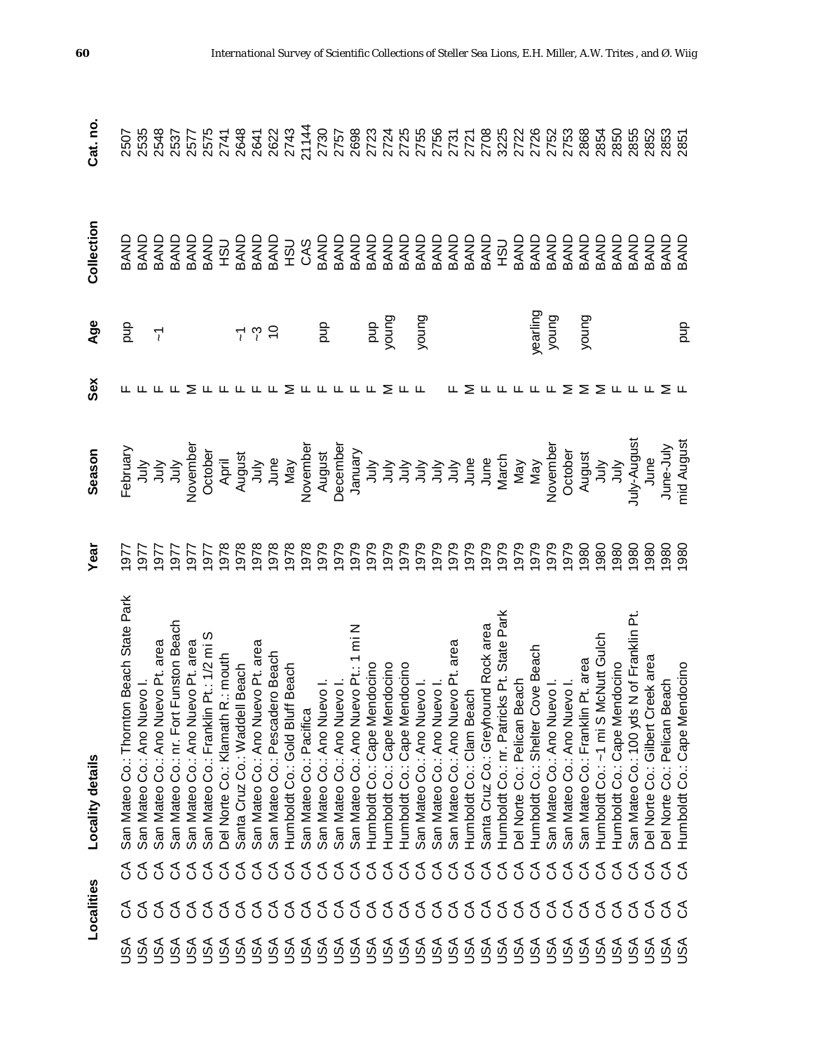| Localities | | | Locality details | Year | Season | Sex | Age | Collection | Cat. no. |
|---|---|---|---|---|---|---|---|---|---|
| USA | CA | CA | San Mateo Co.: Thornton Beach State Park | 1977 | February | F | pup | BAND | 2507 |
| USA | CA | CA | San Mateo Co.: Ano Nuevo I. | 1977 | July | F | | BAND | 2535 |
| USA | CA | CA | San Mateo Co.: Ano Nuevo Pt. area | 1977 | July | F | ~1 | BAND | 2548 |
| USA | CA | CA | San Mateo Co.: nr. Fort Funston Beach | 1977 | July | F | | BAND | 2537 |
| USA | CA | CA | San Mateo Co.: Ano Nuevo Pt. area | 1977 | November | M | | BAND | 2577 |
| USA | CA | CA | San Mateo Co.: Franklin Pt.: 1/2 mi S | 1977 | October | F | | BAND | 2575 |
| USA | CA | CA | Del Norte Co.: Klamath R.: mouth | 1978 | April | F | | HSU | 2741 |
| USA | CA | CA | Santa Cruz Co.: Waddell Beach | 1978 | August | F | ~1 | BAND | 2648 |
| USA | CA | CA | San Mateo Co.: Ano Nuevo Pt. area | 1978 | July | F | ~3 | BAND | 2641 |
| USA | CA | CA | San Mateo Co.: Pescadero Beach | 1978 | June | F | 10 | BAND | 2622 |
| USA | CA | CA | Humboldt Co.: Gold Bluff Beach | 1978 | May | M | | HSU | 2743 |
| USA | CA | CA | San Mateo Co.: Pacifica | 1978 | November | F | | CAS | 21144 |
| USA | CA | CA | San Mateo Co.: Ano Nuevo I. | 1979 | August | F | pup | BAND | 2730 |
| USA | CA | CA | San Mateo Co.: Ano Nuevo I. | 1979 | December | F | | BAND | 2757 |
| USA | CA | CA | San Mateo Co.: Ano Nuevo Pt.: 1 mi N | 1979 | January | F | | BAND | 2698 |
| USA | CA | CA | Humboldt Co.: Cape Mendocino | 1979 | July | F | pup | BAND | 2723 |
| USA | CA | CA | Humboldt Co.: Cape Mendocino | 1979 | July | M | young | BAND | 2724 |
| USA | CA | CA | Humboldt Co.: Cape Mendocino | 1979 | July | F | | BAND | 2725 |
| USA | CA | CA | San Mateo Co.: Ano Nuevo I. | 1979 | July | F | young | BAND | 2755 |
| USA | CA | CA | San Mateo Co.: Ano Nuevo I. | 1979 | July | | | BAND | 2756 |
| USA | CA | CA | San Mateo Co.: Ano Nuevo Pt. area | 1979 | July | F | | BAND | 2731 |
| USA | CA | CA | Humboldt Co.: Clam Beach | 1979 | June | M | | BAND | 2721 |
| USA | CA | CA | Santa Cruz Co.: Greyhound Rock area | 1979 | June | F | | BAND | 2708 |
| USA | CA | CA | Humboldt Co.: nr. Patricks Pt. State Park | 1979 | March | F | | HSU | 3225 |
| USA | CA | CA | Del Norte Co.: Pelican Beach | 1979 | May | F | | BAND | 2722 |
| USA | CA | CA | Humboldt Co.: Shelter Cove Beach | 1979 | May | F | yearling | BAND | 2726 |
| USA | CA | CA | San Mateo Co.: Ano Nuevo I. | 1979 | November | F | young | BAND | 2752 |
| USA | CA | CA | San Mateo Co.: Ano Nuevo I. | 1979 | October | M | | BAND | 2753 |
| USA | CA | CA | San Mateo Co.: Franklin Pt. area | 1980 | August | M | young | BAND | 2868 |
| USA | CA | CA | Humboldt Co.: ~1 mi S McNutt Gulch | 1980 | July | M | | BAND | 2854 |
| USA | CA | CA | Humboldt Co.: Cape Mendocino | 1980 | July | F | | BAND | 2850 |
| USA | CA | CA | San Mateo Co.: 100 yds N of Franklin Pt. | 1980 | July-August | F | | BAND | 2855 |
| USA | CA | CA | Del Norte Co.: Gilbert Creek area | 1980 | June | F | | BAND | 2852 |
| USA | CA | CA | Del Norte Co.: Pelican Beach | 1980 | June-July | M | | BAND | 2853 |
| USA | CA | CA | Humboldt Co.: Cape Mendocino | 1980 | mid August | F | pup | BAND | 2851 |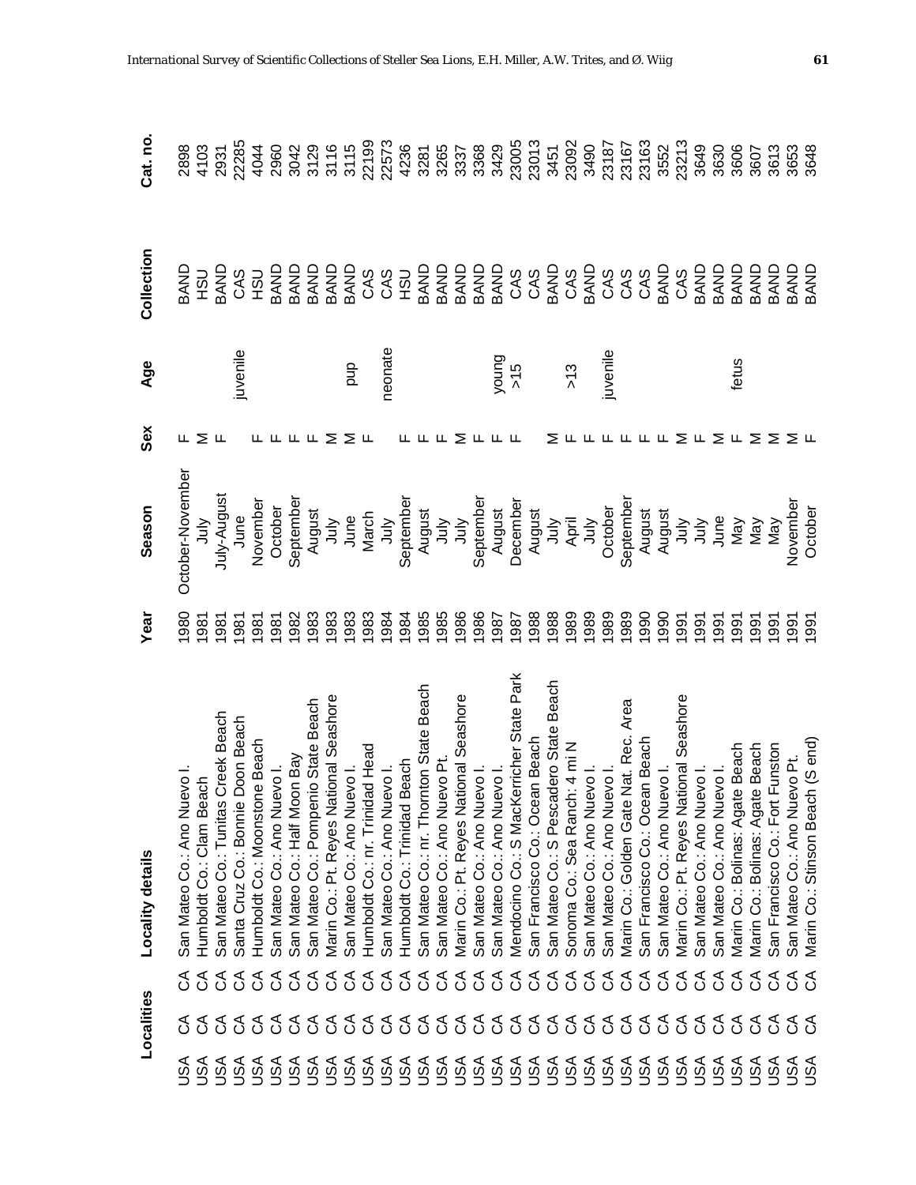| Localities | | | Locality details | Year | Season | Sex | Age | Collection | Cat. no. |
|---|---|---|---|---|---|---|---|---|---|
| USA | CA | CA | San Mateo Co.: Ano Nuevo I. | 1980 | October-November | F | | BAND | 2898 |
| USA | CA | CA | Humboldt Co.: Clam Beach | 1981 | July | M | | HSU | 4103 |
| USA | CA | CA | San Mateo Co.: Tunitas Creek Beach | 1981 | July-August | F | | BAND | 2931 |
| USA | CA | CA | Santa Cruz Co.: Bonnie Doon Beach | 1981 | June | | juvenile | CAS | 22285 |
| USA | CA | CA | Humboldt Co.: Moonstone Beach | 1981 | November | F | | HSU | 4044 |
| USA | CA | CA | San Mateo Co.: Ano Nuevo I. | 1981 | October | F | | BAND | 2960 |
| USA | CA | CA | San Mateo Co.: Half Moon Bay | 1982 | September | F | | BAND | 3042 |
| USA | CA | CA | San Mateo Co.: Pompenio State Beach | 1983 | August | F | | BAND | 3129 |
| USA | CA | CA | Marin Co.: Pt. Reyes National Seashore | 1983 | July | M | | BAND | 3116 |
| USA | CA | CA | San Mateo Co.: Ano Nuevo I. | 1983 | June | M | pup | BAND | 3115 |
| USA | CA | CA | Humboldt Co.: nr. Trinidad Head | 1983 | March | F | | CAS | 22199 |
| USA | CA | CA | San Mateo Co.: Ano Nuevo I. | 1984 | July | | neonate | CAS | 22573 |
| USA | CA | CA | Humboldt Co.: Trinidad Beach | 1984 | September | F | | HSU | 4236 |
| USA | CA | CA | San Mateo Co.: nr. Thornton State Beach | 1985 | August | F | | BAND | 3281 |
| USA | CA | CA | San Mateo Co.: Ano Nuevo Pt. | 1985 | July | F | | BAND | 3265 |
| USA | CA | CA | Marin Co.: Pt. Reyes National Seashore | 1986 | July | M | | BAND | 3337 |
| USA | CA | CA | San Mateo Co.: Ano Nuevo I. | 1986 | September | F | | BAND | 3368 |
| USA | CA | CA | San Mateo Co.: Ano Nuevo I. | 1987 | August | F | young | BAND | 3429 |
| USA | CA | CA | Mendocino Co.: S MacKerricher State Park | 1987 | December | F | >15 | CAS | 23005 |
| USA | CA | CA | San Francisco Co.: Ocean Beach | 1988 | August | | | CAS | 23013 |
| USA | CA | CA | San Mateo Co.: S Pescadero State Beach | 1988 | July | M | | BAND | 3451 |
| USA | CA | CA | Sonoma Co.: Sea Ranch: 4 mi N | 1989 | April | F | >13 | CAS | 23092 |
| USA | CA | CA | San Mateo Co.: Ano Nuevo I. | 1989 | July | F | | BAND | 3490 |
| USA | CA | CA | San Mateo Co.: Ano Nuevo I. | 1989 | October | F | juvenile | CAS | 23187 |
| USA | CA | CA | Marin Co.: Golden Gate Nat. Rec. Area | 1989 | September | F | | CAS | 23167 |
| USA | CA | CA | San Francisco Co.: Ocean Beach | 1990 | August | F | | CAS | 23163 |
| USA | CA | CA | San Mateo Co.: Ano Nuevo I. | 1990 | August | F | | BAND | 3552 |
| USA | CA | CA | Marin Co.: Pt. Reyes National Seashore | 1991 | July | M | | CAS | 23213 |
| USA | CA | CA | San Mateo Co.: Ano Nuevo I. | 1991 | July | F | | BAND | 3649 |
| USA | CA | CA | San Mateo Co.: Ano Nuevo I. | 1991 | June | M | | BAND | 3630 |
| USA | CA | CA | Marin Co.: Bolinas: Agate Beach | 1991 | May | F | fetus | BAND | 3606 |
| USA | CA | CA | Marin Co.: Bolinas: Agate Beach | 1991 | May | M | | BAND | 3607 |
| USA | CA | CA | San Francisco Co.: Fort Funston | 1991 | May | M | | BAND | 3613 |
| USA | CA | CA | San Mateo Co.: Ano Nuevo Pt. | 1991 | November | M | | BAND | 3653 |
| USA | CA | CA | Marin Co.: Stinson Beach (S end) | 1991 | October | F | | BAND | 3648 |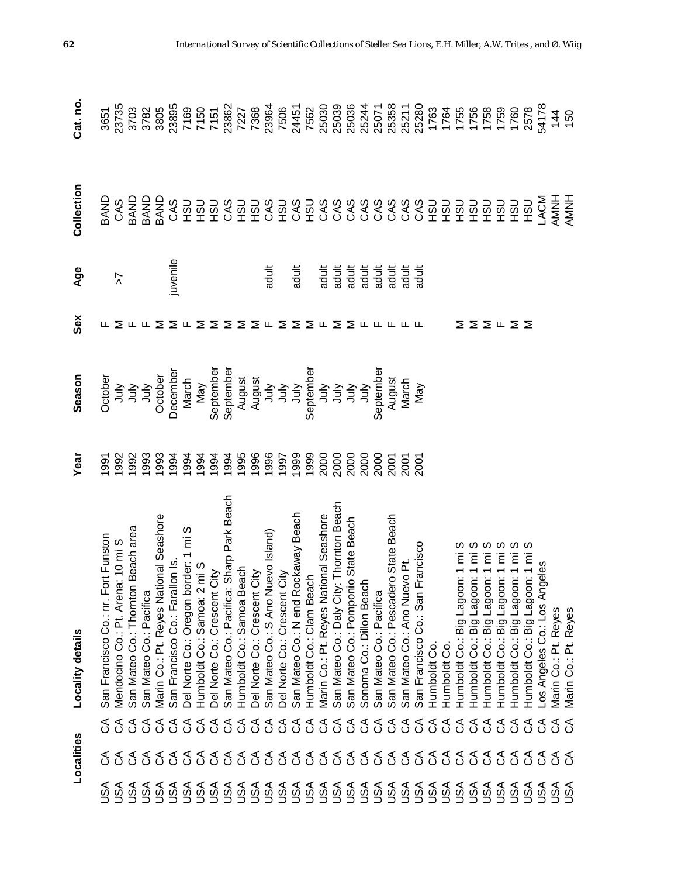| Localities | | | Locality details | Year | Season | Sex | Age | Collection | Cat. no. |
|---|---|---|---|---|---|---|---|---|---|
| USA | CA | CA | San Francisco Co.: nr. Fort Funston | 1991 | October | F | | BAND | 3651 |
| USA | CA | CA | Mendocino Co.: Pt. Arena: 10 mi S | 1992 | July | M | >7 | CAS | 23735 |
| USA | CA | CA | San Mateo Co.: Thornton Beach area | 1992 | July | F | | BAND | 3703 |
| USA | CA | CA | San Mateo Co.: Pacifica | 1993 | July | F | | BAND | 3782 |
| USA | CA | CA | Marin Co.: Pt. Reyes National Seashore | 1993 | October | M | | BAND | 3805 |
| USA | CA | CA | San Francisco Co.: Farallon Is. | 1994 | December | M | juvenile | CAS | 23895 |
| USA | CA | CA | Del Norte Co.: Oregon border: 1 mi S | 1994 | March | F | | HSU | 7169 |
| USA | CA | CA | Humboldt Co.: Samoa: 2 mi S | 1994 | May | M | | HSU | 7150 |
| USA | CA | CA | Del Norte Co.: Crescent City | 1994 | September | M | | HSU | 7151 |
| USA | CA | CA | San Mateo Co.: Pacifica: Sharp Park Beach | 1994 | September | M | | CAS | 23862 |
| USA | CA | CA | Humboldt Co.: Samoa Beach | 1995 | August | M | | HSU | 7227 |
| USA | CA | CA | Del Norte Co.: Crescent City | 1996 | August | M | | HSU | 7368 |
| USA | CA | CA | San Mateo Co.: S Ano Nuevo Island) | 1996 | July | F | adult | CAS | 23964 |
| USA | CA | CA | Del Norte Co.: Crescent City | 1997 | July | M | | HSU | 7506 |
| USA | CA | CA | San Mateo Co.: N end Rockaway Beach | 1999 | July | M | adult | CAS | 24451 |
| USA | CA | CA | Humboldt Co.: Clam Beach | 1999 | September | M | | HSU | 7562 |
| USA | CA | CA | Marin Co.: Pt. Reyes National Seashore | 2000 | July | F | adult | CAS | 25030 |
| USA | CA | CA | San Mateo Co.: Daly City: Thornton Beach | 2000 | July | M | adult | CAS | 25039 |
| USA | CA | CA | San Mateo Co.: Pomponio State Beach | 2000 | July | M | adult | CAS | 25036 |
| USA | CA | CA | Sonoma Co.: Dillon Beach | 2000 | July | F | adult | CAS | 25244 |
| USA | CA | CA | San Mateo Co.: Pacifica | 2000 | September | F | adult | CAS | 25071 |
| USA | CA | CA | San Mateo Co.: Pescadero State Beach | 2001 | August | F | adult | CAS | 25358 |
| USA | CA | CA | San Mateo Co.: Ano Nuevo Pt. | 2001 | March | F | adult | CAS | 25211 |
| USA | CA | CA | San Francisco Co.: San Francisco | 2001 | May | F | adult | CAS | 25280 |
| USA | CA | CA | Humboldt Co. | | | | | HSU | 1763 |
| USA | CA | CA | Humboldt Co. | | | | | HSU | 1764 |
| USA | CA | CA | Humboldt Co.: Big Lagoon: 1 mi S | | | M | | HSU | 1755 |
| USA | CA | CA | Humboldt Co.: Big Lagoon: 1 mi S | | | M | | HSU | 1756 |
| USA | CA | CA | Humboldt Co.: Big Lagoon: 1 mi S | | | M | | HSU | 1758 |
| USA | CA | CA | Humboldt Co.: Big Lagoon: 1 mi S | | | F | | HSU | 1759 |
| USA | CA | CA | Humboldt Co.: Big Lagoon: 1 mi S | | | M | | HSU | 1760 |
| USA | CA | CA | Humboldt Co.: Big Lagoon: 1 mi S | | | M | | HSU | 2578 |
| USA | CA | CA | Los Angeles Co.: Los Angeles | | | | | LACM | 54178 |
| USA | CA | CA | Marin Co.: Pt. Reyes | | | | | AMNH | 144 |
| USA | CA | CA | Marin Co.: Pt. Reyes | | | | | AMNH | 150 |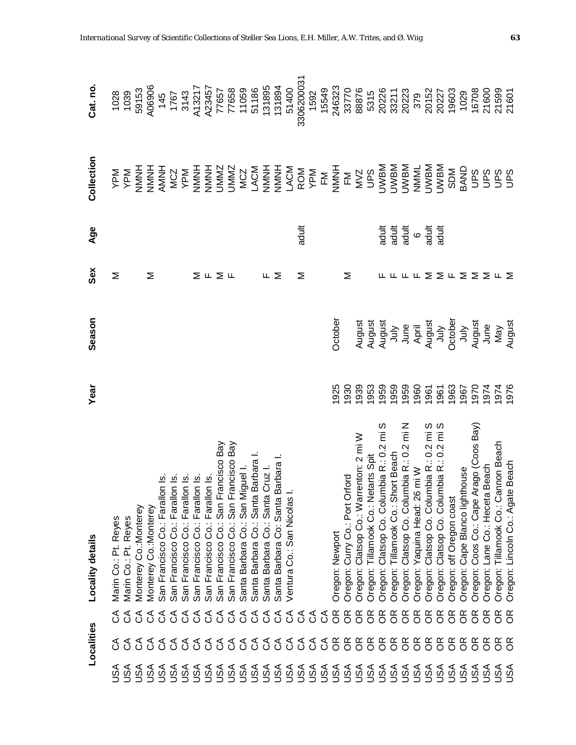| Localities | | | Locality details | Year | Season | Sex | Age | Collection | Cat. no. |
|---|---|---|---|---|---|---|---|---|---|
| USA | CA | CA | Marin Co.: Pt. Reyes | | | M | | YPM | 1028 |
| USA | CA | CA | Marin Co.: Pt. Reyes | | | | | YPM | 1039 |
| USA | CA | CA | Monterey Co.:Monterey | | | | | NMNH | 59153 |
| USA | CA | CA | Monterey Co.:Monterey | | | M | | NMNH | A06906 |
| USA | CA | CA | San Francisco Co.: Farallon Is. | | | | | AMNH | 145 |
| USA | CA | CA | San Francisco Co.: Farallon Is. | | | | | MCZ | 1767 |
| USA | CA | CA | San Francisco Co.: Farallon Is. | | | | | YPM | 3143 |
| USA | CA | CA | San Francisco Co.: Farallon Is. | | | M | | NMNH | A13217 |
| USA | CA | CA | San Francisco Co.: Farallon Is. | | | F | | NMNH | A23457 |
| USA | CA | CA | San Francisco Co.: San Francisco Bay | | | M | | UMMZ | 77657 |
| USA | CA | CA | San Francisco Co.: San Francisco Bay | | | F | | UMMZ | 77658 |
| USA | CA | CA | Santa Barbara Co.: San Miguel I. | | | | | MCZ | 11059 |
| USA | CA | CA | Santa Barbara Co.: Santa Barbara I. | | | | | LACM | 51186 |
| USA | CA | CA | Santa Barbara Co.: Santa Cruz I. | | | F | | NMNH | 131895 |
| USA | CA | CA | Santa Barbara Co: Santa Barbara I. | | | M | | NMNH | 131894 |
| USA | CA | CA | Ventura Co.: San Nicolas I. | | | | | LACM | 51400 |
| USA | CA | CA | | | | M | adult | ROM | 3306200031 |
| USA | CA | CA | | | | | | YPM | 1592 |
| USA | CA | CA | | | | | | FM | 15549 |
| USA | OR | OR | Oregon: Newport | 1925 | October | | | NMNH | 246323 |
| USA | OR | OR | Oregon: Curry Co.: Port Orford | 1930 | | M | | FM | 33770 |
| USA | OR | OR | Oregon: Clatsop Co.: Warrenton: 2 mi W | 1939 | August | | | MVZ | 88876 |
| USA | OR | OR | Oregon: Tillamook Co.: Netarts Spit | 1953 | August | | | UPS | 5315 |
| USA | OR | OR | Oregon: Clatsop Co. Columbia R.: 0.2 mi S | 1959 | August | F | adult | UWBM | 20226 |
| USA | OR | OR | Oregon: Tillamook Co.: Short Beach | 1959 | July | F | adult | UWBM | 33211 |
| USA | OR | OR | Oregon: Clatsop Co. Columbia R.: 0.2 mi N | 1959 | June | F | adult | UWBM | 20223 |
| USA | OR | OR | Oregon: Yaquina Head: 26 mi W | 1960 | April | F | 6 | NMML | 379 |
| USA | OR | OR | Oregon: Clatsop Co. Columbia R.: 0.2 mi S | 1961 | August | M | adult | UWBM | 20152 |
| USA | OR | OR | Oregon: Clatsop Co. Columbia R.: 0.2 mi S | 1961 | July | M | adult | UWBM | 20227 |
| USA | OR | OR | Oregon: off Oregon coast | 1963 | October | F | | SDM | 19603 |
| USA | OR | OR | Oregon: Cape Blanco lighthouse | 1967 | July | M | | BAND | 1029 |
| USA | OR | OR | Oregon: Coos Co.: Cape Arago (Coos Bay) | 1970 | August | M | | UPS | 16708 |
| USA | OR | OR | Oregon: Lane Co.: Heceta Beach | 1974 | June | M | | UPS | 21600 |
| USA | OR | OR | Oregon: Tillamook Co.: Cannon Beach | 1974 | May | F | | UPS | 21599 |
| USA | OR | OR | Oregon: Lincoln Co.: Agate Beach | 1976 | August | M | | UPS | 21601 |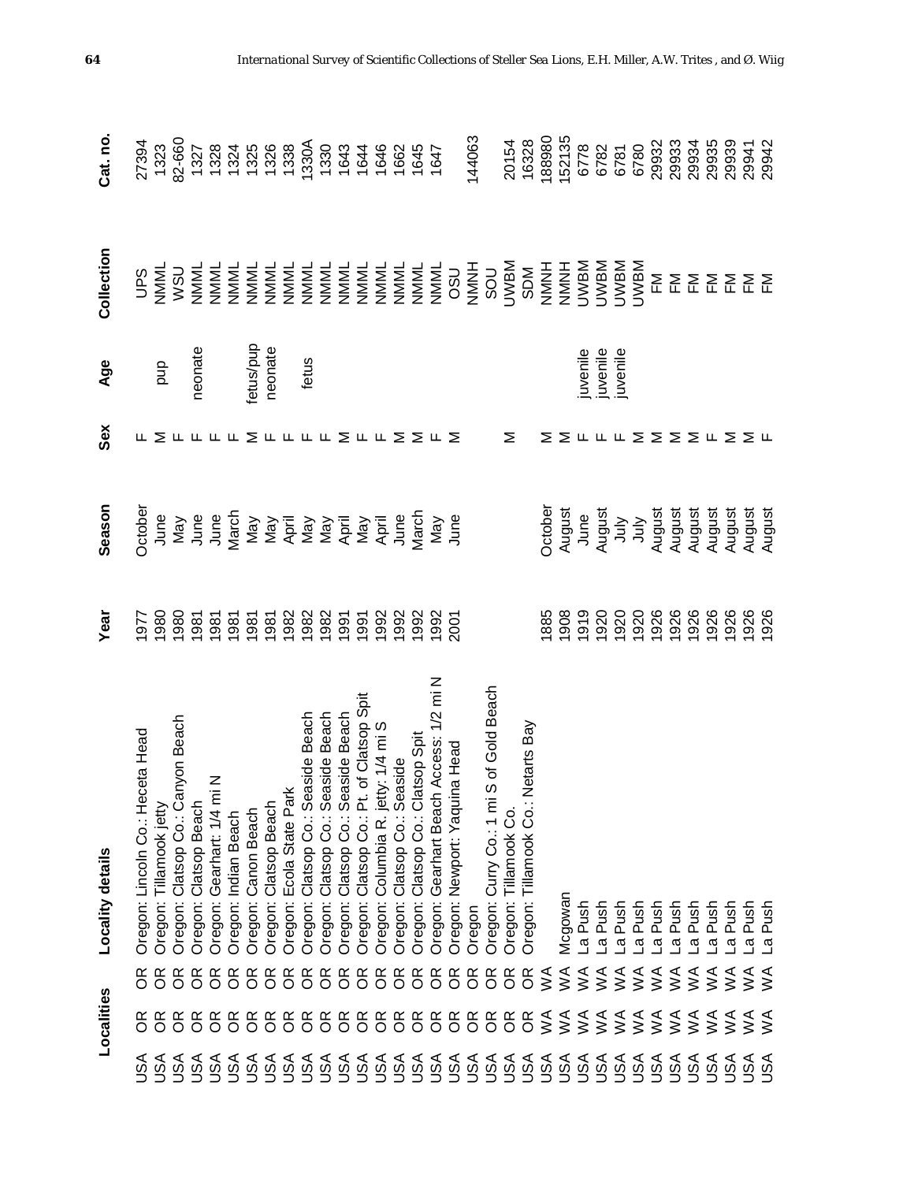| Localities | | | Locality details | Year | Season | Sex | Age | Collection | Cat. no. |
|---|---|---|---|---|---|---|---|---|---|
| USA | OR | OR | Oregon: Lincoln Co.: Heceta Head | 1977 | October | F | | UPS | 27394 |
| USA | OR | OR | Oregon: Tillamook jetty | 1980 | June | M | pup | NMML | 1323 |
| USA | OR | OR | Oregon: Clatsop Co.: Canyon Beach | 1980 | May | F | | WSU | 82-660 |
| USA | OR | OR | Oregon: Clatsop Beach | 1981 | June | F | neonate | NMML | 1327 |
| USA | OR | OR | Oregon: Gearhart: 1/4 mi N | 1981 | June | F | | NMML | 1328 |
| USA | OR | OR | Oregon: Indian Beach | 1981 | March | F | | NMML | 1324 |
| USA | OR | OR | Oregon: Canon Beach | 1981 | May | M | fetus/pup | NMML | 1325 |
| USA | OR | OR | Oregon: Clatsop Beach | 1981 | May | F | neonate | NMML | 1326 |
| USA | OR | OR | Oregon: Ecola State Park | 1982 | April | F | | NMML | 1338 |
| USA | OR | OR | Oregon: Clatsop Co.: Seaside Beach | 1982 | May | F | fetus | NMML | 1330A |
| USA | OR | OR | Oregon: Clatsop Co.: Seaside Beach | 1982 | May | M | | NMML | 1330 |
| USA | OR | OR | Oregon: Clatsop Co.: Seaside Beach | 1991 | April | F | | NMML | 1643 |
| USA | OR | OR | Oregon: Clatsop Co.: Pt. of Clatsop Spit | 1991 | May | F | | NMML | 1644 |
| USA | OR | OR | Oregon: Columbia R. jetty: 1/4 mi S | 1992 | April | M | | NMML | 1646 |
| USA | OR | OR | Oregon: Clatsop Co.: Seaside | 1992 | June | M | | NMML | 1662 |
| USA | OR | OR | Oregon: Clatsop Co.: Clatsop Spit | 1992 | March | F | | NMML | 1645 |
| USA | OR | OR | Oregon: Gearhart Beach Access: 1/2 mi N | 1992 | May | M | | NMML | 1647 |
| USA | OR | OR | Oregon: Newport: Yaquina Head | 2001 | June | | | OSU | |
| USA | OR | OR | Oregon | | | | | NMNH | 144063 |
| USA | OR | OR | Oregon: Curry Co.: 1 mi S of Gold Beach | | | | | SOU | |
| USA | OR | OR | Oregon: Tillamook Co. | | | M | | UWBM | 20154 |
| USA | OR | OR | Oregon: Tillamook Co.: Netarts Bay | | | | | SDM | 16328 |
| USA | WA | WA | | 1885 | October | M | | NMNH | 188980 |
| USA | WA | WA | Mcgowan | 1908 | August | M | | NMNH | 152135 |
| USA | WA | WA | La Push | 1919 | June | F | juvenile | UWBM | 6778 |
| USA | WA | WA | La Push | 1920 | August | F | juvenile | UWBM | 6782 |
| USA | WA | WA | La Push | 1920 | July | F | juvenile | UWBM | 6781 |
| USA | WA | WA | La Push | 1920 | July | M | | UWBM | 6780 |
| USA | WA | WA | La Push | 1926 | August | M | | FM | 29932 |
| USA | WA | WA | La Push | 1926 | August | M | | FM | 29933 |
| USA | WA | WA | La Push | 1926 | August | M | | FM | 29934 |
| USA | WA | WA | La Push | 1926 | August | F | | FM | 29935 |
| USA | WA | WA | La Push | 1926 | August | M | | FM | 29939 |
| USA | WA | WA | La Push | 1926 | August | M | | FM | 29941 |
| USA | WA | WA | La Push | 1926 | August | F | | FM | 29942 |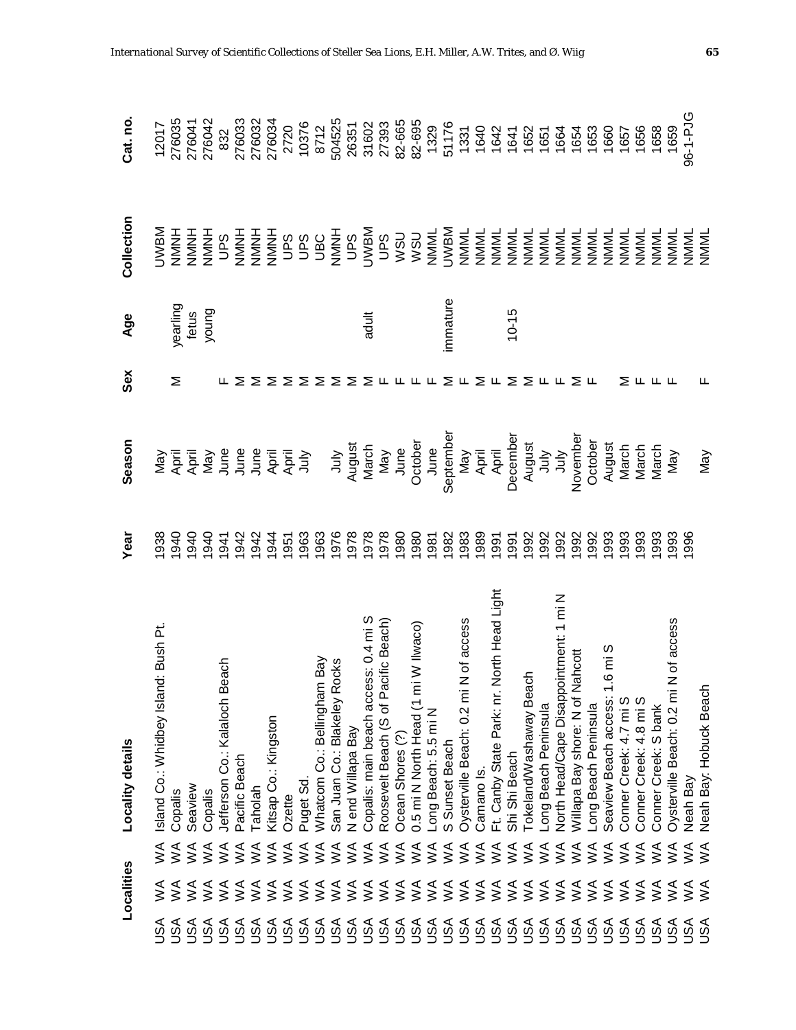| Localities | | Locality details | Year | Season | Sex | Age | Collection | Cat. no. |
|---|---|---|---|---|---|---|---|---|
| USA | WA | Island Co.: Whidbey Island: Bush Pt. | 1938 | May | | | UWBM | 12017 |
| USA | WA | Copalis | 1940 | April | M | yearling | NMNH | 276035 |
| USA | WA | Seaview | 1940 | April | | fetus | NMNH | 276041 |
| USA | WA | Copalis | 1940 | May | | young | NMNH | 276042 |
| USA | WA | Jefferson Co.: Kalaloch Beach | 1941 | June | F | | UPS | 832 |
| USA | WA | Pacific Beach | 1942 | June | M | | NMNH | 276033 |
| USA | WA | Taholah | 1942 | June | M | | NMNH | 276032 |
| USA | WA | Kitsap Co.: Kingston | 1944 | April | M | | NMNH | 276034 |
| USA | WA | Ozette | 1951 | April | M | | UPS | 2720 |
| USA | WA | Puget Sd. | 1963 | July | M | | UPS | 10376 |
| USA | WA | Whatcom Co.: Bellingham Bay | 1963 | | M | | UBC | 8712 |
| USA | WA | San Juan Co.: Blakeley Rocks | 1976 | July | M | | NMNH | 504525 |
| USA | WA | N end Willapa Bay | 1978 | August | M | | UPS | 26351 |
| USA | WA | Copalis: main beach access: 0.4 mi S | 1978 | March | M | adult | UWBM | 31602 |
| USA | WA | Roosevelt Beach (S of Pacific Beach) | 1978 | May | F | | UPS | 27393 |
| USA | WA | Ocean Shores (?) | 1980 | June | F | | WSU | 82-665 |
| USA | WA | 0.5 mi N North Head (1 mi W Ilwaco) | 1980 | October | F | | WSU | 82-695 |
| USA | WA | Long Beach: 5.5 mi N | 1981 | June | F | | NMML | 1329 |
| USA | WA | S Sunset Beach | 1982 | September | M | immature | UWBM | 51176 |
| USA | WA | Oysterville Beach: 0.2 mi N of access | 1983 | May | F | | NMML | 1331 |
| USA | WA | Camano Is. | 1989 | April | M | | NMML | 1640 |
| USA | WA | Ft. Canby State Park: nr. North Head Light | 1991 | April | F | | NMML | 1642 |
| USA | WA | Shi Shi Beach | 1991 | December | M | 10-15 | NMML | 1641 |
| USA | WA | Tokeland/Washaway Beach | 1992 | August | M | | NMML | 1652 |
| USA | WA | Long Beach Peninsula | 1992 | July | F | | NMML | 1651 |
| USA | WA | North Head/Cape Disappointment: 1 mi N | 1992 | July | F | | NMML | 1664 |
| USA | WA | Willapa Bay shore: N of Nahcott | 1992 | November | M | | NMML | 1654 |
| USA | WA | Long Beach Peninsula | 1992 | October | F | | NMML | 1653 |
| USA | WA | Seaview Beach access: 1.6 mi S | 1993 | August | | | NMML | 1660 |
| USA | WA | Conner Creek: 4.7 mi S | 1993 | March | M | | NMML | 1657 |
| USA | WA | Conner Creek: 4.8 mi S | 1993 | March | F | | NMML | 1656 |
| USA | WA | Conner Creek: S bank | 1993 | March | F | | NMML | 1658 |
| USA | WA | Oysterville Beach: 0.2 mi N of access | 1993 | May | F | | NMML | 1659 |
| USA | WA | Neah Bay | 1996 | | | | NMML | 96-1-PJG |
| USA | WA | Neah Bay: Hobuck Beach | | May | F | | NMML | |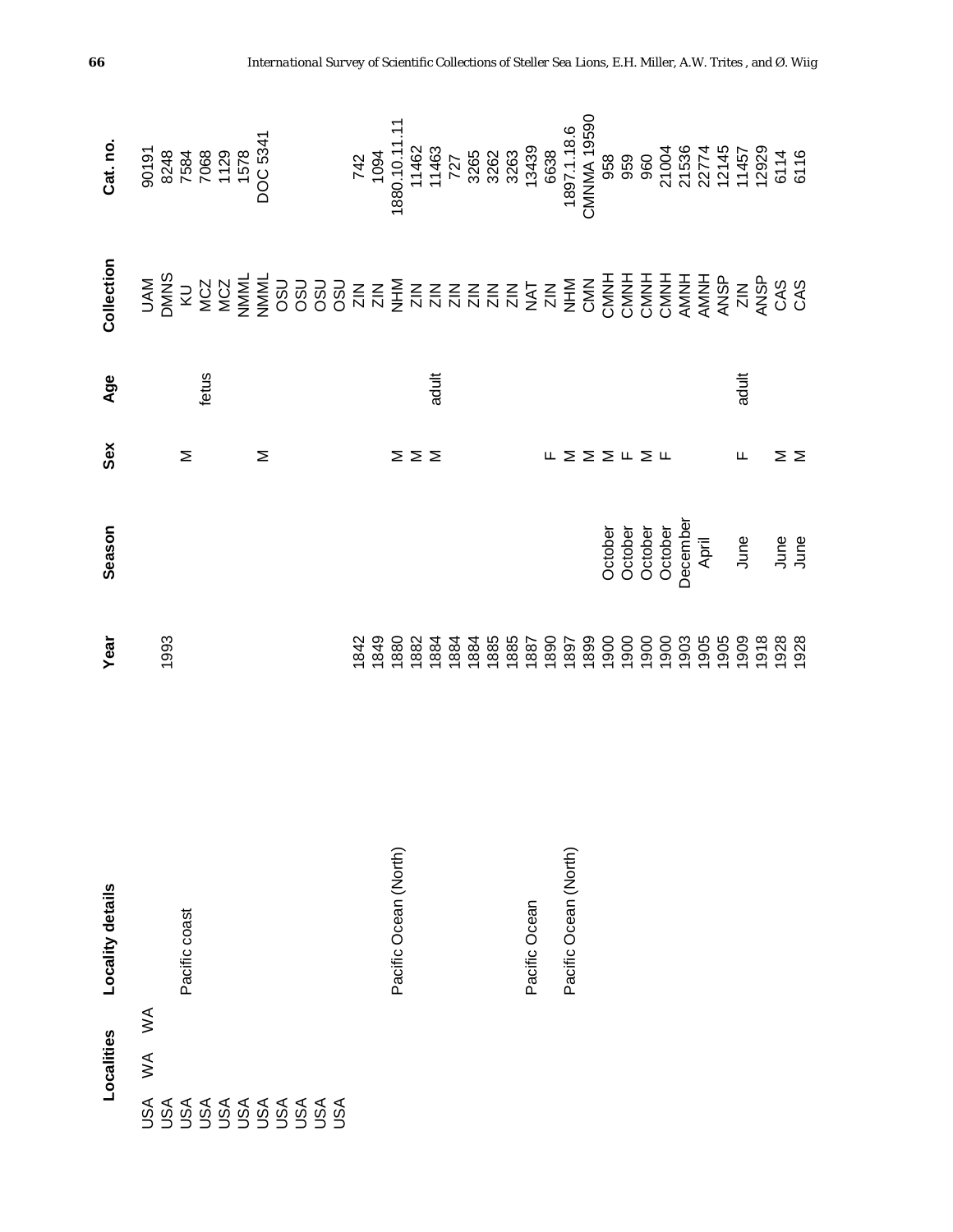| Localities | | | Locality details | Year | Season | Sex | Age | Collection | Cat. no. |
|---|---|---|---|---|---|---|---|---|---|
| USA | WA | WA | | | | | | UAM | 90191 |
| USA | | | | 1993 | | | | DMNS | 8248 |
| USA | | | Pacific coast | | | M | | KU | 7584 |
| USA | | | | | | | fetus | MCZ | 7068 |
| USA | | | | | | | | MCZ | 1129 |
| USA | | | | | | | | NMML | 1578 |
| USA | | | | | | M | | NMML | DOC 5341 |
| USA | | | | | | | | OSU | |
| USA | | | | | | | | OSU | |
| USA | | | | | | | | OSU | |
| USA | | | | | | | | OSU | |
| | | | | 1842 | | | | ZIN | 742 |
| | | | | 1849 | | | | ZIN | 1094 |
| | | | Pacific Ocean (North) | 1880 | | M | | NHM | 1880.10.11.11 |
| | | | | 1882 | | M | | ZIN | 11462 |
| | | | | 1884 | | M | adult | ZIN | 11463 |
| | | | | 1884 | | | | ZIN | 727 |
| | | | | 1885 | | | | ZIN | 3265 |
| | | | | 1885 | | | | ZIN | 3262 |
| | | | | 1887 | | | | ZIN | 3263 |
| | | | Pacific Ocean | | | | | NAT | 13439 |
| | | | | 1890 | | F | | ZIN | 6638 |
| | | | Pacific Ocean (North) | 1897 | | M | | NHM | 1897.1.18.6 |
| | | | | 1899 | | M | | CMN | CMNMA 19590 |
| | | | | 1900 | October | M | | CMNH | 958 |
| | | | | 1900 | October | F | | CMNH | 959 |
| | | | | 1900 | October | M | | CMNH | 960 |
| | | | | 1900 | October | F | | CMNH | 21004 |
| | | | | 1903 | December | | | AMNH | 21536 |
| | | | | 1905 | April | | | AMNH | 22774 |
| | | | | 1905 | | | | ANSP | 12145 |
| | | | | 1909 | June | F | adult | ZIN | 11457 |
| | | | | 1918 | | | | ANSP | 12929 |
| | | | | 1928 | June | M | | CAS | 6114 |
| | | | | 1928 | June | M | | CAS | 6116 |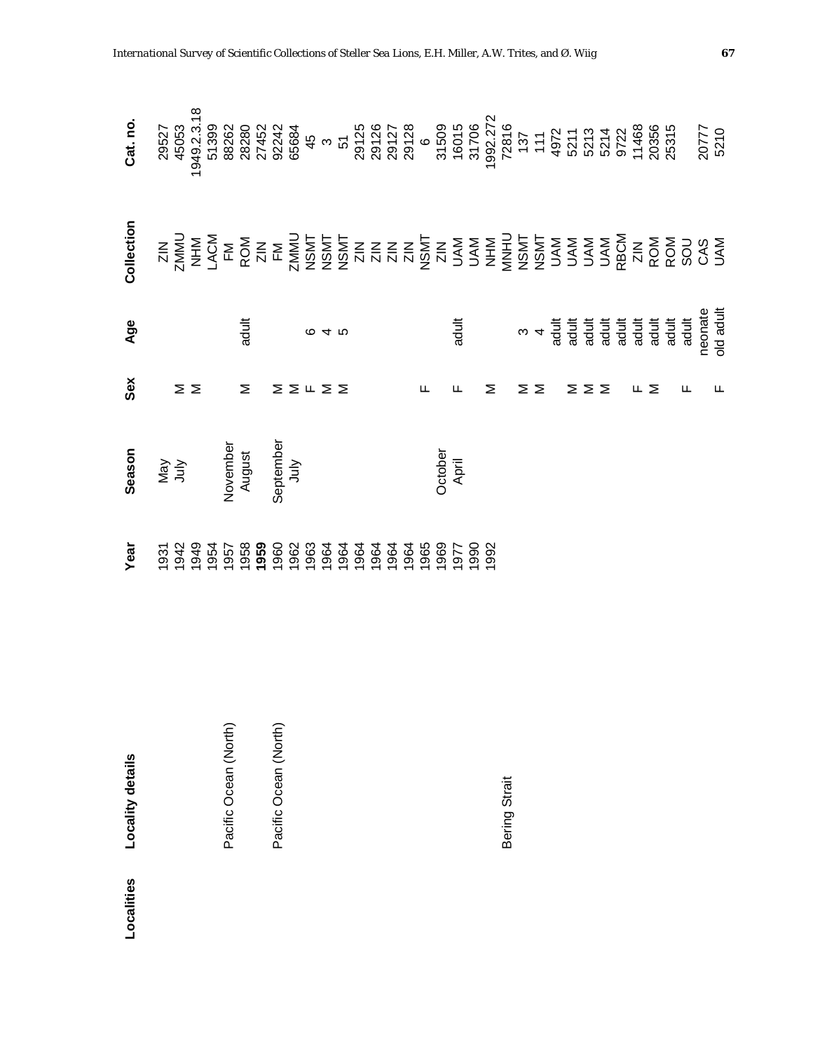| Localities | Locality details | Year | Season | Sex | Age | Collection | Cat. no. |
|---|---|---|---|---|---|---|---|
| | | 1931 | May | | | ZIN | 29527 |
| | | 1942 | July | M | | ZMMU | 45053 |
| | | 1949 | | M | | NHM | 1949.2.3.18 |
| | | 1954 | | | | LACM | 51399 |
| | Pacific Ocean (North) | 1957 | November | | | FM | 88262 |
| | | 1958 | August | M | adult | ROM | 28280 |
| | | **1959** | | | | ZIN | 27452 |
| | Pacific Ocean (North) | 1960 | September | M | | FM | 92242 |
| | | 1962 | July | M | | ZMMU | 65684 |
| | | 1963 | | F | 6 | NSMT | 45 |
| | | 1964 | | M | 4 | NSMT | 3 |
| | | 1964 | | M | 5 | NSMT | 51 |
| | | 1964 | | | | ZIN | 29125 |
| | | 1964 | | | | ZIN | 29126 |
| | | 1964 | | | | ZIN | 29127 |
| | | 1964 | | | | ZIN | 29128 |
| | | 1965 | | F | | NSMT | 6 |
| | | 1969 | October | | | ZIN | 31509 |
| | | 1977 | April | F | adult | UAM | 16015 |
| | | 1990 | | | | UAM | 31706 |
| | Bering Strait | 1992 | | M | | NHM | 1992.272 |
| | | | | | | MNHU | 72816 |
| | | | | M | 3 | NSMT | 137 |
| | | | | M | 4 | NSMT | 111 |
| | | | | | adult | UAM | 4972 |
| | | | | M | adult | UAM | 5211 |
| | | | | M | adult | UAM | 5213 |
| | | | | M | adult | UAM | 5214 |
| | | | | | adult | RBCM | 9722 |
| | | | | F | adult | ZIN | 11468 |
| | | | | M | adult | ROM | 20356 |
| | | | | | adult | ROM | 25315 |
| | | | | F | adult | SOU | |
| | | | | | neonate | CAS | 20777 |
| | | | | F | old adult | UAM | 5210 |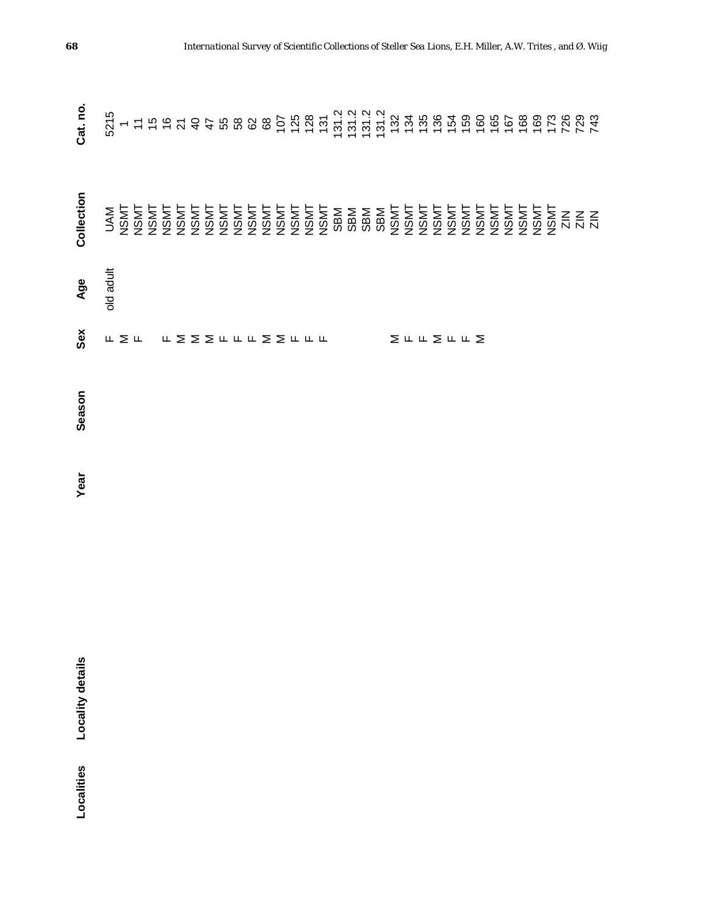| Localities | Locality details | Year | Season | Sex | Age | Collection | Cat. no. |
|---|---|---|---|---|---|---|---|
| | | | | F | old adult | UAM | 5215 |
| | | | | M | | NSMT | 1 |
| | | | | F | | NSMT | 11 |
| | | | | | | NSMT | 15 |
| | | | | F | | NSMT | 16 |
| | | | | M | | NSMT | 21 |
| | | | | M | | NSMT | 40 |
| | | | | M | | NSMT | 47 |
| | | | | F | | NSMT | 55 |
| | | | | F | | NSMT | 58 |
| | | | | F | | NSMT | 62 |
| | | | | M | | NSMT | 68 |
| | | | | M | | NSMT | 107 |
| | | | | F | | NSMT | 125 |
| | | | | F | | NSMT | 128 |
| | | | | F | | NSMT | 131 |
| | | | | | | SBM | 131.2 |
| | | | | | | SBM | 131.2 |
| | | | | | | SBM | 131.2 |
| | | | | | | SBM | 131.2 |
| | | | | M | | NSMT | 132 |
| | | | | F | | NSMT | 134 |
| | | | | F | | NSMT | 135 |
| | | | | M | | NSMT | 136 |
| | | | | F | | NSMT | 154 |
| | | | | F | | NSMT | 159 |
| | | | | M | | NSMT | 160 |
| | | | | | | NSMT | 165 |
| | | | | | | NSMT | 167 |
| | | | | | | NSMT | 168 |
| | | | | | | NSMT | 169 |
| | | | | | | NSMT | 173 |
| | | | | | | ZIN | 726 |
| | | | | | | ZIN | 729 |
| | | | | | | ZIN | 743 |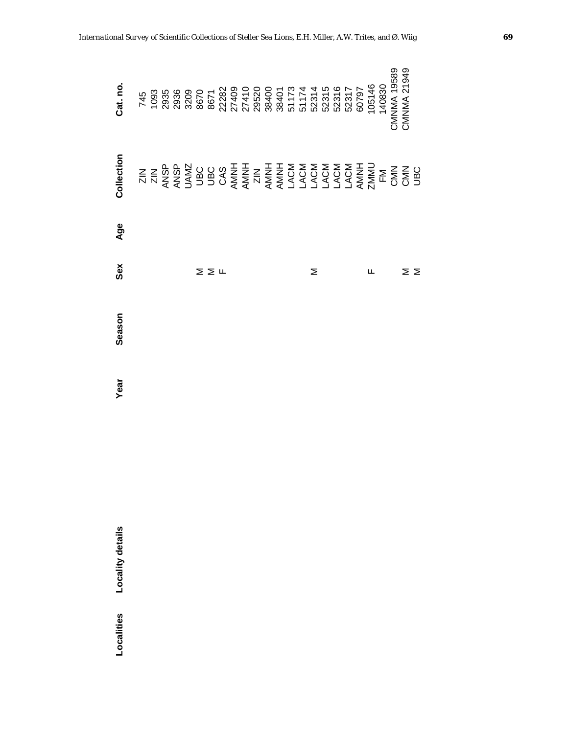| Localities | Locality details | Year | Season | Sex | Age | Collection | Cat. no. |
|---|---|---|---|---|---|---|---|
| | | | | | | ZIN | 745 |
| | | | | | | ZIN | 1093 |
| | | | | | | ANSP | 2935 |
| | | | | | | ANSP | 2936 |
| | | | | | | UAMZ | 3209 |
| | | | | M | | UBC | 8670 |
| | | | | M | | UBC | 8671 |
| | | | | F | | CAS | 22282 |
| | | | | | | AMNH | 27409 |
| | | | | | | AMNH | 27410 |
| | | | | | | ZIN | 29520 |
| | | | | | | AMNH | 38400 |
| | | | | | | AMNH | 38401 |
| | | | | | | LACM | 51173 |
| | | | | | | LACM | 51174 |
| | | | | M | | LACM | 52314 |
| | | | | | | LACM | 52315 |
| | | | | | | LACM | 52316 |
| | | | | | | LACM | 52317 |
| | | | | | | AMNH | 60797 |
| | | | | F | | ZMMU | 105146 |
| | | | | | | FM | 140830 |
| | | | | M | | CMN | CMNMA 19589 |
| | | | | M | | CMN | CMNMA 21949 |
| | | | | | | UBC | |